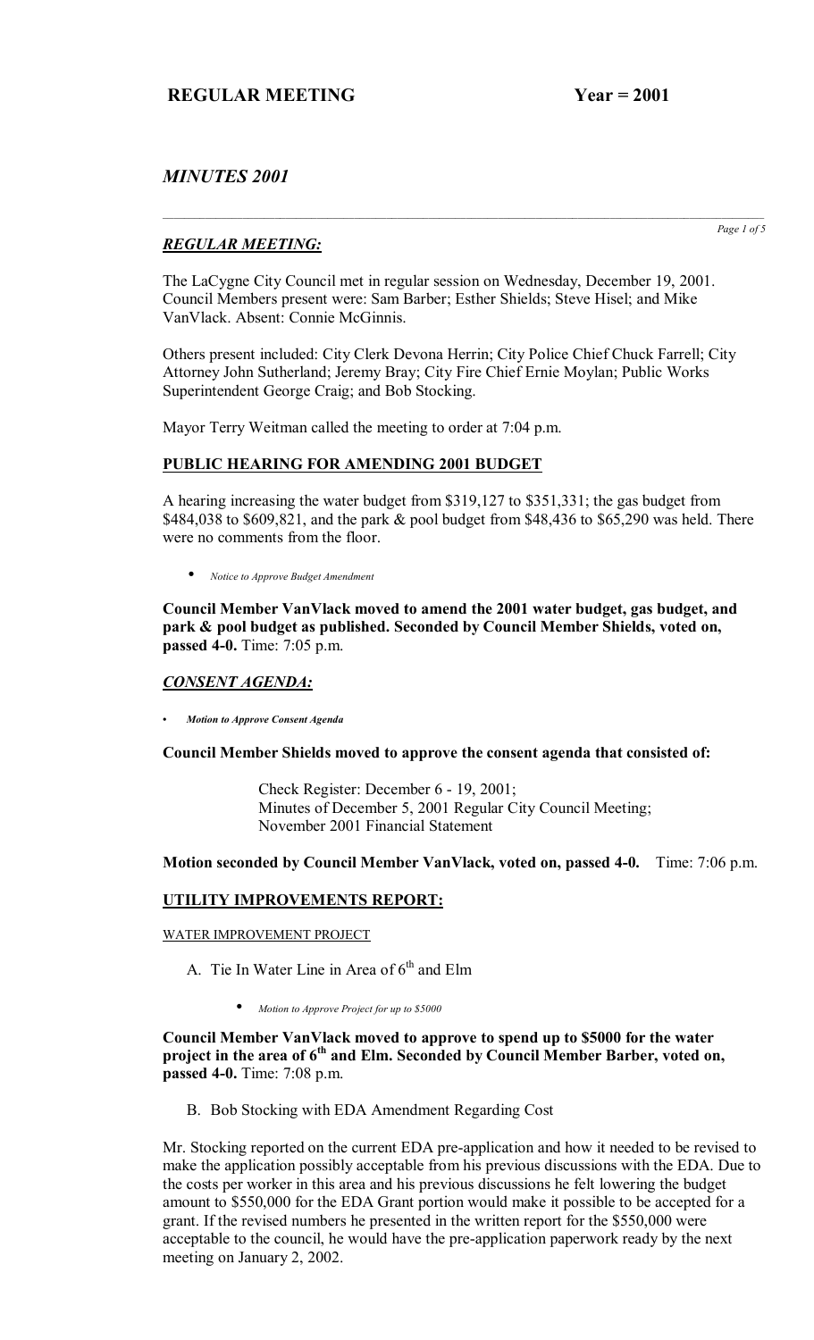**REGULAR MEETING Year = 2001**

## *MINUTES 2001*

### ***REGULAR MEETING:***

The LaCygne City Council met in regular session on Wednesday, December 19, 2001. Council Members present were: Sam Barber; Esther Shields; Steve Hisel; and Mike VanVlack. Absent: Connie McGinnis.

Others present included: City Clerk Devona Herrin; City Police Chief Chuck Farrell; City Attorney John Sutherland; Jeremy Bray; City Fire Chief Ernie Moylan; Public Works Superintendent George Craig; and Bob Stocking.

Mayor Terry Weitman called the meeting to order at 7:04 p.m.

**PUBLIC HEARING FOR AMENDING 2001 BUDGET**

A hearing increasing the water budget from $319,127 to $351,331; the gas budget from $484,038 to $609,821, and the park & pool budget from $48,436 to $65,290 was held. There were no comments from the floor.

- *Notice to Approve Budget Amendment*

**Council Member VanVlack moved to amend the 2001 water budget, gas budget, and park & pool budget as published. Seconded by Council Member Shields, voted on, passed 4-0.** Time: 7:05 p.m.

***CONSENT AGENDA:***

- ***Motion to Approve Consent Agenda***

**Council Member Shields moved to approve the consent agenda that consisted of:**

Check Register: December 6 - 19, 2001;
Minutes of December 5, 2001 Regular City Council Meeting;
November 2001 Financial Statement

**Motion seconded by Council Member VanVlack, voted on, passed 4-0.** Time: 7:06 p.m.

**UTILITY IMPROVEMENTS REPORT:**

WATER IMPROVEMENT PROJECT

A. Tie In Water Line in Area of 6th and Elm

- *Motion to Approve Project for up to $5000*

**Council Member VanVlack moved to approve to spend up to $5000 for the water project in the area of 6th and Elm. Seconded by Council Member Barber, voted on, passed 4-0.** Time: 7:08 p.m.

B. Bob Stocking with EDA Amendment Regarding Cost

Mr. Stocking reported on the current EDA pre-application and how it needed to be revised to make the application possibly acceptable from his previous discussions with the EDA. Due to the costs per worker in this area and his previous discussions he felt lowering the budget amount to $550,000 for the EDA Grant portion would make it possible to be accepted for a grant. If the revised numbers he presented in the written report for the $550,000 were acceptable to the council, he would have the pre-application paperwork ready by the next meeting on January 2, 2002.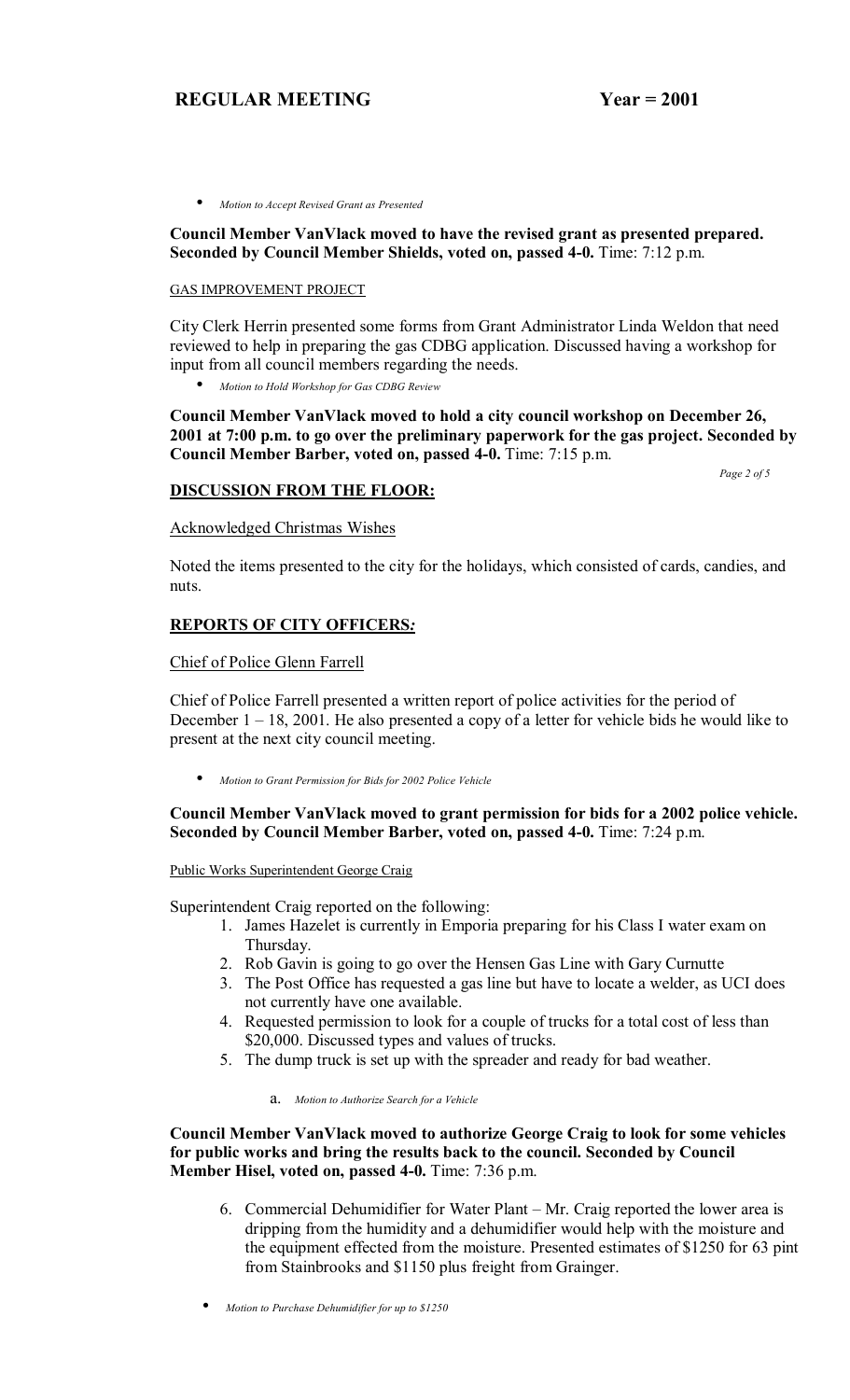- *Motion to Accept Revised Grant as Presented*

**Council Member VanVlack moved to have the revised grant as presented prepared. Seconded by Council Member Shields, voted on, passed 4-0.** Time: 7:12 p.m.

GAS IMPROVEMENT PROJECT

City Clerk Herrin presented some forms from Grant Administrator Linda Weldon that need reviewed to help in preparing the gas CDBG application. Discussed having a workshop for input from all council members regarding the needs.

- *Motion to Hold Workshop for Gas CDBG Review*

**Council Member VanVlack moved to hold a city council workshop on December 26, 2001 at 7:00 p.m. to go over the preliminary paperwork for the gas project. Seconded by Council Member Barber, voted on, passed 4-0.** Time: 7:15 p.m.

## DISCUSSION FROM THE FLOOR:

Acknowledged Christmas Wishes

Noted the items presented to the city for the holidays, which consisted of cards, candies, and nuts.

## REPORTS OF CITY OFFICERS:

Chief of Police Glenn Farrell

Chief of Police Farrell presented a written report of police activities for the period of December 1 – 18, 2001. He also presented a copy of a letter for vehicle bids he would like to present at the next city council meeting.

- *Motion to Grant Permission for Bids for 2002 Police Vehicle*

**Council Member VanVlack moved to grant permission for bids for a 2002 police vehicle. Seconded by Council Member Barber, voted on, passed 4-0.** Time: 7:24 p.m.

Public Works Superintendent George Craig

Superintendent Craig reported on the following:

1. James Hazelet is currently in Emporia preparing for his Class I water exam on Thursday.
2. Rob Gavin is going to go over the Hensen Gas Line with Gary Curnutte
3. The Post Office has requested a gas line but have to locate a welder, as UCI does not currently have one available.
4. Requested permission to look for a couple of trucks for a total cost of less than $20,000. Discussed types and values of trucks.
5. The dump truck is set up with the spreader and ready for bad weather.

    a. *Motion to Authorize Search for a Vehicle*

**Council Member VanVlack moved to authorize George Craig to look for some vehicles for public works and bring the results back to the council. Seconded by Council Member Hisel, voted on, passed 4-0.** Time: 7:36 p.m.

6. Commercial Dehumidifier for Water Plant – Mr. Craig reported the lower area is dripping from the humidity and a dehumidifier would help with the moisture and the equipment effected from the moisture. Presented estimates of $1250 for 63 pint from Stainbrooks and $1150 plus freight from Grainger.

- *Motion to Purchase Dehumidifier for up to $1250*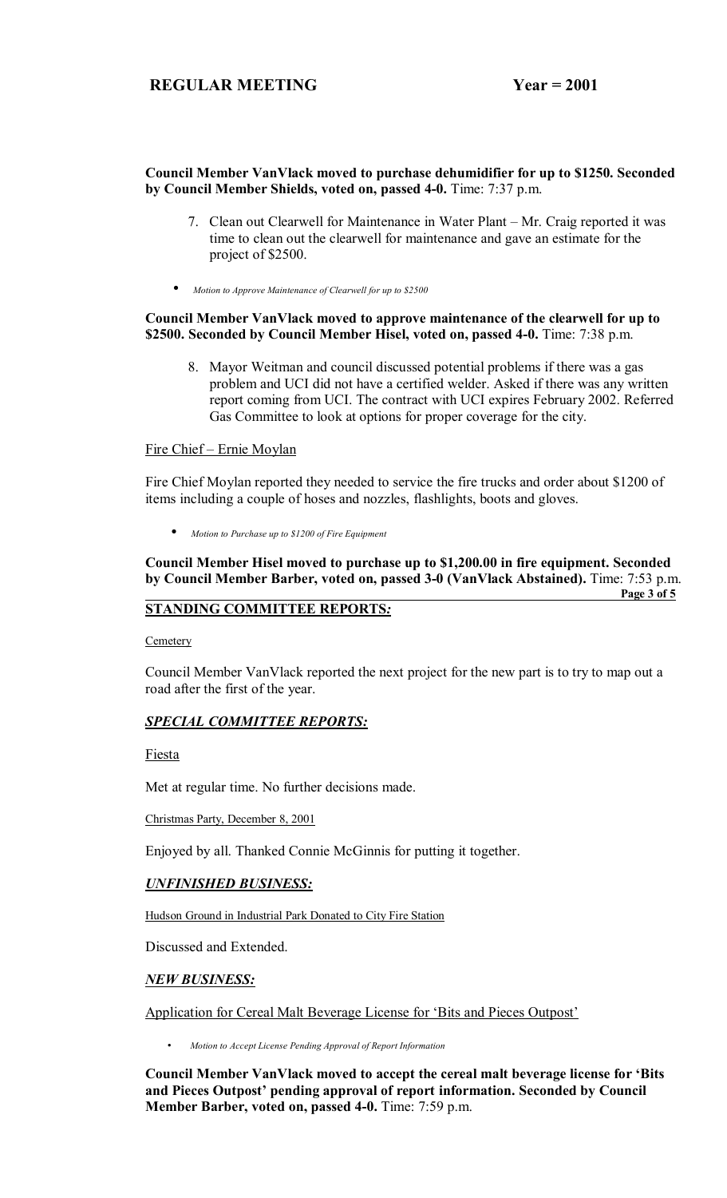**Council Member VanVlack moved to purchase dehumidifier for up to $1250. Seconded by Council Member Shields, voted on, passed 4-0.** Time: 7:37 p.m.

7. Clean out Clearwell for Maintenance in Water Plant – Mr. Craig reported it was time to clean out the clearwell for maintenance and gave an estimate for the project of $2500.

- *Motion to Approve Maintenance of Clearwell for up to $2500*

**Council Member VanVlack moved to approve maintenance of the clearwell for up to $2500. Seconded by Council Member Hisel, voted on, passed 4-0.** Time: 7:38 p.m.

8. Mayor Weitman and council discussed potential problems if there was a gas problem and UCI did not have a certified welder. Asked if there was any written report coming from UCI. The contract with UCI expires February 2002. Referred Gas Committee to look at options for proper coverage for the city.

Fire Chief – Ernie Moylan

Fire Chief Moylan reported they needed to service the fire trucks and order about $1200 of items including a couple of hoses and nozzles, flashlights, boots and gloves.

- *Motion to Purchase up to $1200 of Fire Equipment*

**Council Member Hisel moved to purchase up to $1,200.00 in fire equipment. Seconded by Council Member Barber, voted on, passed 3-0 (VanVlack Abstained).** Time: 7:53 p.m.

## STANDING COMMITTEE REPORTS:

Cemetery

Council Member VanVlack reported the next project for the new part is to try to map out a road after the first of the year.

## *SPECIAL COMMITTEE REPORTS:*

Fiesta

Met at regular time. No further decisions made.

Christmas Party, December 8, 2001

Enjoyed by all. Thanked Connie McGinnis for putting it together.

## *UNFINISHED BUSINESS:*

Hudson Ground in Industrial Park Donated to City Fire Station

Discussed and Extended.

## *NEW BUSINESS:*

Application for Cereal Malt Beverage License for 'Bits and Pieces Outpost'

- *Motion to Accept License Pending Approval of Report Information*

**Council Member VanVlack moved to accept the cereal malt beverage license for 'Bits and Pieces Outpost' pending approval of report information. Seconded by Council Member Barber, voted on, passed 4-0.** Time: 7:59 p.m.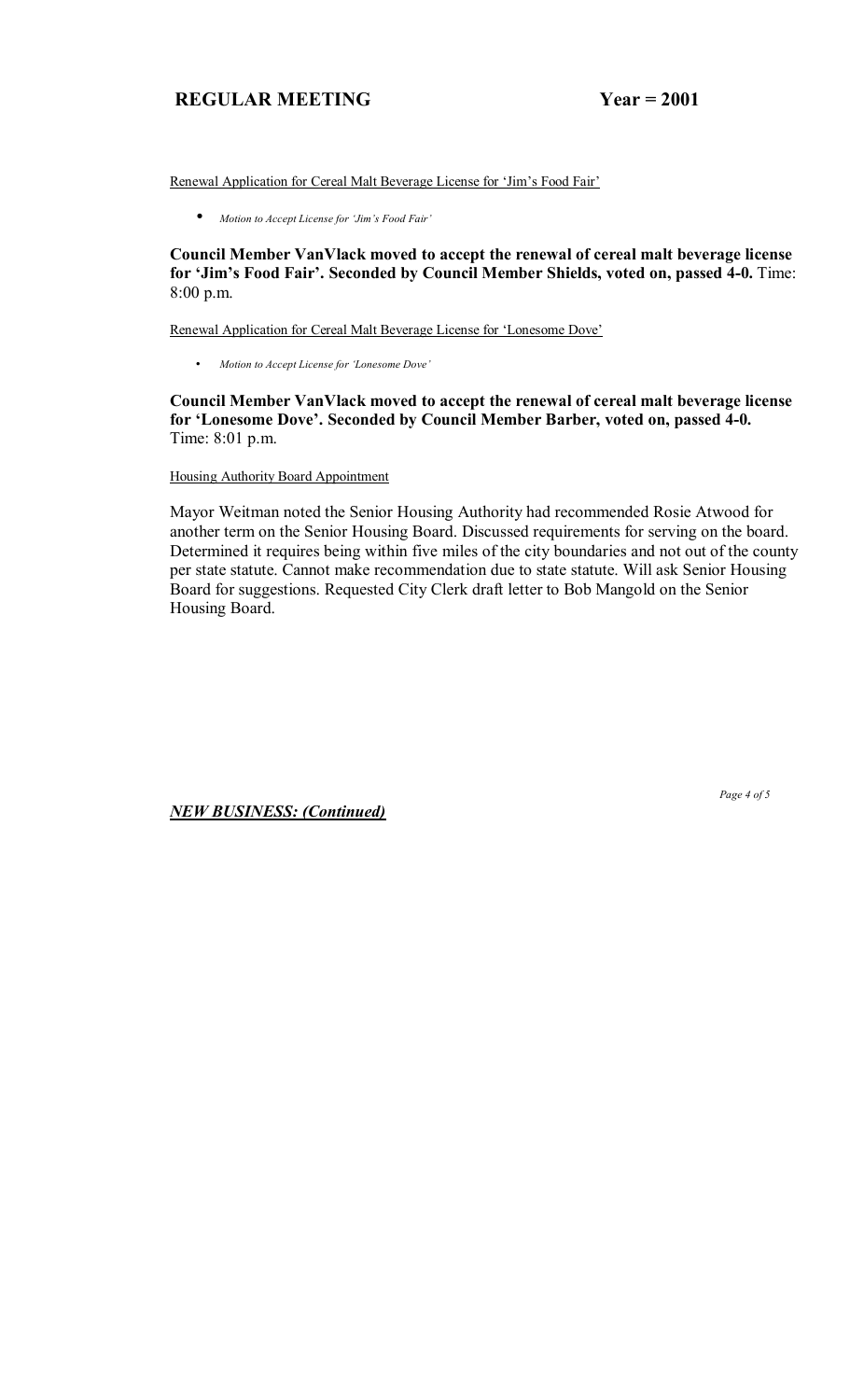Renewal Application for Cereal Malt Beverage License for 'Jim's Food Fair'

- *Motion to Accept License for 'Jim's Food Fair'*

**Council Member VanVlack moved to accept the renewal of cereal malt beverage license for 'Jim's Food Fair'. Seconded by Council Member Shields, voted on, passed 4-0.** Time: 8:00 p.m.

Renewal Application for Cereal Malt Beverage License for 'Lonesome Dove'

- *Motion to Accept License for 'Lonesome Dove'*

**Council Member VanVlack moved to accept the renewal of cereal malt beverage license for 'Lonesome Dove'. Seconded by Council Member Barber, voted on, passed 4-0.** Time: 8:01 p.m.

Housing Authority Board Appointment

Mayor Weitman noted the Senior Housing Authority had recommended Rosie Atwood for another term on the Senior Housing Board. Discussed requirements for serving on the board. Determined it requires being within five miles of the city boundaries and not out of the county per state statute. Cannot make recommendation due to state statute. Will ask Senior Housing Board for suggestions. Requested City Clerk draft letter to Bob Mangold on the Senior Housing Board.

***NEW BUSINESS: (Continued)***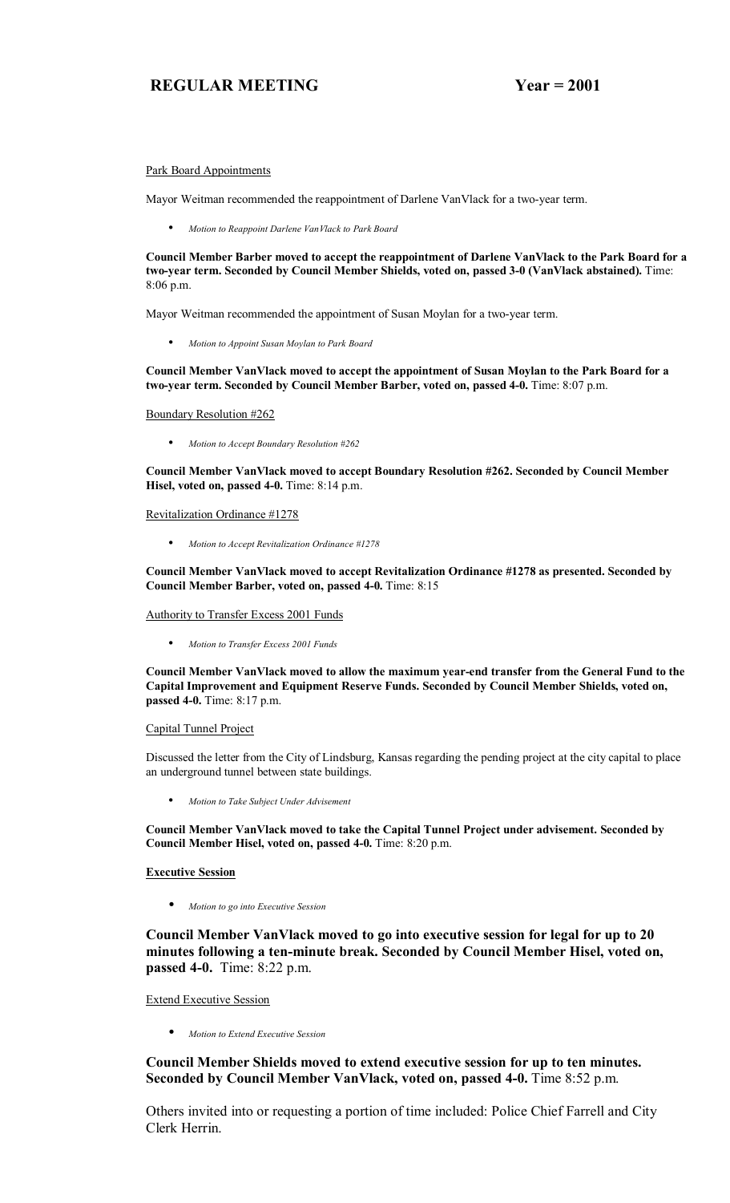Park Board Appointments

Mayor Weitman recommended the reappointment of Darlene VanVlack for a two-year term.

- *Motion to Reappoint Darlene VanVlack to Park Board*

**Council Member Barber moved to accept the reappointment of Darlene VanVlack to the Park Board for a two-year term. Seconded by Council Member Shields, voted on, passed 3-0 (VanVlack abstained).** Time: 8:06 p.m.

Mayor Weitman recommended the appointment of Susan Moylan for a two-year term.

- *Motion to Appoint Susan Moylan to Park Board*

**Council Member VanVlack moved to accept the appointment of Susan Moylan to the Park Board for a two-year term. Seconded by Council Member Barber, voted on, passed 4-0.** Time: 8:07 p.m.

Boundary Resolution #262

- *Motion to Accept Boundary Resolution #262*

**Council Member VanVlack moved to accept Boundary Resolution #262. Seconded by Council Member Hisel, voted on, passed 4-0.** Time: 8:14 p.m.

Revitalization Ordinance #1278

- *Motion to Accept Revitalization Ordinance #1278*

**Council Member VanVlack moved to accept Revitalization Ordinance #1278 as presented. Seconded by Council Member Barber, voted on, passed 4-0.** Time: 8:15

Authority to Transfer Excess 2001 Funds

- *Motion to Transfer Excess 2001 Funds*

**Council Member VanVlack moved to allow the maximum year-end transfer from the General Fund to the Capital Improvement and Equipment Reserve Funds. Seconded by Council Member Shields, voted on, passed 4-0.** Time: 8:17 p.m.

Capital Tunnel Project

Discussed the letter from the City of Lindsburg, Kansas regarding the pending project at the city capital to place an underground tunnel between state buildings.

- *Motion to Take Subject Under Advisement*

**Council Member VanVlack moved to take the Capital Tunnel Project under advisement. Seconded by Council Member Hisel, voted on, passed 4-0.** Time: 8:20 p.m.

**Executive Session**

- *Motion to go into Executive Session*

**Council Member VanVlack moved to go into executive session for legal for up to 20 minutes following a ten-minute break. Seconded by Council Member Hisel, voted on, passed 4-0.** Time: 8:22 p.m.

Extend Executive Session

- *Motion to Extend Executive Session*

**Council Member Shields moved to extend executive session for up to ten minutes. Seconded by Council Member VanVlack, voted on, passed 4-0.** Time 8:52 p.m.

Others invited into or requesting a portion of time included: Police Chief Farrell and City Clerk Herrin.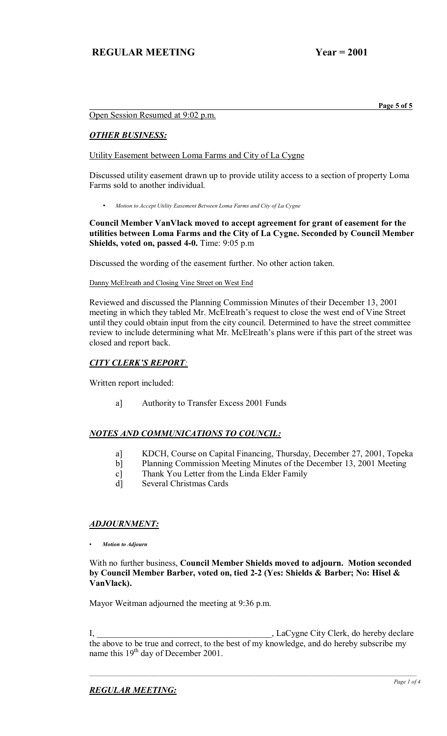Open Session Resumed at 9:02 p.m.

## *OTHER BUSINESS:*

Utility Easement between Loma Farms and City of La Cygne

Discussed utility easement drawn up to provide utility access to a section of property Loma Farms sold to another individual.

- *Motion to Accept Utility Easement Between Loma Farms and City of La Cygne*

**Council Member VanVlack moved to accept agreement for grant of easement for the utilities between Loma Farms and the City of La Cygne. Seconded by Council Member Shields, voted on, passed 4-0.** Time: 9:05 p.m

Discussed the wording of the easement further. No other action taken.

Danny McElreath and Closing Vine Street on West End

Reviewed and discussed the Planning Commission Minutes of their December 13, 2001 meeting in which they tabled Mr. McElreath's request to close the west end of Vine Street until they could obtain input from the city council. Determined to have the street committee review to include determining what Mr. McElreath's plans were if this part of the street was closed and report back.

## *CITY CLERK'S REPORT:*

Written report included:

a] Authority to Transfer Excess 2001 Funds

## *NOTES AND COMMUNICATIONS TO COUNCIL:*

a] KDCH, Course on Capital Financing, Thursday, December 27, 2001, Topeka
b] Planning Commission Meeting Minutes of the December 13, 2001 Meeting
c] Thank You Letter from the Linda Elder Family
d] Several Christmas Cards

## *ADJOURNMENT:*

- ***Motion to Adjourn***

With no further business, **Council Member Shields moved to adjourn. Motion seconded by Council Member Barber, voted on, tied 2-2 (Yes: Shields & Barber; No: Hisel & VanVlack).**

Mayor Weitman adjourned the meeting at 9:36 p.m.

I, ________________________________________, LaCygne City Clerk, do hereby declare the above to be true and correct, to the best of my knowledge, and do hereby subscribe my name this 19th day of December 2001.

## *REGULAR MEETING:*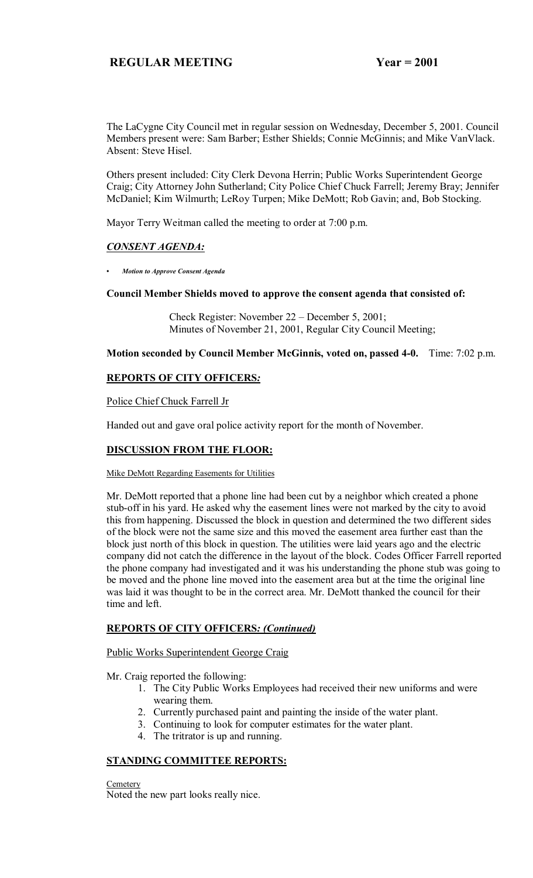# REGULAR MEETING Year = 2001

The LaCygne City Council met in regular session on Wednesday, December 5, 2001. Council Members present were: Sam Barber; Esther Shields; Connie McGinnis; and Mike VanVlack. Absent: Steve Hisel.

Others present included: City Clerk Devona Herrin; Public Works Superintendent George Craig; City Attorney John Sutherland; City Police Chief Chuck Farrell; Jeremy Bray; Jennifer McDaniel; Kim Wilmurth; LeRoy Turpen; Mike DeMott; Rob Gavin; and, Bob Stocking.

Mayor Terry Weitman called the meeting to order at 7:00 p.m.

## *CONSENT AGENDA:*

- ***Motion to Approve Consent Agenda***

**Council Member Shields moved to approve the consent agenda that consisted of:**

> Check Register: November 22 – December 5, 2001;
> Minutes of November 21, 2001, Regular City Council Meeting;

**Motion seconded by Council Member McGinnis, voted on, passed 4-0.** Time: 7:02 p.m.

## REPORTS OF CITY OFFICERS*:*

Police Chief Chuck Farrell Jr

Handed out and gave oral police activity report for the month of November.

## DISCUSSION FROM THE FLOOR:

Mike DeMott Regarding Easements for Utilities

Mr. DeMott reported that a phone line had been cut by a neighbor which created a phone stub-off in his yard. He asked why the easement lines were not marked by the city to avoid this from happening. Discussed the block in question and determined the two different sides of the block were not the same size and this moved the easement area further east than the block just north of this block in question. The utilities were laid years ago and the electric company did not catch the difference in the layout of the block. Codes Officer Farrell reported the phone company had investigated and it was his understanding the phone stub was going to be moved and the phone line moved into the easement area but at the time the original line was laid it was thought to be in the correct area. Mr. DeMott thanked the council for their time and left.

## REPORTS OF CITY OFFICERS*: (Continued)*

Public Works Superintendent George Craig

Mr. Craig reported the following:

1. The City Public Works Employees had received their new uniforms and were wearing them.
2. Currently purchased paint and painting the inside of the water plant.
3. Continuing to look for computer estimates for the water plant.
4. The tritrator is up and running.

## STANDING COMMITTEE REPORTS:

Cemetery

Noted the new part looks really nice.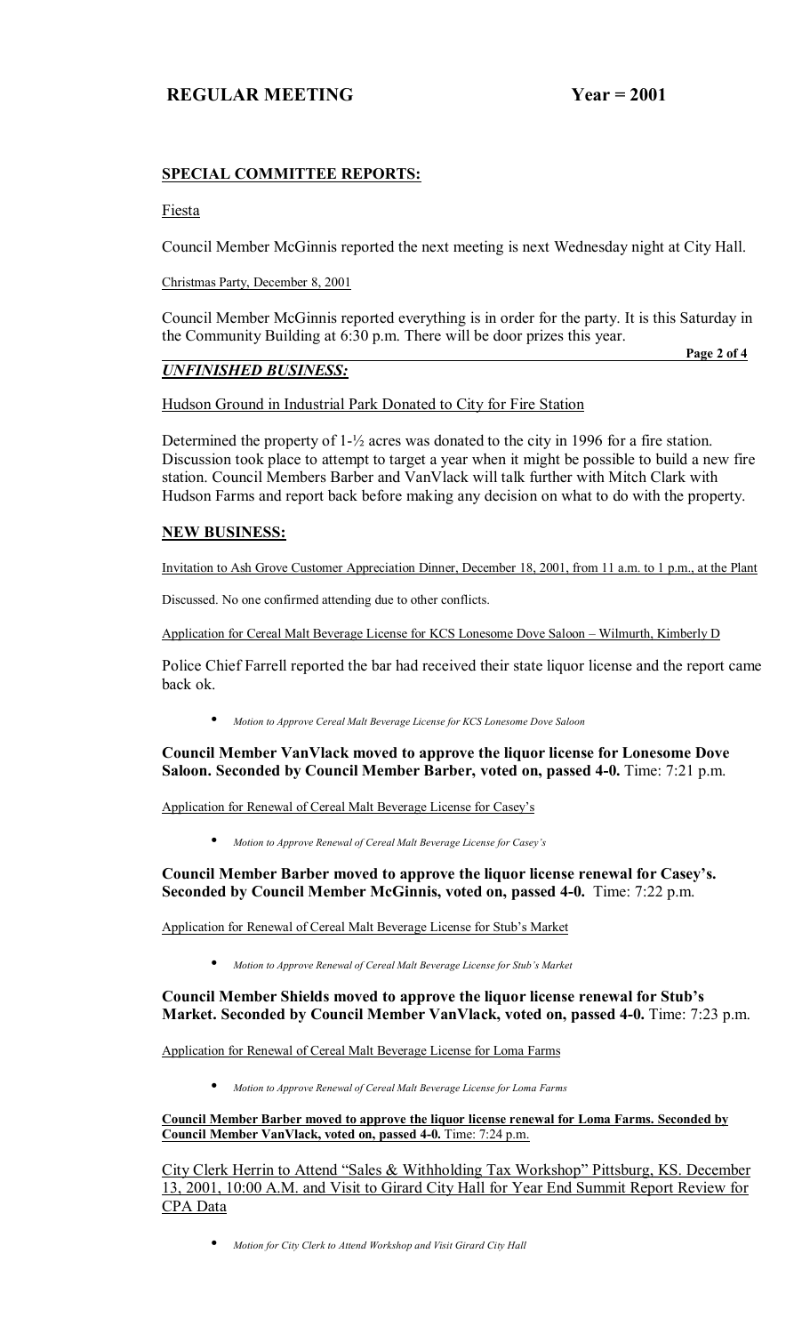## SPECIAL COMMITTEE REPORTS:

Fiesta

Council Member McGinnis reported the next meeting is next Wednesday night at City Hall.

Christmas Party, December 8, 2001

Council Member McGinnis reported everything is in order for the party. It is this Saturday in the Community Building at 6:30 p.m. There will be door prizes this year.

## *UNFINISHED BUSINESS:*

Hudson Ground in Industrial Park Donated to City for Fire Station

Determined the property of 1-½ acres was donated to the city in 1996 for a fire station. Discussion took place to attempt to target a year when it might be possible to build a new fire station. Council Members Barber and VanVlack will talk further with Mitch Clark with Hudson Farms and report back before making any decision on what to do with the property.

## NEW BUSINESS:

Invitation to Ash Grove Customer Appreciation Dinner, December 18, 2001, from 11 a.m. to 1 p.m., at the Plant

Discussed. No one confirmed attending due to other conflicts.

Application for Cereal Malt Beverage License for KCS Lonesome Dove Saloon – Wilmurth, Kimberly D

Police Chief Farrell reported the bar had received their state liquor license and the report came back ok.

- *Motion to Approve Cereal Malt Beverage License for KCS Lonesome Dove Saloon*

**Council Member VanVlack moved to approve the liquor license for Lonesome Dove Saloon. Seconded by Council Member Barber, voted on, passed 4-0.** Time: 7:21 p.m.

Application for Renewal of Cereal Malt Beverage License for Casey's

- *Motion to Approve Renewal of Cereal Malt Beverage License for Casey's*

**Council Member Barber moved to approve the liquor license renewal for Casey's. Seconded by Council Member McGinnis, voted on, passed 4-0.** Time: 7:22 p.m.

Application for Renewal of Cereal Malt Beverage License for Stub's Market

- *Motion to Approve Renewal of Cereal Malt Beverage License for Stub's Market*

**Council Member Shields moved to approve the liquor license renewal for Stub's Market. Seconded by Council Member VanVlack, voted on, passed 4-0.** Time: 7:23 p.m.

Application for Renewal of Cereal Malt Beverage License for Loma Farms

- *Motion to Approve Renewal of Cereal Malt Beverage License for Loma Farms*

**Council Member Barber moved to approve the liquor license renewal for Loma Farms. Seconded by Council Member VanVlack, voted on, passed 4-0.** Time: 7:24 p.m.

City Clerk Herrin to Attend "Sales & Withholding Tax Workshop" Pittsburg, KS. December 13, 2001, 10:00 A.M. and Visit to Girard City Hall for Year End Summit Report Review for CPA Data

- *Motion for City Clerk to Attend Workshop and Visit Girard City Hall*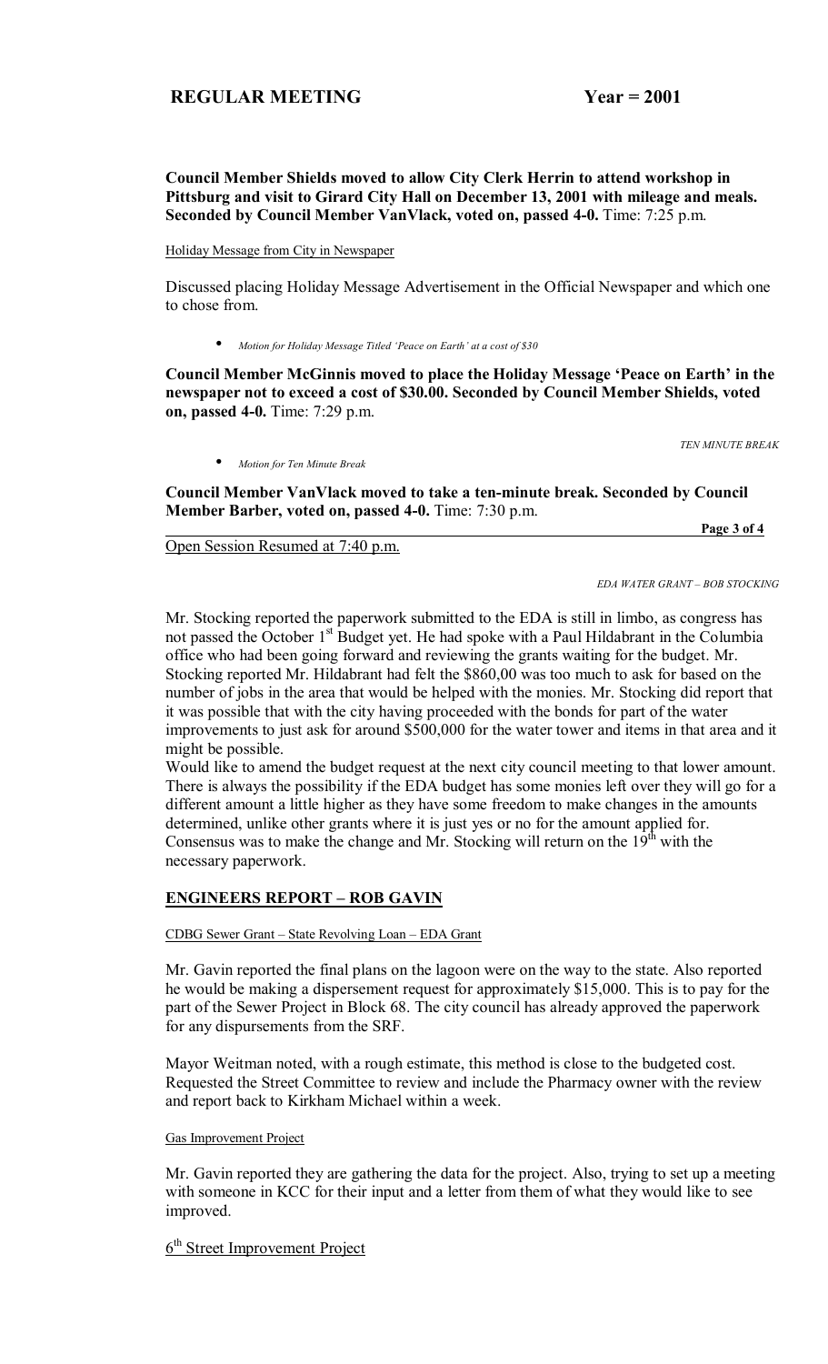**Council Member Shields moved to allow City Clerk Herrin to attend workshop in Pittsburg and visit to Girard City Hall on December 13, 2001 with mileage and meals. Seconded by Council Member VanVlack, voted on, passed 4-0.** Time: 7:25 p.m.

Holiday Message from City in Newspaper

Discussed placing Holiday Message Advertisement in the Official Newspaper and which one to chose from.

- *Motion for Holiday Message Titled 'Peace on Earth' at a cost of $30*

**Council Member McGinnis moved to place the Holiday Message 'Peace on Earth' in the newspaper not to exceed a cost of $30.00. Seconded by Council Member Shields, voted on, passed 4-0.** Time: 7:29 p.m.

*TEN MINUTE BREAK*

- *Motion for Ten Minute Break*

**Council Member VanVlack moved to take a ten-minute break. Seconded by Council Member Barber, voted on, passed 4-0.** Time: 7:30 p.m.

Open Session Resumed at 7:40 p.m.

*EDA WATER GRANT – BOB STOCKING*

Mr. Stocking reported the paperwork submitted to the EDA is still in limbo, as congress has not passed the October 1st Budget yet. He had spoke with a Paul Hildabrant in the Columbia office who had been going forward and reviewing the grants waiting for the budget. Mr. Stocking reported Mr. Hildabrant had felt the $860,00 was too much to ask for based on the number of jobs in the area that would be helped with the monies. Mr. Stocking did report that it was possible that with the city having proceeded with the bonds for part of the water improvements to just ask for around $500,000 for the water tower and items in that area and it might be possible.

Would like to amend the budget request at the next city council meeting to that lower amount. There is always the possibility if the EDA budget has some monies left over they will go for a different amount a little higher as they have some freedom to make changes in the amounts determined, unlike other grants where it is just yes or no for the amount applied for. Consensus was to make the change and Mr. Stocking will return on the 19th with the necessary paperwork.

## ENGINEERS REPORT – ROB GAVIN

CDBG Sewer Grant – State Revolving Loan – EDA Grant

Mr. Gavin reported the final plans on the lagoon were on the way to the state. Also reported he would be making a dispersement request for approximately $15,000. This is to pay for the part of the Sewer Project in Block 68. The city council has already approved the paperwork for any dispursements from the SRF.

Mayor Weitman noted, with a rough estimate, this method is close to the budgeted cost. Requested the Street Committee to review and include the Pharmacy owner with the review and report back to Kirkham Michael within a week.

Gas Improvement Project

Mr. Gavin reported they are gathering the data for the project. Also, trying to set up a meeting with someone in KCC for their input and a letter from them of what they would like to see improved.

6th Street Improvement Project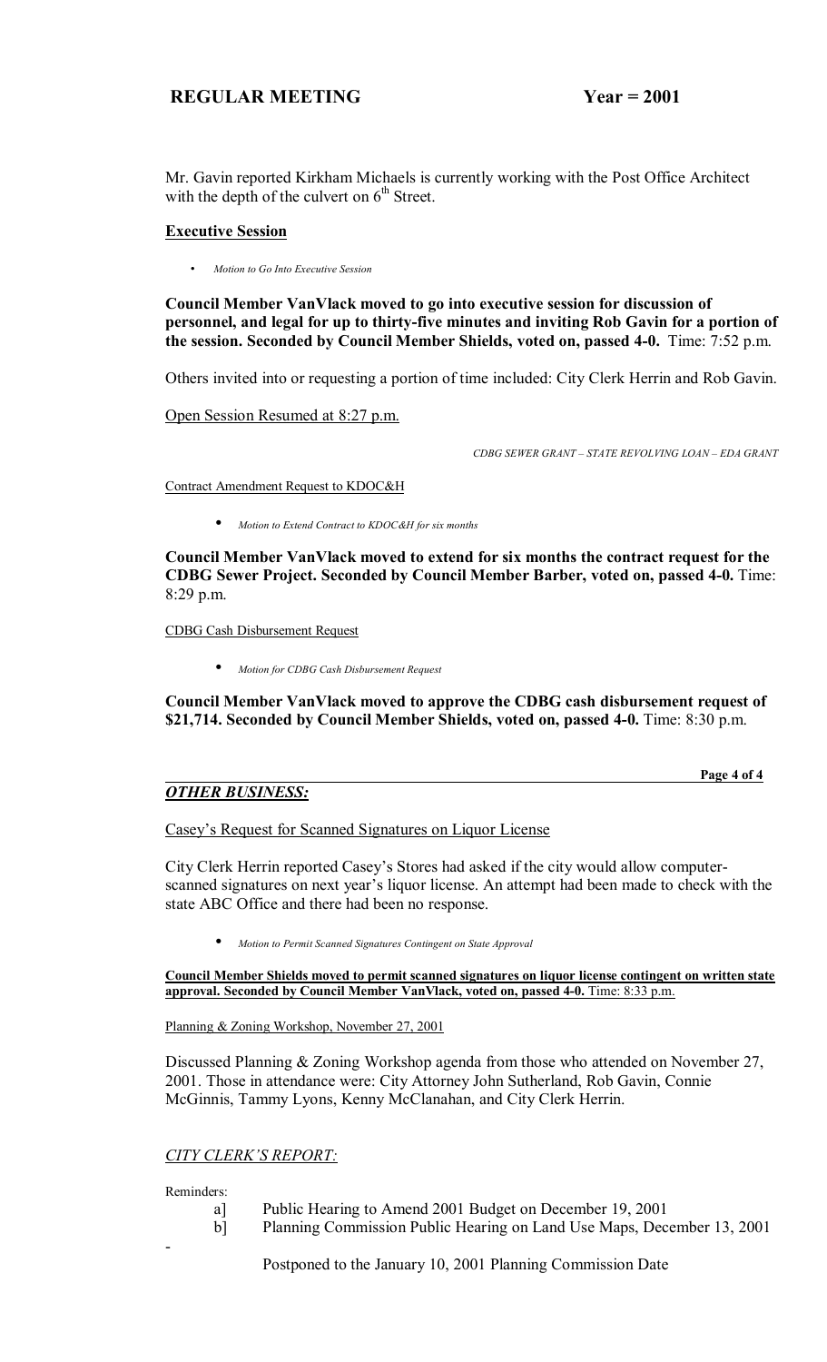Mr. Gavin reported Kirkham Michaels is currently working with the Post Office Architect with the depth of the culvert on 6th Street.

**Executive Session**

- *Motion to Go Into Executive Session*

**Council Member VanVlack moved to go into executive session for discussion of personnel, and legal for up to thirty-five minutes and inviting Rob Gavin for a portion of the session. Seconded by Council Member Shields, voted on, passed 4-0.** Time: 7:52 p.m.

Others invited into or requesting a portion of time included: City Clerk Herrin and Rob Gavin.

Open Session Resumed at 8:27 p.m.

*CDBG SEWER GRANT – STATE REVOLVING LOAN – EDA GRANT*

Contract Amendment Request to KDOC&H

- *Motion to Extend Contract to KDOC&H for six months*

**Council Member VanVlack moved to extend for six months the contract request for the CDBG Sewer Project. Seconded by Council Member Barber, voted on, passed 4-0.** Time: 8:29 p.m.

CDBG Cash Disbursement Request

- *Motion for CDBG Cash Disbursement Request*

**Council Member VanVlack moved to approve the CDBG cash disbursement request of $21,714. Seconded by Council Member Shields, voted on, passed 4-0.** Time: 8:30 p.m.

## *OTHER BUSINESS:*

Casey's Request for Scanned Signatures on Liquor License

City Clerk Herrin reported Casey's Stores had asked if the city would allow computer-scanned signatures on next year's liquor license. An attempt had been made to check with the state ABC Office and there had been no response.

- *Motion to Permit Scanned Signatures Contingent on State Approval*

**Council Member Shields moved to permit scanned signatures on liquor license contingent on written state approval. Seconded by Council Member VanVlack, voted on, passed 4-0.** Time: 8:33 p.m.

Planning & Zoning Workshop, November 27, 2001

Discussed Planning & Zoning Workshop agenda from those who attended on November 27, 2001. Those in attendance were: City Attorney John Sutherland, Rob Gavin, Connie McGinnis, Tammy Lyons, Kenny McClanahan, and City Clerk Herrin.

## *CITY CLERK'S REPORT:*

Reminders:

a] Public Hearing to Amend 2001 Budget on December 19, 2001

b] Planning Commission Public Hearing on Land Use Maps, December 13, 2001 - Postponed to the January 10, 2001 Planning Commission Date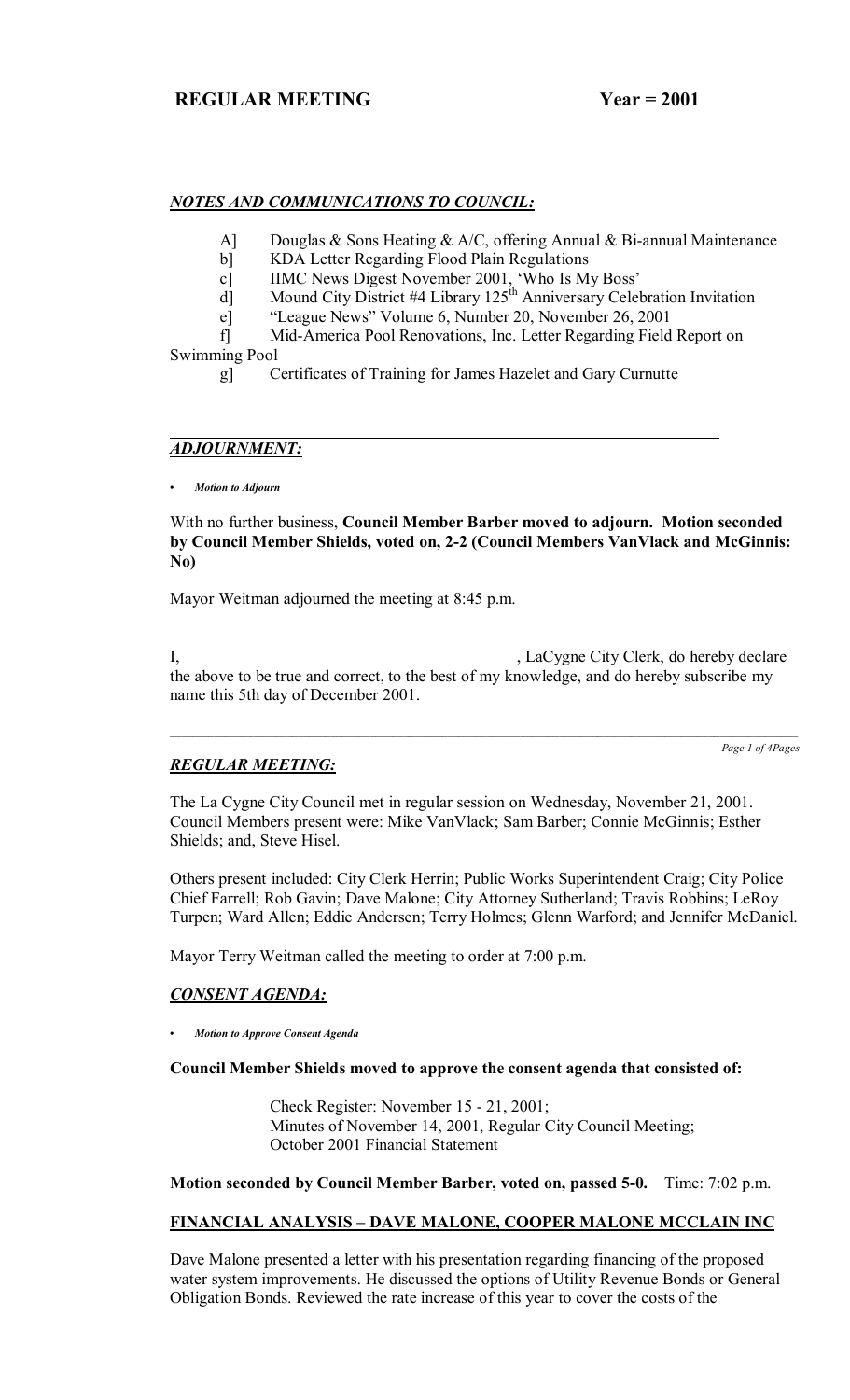## REGULAR MEETING Year = 2001

### *NOTES AND COMMUNICATIONS TO COUNCIL:*

A] Douglas & Sons Heating & A/C, offering Annual & Bi-annual Maintenance
b] KDA Letter Regarding Flood Plain Regulations
c] IIMC News Digest November 2001, 'Who Is My Boss'
d] Mound City District #4 Library 125th Anniversary Celebration Invitation
e] "League News" Volume 6, Number 20, November 26, 2001
f] Mid-America Pool Renovations, Inc. Letter Regarding Field Report on Swimming Pool
g] Certificates of Training for James Hazelet and Gary Curnutte

### *ADJOURNMENT:*

- ***Motion to Adjourn***

With no further business, **Council Member Barber moved to adjourn. Motion seconded by Council Member Shields, voted on, 2-2 (Council Members VanVlack and McGinnis: No)**

Mayor Weitman adjourned the meeting at 8:45 p.m.

I, ________________________________________, LaCygne City Clerk, do hereby declare the above to be true and correct, to the best of my knowledge, and do hereby subscribe my name this 5th day of December 2001.

### *REGULAR MEETING:*

The La Cygne City Council met in regular session on Wednesday, November 21, 2001. Council Members present were: Mike VanVlack; Sam Barber; Connie McGinnis; Esther Shields; and, Steve Hisel.

Others present included: City Clerk Herrin; Public Works Superintendent Craig; City Police Chief Farrell; Rob Gavin; Dave Malone; City Attorney Sutherland; Travis Robbins; LeRoy Turpen; Ward Allen; Eddie Andersen; Terry Holmes; Glenn Warford; and Jennifer McDaniel.

Mayor Terry Weitman called the meeting to order at 7:00 p.m.

### *CONSENT AGENDA:*

- ***Motion to Approve Consent Agenda***

**Council Member Shields moved to approve the consent agenda that consisted of:**

Check Register: November 15 - 21, 2001;
Minutes of November 14, 2001, Regular City Council Meeting;
October 2001 Financial Statement

**Motion seconded by Council Member Barber, voted on, passed 5-0.** Time: 7:02 p.m.

### FINANCIAL ANALYSIS – DAVE MALONE, COOPER MALONE MCCLAIN INC

Dave Malone presented a letter with his presentation regarding financing of the proposed water system improvements. He discussed the options of Utility Revenue Bonds or General Obligation Bonds. Reviewed the rate increase of this year to cover the costs of the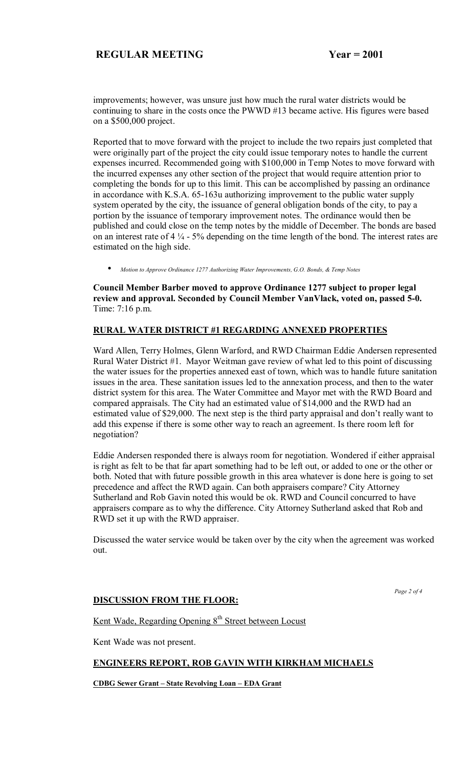improvements; however, was unsure just how much the rural water districts would be continuing to share in the costs once the PWWD #13 became active. His figures were based on a $500,000 project.

Reported that to move forward with the project to include the two repairs just completed that were originally part of the project the city could issue temporary notes to handle the current expenses incurred. Recommended going with $100,000 in Temp Notes to move forward with the incurred expenses any other section of the project that would require attention prior to completing the bonds for up to this limit. This can be accomplished by passing an ordinance in accordance with K.S.A. 65-163u authorizing improvement to the public water supply system operated by the city, the issuance of general obligation bonds of the city, to pay a portion by the issuance of temporary improvement notes. The ordinance would then be published and could close on the temp notes by the middle of December. The bonds are based on an interest rate of 4 ¼ - 5% depending on the time length of the bond. The interest rates are estimated on the high side.

- *Motion to Approve Ordinance 1277 Authorizing Water Improvements, G.O. Bonds, & Temp Notes*

**Council Member Barber moved to approve Ordinance 1277 subject to proper legal review and approval. Seconded by Council Member VanVlack, voted on, passed 5-0.** Time: 7:16 p.m.

## RURAL WATER DISTRICT #1 REGARDING ANNEXED PROPERTIES

Ward Allen, Terry Holmes, Glenn Warford, and RWD Chairman Eddie Andersen represented Rural Water District #1. Mayor Weitman gave review of what led to this point of discussing the water issues for the properties annexed east of town, which was to handle future sanitation issues in the area. These sanitation issues led to the annexation process, and then to the water district system for this area. The Water Committee and Mayor met with the RWD Board and compared appraisals. The City had an estimated value of $14,000 and the RWD had an estimated value of $29,000. The next step is the third party appraisal and don't really want to add this expense if there is some other way to reach an agreement. Is there room left for negotiation?

Eddie Andersen responded there is always room for negotiation. Wondered if either appraisal is right as felt to be that far apart something had to be left out, or added to one or the other or both. Noted that with future possible growth in this area whatever is done here is going to set precedence and affect the RWD again. Can both appraisers compare? City Attorney Sutherland and Rob Gavin noted this would be ok. RWD and Council concurred to have appraisers compare as to why the difference. City Attorney Sutherland asked that Rob and RWD set it up with the RWD appraiser.

Discussed the water service would be taken over by the city when the agreement was worked out.

## DISCUSSION FROM THE FLOOR:

Kent Wade, Regarding Opening 8th Street between Locust

Kent Wade was not present.

## ENGINEERS REPORT, ROB GAVIN WITH KIRKHAM MICHAELS

**CDBG Sewer Grant – State Revolving Loan – EDA Grant**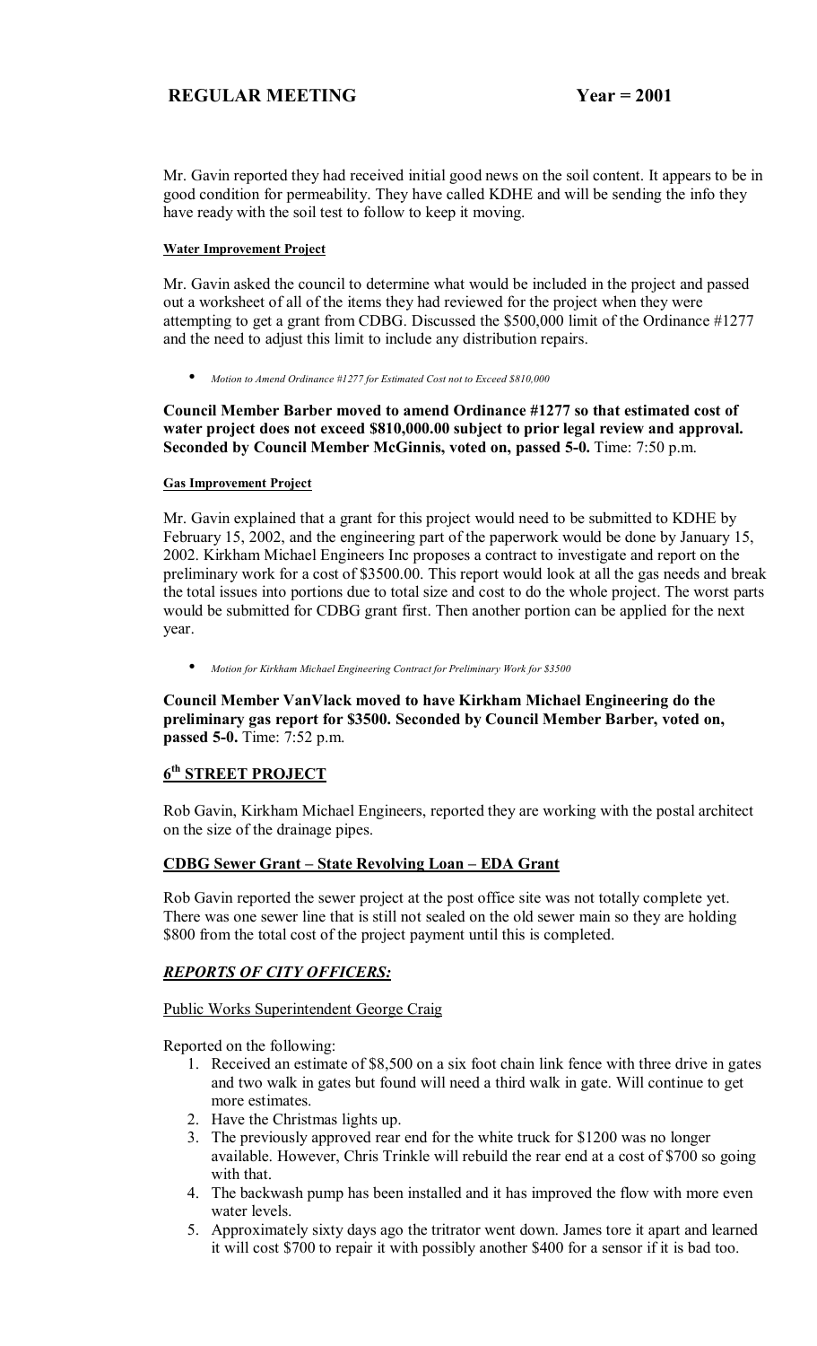**REGULAR MEETING Year = 2001**

Mr. Gavin reported they had received initial good news on the soil content. It appears to be in good condition for permeability. They have called KDHE and will be sending the info they have ready with the soil test to follow to keep it moving.

**Water Improvement Project**

Mr. Gavin asked the council to determine what would be included in the project and passed out a worksheet of all of the items they had reviewed for the project when they were attempting to get a grant from CDBG. Discussed the $500,000 limit of the Ordinance #1277 and the need to adjust this limit to include any distribution repairs.

- *Motion to Amend Ordinance #1277 for Estimated Cost not to Exceed $810,000*

**Council Member Barber moved to amend Ordinance #1277 so that estimated cost of water project does not exceed $810,000.00 subject to prior legal review and approval. Seconded by Council Member McGinnis, voted on, passed 5-0.** Time: 7:50 p.m.

**Gas Improvement Project**

Mr. Gavin explained that a grant for this project would need to be submitted to KDHE by February 15, 2002, and the engineering part of the paperwork would be done by January 15, 2002. Kirkham Michael Engineers Inc proposes a contract to investigate and report on the preliminary work for a cost of $3500.00. This report would look at all the gas needs and break the total issues into portions due to total size and cost to do the whole project. The worst parts would be submitted for CDBG grant first. Then another portion can be applied for the next year.

- *Motion for Kirkham Michael Engineering Contract for Preliminary Work for $3500*

**Council Member VanVlack moved to have Kirkham Michael Engineering do the preliminary gas report for $3500. Seconded by Council Member Barber, voted on, passed 5-0.** Time: 7:52 p.m.

## 6th STREET PROJECT

Rob Gavin, Kirkham Michael Engineers, reported they are working with the postal architect on the size of the drainage pipes.

## CDBG Sewer Grant – State Revolving Loan – EDA Grant

Rob Gavin reported the sewer project at the post office site was not totally complete yet. There was one sewer line that is still not sealed on the old sewer main so they are holding $800 from the total cost of the project payment until this is completed.

## *REPORTS OF CITY OFFICERS:*

Public Works Superintendent George Craig

Reported on the following:

1. Received an estimate of $8,500 on a six foot chain link fence with three drive in gates and two walk in gates but found will need a third walk in gate. Will continue to get more estimates.
2. Have the Christmas lights up.
3. The previously approved rear end for the white truck for $1200 was no longer available. However, Chris Trinkle will rebuild the rear end at a cost of $700 so going with that.
4. The backwash pump has been installed and it has improved the flow with more even water levels.
5. Approximately sixty days ago the tritrator went down. James tore it apart and learned it will cost $700 to repair it with possibly another $400 for a sensor if it is bad too.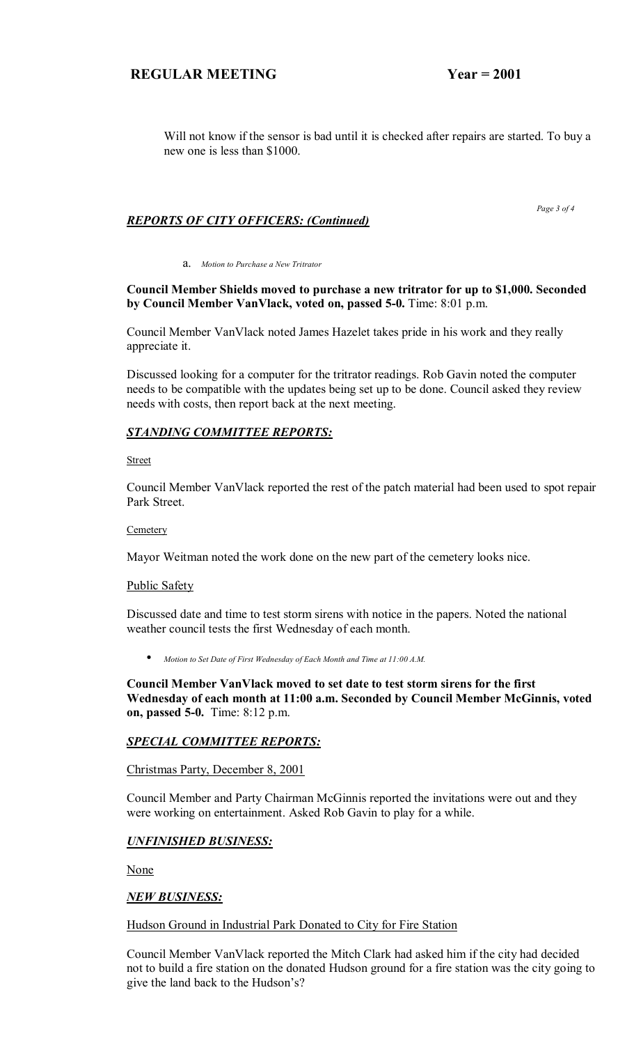Will not know if the sensor is bad until it is checked after repairs are started. To buy a new one is less than $1000.

### *REPORTS OF CITY OFFICERS: (Continued)*

a. *Motion to Purchase a New Tritrator*

**Council Member Shields moved to purchase a new tritrator for up to $1,000. Seconded by Council Member VanVlack, voted on, passed 5-0.** Time: 8:01 p.m.

Council Member VanVlack noted James Hazelet takes pride in his work and they really appreciate it.

Discussed looking for a computer for the tritrator readings. Rob Gavin noted the computer needs to be compatible with the updates being set up to be done. Council asked they review needs with costs, then report back at the next meeting.

### *STANDING COMMITTEE REPORTS:*

Street

Council Member VanVlack reported the rest of the patch material had been used to spot repair Park Street.

Cemetery

Mayor Weitman noted the work done on the new part of the cemetery looks nice.

Public Safety

Discussed date and time to test storm sirens with notice in the papers. Noted the national weather council tests the first Wednesday of each month.

- *Motion to Set Date of First Wednesday of Each Month and Time at 11:00 A.M.*

**Council Member VanVlack moved to set date to test storm sirens for the first Wednesday of each month at 11:00 a.m. Seconded by Council Member McGinnis, voted on, passed 5-0.** Time: 8:12 p.m.

### *SPECIAL COMMITTEE REPORTS:*

Christmas Party, December 8, 2001

Council Member and Party Chairman McGinnis reported the invitations were out and they were working on entertainment. Asked Rob Gavin to play for a while.

### *UNFINISHED BUSINESS:*

None

### *NEW BUSINESS:*

Hudson Ground in Industrial Park Donated to City for Fire Station

Council Member VanVlack reported the Mitch Clark had asked him if the city had decided not to build a fire station on the donated Hudson ground for a fire station was the city going to give the land back to the Hudson's?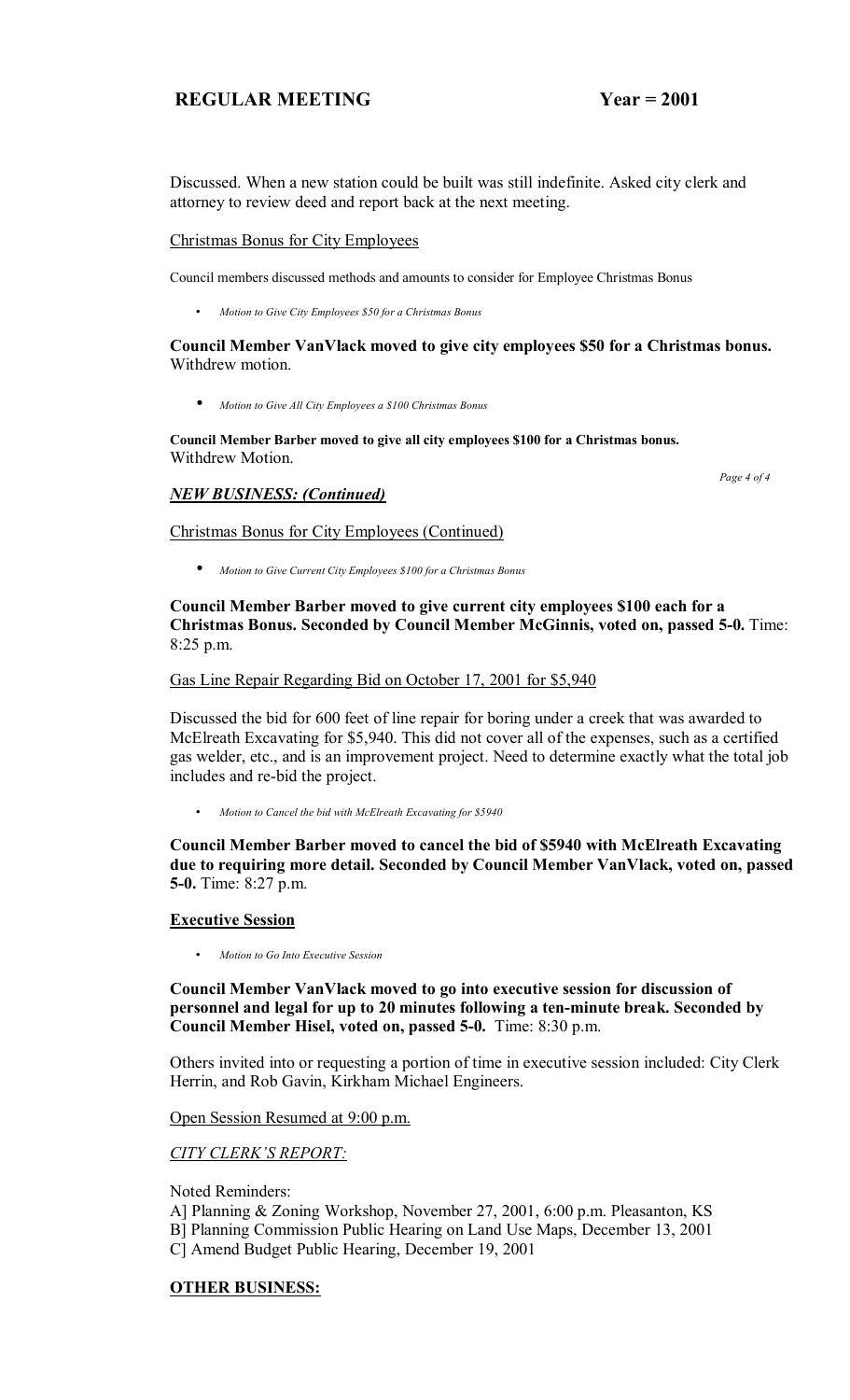Discussed. When a new station could be built was still indefinite. Asked city clerk and attorney to review deed and report back at the next meeting.

Christmas Bonus for City Employees

Council members discussed methods and amounts to consider for Employee Christmas Bonus

- *Motion to Give City Employees $50 for a Christmas Bonus*

**Council Member VanVlack moved to give city employees $50 for a Christmas bonus.** Withdrew motion.

- *Motion to Give All City Employees a $100 Christmas Bonus*

**Council Member Barber moved to give all city employees $100 for a Christmas bonus.** Withdrew Motion.

***NEW BUSINESS: (Continued)***

Christmas Bonus for City Employees (Continued)

- *Motion to Give Current City Employees $100 for a Christmas Bonus*

**Council Member Barber moved to give current city employees $100 each for a Christmas Bonus. Seconded by Council Member McGinnis, voted on, passed 5-0.** Time: 8:25 p.m.

Gas Line Repair Regarding Bid on October 17, 2001 for $5,940

Discussed the bid for 600 feet of line repair for boring under a creek that was awarded to McElreath Excavating for $5,940. This did not cover all of the expenses, such as a certified gas welder, etc., and is an improvement project. Need to determine exactly what the total job includes and re-bid the project.

- *Motion to Cancel the bid with McElreath Excavating for $5940*

**Council Member Barber moved to cancel the bid of $5940 with McElreath Excavating due to requiring more detail. Seconded by Council Member VanVlack, voted on, passed 5-0.** Time: 8:27 p.m.

**Executive Session**

- *Motion to Go Into Executive Session*

**Council Member VanVlack moved to go into executive session for discussion of personnel and legal for up to 20 minutes following a ten-minute break. Seconded by Council Member Hisel, voted on, passed 5-0.** Time: 8:30 p.m.

Others invited into or requesting a portion of time in executive session included: City Clerk Herrin, and Rob Gavin, Kirkham Michael Engineers.

Open Session Resumed at 9:00 p.m.

*CITY CLERK'S REPORT:*

Noted Reminders:
A] Planning & Zoning Workshop, November 27, 2001, 6:00 p.m. Pleasanton, KS
B] Planning Commission Public Hearing on Land Use Maps, December 13, 2001
C] Amend Budget Public Hearing, December 19, 2001

**OTHER BUSINESS:**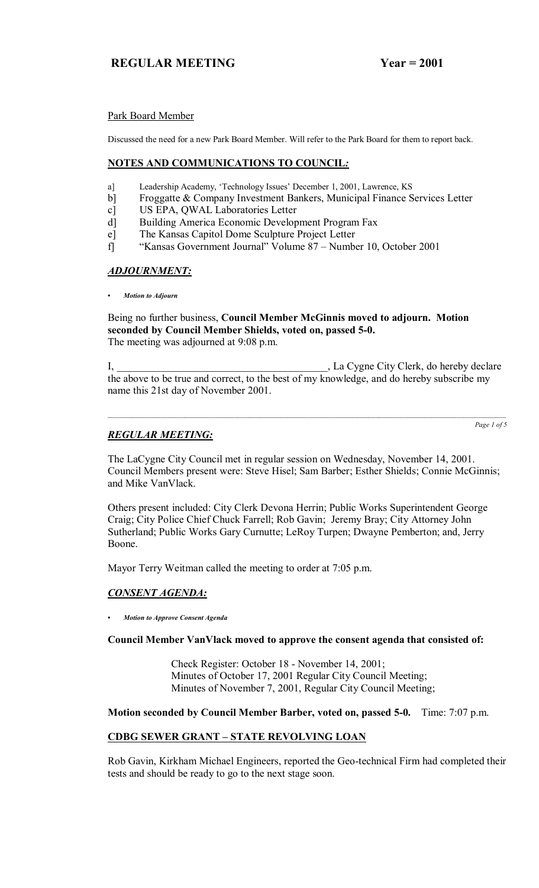## Park Board Member

Discussed the need for a new Park Board Member. Will refer to the Park Board for them to report back.

## NOTES AND COMMUNICATIONS TO COUNCIL:

a] Leadership Academy, 'Technology Issues' December 1, 2001, Lawrence, KS
b] Froggatte & Company Investment Bankers, Municipal Finance Services Letter
c] US EPA, QWAL Laboratories Letter
d] Building America Economic Development Program Fax
e] The Kansas Capitol Dome Sculpture Project Letter
f] "Kansas Government Journal" Volume 87 – Number 10, October 2001

## *ADJOURNMENT:*

- *Motion to Adjourn*

Being no further business, **Council Member McGinnis moved to adjourn. Motion seconded by Council Member Shields, voted on, passed 5-0.**
The meeting was adjourned at 9:08 p.m.

I, ________________________________________, La Cygne City Clerk, do hereby declare the above to be true and correct, to the best of my knowledge, and do hereby subscribe my name this 21st day of November 2001.

---

## *REGULAR MEETING:*

The LaCygne City Council met in regular session on Wednesday, November 14, 2001. Council Members present were: Steve Hisel; Sam Barber; Esther Shields; Connie McGinnis; and Mike VanVlack.

Others present included: City Clerk Devona Herrin; Public Works Superintendent George Craig; City Police Chief Chuck Farrell; Rob Gavin; Jeremy Bray; City Attorney John Sutherland; Public Works Gary Curnutte; LeRoy Turpen; Dwayne Pemberton; and, Jerry Boone.

Mayor Terry Weitman called the meeting to order at 7:05 p.m.

## *CONSENT AGENDA:*

- *Motion to Approve Consent Agenda*

**Council Member VanVlack moved to approve the consent agenda that consisted of:**

Check Register: October 18 - November 14, 2001;
Minutes of October 17, 2001 Regular City Council Meeting;
Minutes of November 7, 2001, Regular City Council Meeting;

**Motion seconded by Council Member Barber, voted on, passed 5-0.** Time: 7:07 p.m.

## CDBG SEWER GRANT – STATE REVOLVING LOAN

Rob Gavin, Kirkham Michael Engineers, reported the Geo-technical Firm had completed their tests and should be ready to go to the next stage soon.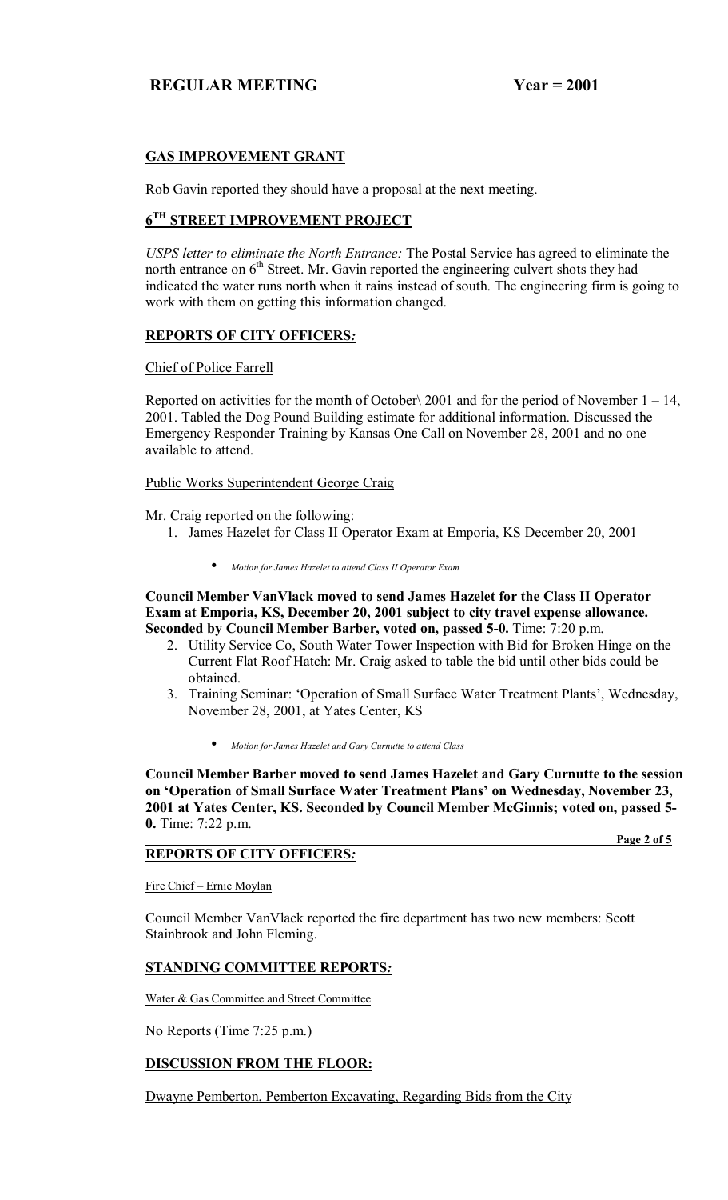## GAS IMPROVEMENT GRANT

Rob Gavin reported they should have a proposal at the next meeting.

## 6TH STREET IMPROVEMENT PROJECT

*USPS letter to eliminate the North Entrance:* The Postal Service has agreed to eliminate the north entrance on 6th Street. Mr. Gavin reported the engineering culvert shots they had indicated the water runs north when it rains instead of south. The engineering firm is going to work with them on getting this information changed.

## REPORTS OF CITY OFFICERS*:*

Chief of Police Farrell

Reported on activities for the month of October\ 2001 and for the period of November 1 – 14, 2001. Tabled the Dog Pound Building estimate for additional information. Discussed the Emergency Responder Training by Kansas One Call on November 28, 2001 and no one available to attend.

Public Works Superintendent George Craig

Mr. Craig reported on the following:

1. James Hazelet for Class II Operator Exam at Emporia, KS December 20, 2001

    - *Motion for James Hazelet to attend Class II Operator Exam*

**Council Member VanVlack moved to send James Hazelet for the Class II Operator Exam at Emporia, KS, December 20, 2001 subject to city travel expense allowance. Seconded by Council Member Barber, voted on, passed 5-0.** Time: 7:20 p.m.

2. Utility Service Co, South Water Tower Inspection with Bid for Broken Hinge on the Current Flat Roof Hatch: Mr. Craig asked to table the bid until other bids could be obtained.
3. Training Seminar: 'Operation of Small Surface Water Treatment Plants', Wednesday, November 28, 2001, at Yates Center, KS

    - *Motion for James Hazelet and Gary Curnutte to attend Class*

**Council Member Barber moved to send James Hazelet and Gary Curnutte to the session on 'Operation of Small Surface Water Treatment Plans' on Wednesday, November 23, 2001 at Yates Center, KS. Seconded by Council Member McGinnis; voted on, passed 5-0.** Time: 7:22 p.m.

## REPORTS OF CITY OFFICERS*:*

Fire Chief – Ernie Moylan

Council Member VanVlack reported the fire department has two new members: Scott Stainbrook and John Fleming.

## STANDING COMMITTEE REPORTS*:*

Water & Gas Committee and Street Committee

No Reports (Time 7:25 p.m.)

## DISCUSSION FROM THE FLOOR:

Dwayne Pemberton, Pemberton Excavating, Regarding Bids from the City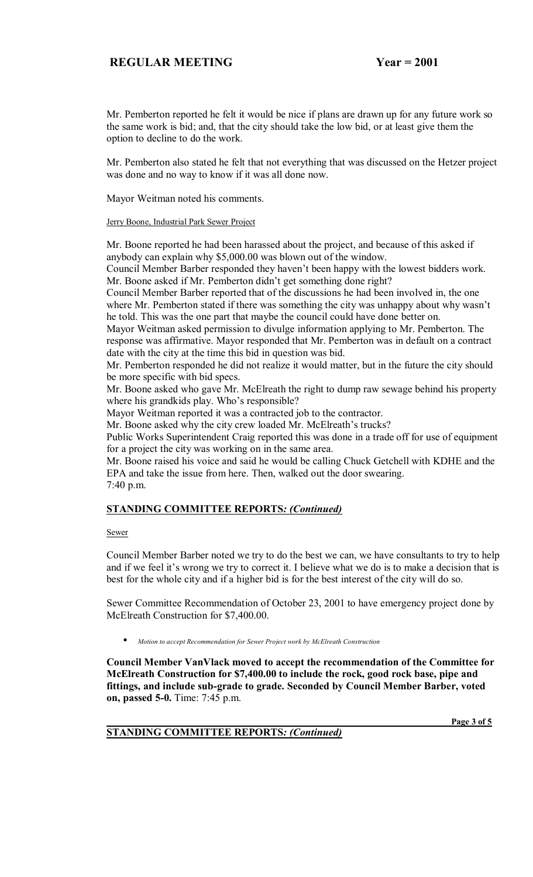Mr. Pemberton reported he felt it would be nice if plans are drawn up for any future work so the same work is bid; and, that the city should take the low bid, or at least give them the option to decline to do the work.

Mr. Pemberton also stated he felt that not everything that was discussed on the Hetzer project was done and no way to know if it was all done now.

Mayor Weitman noted his comments.

<u>Jerry Boone, Industrial Park Sewer Project</u>

Mr. Boone reported he had been harassed about the project, and because of this asked if anybody can explain why $5,000.00 was blown out of the window.
Council Member Barber responded they haven't been happy with the lowest bidders work.
Mr. Boone asked if Mr. Pemberton didn't get something done right?
Council Member Barber reported that of the discussions he had been involved in, the one where Mr. Pemberton stated if there was something the city was unhappy about why wasn't he told. This was the one part that maybe the council could have done better on.
Mayor Weitman asked permission to divulge information applying to Mr. Pemberton. The response was affirmative. Mayor responded that Mr. Pemberton was in default on a contract date with the city at the time this bid in question was bid.
Mr. Pemberton responded he did not realize it would matter, but in the future the city should be more specific with bid specs.
Mr. Boone asked who gave Mr. McElreath the right to dump raw sewage behind his property where his grandkids play. Who's responsible?
Mayor Weitman reported it was a contracted job to the contractor.
Mr. Boone asked why the city crew loaded Mr. McElreath's trucks?
Public Works Superintendent Craig reported this was done in a trade off for use of equipment for a project the city was working on in the same area.
Mr. Boone raised his voice and said he would be calling Chuck Getchell with KDHE and the EPA and take the issue from here. Then, walked out the door swearing.
7:40 p.m.

## STANDING COMMITTEE REPORTS*: (Continued)*

<u>Sewer</u>

Council Member Barber noted we try to do the best we can, we have consultants to try to help and if we feel it's wrong we try to correct it. I believe what we do is to make a decision that is best for the whole city and if a higher bid is for the best interest of the city will do so.

Sewer Committee Recommendation of October 23, 2001 to have emergency project done by McElreath Construction for $7,400.00.

- *Motion to accept Recommendation for Sewer Project work by McElreath Construction*

**Council Member VanVlack moved to accept the recommendation of the Committee for McElreath Construction for $7,400.00 to include the rock, good rock base, pipe and fittings, and include sub-grade to grade. Seconded by Council Member Barber, voted on, passed 5-0.** Time: 7:45 p.m.

## STANDING COMMITTEE REPORTS*: (Continued)*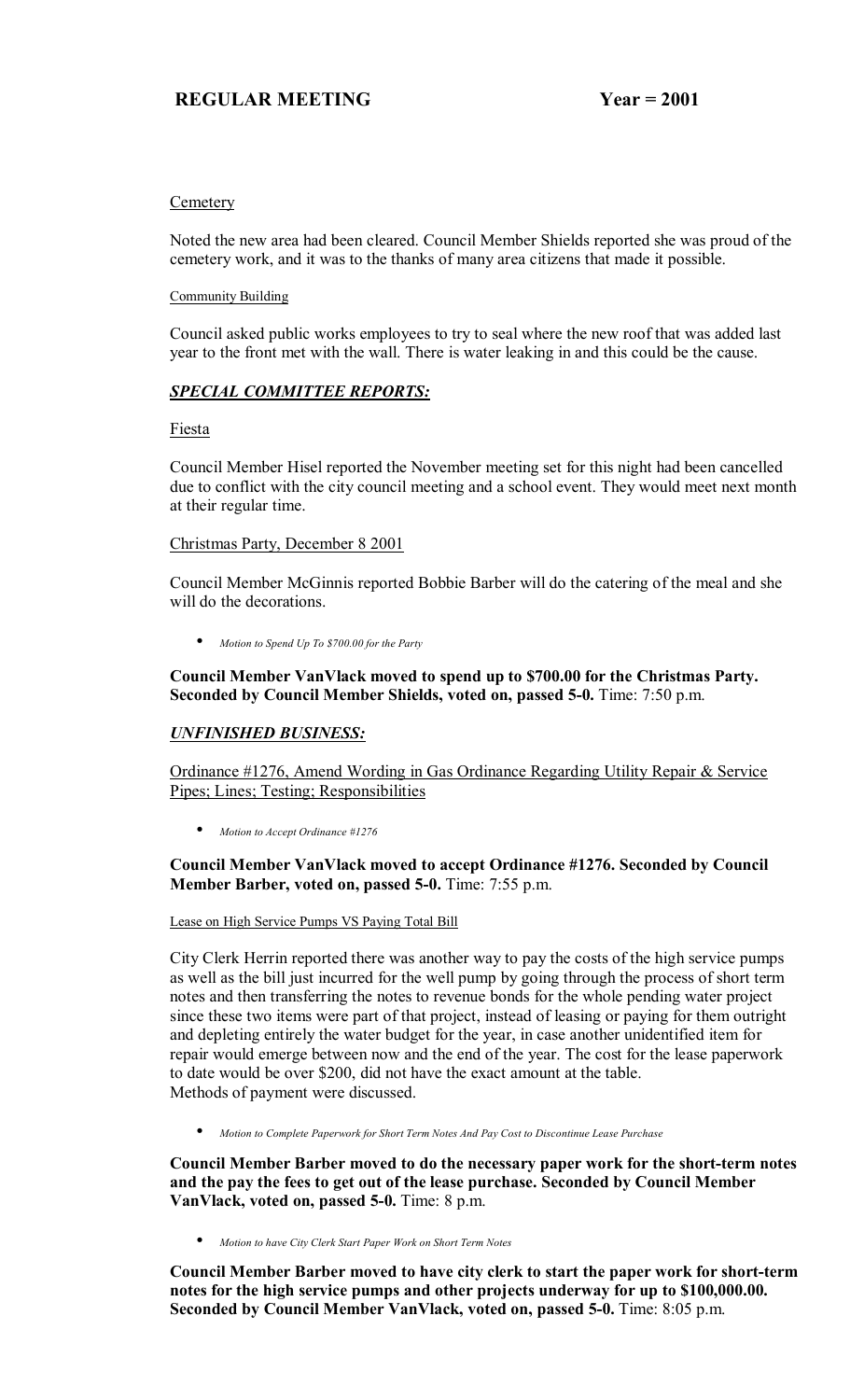Cemetery

Noted the new area had been cleared. Council Member Shields reported she was proud of the cemetery work, and it was to the thanks of many area citizens that made it possible.

Community Building

Council asked public works employees to try to seal where the new roof that was added last year to the front met with the wall. There is water leaking in and this could be the cause.

## *SPECIAL COMMITTEE REPORTS:*

Fiesta

Council Member Hisel reported the November meeting set for this night had been cancelled due to conflict with the city council meeting and a school event. They would meet next month at their regular time.

Christmas Party, December 8 2001

Council Member McGinnis reported Bobbie Barber will do the catering of the meal and she will do the decorations.

- *Motion to Spend Up To $700.00 for the Party*

**Council Member VanVlack moved to spend up to $700.00 for the Christmas Party. Seconded by Council Member Shields, voted on, passed 5-0.** Time: 7:50 p.m.

## *UNFINISHED BUSINESS:*

Ordinance #1276, Amend Wording in Gas Ordinance Regarding Utility Repair & Service Pipes; Lines; Testing; Responsibilities

- *Motion to Accept Ordinance #1276*

**Council Member VanVlack moved to accept Ordinance #1276. Seconded by Council Member Barber, voted on, passed 5-0.** Time: 7:55 p.m.

Lease on High Service Pumps VS Paying Total Bill

City Clerk Herrin reported there was another way to pay the costs of the high service pumps as well as the bill just incurred for the well pump by going through the process of short term notes and then transferring the notes to revenue bonds for the whole pending water project since these two items were part of that project, instead of leasing or paying for them outright and depleting entirely the water budget for the year, in case another unidentified item for repair would emerge between now and the end of the year. The cost for the lease paperwork to date would be over $200, did not have the exact amount at the table.
Methods of payment were discussed.

- *Motion to Complete Paperwork for Short Term Notes And Pay Cost to Discontinue Lease Purchase*

**Council Member Barber moved to do the necessary paper work for the short-term notes and the pay the fees to get out of the lease purchase. Seconded by Council Member VanVlack, voted on, passed 5-0.** Time: 8 p.m.

- *Motion to have City Clerk Start Paper Work on Short Term Notes*

**Council Member Barber moved to have city clerk to start the paper work for short-term notes for the high service pumps and other projects underway for up to $100,000.00. Seconded by Council Member VanVlack, voted on, passed 5-0.** Time: 8:05 p.m.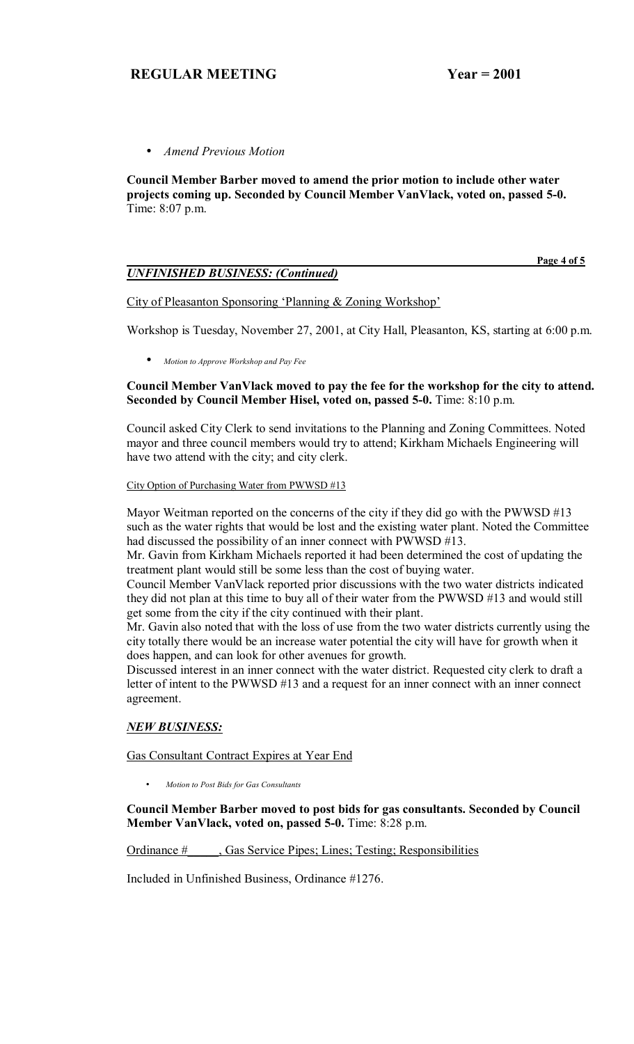- *Amend Previous Motion*

**Council Member Barber moved to amend the prior motion to include other water projects coming up. Seconded by Council Member VanVlack, voted on, passed 5-0.** Time: 8:07 p.m.

## *UNFINISHED BUSINESS: (Continued)*

City of Pleasanton Sponsoring 'Planning & Zoning Workshop'

Workshop is Tuesday, November 27, 2001, at City Hall, Pleasanton, KS, starting at 6:00 p.m.

- *Motion to Approve Workshop and Pay Fee*

**Council Member VanVlack moved to pay the fee for the workshop for the city to attend. Seconded by Council Member Hisel, voted on, passed 5-0.** Time: 8:10 p.m.

Council asked City Clerk to send invitations to the Planning and Zoning Committees. Noted mayor and three council members would try to attend; Kirkham Michaels Engineering will have two attend with the city; and city clerk.

City Option of Purchasing Water from PWWSD #13

Mayor Weitman reported on the concerns of the city if they did go with the PWWSD #13 such as the water rights that would be lost and the existing water plant. Noted the Committee had discussed the possibility of an inner connect with PWWSD #13.

Mr. Gavin from Kirkham Michaels reported it had been determined the cost of updating the treatment plant would still be some less than the cost of buying water.

Council Member VanVlack reported prior discussions with the two water districts indicated they did not plan at this time to buy all of their water from the PWWSD #13 and would still get some from the city if the city continued with their plant.

Mr. Gavin also noted that with the loss of use from the two water districts currently using the city totally there would be an increase water potential the city will have for growth when it does happen, and can look for other avenues for growth.

Discussed interest in an inner connect with the water district. Requested city clerk to draft a letter of intent to the PWWSD #13 and a request for an inner connect with an inner connect agreement.

## *NEW BUSINESS:*

Gas Consultant Contract Expires at Year End

- *Motion to Post Bids for Gas Consultants*

**Council Member Barber moved to post bids for gas consultants. Seconded by Council Member VanVlack, voted on, passed 5-0.** Time: 8:28 p.m.

Ordinance #_____, Gas Service Pipes; Lines; Testing; Responsibilities

Included in Unfinished Business, Ordinance #1276.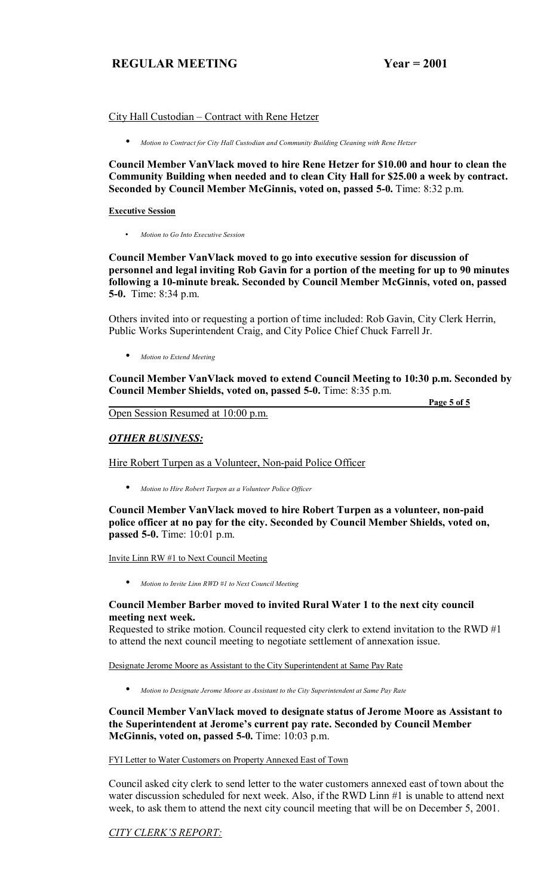City Hall Custodian – Contract with Rene Hetzer

- *Motion to Contract for City Hall Custodian and Community Building Cleaning with Rene Hetzer*

**Council Member VanVlack moved to hire Rene Hetzer for $10.00 and hour to clean the Community Building when needed and to clean City Hall for $25.00 a week by contract. Seconded by Council Member McGinnis, voted on, passed 5-0.** Time: 8:32 p.m.

**Executive Session**

- *Motion to Go Into Executive Session*

**Council Member VanVlack moved to go into executive session for discussion of personnel and legal inviting Rob Gavin for a portion of the meeting for up to 90 minutes following a 10-minute break. Seconded by Council Member McGinnis, voted on, passed 5-0.** Time: 8:34 p.m.

Others invited into or requesting a portion of time included: Rob Gavin, City Clerk Herrin, Public Works Superintendent Craig, and City Police Chief Chuck Farrell Jr.

- *Motion to Extend Meeting*

**Council Member VanVlack moved to extend Council Meeting to 10:30 p.m. Seconded by Council Member Shields, voted on, passed 5-0.** Time: 8:35 p.m.

Open Session Resumed at 10:00 p.m.

## *OTHER BUSINESS:*

Hire Robert Turpen as a Volunteer, Non-paid Police Officer

- *Motion to Hire Robert Turpen as a Volunteer Police Officer*

**Council Member VanVlack moved to hire Robert Turpen as a volunteer, non-paid police officer at no pay for the city. Seconded by Council Member Shields, voted on, passed 5-0.** Time: 10:01 p.m.

Invite Linn RW #1 to Next Council Meeting

- *Motion to Invite Linn RWD #1 to Next Council Meeting*

**Council Member Barber moved to invited Rural Water 1 to the next city council meeting next week.**

Requested to strike motion. Council requested city clerk to extend invitation to the RWD #1 to attend the next council meeting to negotiate settlement of annexation issue.

Designate Jerome Moore as Assistant to the City Superintendent at Same Pay Rate

- *Motion to Designate Jerome Moore as Assistant to the City Superintendent at Same Pay Rate*

**Council Member VanVlack moved to designate status of Jerome Moore as Assistant to the Superintendent at Jerome's current pay rate. Seconded by Council Member McGinnis, voted on, passed 5-0.** Time: 10:03 p.m.

FYI Letter to Water Customers on Property Annexed East of Town

Council asked city clerk to send letter to the water customers annexed east of town about the water discussion scheduled for next week. Also, if the RWD Linn #1 is unable to attend next week, to ask them to attend the next city council meeting that will be on December 5, 2001.

## *CITY CLERK'S REPORT:*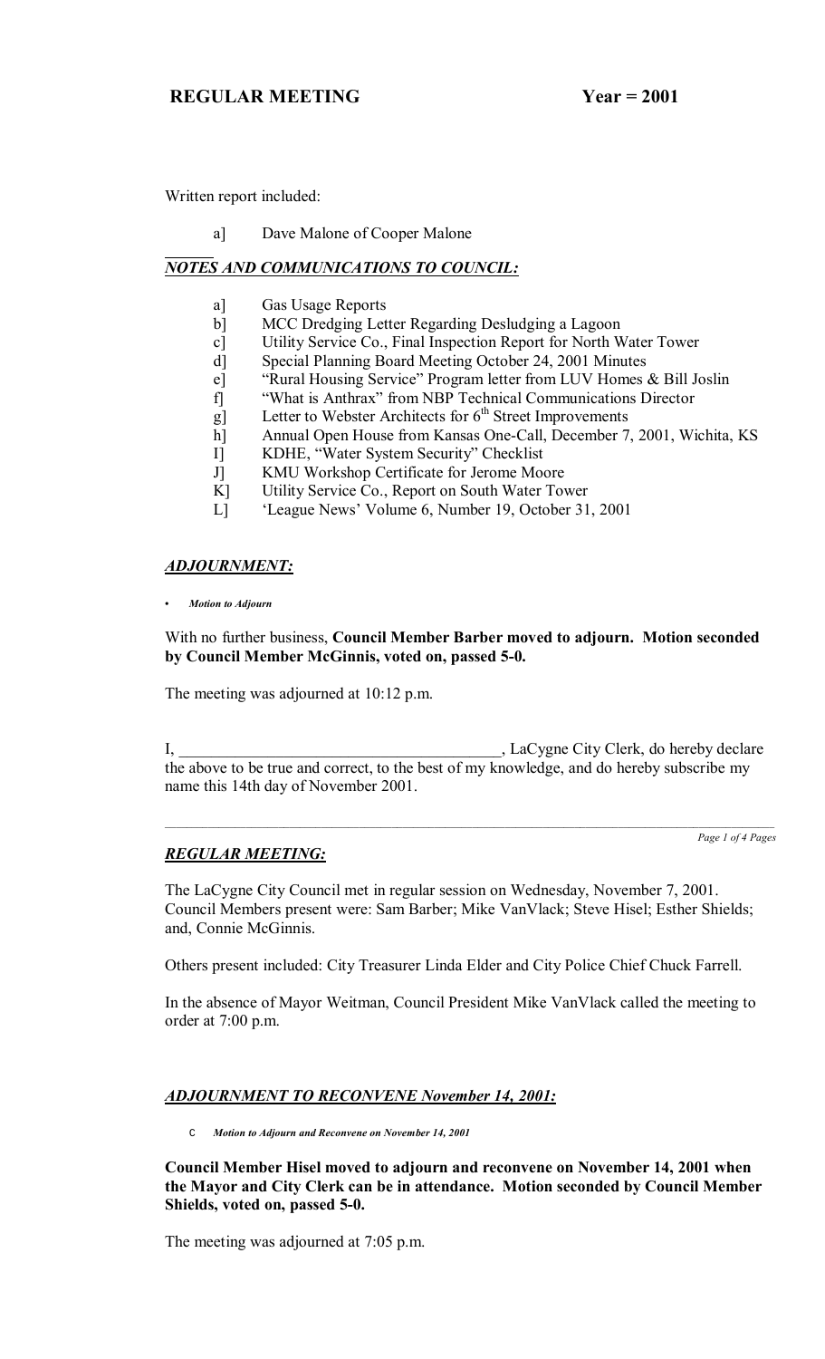# REGULAR MEETING Year = 2001

Written report included:

a] Dave Malone of Cooper Malone

### *NOTES AND COMMUNICATIONS TO COUNCIL:*

a] Gas Usage Reports
b] MCC Dredging Letter Regarding Desludging a Lagoon
c] Utility Service Co., Final Inspection Report for North Water Tower
d] Special Planning Board Meeting October 24, 2001 Minutes
e] "Rural Housing Service" Program letter from LUV Homes & Bill Joslin
f] "What is Anthrax" from NBP Technical Communications Director
g] Letter to Webster Architects for 6th Street Improvements
h] Annual Open House from Kansas One-Call, December 7, 2001, Wichita, KS
I] KDHE, "Water System Security" Checklist
J] KMU Workshop Certificate for Jerome Moore
K] Utility Service Co., Report on South Water Tower
L] 'League News' Volume 6, Number 19, October 31, 2001

### *ADJOURNMENT:*

- *Motion to Adjourn*

With no further business, **Council Member Barber moved to adjourn. Motion seconded by Council Member McGinnis, voted on, passed 5-0.**

The meeting was adjourned at 10:12 p.m.

I, ________________________________________, LaCygne City Clerk, do hereby declare the above to be true and correct, to the best of my knowledge, and do hereby subscribe my name this 14th day of November 2001.

---

### *REGULAR MEETING:*

The LaCygne City Council met in regular session on Wednesday, November 7, 2001. Council Members present were: Sam Barber; Mike VanVlack; Steve Hisel; Esther Shields; and, Connie McGinnis.

Others present included: City Treasurer Linda Elder and City Police Chief Chuck Farrell.

In the absence of Mayor Weitman, Council President Mike VanVlack called the meeting to order at 7:00 p.m.

### *ADJOURNMENT TO RECONVENE November 14, 2001:*

- *Motion to Adjourn and Reconvene on November 14, 2001*

**Council Member Hisel moved to adjourn and reconvene on November 14, 2001 when the Mayor and City Clerk can be in attendance. Motion seconded by Council Member Shields, voted on, passed 5-0.**

The meeting was adjourned at 7:05 p.m.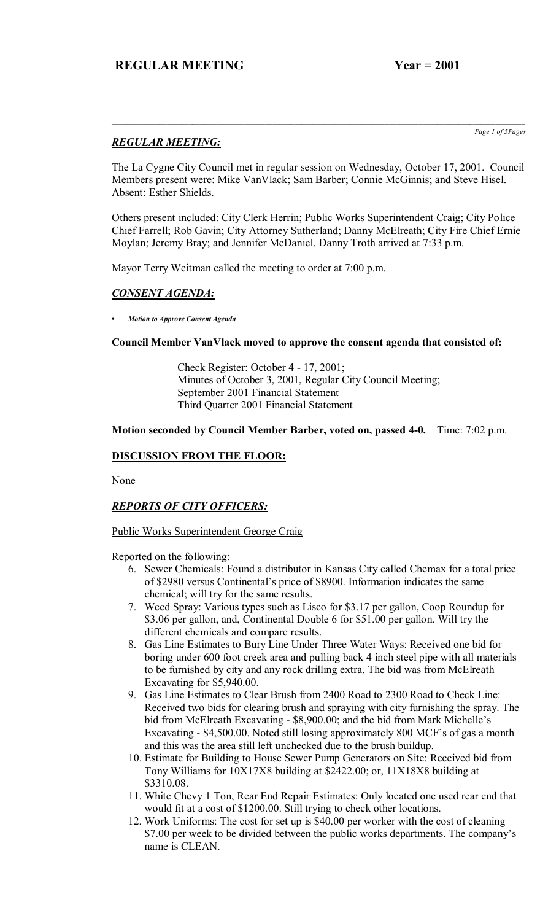# REGULAR MEETING Year = 2001

## *REGULAR MEETING:*

The La Cygne City Council met in regular session on Wednesday, October 17, 2001. Council Members present were: Mike VanVlack; Sam Barber; Connie McGinnis; and Steve Hisel. Absent: Esther Shields.

Others present included: City Clerk Herrin; Public Works Superintendent Craig; City Police Chief Farrell; Rob Gavin; City Attorney Sutherland; Danny McElreath; City Fire Chief Ernie Moylan; Jeremy Bray; and Jennifer McDaniel. Danny Troth arrived at 7:33 p.m.

Mayor Terry Weitman called the meeting to order at 7:00 p.m.

## *CONSENT AGENDA:*

- *Motion to Approve Consent Agenda*

**Council Member VanVlack moved to approve the consent agenda that consisted of:**

> Check Register: October 4 - 17, 2001;
> Minutes of October 3, 2001, Regular City Council Meeting;
> September 2001 Financial Statement
> Third Quarter 2001 Financial Statement

**Motion seconded by Council Member Barber, voted on, passed 4-0.** Time: 7:02 p.m.

## **DISCUSSION FROM THE FLOOR:**

None

## *REPORTS OF CITY OFFICERS:*

Public Works Superintendent George Craig

Reported on the following:

6. Sewer Chemicals: Found a distributor in Kansas City called Chemax for a total price of $2980 versus Continental's price of $8900. Information indicates the same chemical; will try for the same results.
7. Weed Spray: Various types such as Lisco for $3.17 per gallon, Coop Roundup for $3.06 per gallon, and, Continental Double 6 for $51.00 per gallon. Will try the different chemicals and compare results.
8. Gas Line Estimates to Bury Line Under Three Water Ways: Received one bid for boring under 600 foot creek area and pulling back 4 inch steel pipe with all materials to be furnished by city and any rock drilling extra. The bid was from McElreath Excavating for $5,940.00.
9. Gas Line Estimates to Clear Brush from 2400 Road to 2300 Road to Check Line: Received two bids for clearing brush and spraying with city furnishing the spray. The bid from McElreath Excavating - $8,900.00; and the bid from Mark Michelle's Excavating - $4,500.00. Noted still losing approximately 800 MCF's of gas a month and this was the area still left unchecked due to the brush buildup.
10. Estimate for Building to House Sewer Pump Generators on Site: Received bid from Tony Williams for 10X17X8 building at $2422.00; or, 11X18X8 building at $3310.08.
11. White Chevy 1 Ton, Rear End Repair Estimates: Only located one used rear end that would fit at a cost of $1200.00. Still trying to check other locations.
12. Work Uniforms: The cost for set up is $40.00 per worker with the cost of cleaning $7.00 per week to be divided between the public works departments. The company's name is CLEAN.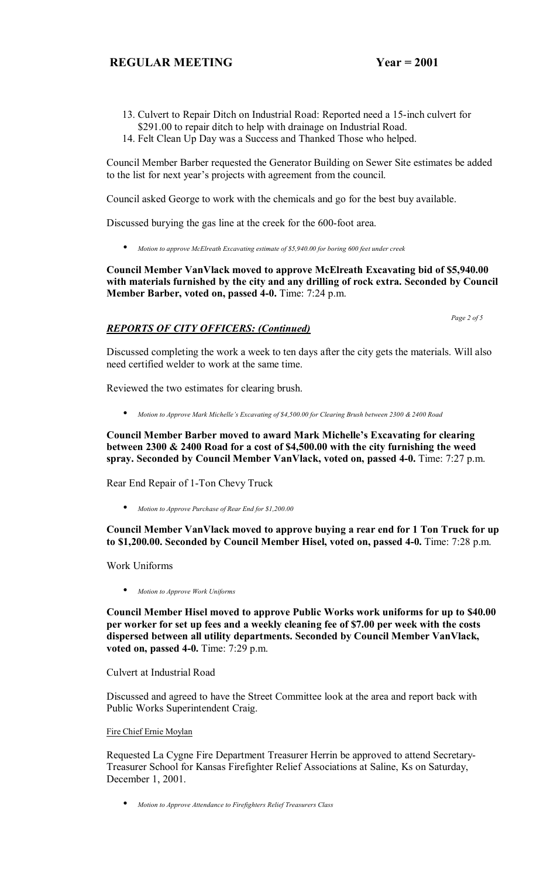13. Culvert to Repair Ditch on Industrial Road: Reported need a 15-inch culvert for $291.00 to repair ditch to help with drainage on Industrial Road.
14. Felt Clean Up Day was a Success and Thanked Those who helped.

Council Member Barber requested the Generator Building on Sewer Site estimates be added to the list for next year's projects with agreement from the council.

Council asked George to work with the chemicals and go for the best buy available.

Discussed burying the gas line at the creek for the 600-foot area.

- *Motion to approve McElreath Excavating estimate of $5,940.00 for boring 600 feet under creek*

**Council Member VanVlack moved to approve McElreath Excavating bid of $5,940.00 with materials furnished by the city and any drilling of rock extra. Seconded by Council Member Barber, voted on, passed 4-0.** Time: 7:24 p.m.

## *REPORTS OF CITY OFFICERS: (Continued)*

Discussed completing the work a week to ten days after the city gets the materials. Will also need certified welder to work at the same time.

Reviewed the two estimates for clearing brush.

- *Motion to Approve Mark Michelle's Excavating of $4,500.00 for Clearing Brush between 2300 & 2400 Road*

**Council Member Barber moved to award Mark Michelle's Excavating for clearing between 2300 & 2400 Road for a cost of $4,500.00 with the city furnishing the weed spray. Seconded by Council Member VanVlack, voted on, passed 4-0.** Time: 7:27 p.m.

Rear End Repair of 1-Ton Chevy Truck

- *Motion to Approve Purchase of Rear End for $1,200.00*

**Council Member VanVlack moved to approve buying a rear end for 1 Ton Truck for up to $1,200.00. Seconded by Council Member Hisel, voted on, passed 4-0.** Time: 7:28 p.m.

Work Uniforms

- *Motion to Approve Work Uniforms*

**Council Member Hisel moved to approve Public Works work uniforms for up to $40.00 per worker for set up fees and a weekly cleaning fee of $7.00 per week with the costs dispersed between all utility departments. Seconded by Council Member VanVlack, voted on, passed 4-0.** Time: 7:29 p.m.

Culvert at Industrial Road

Discussed and agreed to have the Street Committee look at the area and report back with Public Works Superintendent Craig.

Fire Chief Ernie Moylan

Requested La Cygne Fire Department Treasurer Herrin be approved to attend Secretary-Treasurer School for Kansas Firefighter Relief Associations at Saline, Ks on Saturday, December 1, 2001.

- *Motion to Approve Attendance to Firefighters Relief Treasurers Class*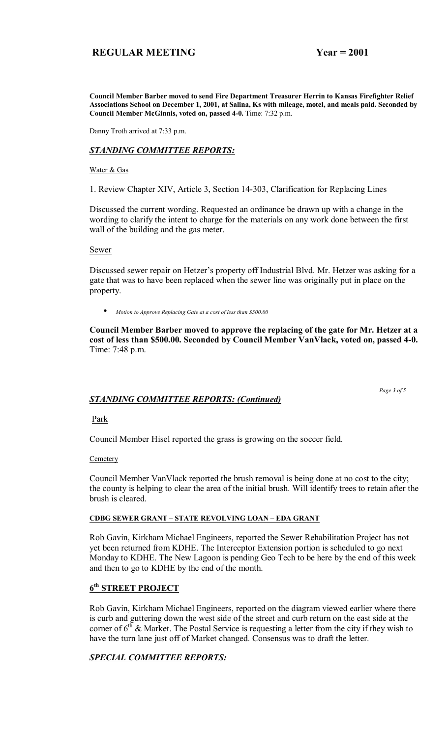**Council Member Barber moved to send Fire Department Treasurer Herrin to Kansas Firefighter Relief Associations School on December 1, 2001, at Salina, Ks with mileage, motel, and meals paid. Seconded by Council Member McGinnis, voted on, passed 4-0.** Time: 7:32 p.m.

Danny Troth arrived at 7:33 p.m.

## ***STANDING COMMITTEE REPORTS:***

Water & Gas

1. Review Chapter XIV, Article 3, Section 14-303, Clarification for Replacing Lines

Discussed the current wording. Requested an ordinance be drawn up with a change in the wording to clarify the intent to charge for the materials on any work done between the first wall of the building and the gas meter.

Sewer

Discussed sewer repair on Hetzer's property off Industrial Blvd. Mr. Hetzer was asking for a gate that was to have been replaced when the sewer line was originally put in place on the property.

- *Motion to Approve Replacing Gate at a cost of less than $500.00*

**Council Member Barber moved to approve the replacing of the gate for Mr. Hetzer at a cost of less than $500.00. Seconded by Council Member VanVlack, voted on, passed 4-0.** Time: 7:48 p.m.

## ***STANDING COMMITTEE REPORTS: (Continued)***

Park

Council Member Hisel reported the grass is growing on the soccer field.

Cemetery

Council Member VanVlack reported the brush removal is being done at no cost to the city; the county is helping to clear the area of the initial brush. Will identify trees to retain after the brush is cleared.

### CDBG SEWER GRANT – STATE REVOLVING LOAN – EDA GRANT

Rob Gavin, Kirkham Michael Engineers, reported the Sewer Rehabilitation Project has not yet been returned from KDHE. The Interceptor Extension portion is scheduled to go next Monday to KDHE. The New Lagoon is pending Geo Tech to be here by the end of this week and then to go to KDHE by the end of the month.

### 6th STREET PROJECT

Rob Gavin, Kirkham Michael Engineers, reported on the diagram viewed earlier where there is curb and guttering down the west side of the street and curb return on the east side at the corner of 6th & Market. The Postal Service is requesting a letter from the city if they wish to have the turn lane just off of Market changed. Consensus was to draft the letter.

## ***SPECIAL COMMITTEE REPORTS:***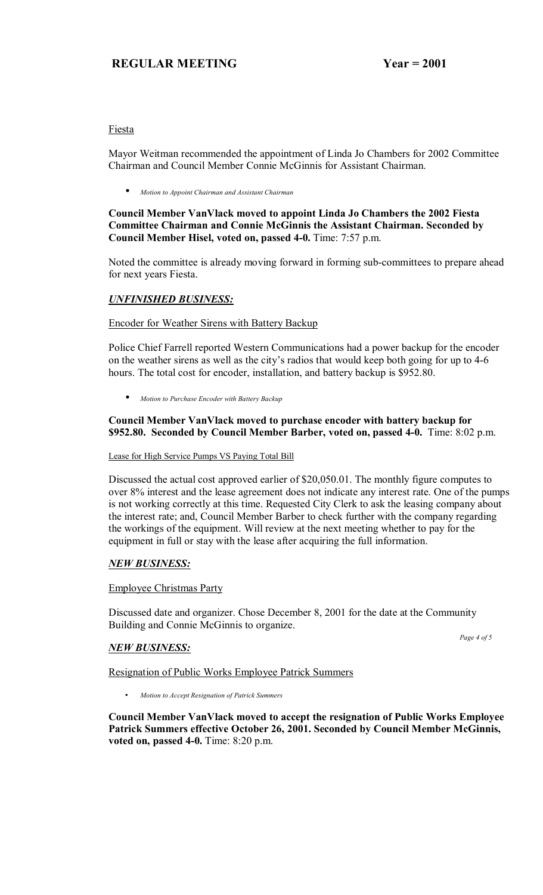Fiesta

Mayor Weitman recommended the appointment of Linda Jo Chambers for 2002 Committee Chairman and Council Member Connie McGinnis for Assistant Chairman.

- *Motion to Appoint Chairman and Assistant Chairman*

**Council Member VanVlack moved to appoint Linda Jo Chambers the 2002 Fiesta Committee Chairman and Connie McGinnis the Assistant Chairman. Seconded by Council Member Hisel, voted on, passed 4-0.** Time: 7:57 p.m.

Noted the committee is already moving forward in forming sub-committees to prepare ahead for next years Fiesta.

## ***UNFINISHED BUSINESS:***

Encoder for Weather Sirens with Battery Backup

Police Chief Farrell reported Western Communications had a power backup for the encoder on the weather sirens as well as the city's radios that would keep both going for up to 4-6 hours. The total cost for encoder, installation, and battery backup is $952.80.

- *Motion to Purchase Encoder with Battery Backup*

**Council Member VanVlack moved to purchase encoder with battery backup for $952.80. Seconded by Council Member Barber, voted on, passed 4-0.** Time: 8:02 p.m.

Lease for High Service Pumps VS Paying Total Bill

Discussed the actual cost approved earlier of $20,050.01. The monthly figure computes to over 8% interest and the lease agreement does not indicate any interest rate. One of the pumps is not working correctly at this time. Requested City Clerk to ask the leasing company about the interest rate; and, Council Member Barber to check further with the company regarding the workings of the equipment. Will review at the next meeting whether to pay for the equipment in full or stay with the lease after acquiring the full information.

## ***NEW BUSINESS:***

Employee Christmas Party

Discussed date and organizer. Chose December 8, 2001 for the date at the Community Building and Connie McGinnis to organize.

## ***NEW BUSINESS:***

Resignation of Public Works Employee Patrick Summers

- *Motion to Accept Resignation of Patrick Summers*

**Council Member VanVlack moved to accept the resignation of Public Works Employee Patrick Summers effective October 26, 2001. Seconded by Council Member McGinnis, voted on, passed 4-0.** Time: 8:20 p.m.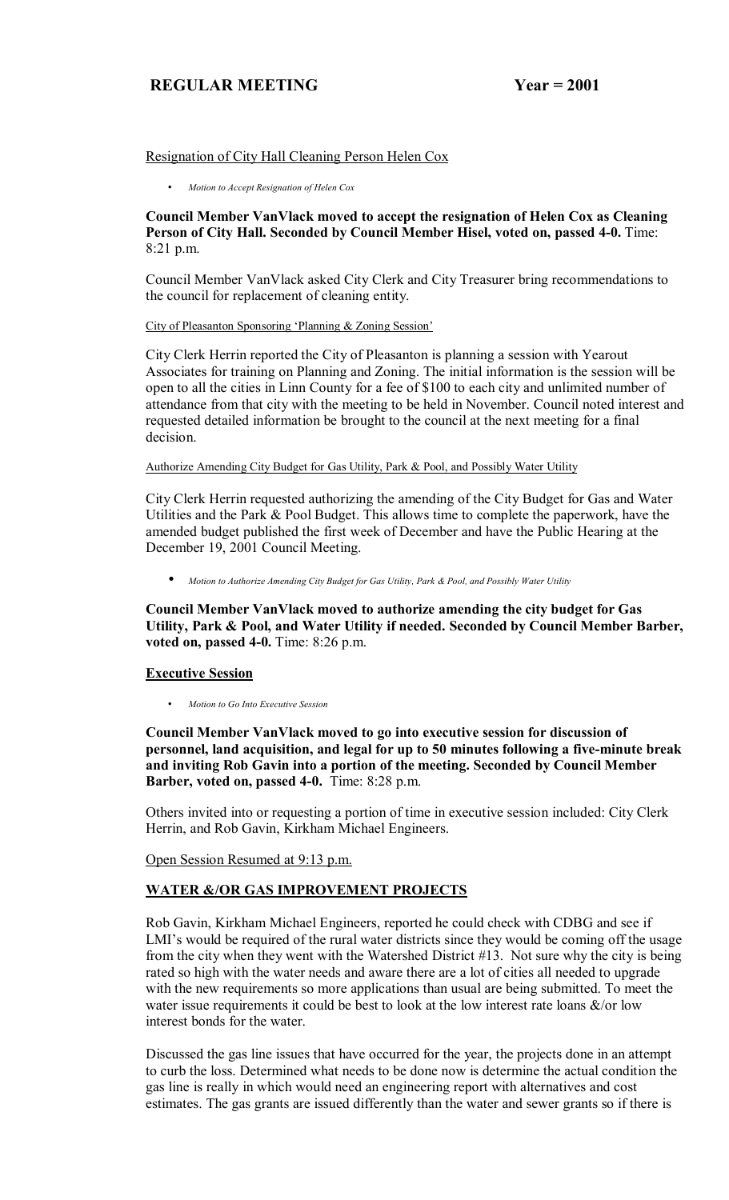Resignation of City Hall Cleaning Person Helen Cox

- *Motion to Accept Resignation of Helen Cox*

**Council Member VanVlack moved to accept the resignation of Helen Cox as Cleaning Person of City Hall. Seconded by Council Member Hisel, voted on, passed 4-0.** Time: 8:21 p.m.

Council Member VanVlack asked City Clerk and City Treasurer bring recommendations to the council for replacement of cleaning entity.

City of Pleasanton Sponsoring 'Planning & Zoning Session'

City Clerk Herrin reported the City of Pleasanton is planning a session with Yearout Associates for training on Planning and Zoning. The initial information is the session will be open to all the cities in Linn County for a fee of $100 to each city and unlimited number of attendance from that city with the meeting to be held in November. Council noted interest and requested detailed information be brought to the council at the next meeting for a final decision.

Authorize Amending City Budget for Gas Utility, Park & Pool, and Possibly Water Utility

City Clerk Herrin requested authorizing the amending of the City Budget for Gas and Water Utilities and the Park & Pool Budget. This allows time to complete the paperwork, have the amended budget published the first week of December and have the Public Hearing at the December 19, 2001 Council Meeting.

- *Motion to Authorize Amending City Budget for Gas Utility, Park & Pool, and Possibly Water Utility*

**Council Member VanVlack moved to authorize amending the city budget for Gas Utility, Park & Pool, and Water Utility if needed. Seconded by Council Member Barber, voted on, passed 4-0.** Time: 8:26 p.m.

**Executive Session**

- *Motion to Go Into Executive Session*

**Council Member VanVlack moved to go into executive session for discussion of personnel, land acquisition, and legal for up to 50 minutes following a five-minute break and inviting Rob Gavin into a portion of the meeting. Seconded by Council Member Barber, voted on, passed 4-0.** Time: 8:28 p.m.

Others invited into or requesting a portion of time in executive session included: City Clerk Herrin, and Rob Gavin, Kirkham Michael Engineers.

Open Session Resumed at 9:13 p.m.

**WATER &/OR GAS IMPROVEMENT PROJECTS**

Rob Gavin, Kirkham Michael Engineers, reported he could check with CDBG and see if LMI's would be required of the rural water districts since they would be coming off the usage from the city when they went with the Watershed District #13. Not sure why the city is being rated so high with the water needs and aware there are a lot of cities all needed to upgrade with the new requirements so more applications than usual are being submitted. To meet the water issue requirements it could be best to look at the low interest rate loans &/or low interest bonds for the water.

Discussed the gas line issues that have occurred for the year, the projects done in an attempt to curb the loss. Determined what needs to be done now is determine the actual condition the gas line is really in which would need an engineering report with alternatives and cost estimates. The gas grants are issued differently than the water and sewer grants so if there is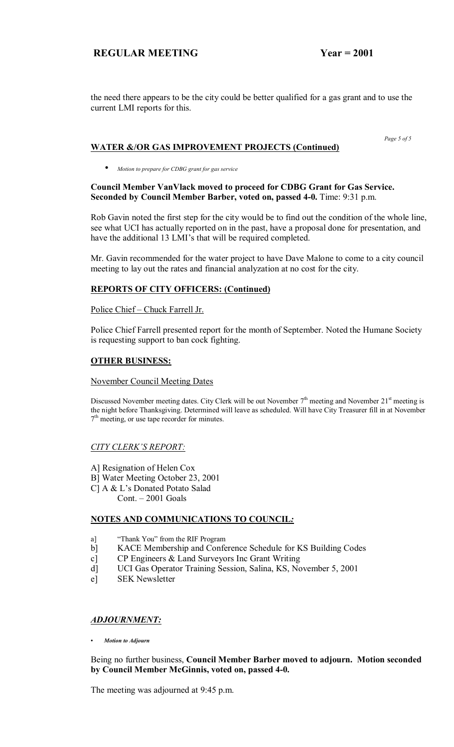the need there appears to be the city could be better qualified for a gas grant and to use the current LMI reports for this.

## WATER &/OR GAS IMPROVEMENT PROJECTS (Continued)

- *Motion to prepare for CDBG grant for gas service*

**Council Member VanVlack moved to proceed for CDBG Grant for Gas Service. Seconded by Council Member Barber, voted on, passed 4-0.** Time: 9:31 p.m.

Rob Gavin noted the first step for the city would be to find out the condition of the whole line, see what UCI has actually reported on in the past, have a proposal done for presentation, and have the additional 13 LMI's that will be required completed.

Mr. Gavin recommended for the water project to have Dave Malone to come to a city council meeting to lay out the rates and financial analyzation at no cost for the city.

## REPORTS OF CITY OFFICERS: (Continued)

Police Chief – Chuck Farrell Jr.

Police Chief Farrell presented report for the month of September. Noted the Humane Society is requesting support to ban cock fighting.

## OTHER BUSINESS:

November Council Meeting Dates

Discussed November meeting dates. City Clerk will be out November 7th meeting and November 21st meeting is the night before Thanksgiving. Determined will leave as scheduled. Will have City Treasurer fill in at November 7th meeting, or use tape recorder for minutes.

### *CITY CLERK'S REPORT:*

A] Resignation of Helen Cox
B] Water Meeting October 23, 2001
C] A & L's Donated Potato Salad
Cont. – 2001 Goals

## NOTES AND COMMUNICATIONS TO COUNCIL*:*

a] "Thank You" from the RIF Program
b] KACE Membership and Conference Schedule for KS Building Codes
c] CP Engineers & Land Surveyors Inc Grant Writing
d] UCI Gas Operator Training Session, Salina, KS, November 5, 2001
e] SEK Newsletter

### *ADJOURNMENT:*

- ***Motion to Adjourn***

Being no further business, **Council Member Barber moved to adjourn. Motion seconded by Council Member McGinnis, voted on, passed 4-0.**

The meeting was adjourned at 9:45 p.m.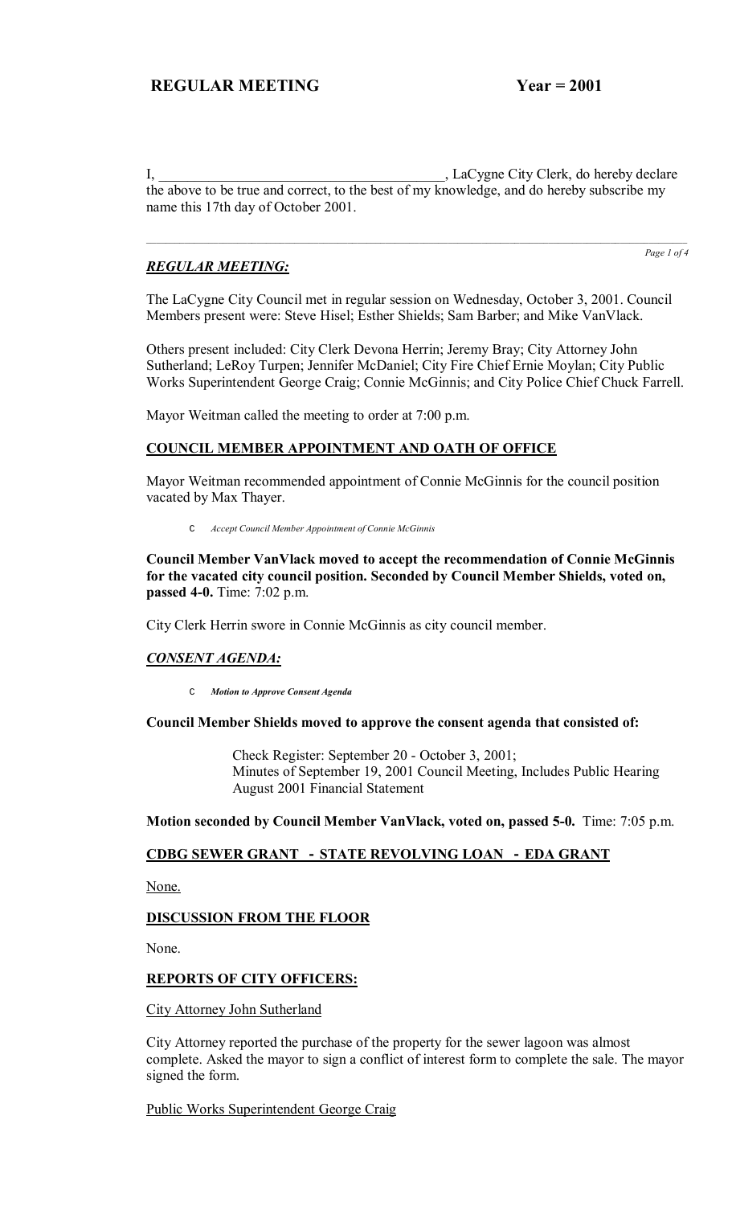I, _______________________________________, LaCygne City Clerk, do hereby declare the above to be true and correct, to the best of my knowledge, and do hereby subscribe my name this 17th day of October 2001.

## *REGULAR MEETING:*

The LaCygne City Council met in regular session on Wednesday, October 3, 2001. Council Members present were: Steve Hisel; Esther Shields; Sam Barber; and Mike VanVlack.

Others present included: City Clerk Devona Herrin; Jeremy Bray; City Attorney John Sutherland; LeRoy Turpen; Jennifer McDaniel; City Fire Chief Ernie Moylan; City Public Works Superintendent George Craig; Connie McGinnis; and City Police Chief Chuck Farrell.

Mayor Weitman called the meeting to order at 7:00 p.m.

### COUNCIL MEMBER APPOINTMENT AND OATH OF OFFICE

Mayor Weitman recommended appointment of Connie McGinnis for the council position vacated by Max Thayer.

- *Accept Council Member Appointment of Connie McGinnis*

**Council Member VanVlack moved to accept the recommendation of Connie McGinnis for the vacated city council position. Seconded by Council Member Shields, voted on, passed 4-0.** Time: 7:02 p.m.

City Clerk Herrin swore in Connie McGinnis as city council member.

## *CONSENT AGENDA:*

- ***Motion to Approve Consent Agenda***

**Council Member Shields moved to approve the consent agenda that consisted of:**

> Check Register: September 20 - October 3, 2001;
> Minutes of September 19, 2001 Council Meeting, Includes Public Hearing
> August 2001 Financial Statement

**Motion seconded by Council Member VanVlack, voted on, passed 5-0.** Time: 7:05 p.m.

### CDBG SEWER GRANT - STATE REVOLVING LOAN - EDA GRANT

None.

### DISCUSSION FROM THE FLOOR

None.

### REPORTS OF CITY OFFICERS:

City Attorney John Sutherland

City Attorney reported the purchase of the property for the sewer lagoon was almost complete. Asked the mayor to sign a conflict of interest form to complete the sale. The mayor signed the form.

Public Works Superintendent George Craig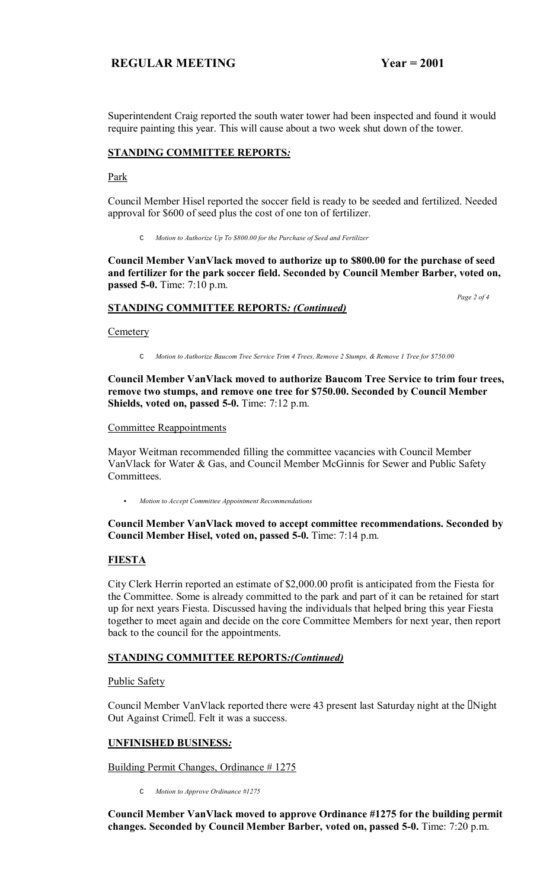Superintendent Craig reported the south water tower had been inspected and found it would require painting this year. This will cause about a two week shut down of the tower.

## **STANDING COMMITTEE REPORTS:**

Park

Council Member Hisel reported the soccer field is ready to be seeded and fertilized. Needed approval for $600 of seed plus the cost of one ton of fertilizer.

- *Motion to Authorize Up To $800.00 for the Purchase of Seed and Fertilizer*

**Council Member VanVlack moved to authorize up to $800.00 for the purchase of seed and fertilizer for the park soccer field. Seconded by Council Member Barber, voted on, passed 5-0.** Time: 7:10 p.m.

## **STANDING COMMITTEE REPORTS: (Continued)**

Cemetery

- *Motion to Authorize Baucom Tree Service Trim 4 Trees, Remove 2 Stumps, & Remove 1 Tree for $750.00*

**Council Member VanVlack moved to authorize Baucom Tree Service to trim four trees, remove two stumps, and remove one tree for $750.00. Seconded by Council Member Shields, voted on, passed 5-0.** Time: 7:12 p.m.

Committee Reappointments

Mayor Weitman recommended filling the committee vacancies with Council Member VanVlack for Water & Gas, and Council Member McGinnis for Sewer and Public Safety Committees.

- *Motion to Accept Committee Appointment Recommendations*

**Council Member VanVlack moved to accept committee recommendations. Seconded by Council Member Hisel, voted on, passed 5-0.** Time: 7:14 p.m.

## **FIESTA**

City Clerk Herrin reported an estimate of $2,000.00 profit is anticipated from the Fiesta for the Committee. Some is already committed to the park and part of it can be retained for start up for next years Fiesta. Discussed having the individuals that helped bring this year Fiesta together to meet again and decide on the core Committee Members for next year, then report back to the council for the appointments.

## **STANDING COMMITTEE REPORTS:(Continued)**

Public Safety

Council Member VanVlack reported there were 43 present last Saturday night at the "Night Out Against Crime". Felt it was a success.

## **UNFINISHED BUSINESS:**

Building Permit Changes, Ordinance # 1275

- *Motion to Approve Ordinance #1275*

**Council Member VanVlack moved to approve Ordinance #1275 for the building permit changes. Seconded by Council Member Barber, voted on, passed 5-0.** Time: 7:20 p.m.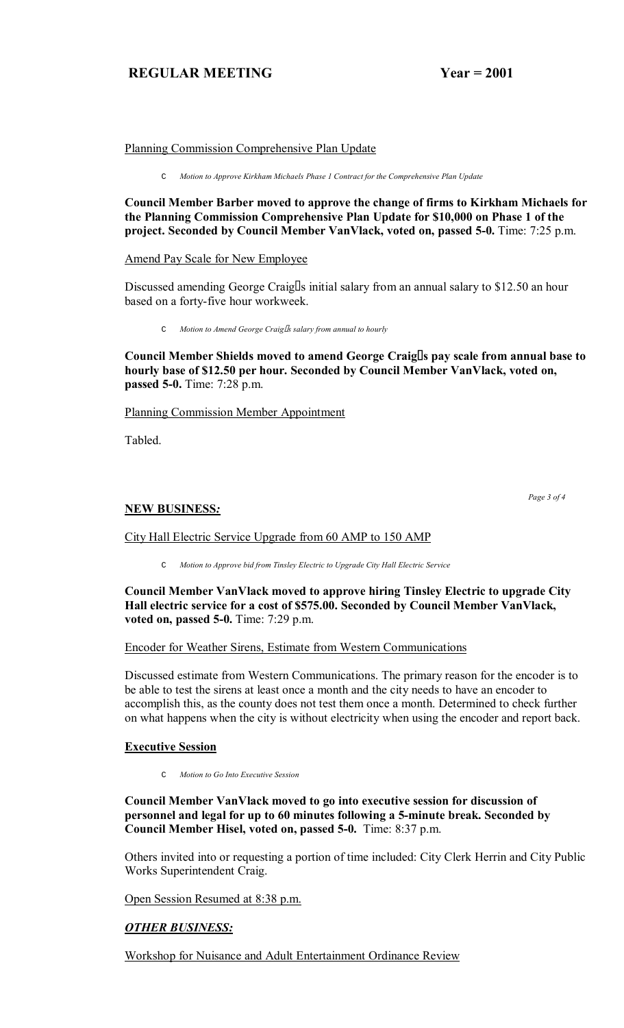Planning Commission Comprehensive Plan Update

- *Motion to Approve Kirkham Michaels Phase 1 Contract for the Comprehensive Plan Update*

**Council Member Barber moved to approve the change of firms to Kirkham Michaels for the Planning Commission Comprehensive Plan Update for $10,000 on Phase 1 of the project. Seconded by Council Member VanVlack, voted on, passed 5-0.** Time: 7:25 p.m.

Amend Pay Scale for New Employee

Discussed amending George Craig's initial salary from an annual salary to $12.50 an hour based on a forty-five hour workweek.

- *Motion to Amend George Craig's salary from annual to hourly*

**Council Member Shields moved to amend George Craig's pay scale from annual base to hourly base of $12.50 per hour. Seconded by Council Member VanVlack, voted on, passed 5-0.** Time: 7:28 p.m.

Planning Commission Member Appointment

Tabled.

## NEW BUSINESS:

City Hall Electric Service Upgrade from 60 AMP to 150 AMP

- *Motion to Approve bid from Tinsley Electric to Upgrade City Hall Electric Service*

**Council Member VanVlack moved to approve hiring Tinsley Electric to upgrade City Hall electric service for a cost of $575.00. Seconded by Council Member VanVlack, voted on, passed 5-0.** Time: 7:29 p.m.

Encoder for Weather Sirens, Estimate from Western Communications

Discussed estimate from Western Communications. The primary reason for the encoder is to be able to test the sirens at least once a month and the city needs to have an encoder to accomplish this, as the county does not test them once a month. Determined to check further on what happens when the city is without electricity when using the encoder and report back.

## Executive Session

- *Motion to Go Into Executive Session*

**Council Member VanVlack moved to go into executive session for discussion of personnel and legal for up to 60 minutes following a 5-minute break. Seconded by Council Member Hisel, voted on, passed 5-0.** Time: 8:37 p.m.

Others invited into or requesting a portion of time included: City Clerk Herrin and City Public Works Superintendent Craig.

Open Session Resumed at 8:38 p.m.

## *OTHER BUSINESS:*

Workshop for Nuisance and Adult Entertainment Ordinance Review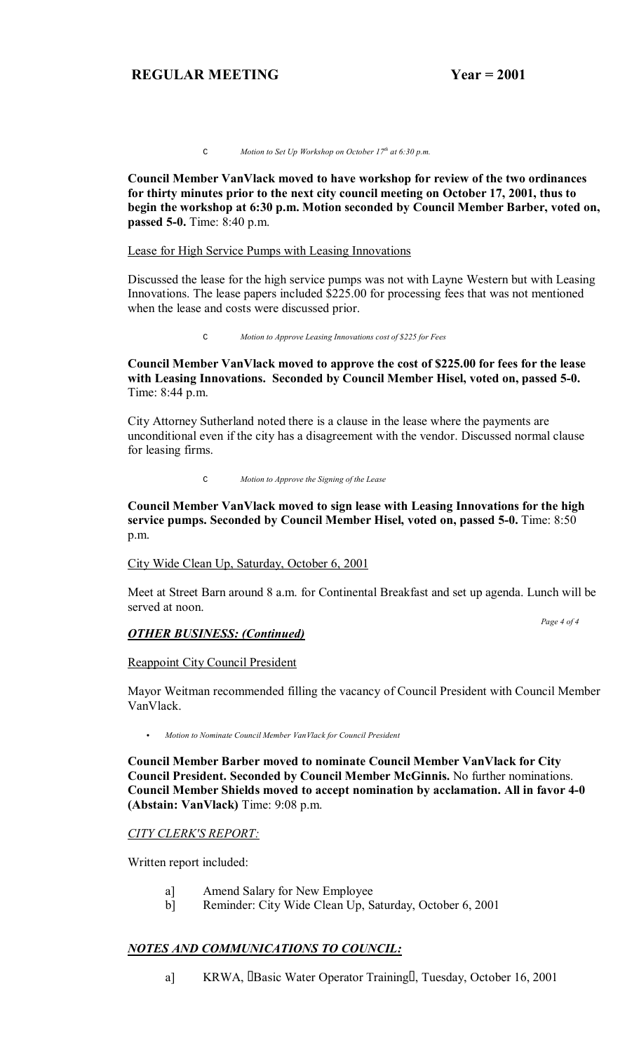C *Motion to Set Up Workshop on October 17th at 6:30 p.m.*

**Council Member VanVlack moved to have workshop for review of the two ordinances for thirty minutes prior to the next city council meeting on October 17, 2001, thus to begin the workshop at 6:30 p.m. Motion seconded by Council Member Barber, voted on, passed 5-0.** Time: 8:40 p.m.

Lease for High Service Pumps with Leasing Innovations

Discussed the lease for the high service pumps was not with Layne Western but with Leasing Innovations. The lease papers included $225.00 for processing fees that was not mentioned when the lease and costs were discussed prior.

C *Motion to Approve Leasing Innovations cost of $225 for Fees*

**Council Member VanVlack moved to approve the cost of $225.00 for fees for the lease with Leasing Innovations. Seconded by Council Member Hisel, voted on, passed 5-0.** Time: 8:44 p.m.

City Attorney Sutherland noted there is a clause in the lease where the payments are unconditional even if the city has a disagreement with the vendor. Discussed normal clause for leasing firms.

C *Motion to Approve the Signing of the Lease*

**Council Member VanVlack moved to sign lease with Leasing Innovations for the high service pumps. Seconded by Council Member Hisel, voted on, passed 5-0.** Time: 8:50 p.m.

City Wide Clean Up, Saturday, October 6, 2001

Meet at Street Barn around 8 a.m. for Continental Breakfast and set up agenda. Lunch will be served at noon.

***OTHER BUSINESS: (Continued)***

Reappoint City Council President

Mayor Weitman recommended filling the vacancy of Council President with Council Member VanVlack.

- *Motion to Nominate Council Member VanVlack for Council President*

**Council Member Barber moved to nominate Council Member VanVlack for City Council President. Seconded by Council Member McGinnis.** No further nominations. **Council Member Shields moved to accept nomination by acclamation. All in favor 4-0 (Abstain: VanVlack)** Time: 9:08 p.m.

*CITY CLERK'S REPORT:*

Written report included:

a] Amend Salary for New Employee
b] Reminder: City Wide Clean Up, Saturday, October 6, 2001

***NOTES AND COMMUNICATIONS TO COUNCIL:***

a] KRWA, "Basic Water Operator Training", Tuesday, October 16, 2001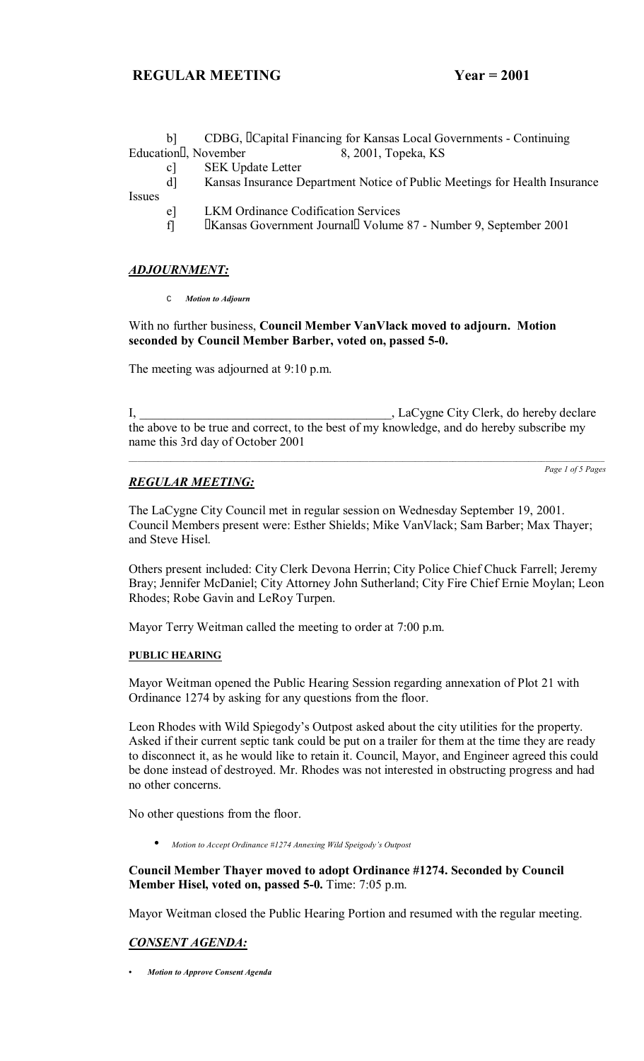b] CDBG, "Capital Financing for Kansas Local Governments - Continuing Education", November 8, 2001, Topeka, KS

c] SEK Update Letter

d] Kansas Insurance Department Notice of Public Meetings for Health Insurance Issues

e] LKM Ordinance Codification Services

f] "Kansas Government Journal" Volume 87 - Number 9, September 2001

## *ADJOURNMENT:*

- *Motion to Adjourn*

With no further business, **Council Member VanVlack moved to adjourn. Motion seconded by Council Member Barber, voted on, passed 5-0.**

The meeting was adjourned at 9:10 p.m.

I, ________________________________________, LaCygne City Clerk, do hereby declare the above to be true and correct, to the best of my knowledge, and do hereby subscribe my name this 3rd day of October 2001

---

## *REGULAR MEETING:*

The LaCygne City Council met in regular session on Wednesday September 19, 2001. Council Members present were: Esther Shields; Mike VanVlack; Sam Barber; Max Thayer; and Steve Hisel.

Others present included: City Clerk Devona Herrin; City Police Chief Chuck Farrell; Jeremy Bray; Jennifer McDaniel; City Attorney John Sutherland; City Fire Chief Ernie Moylan; Leon Rhodes; Robe Gavin and LeRoy Turpen.

Mayor Terry Weitman called the meeting to order at 7:00 p.m.

### PUBLIC HEARING

Mayor Weitman opened the Public Hearing Session regarding annexation of Plot 21 with Ordinance 1274 by asking for any questions from the floor.

Leon Rhodes with Wild Spiegody's Outpost asked about the city utilities for the property. Asked if their current septic tank could be put on a trailer for them at the time they are ready to disconnect it, as he would like to retain it. Council, Mayor, and Engineer agreed this could be done instead of destroyed. Mr. Rhodes was not interested in obstructing progress and had no other concerns.

No other questions from the floor.

- *Motion to Accept Ordinance #1274 Annexing Wild Speigody's Outpost*

**Council Member Thayer moved to adopt Ordinance #1274. Seconded by Council Member Hisel, voted on, passed 5-0.** Time: 7:05 p.m.

Mayor Weitman closed the Public Hearing Portion and resumed with the regular meeting.

## *CONSENT AGENDA:*

- ***Motion to Approve Consent Agenda***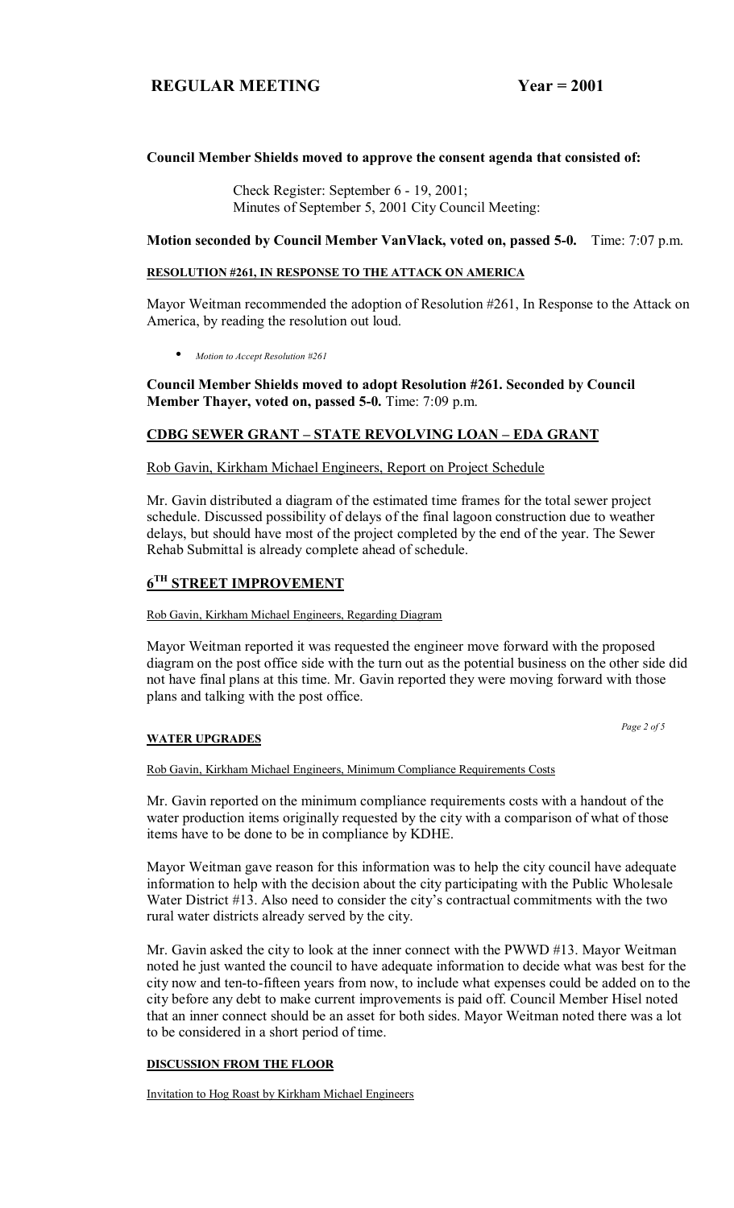**Council Member Shields moved to approve the consent agenda that consisted of:**

Check Register: September 6 - 19, 2001;
Minutes of September 5, 2001 City Council Meeting:

**Motion seconded by Council Member VanVlack, voted on, passed 5-0.** Time: 7:07 p.m.

**RESOLUTION #261, IN RESPONSE TO THE ATTACK ON AMERICA**

Mayor Weitman recommended the adoption of Resolution #261, In Response to the Attack on America, by reading the resolution out loud.

- *Motion to Accept Resolution #261*

**Council Member Shields moved to adopt Resolution #261. Seconded by Council Member Thayer, voted on, passed 5-0.** Time: 7:09 p.m.

## CDBG SEWER GRANT – STATE REVOLVING LOAN – EDA GRANT

Rob Gavin, Kirkham Michael Engineers, Report on Project Schedule

Mr. Gavin distributed a diagram of the estimated time frames for the total sewer project schedule. Discussed possibility of delays of the final lagoon construction due to weather delays, but should have most of the project completed by the end of the year. The Sewer Rehab Submittal is already complete ahead of schedule.

## 6TH STREET IMPROVEMENT

Rob Gavin, Kirkham Michael Engineers, Regarding Diagram

Mayor Weitman reported it was requested the engineer move forward with the proposed diagram on the post office side with the turn out as the potential business on the other side did not have final plans at this time. Mr. Gavin reported they were moving forward with those plans and talking with the post office.

**WATER UPGRADES**

Rob Gavin, Kirkham Michael Engineers, Minimum Compliance Requirements Costs

Mr. Gavin reported on the minimum compliance requirements costs with a handout of the water production items originally requested by the city with a comparison of what of those items have to be done to be in compliance by KDHE.

Mayor Weitman gave reason for this information was to help the city council have adequate information to help with the decision about the city participating with the Public Wholesale Water District #13. Also need to consider the city's contractual commitments with the two rural water districts already served by the city.

Mr. Gavin asked the city to look at the inner connect with the PWWD #13. Mayor Weitman noted he just wanted the council to have adequate information to decide what was best for the city now and ten-to-fifteen years from now, to include what expenses could be added on to the city before any debt to make current improvements is paid off. Council Member Hisel noted that an inner connect should be an asset for both sides. Mayor Weitman noted there was a lot to be considered in a short period of time.

**DISCUSSION FROM THE FLOOR**

Invitation to Hog Roast by Kirkham Michael Engineers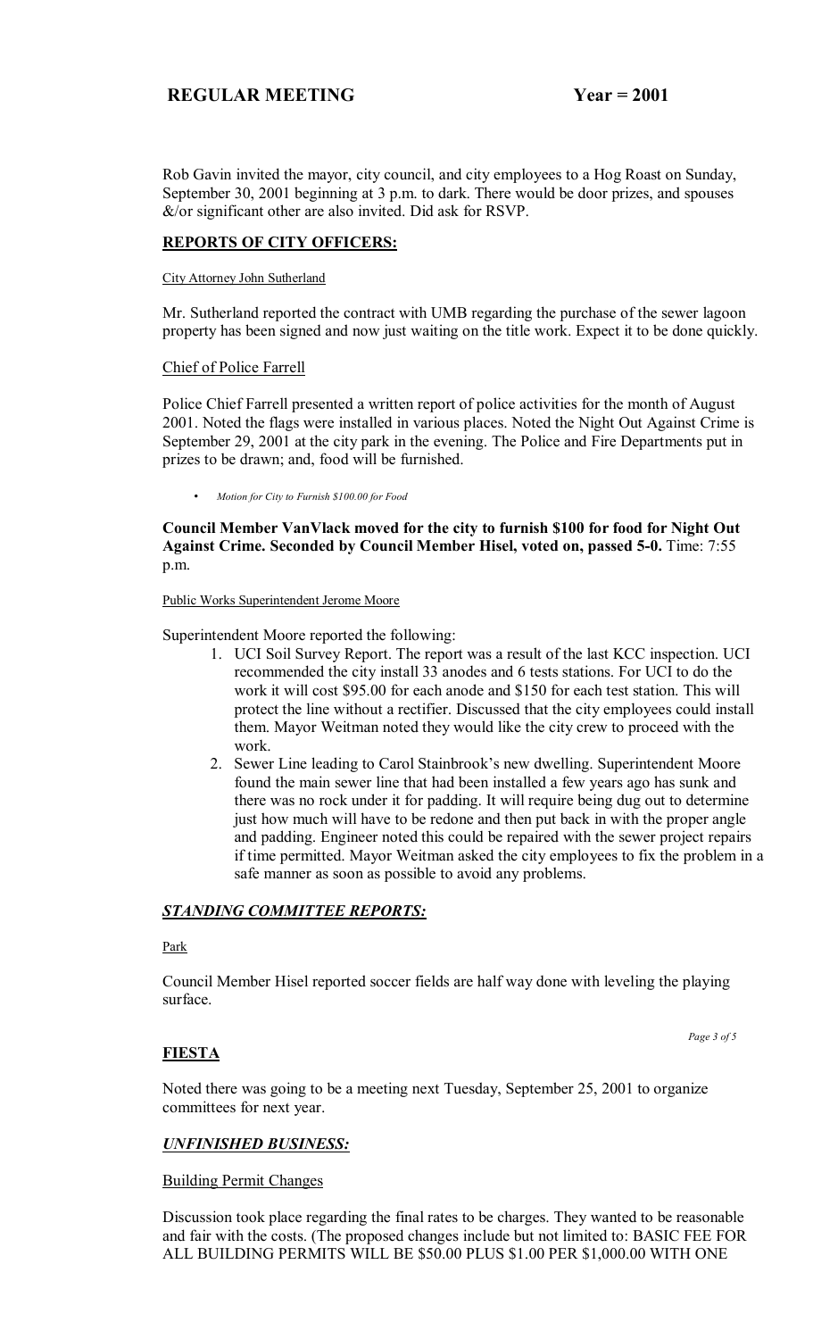Rob Gavin invited the mayor, city council, and city employees to a Hog Roast on Sunday, September 30, 2001 beginning at 3 p.m. to dark. There would be door prizes, and spouses &/or significant other are also invited. Did ask for RSVP.

## REPORTS OF CITY OFFICERS:

City Attorney John Sutherland

Mr. Sutherland reported the contract with UMB regarding the purchase of the sewer lagoon property has been signed and now just waiting on the title work. Expect it to be done quickly.

Chief of Police Farrell

Police Chief Farrell presented a written report of police activities for the month of August 2001. Noted the flags were installed in various places. Noted the Night Out Against Crime is September 29, 2001 at the city park in the evening. The Police and Fire Departments put in prizes to be drawn; and, food will be furnished.

- *Motion for City to Furnish $100.00 for Food*

**Council Member VanVlack moved for the city to furnish $100 for food for Night Out Against Crime. Seconded by Council Member Hisel, voted on, passed 5-0.** Time: 7:55 p.m.

Public Works Superintendent Jerome Moore

Superintendent Moore reported the following:

1. UCI Soil Survey Report. The report was a result of the last KCC inspection. UCI recommended the city install 33 anodes and 6 tests stations. For UCI to do the work it will cost $95.00 for each anode and $150 for each test station. This will protect the line without a rectifier. Discussed that the city employees could install them. Mayor Weitman noted they would like the city crew to proceed with the work.
2. Sewer Line leading to Carol Stainbrook's new dwelling. Superintendent Moore found the main sewer line that had been installed a few years ago has sunk and there was no rock under it for padding. It will require being dug out to determine just how much will have to be redone and then put back in with the proper angle and padding. Engineer noted this could be repaired with the sewer project repairs if time permitted. Mayor Weitman asked the city employees to fix the problem in a safe manner as soon as possible to avoid any problems.

## *STANDING COMMITTEE REPORTS:*

Park

Council Member Hisel reported soccer fields are half way done with leveling the playing surface.

## FIESTA

Noted there was going to be a meeting next Tuesday, September 25, 2001 to organize committees for next year.

## *UNFINISHED BUSINESS:*

Building Permit Changes

Discussion took place regarding the final rates to be charges. They wanted to be reasonable and fair with the costs. (The proposed changes include but not limited to: BASIC FEE FOR ALL BUILDING PERMITS WILL BE $50.00 PLUS $1.00 PER $1,000.00 WITH ONE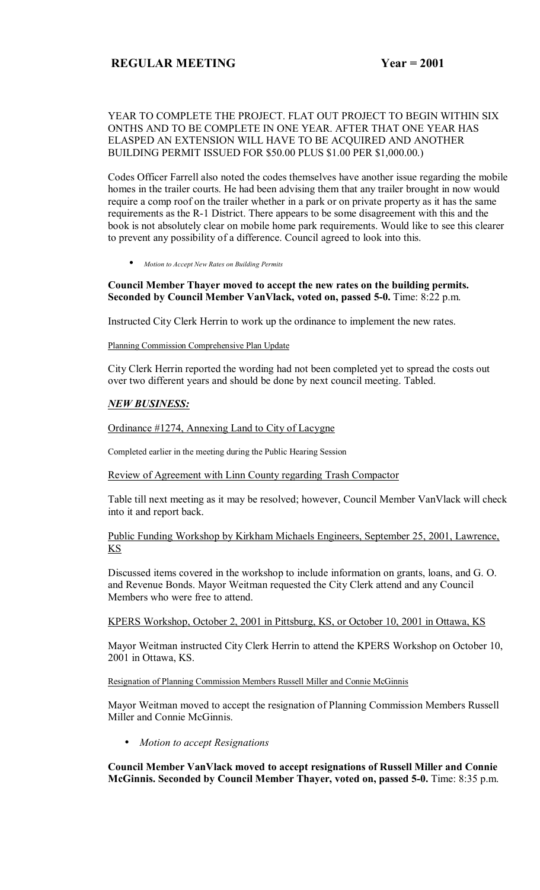YEAR TO COMPLETE THE PROJECT. FLAT OUT PROJECT TO BEGIN WITHIN SIX ONTHS AND TO BE COMPLETE IN ONE YEAR. AFTER THAT ONE YEAR HAS ELASPED AN EXTENSION WILL HAVE TO BE ACQUIRED AND ANOTHER BUILDING PERMIT ISSUED FOR $50.00 PLUS $1.00 PER $1,000.00.)

Codes Officer Farrell also noted the codes themselves have another issue regarding the mobile homes in the trailer courts. He had been advising them that any trailer brought in now would require a comp roof on the trailer whether in a park or on private property as it has the same requirements as the R-1 District. There appears to be some disagreement with this and the book is not absolutely clear on mobile home park requirements. Would like to see this clearer to prevent any possibility of a difference. Council agreed to look into this.

- *Motion to Accept New Rates on Building Permits*

**Council Member Thayer moved to accept the new rates on the building permits. Seconded by Council Member VanVlack, voted on, passed 5-0.** Time: 8:22 p.m.

Instructed City Clerk Herrin to work up the ordinance to implement the new rates.

Planning Commission Comprehensive Plan Update

City Clerk Herrin reported the wording had not been completed yet to spread the costs out over two different years and should be done by next council meeting. Tabled.

***NEW BUSINESS:***

Ordinance #1274, Annexing Land to City of Lacygne

Completed earlier in the meeting during the Public Hearing Session

Review of Agreement with Linn County regarding Trash Compactor

Table till next meeting as it may be resolved; however, Council Member VanVlack will check into it and report back.

Public Funding Workshop by Kirkham Michaels Engineers, September 25, 2001, Lawrence, KS

Discussed items covered in the workshop to include information on grants, loans, and G. O. and Revenue Bonds. Mayor Weitman requested the City Clerk attend and any Council Members who were free to attend.

KPERS Workshop, October 2, 2001 in Pittsburg, KS, or October 10, 2001 in Ottawa, KS

Mayor Weitman instructed City Clerk Herrin to attend the KPERS Workshop on October 10, 2001 in Ottawa, KS.

Resignation of Planning Commission Members Russell Miller and Connie McGinnis

Mayor Weitman moved to accept the resignation of Planning Commission Members Russell Miller and Connie McGinnis.

- *Motion to accept Resignations*

**Council Member VanVlack moved to accept resignations of Russell Miller and Connie McGinnis. Seconded by Council Member Thayer, voted on, passed 5-0.** Time: 8:35 p.m.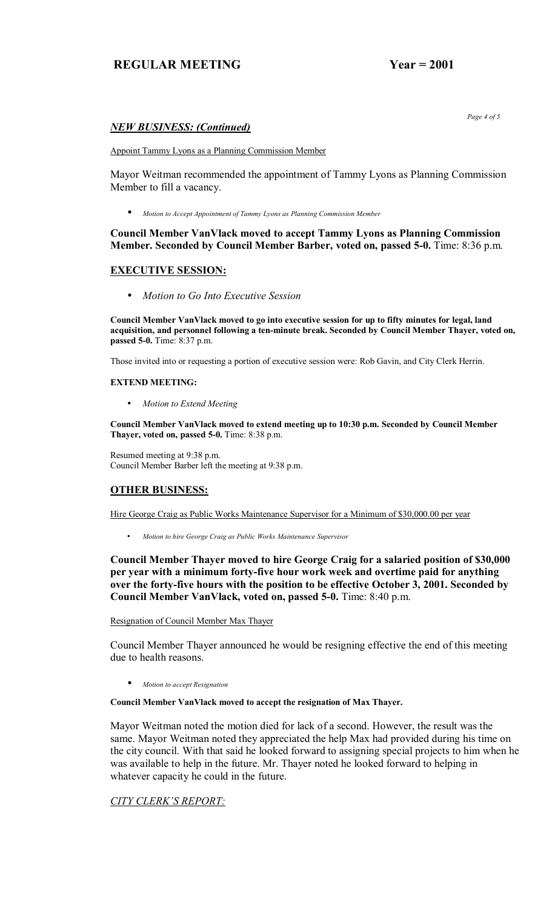### *NEW BUSINESS: (Continued)*

Appoint Tammy Lyons as a Planning Commission Member

Mayor Weitman recommended the appointment of Tammy Lyons as Planning Commission Member to fill a vacancy.

- *Motion to Accept Appointment of Tammy Lyons as Planning Commission Member*

**Council Member VanVlack moved to accept Tammy Lyons as Planning Commission Member. Seconded by Council Member Barber, voted on, passed 5-0.** Time: 8:36 p.m.

## EXECUTIVE SESSION:

- *Motion to Go Into Executive Session*

**Council Member VanVlack moved to go into executive session for up to fifty minutes for legal, land acquisition, and personnel following a ten-minute break. Seconded by Council Member Thayer, voted on, passed 5-0.** Time: 8:37 p.m.

Those invited into or requesting a portion of executive session were: Rob Gavin, and City Clerk Herrin.

**EXTEND MEETING:**

- *Motion to Extend Meeting*

**Council Member VanVlack moved to extend meeting up to 10:30 p.m. Seconded by Council Member Thayer, voted on, passed 5-0.** Time: 8:38 p.m.

Resumed meeting at 9:38 p.m.
Council Member Barber left the meeting at 9:38 p.m.

## OTHER BUSINESS:

Hire George Craig as Public Works Maintenance Supervisor for a Minimum of $30,000.00 per year

- *Motion to hire George Craig as Public Works Maintenance Supervisor*

**Council Member Thayer moved to hire George Craig for a salaried position of $30,000 per year with a minimum forty-five hour work week and overtime paid for anything over the forty-five hours with the position to be effective October 3, 2001. Seconded by Council Member VanVlack, voted on, passed 5-0.** Time: 8:40 p.m.

Resignation of Council Member Max Thayer

Council Member Thayer announced he would be resigning effective the end of this meeting due to health reasons.

- *Motion to accept Resignation*

**Council Member VanVlack moved to accept the resignation of Max Thayer.**

Mayor Weitman noted the motion died for lack of a second. However, the result was the same. Mayor Weitman noted they appreciated the help Max had provided during his time on the city council. With that said he looked forward to assigning special projects to him when he was available to help in the future. Mr. Thayer noted he looked forward to helping in whatever capacity he could in the future.

*CITY CLERK'S REPORT:*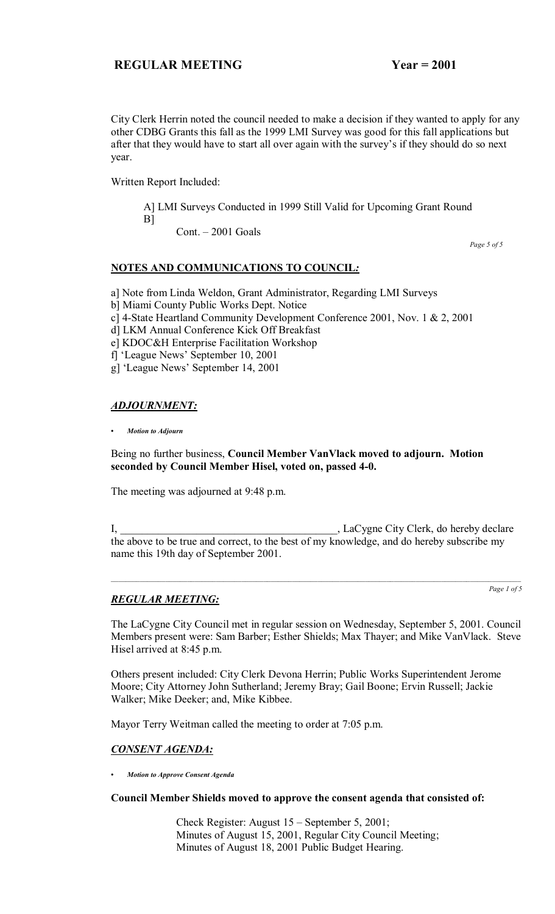City Clerk Herrin noted the council needed to make a decision if they wanted to apply for any other CDBG Grants this fall as the 1999 LMI Survey was good for this fall applications but after that they would have to start all over again with the survey's if they should do so next year.

Written Report Included:

> A] LMI Surveys Conducted in 1999 Still Valid for Upcoming Grant Round
> B]
> Cont. – 2001 Goals

## NOTES AND COMMUNICATIONS TO COUNCIL:

a] Note from Linda Weldon, Grant Administrator, Regarding LMI Surveys
b] Miami County Public Works Dept. Notice
c] 4-State Heartland Community Development Conference 2001, Nov. 1 & 2, 2001
d] LKM Annual Conference Kick Off Breakfast
e] KDOC&H Enterprise Facilitation Workshop
f] 'League News' September 10, 2001
g] 'League News' September 14, 2001

## *ADJOURNMENT:*

- ***Motion to Adjourn***

Being no further business, **Council Member VanVlack moved to adjourn. Motion seconded by Council Member Hisel, voted on, passed 4-0.**

The meeting was adjourned at 9:48 p.m.

I, ________________________________________, LaCygne City Clerk, do hereby declare the above to be true and correct, to the best of my knowledge, and do hereby subscribe my name this 19th day of September 2001.

---

## *REGULAR MEETING:*

The LaCygne City Council met in regular session on Wednesday, September 5, 2001. Council Members present were: Sam Barber; Esther Shields; Max Thayer; and Mike VanVlack. Steve Hisel arrived at 8:45 p.m.

Others present included: City Clerk Devona Herrin; Public Works Superintendent Jerome Moore; City Attorney John Sutherland; Jeremy Bray; Gail Boone; Ervin Russell; Jackie Walker; Mike Deeker; and, Mike Kibbee.

Mayor Terry Weitman called the meeting to order at 7:05 p.m.

## *CONSENT AGENDA:*

- ***Motion to Approve Consent Agenda***

**Council Member Shields moved to approve the consent agenda that consisted of:**

> Check Register: August 15 – September 5, 2001;
> Minutes of August 15, 2001, Regular City Council Meeting;
> Minutes of August 18, 2001 Public Budget Hearing.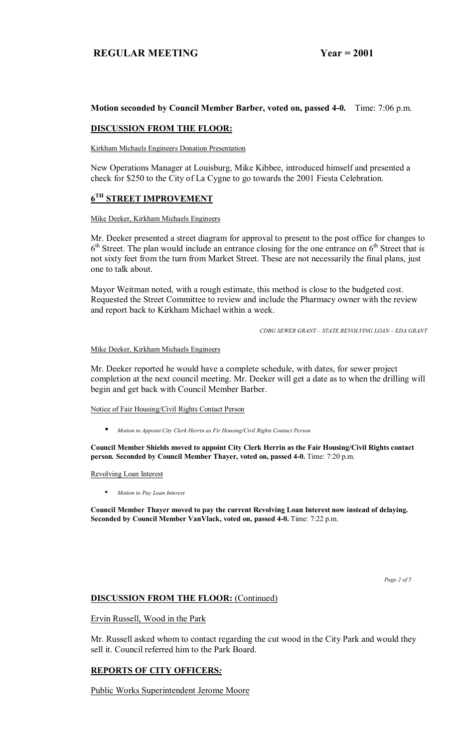**Motion seconded by Council Member Barber, voted on, passed 4-0.** Time: 7:06 p.m.

## DISCUSSION FROM THE FLOOR:

Kirkham Michaels Engineers Donation Presentation

New Operations Manager at Louisburg, Mike Kibbee, introduced himself and presented a check for $250 to the City of La Cygne to go towards the 2001 Fiesta Celebration.

## 6TH STREET IMPROVEMENT

Mike Deeker, Kirkham Michaels Engineers

Mr. Deeker presented a street diagram for approval to present to the post office for changes to 6th Street. The plan would include an entrance closing for the one entrance on 6th Street that is not sixty feet from the turn from Market Street. These are not necessarily the final plans, just one to talk about.

Mayor Weitman noted, with a rough estimate, this method is close to the budgeted cost. Requested the Street Committee to review and include the Pharmacy owner with the review and report back to Kirkham Michael within a week.

*CDBG SEWER GRANT – STATE REVOLVING LOAN – EDA GRANT*

Mike Deeker, Kirkham Michaels Engineers

Mr. Deeker reported he would have a complete schedule, with dates, for sewer project completion at the next council meeting. Mr. Deeker will get a date as to when the drilling will begin and get back with Council Member Barber.

Notice of Fair Housing/Civil Rights Contact Person

- *Motion to Appoint City Clerk Herrin as Fir Housing/Civil Rights Contact Person*

**Council Member Shields moved to appoint City Clerk Herrin as the Fair Housing/Civil Rights contact person. Seconded by Council Member Thayer, voted on, passed 4-0.** Time: 7:20 p.m.

Revolving Loan Interest

- *Motion to Pay Loan Interest*

**Council Member Thayer moved to pay the current Revolving Loan Interest now instead of delaying. Seconded by Council Member VanVlack, voted on, passed 4-0.** Time: 7:22 p.m.

## DISCUSSION FROM THE FLOOR: (Continued)

Ervin Russell, Wood in the Park

Mr. Russell asked whom to contact regarding the cut wood in the City Park and would they sell it. Council referred him to the Park Board.

## REPORTS OF CITY OFFICERS*:*

Public Works Superintendent Jerome Moore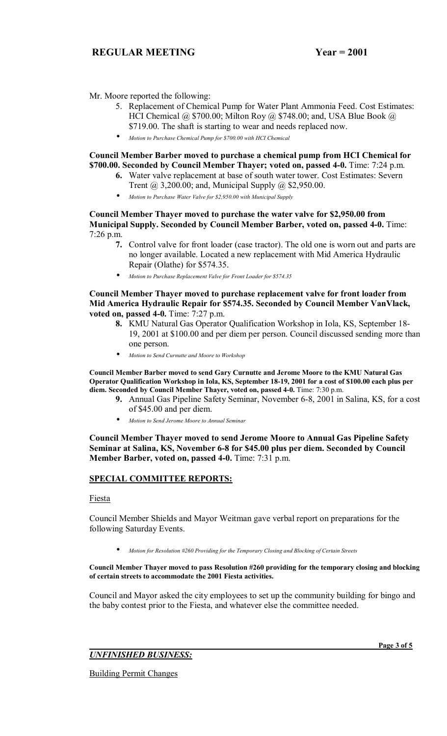Mr. Moore reported the following:

5. Replacement of Chemical Pump for Water Plant Ammonia Feed. Cost Estimates: HCI Chemical @ $700.00; Milton Roy @ $748.00; and, USA Blue Book @ $719.00. The shaft is starting to wear and needs replaced now.

- *Motion to Purchase Chemical Pump for $700.00 with HCI Chemical*

**Council Member Barber moved to purchase a chemical pump from HCI Chemical for $700.00. Seconded by Council Member Thayer; voted on, passed 4-0.** Time: 7:24 p.m.

6. Water valve replacement at base of south water tower. Cost Estimates: Severn Trent @ 3,200.00; and, Municipal Supply @ $2,950.00.

- *Motion to Purchase Water Valve for $2,950.00 with Municipal Supply*

**Council Member Thayer moved to purchase the water valve for $2,950.00 from Municipal Supply. Seconded by Council Member Barber, voted on, passed 4-0.** Time: 7:26 p.m.

7. Control valve for front loader (case tractor). The old one is worn out and parts are no longer available. Located a new replacement with Mid America Hydraulic Repair (Olathe) for $574.35.

- *Motion to Purchase Replacement Valve for Front Loader for $574.35*

**Council Member Thayer moved to purchase replacement valve for front loader from Mid America Hydraulic Repair for $574.35. Seconded by Council Member VanVlack, voted on, passed 4-0.** Time: 7:27 p.m.

8. KMU Natural Gas Operator Qualification Workshop in Iola, KS, September 18-19, 2001 at $100.00 and per diem per person. Council discussed sending more than one person.

- *Motion to Send Curnutte and Moore to Workshop*

**Council Member Barber moved to send Gary Curnutte and Jerome Moore to the KMU Natural Gas Operator Qualification Workshop in Iola, KS, September 18-19, 2001 for a cost of $100.00 each plus per diem. Seconded by Council Member Thayer, voted on, passed 4-0.** Time: 7:30 p.m.

9. Annual Gas Pipeline Safety Seminar, November 6-8, 2001 in Salina, KS, for a cost of $45.00 and per diem.

- *Motion to Send Jerome Moore to Annual Seminar*

**Council Member Thayer moved to send Jerome Moore to Annual Gas Pipeline Safety Seminar at Salina, KS, November 6-8 for $45.00 plus per diem. Seconded by Council Member Barber, voted on, passed 4-0.** Time: 7:31 p.m.

## SPECIAL COMMITTEE REPORTS:

Fiesta

Council Member Shields and Mayor Weitman gave verbal report on preparations for the following Saturday Events.

- *Motion for Resolution #260 Providing for the Temporary Closing and Blocking of Certain Streets*

**Council Member Thayer moved to pass Resolution #260 providing for the temporary closing and blocking of certain streets to accommodate the 2001 Fiesta activities.**

Council and Mayor asked the city employees to set up the community building for bingo and the baby contest prior to the Fiesta, and whatever else the committee needed.

## *UNFINISHED BUSINESS:*

Building Permit Changes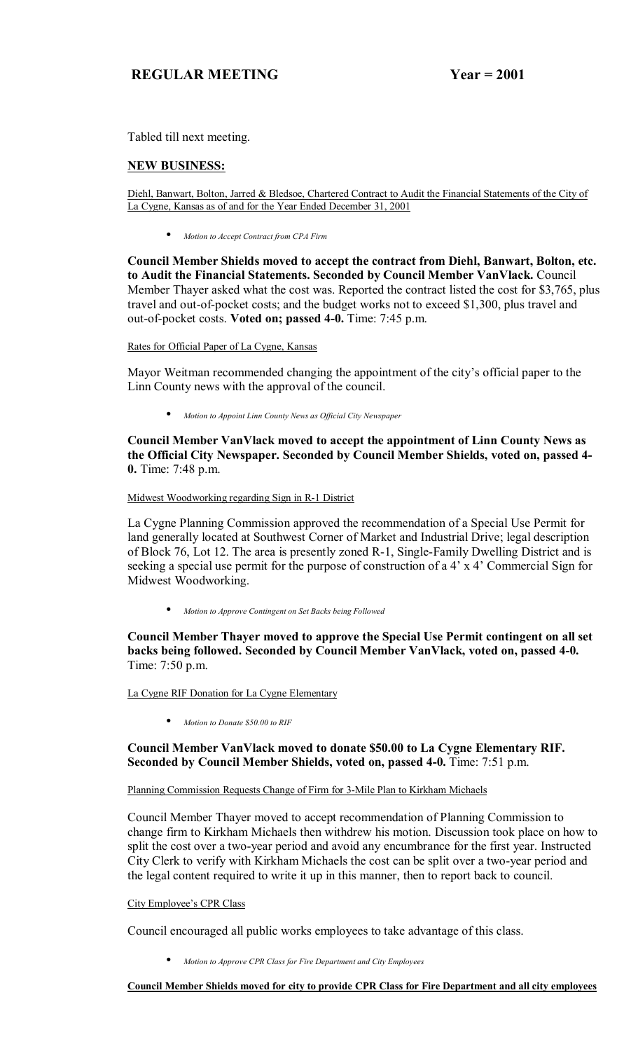Tabled till next meeting.

**NEW BUSINESS:**

Diehl, Banwart, Bolton, Jarred & Bledsoe, Chartered Contract to Audit the Financial Statements of the City of La Cygne, Kansas as of and for the Year Ended December 31, 2001

- *Motion to Accept Contract from CPA Firm*

**Council Member Shields moved to accept the contract from Diehl, Banwart, Bolton, etc. to Audit the Financial Statements. Seconded by Council Member VanVlack.** Council Member Thayer asked what the cost was. Reported the contract listed the cost for $3,765, plus travel and out-of-pocket costs; and the budget works not to exceed $1,300, plus travel and out-of-pocket costs. **Voted on; passed 4-0.** Time: 7:45 p.m.

Rates for Official Paper of La Cygne, Kansas

Mayor Weitman recommended changing the appointment of the city's official paper to the Linn County news with the approval of the council.

- *Motion to Appoint Linn County News as Official City Newspaper*

**Council Member VanVlack moved to accept the appointment of Linn County News as the Official City Newspaper. Seconded by Council Member Shields, voted on, passed 4-0.** Time: 7:48 p.m.

Midwest Woodworking regarding Sign in R-1 District

La Cygne Planning Commission approved the recommendation of a Special Use Permit for land generally located at Southwest Corner of Market and Industrial Drive; legal description of Block 76, Lot 12. The area is presently zoned R-1, Single-Family Dwelling District and is seeking a special use permit for the purpose of construction of a 4' x 4' Commercial Sign for Midwest Woodworking.

- *Motion to Approve Contingent on Set Backs being Followed*

**Council Member Thayer moved to approve the Special Use Permit contingent on all set backs being followed. Seconded by Council Member VanVlack, voted on, passed 4-0.** Time: 7:50 p.m.

La Cygne RIF Donation for La Cygne Elementary

- *Motion to Donate $50.00 to RIF*

**Council Member VanVlack moved to donate $50.00 to La Cygne Elementary RIF. Seconded by Council Member Shields, voted on, passed 4-0.** Time: 7:51 p.m.

Planning Commission Requests Change of Firm for 3-Mile Plan to Kirkham Michaels

Council Member Thayer moved to accept recommendation of Planning Commission to change firm to Kirkham Michaels then withdrew his motion. Discussion took place on how to split the cost over a two-year period and avoid any encumbrance for the first year. Instructed City Clerk to verify with Kirkham Michaels the cost can be split over a two-year period and the legal content required to write it up in this manner, then to report back to council.

City Employee's CPR Class

Council encouraged all public works employees to take advantage of this class.

- *Motion to Approve CPR Class for Fire Department and City Employees*

**Council Member Shields moved for city to provide CPR Class for Fire Department and all city employees**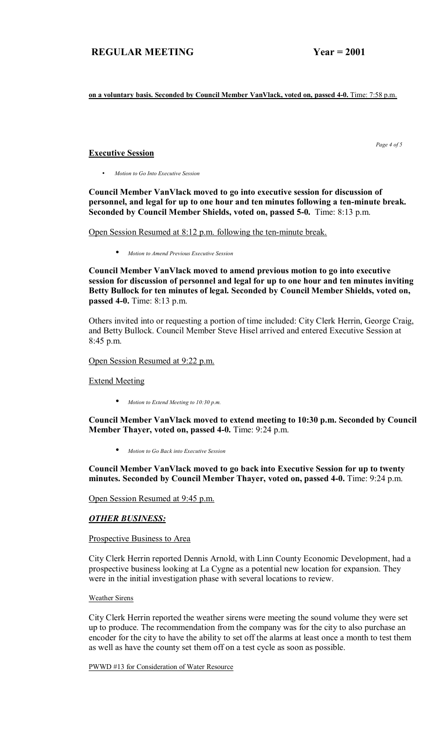**on a voluntary basis. Seconded by Council Member VanVlack, voted on, passed 4-0.** Time: 7:58 p.m.

## Executive Session

- *Motion to Go Into Executive Session*

**Council Member VanVlack moved to go into executive session for discussion of personnel, and legal for up to one hour and ten minutes following a ten-minute break. Seconded by Council Member Shields, voted on, passed 5-0.** Time: 8:13 p.m.

Open Session Resumed at 8:12 p.m. following the ten-minute break.

- *Motion to Amend Previous Executive Session*

**Council Member VanVlack moved to amend previous motion to go into executive session for discussion of personnel and legal for up to one hour and ten minutes inviting Betty Bullock for ten minutes of legal. Seconded by Council Member Shields, voted on, passed 4-0.** Time: 8:13 p.m.

Others invited into or requesting a portion of time included: City Clerk Herrin, George Craig, and Betty Bullock. Council Member Steve Hisel arrived and entered Executive Session at 8:45 p.m.

Open Session Resumed at 9:22 p.m.

Extend Meeting

- *Motion to Extend Meeting to 10:30 p.m.*

**Council Member VanVlack moved to extend meeting to 10:30 p.m. Seconded by Council Member Thayer, voted on, passed 4-0.** Time: 9:24 p.m.

- *Motion to Go Back into Executive Session*

**Council Member VanVlack moved to go back into Executive Session for up to twenty minutes. Seconded by Council Member Thayer, voted on, passed 4-0.** Time: 9:24 p.m.

Open Session Resumed at 9:45 p.m.

## ***OTHER BUSINESS:***

Prospective Business to Area

City Clerk Herrin reported Dennis Arnold, with Linn County Economic Development, had a prospective business looking at La Cygne as a potential new location for expansion. They were in the initial investigation phase with several locations to review.

Weather Sirens

City Clerk Herrin reported the weather sirens were meeting the sound volume they were set up to produce. The recommendation from the company was for the city to also purchase an encoder for the city to have the ability to set off the alarms at least once a month to test them as well as have the county set them off on a test cycle as soon as possible.

PWWD #13 for Consideration of Water Resource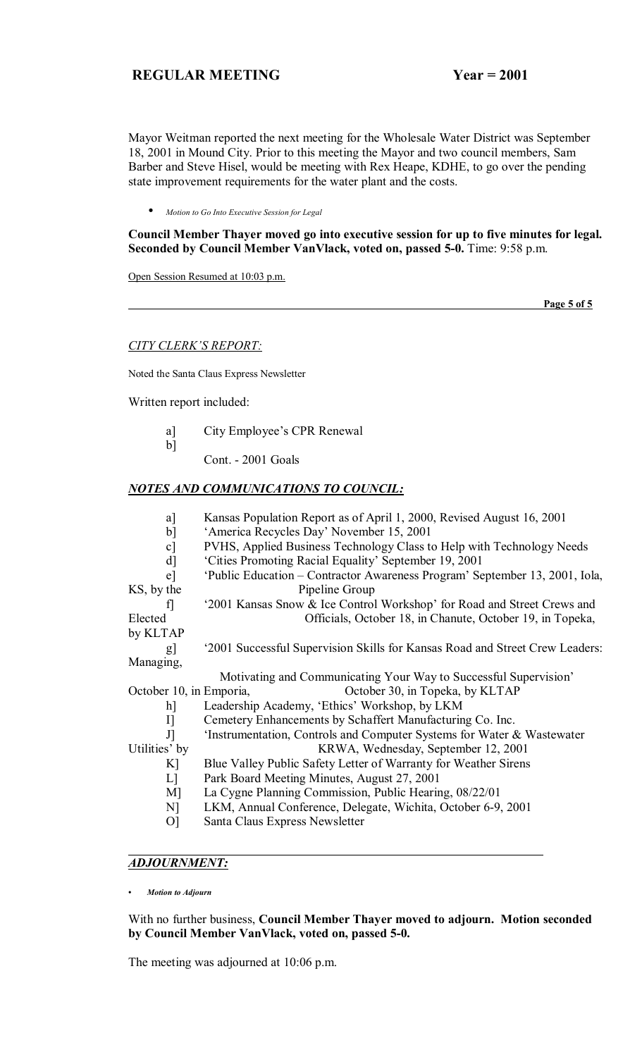Mayor Weitman reported the next meeting for the Wholesale Water District was September 18, 2001 in Mound City. Prior to this meeting the Mayor and two council members, Sam Barber and Steve Hisel, would be meeting with Rex Heape, KDHE, to go over the pending state improvement requirements for the water plant and the costs.

- *Motion to Go Into Executive Session for Legal*

**Council Member Thayer moved go into executive session for up to five minutes for legal. Seconded by Council Member VanVlack, voted on, passed 5-0.** Time: 9:58 p.m.

Open Session Resumed at 10:03 p.m.

*CITY CLERK'S REPORT:*

Noted the Santa Claus Express Newsletter

Written report included:

a] City Employee's CPR Renewal
b] Cont. - 2001 Goals

***NOTES AND COMMUNICATIONS TO COUNCIL:***

a] Kansas Population Report as of April 1, 2000, Revised August 16, 2001
b] 'America Recycles Day' November 15, 2001
c] PVHS, Applied Business Technology Class to Help with Technology Needs
d] 'Cities Promoting Racial Equality' September 19, 2001
e] 'Public Education – Contractor Awareness Program' September 13, 2001, Iola, KS, by the Pipeline Group
f] '2001 Kansas Snow & Ice Control Workshop' for Road and Street Crews and Elected Officials, October 18, in Chanute, October 19, in Topeka, by KLTAP
g] '2001 Successful Supervision Skills for Kansas Road and Street Crew Leaders: Managing, Motivating and Communicating Your Way to Successful Supervision' October 10, in Emporia, October 30, in Topeka, by KLTAP
h] Leadership Academy, 'Ethics' Workshop, by LKM
I] Cemetery Enhancements by Schaffert Manufacturing Co. Inc.
J] 'Instrumentation, Controls and Computer Systems for Water & Wastewater Utilities' by KRWA, Wednesday, September 12, 2001
K] Blue Valley Public Safety Letter of Warranty for Weather Sirens
L] Park Board Meeting Minutes, August 27, 2001
M] La Cygne Planning Commission, Public Hearing, 08/22/01
N] LKM, Annual Conference, Delegate, Wichita, October 6-9, 2001
O] Santa Claus Express Newsletter

***ADJOURNMENT:***

- ***Motion to Adjourn***

With no further business, **Council Member Thayer moved to adjourn. Motion seconded by Council Member VanVlack, voted on, passed 5-0.**

The meeting was adjourned at 10:06 p.m.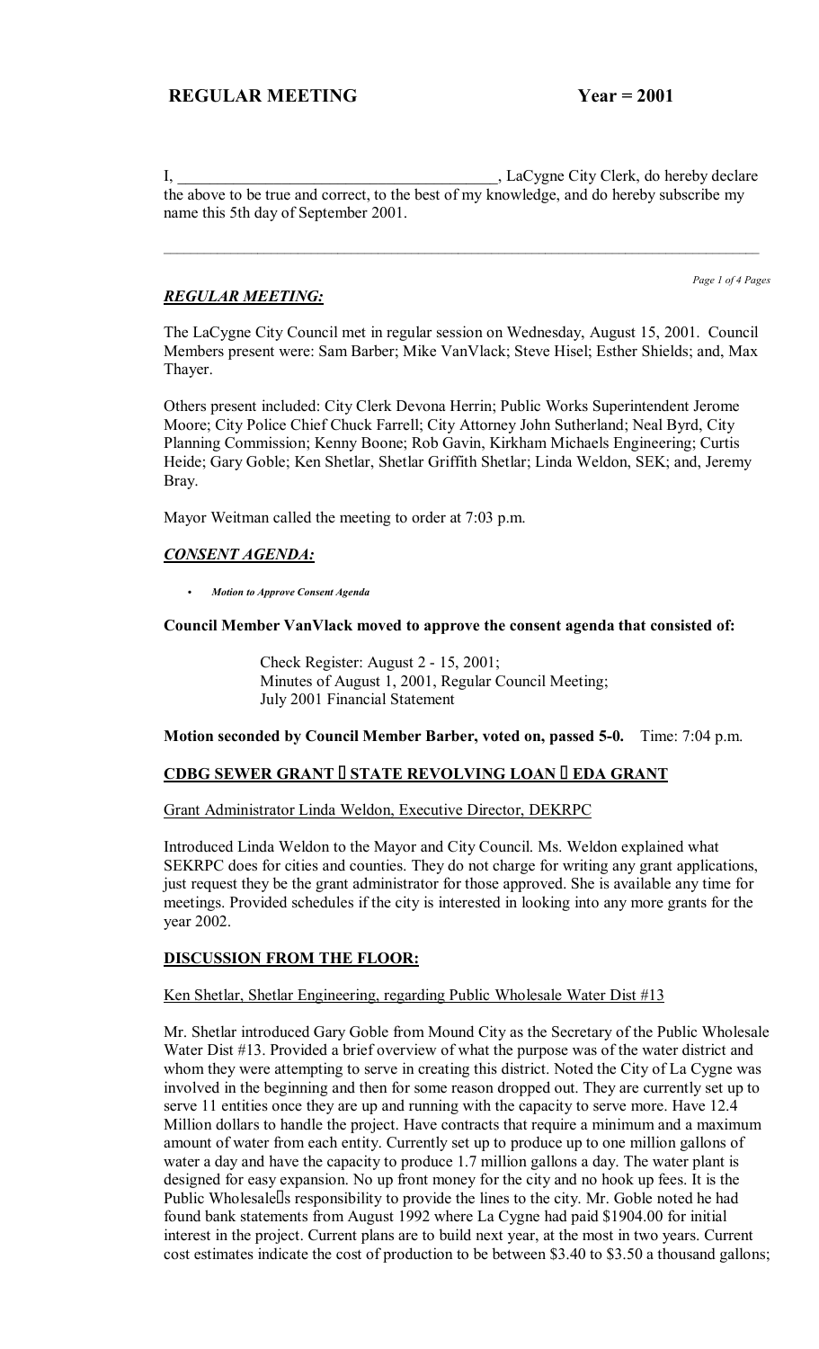**REGULAR MEETING Year = 2001**

I, \_\_\_\_\_\_\_\_\_\_\_\_\_\_\_\_\_\_\_\_\_\_\_\_\_\_\_\_\_\_\_\_\_\_\_\_\_\_\_\_, LaCygne City Clerk, do hereby declare the above to be true and correct, to the best of my knowledge, and do hereby subscribe my name this 5th day of September 2001.

---

***REGULAR MEETING:***

The LaCygne City Council met in regular session on Wednesday, August 15, 2001. Council Members present were: Sam Barber; Mike VanVlack; Steve Hisel; Esther Shields; and, Max Thayer.

Others present included: City Clerk Devona Herrin; Public Works Superintendent Jerome Moore; City Police Chief Chuck Farrell; City Attorney John Sutherland; Neal Byrd, City Planning Commission; Kenny Boone; Rob Gavin, Kirkham Michaels Engineering; Curtis Heide; Gary Goble; Ken Shetlar, Shetlar Griffith Shetlar; Linda Weldon, SEK; and, Jeremy Bray.

Mayor Weitman called the meeting to order at 7:03 p.m.

***CONSENT AGENDA:***

- ***Motion to Approve Consent Agenda***

**Council Member VanVlack moved to approve the consent agenda that consisted of:**

> Check Register: August 2 - 15, 2001;
> Minutes of August 1, 2001, Regular Council Meeting;
> July 2001 Financial Statement

**Motion seconded by Council Member Barber, voted on, passed 5-0.** Time: 7:04 p.m.

**CDBG SEWER GRANT – STATE REVOLVING LOAN – EDA GRANT**

Grant Administrator Linda Weldon, Executive Director, DEKRPC

Introduced Linda Weldon to the Mayor and City Council. Ms. Weldon explained what SEKRPC does for cities and counties. They do not charge for writing any grant applications, just request they be the grant administrator for those approved. She is available any time for meetings. Provided schedules if the city is interested in looking into any more grants for the year 2002.

**DISCUSSION FROM THE FLOOR:**

Ken Shetlar, Shetlar Engineering, regarding Public Wholesale Water Dist #13

Mr. Shetlar introduced Gary Goble from Mound City as the Secretary of the Public Wholesale Water Dist #13. Provided a brief overview of what the purpose was of the water district and whom they were attempting to serve in creating this district. Noted the City of La Cygne was involved in the beginning and then for some reason dropped out. They are currently set up to serve 11 entities once they are up and running with the capacity to serve more. Have 12.4 Million dollars to handle the project. Have contracts that require a minimum and a maximum amount of water from each entity. Currently set up to produce up to one million gallons of water a day and have the capacity to produce 1.7 million gallons a day. The water plant is designed for easy expansion. No up front money for the city and no hook up fees. It is the Public Wholesale's responsibility to provide the lines to the city. Mr. Goble noted he had found bank statements from August 1992 where La Cygne had paid $1904.00 for initial interest in the project. Current plans are to build next year, at the most in two years. Current cost estimates indicate the cost of production to be between $3.40 to $3.50 a thousand gallons;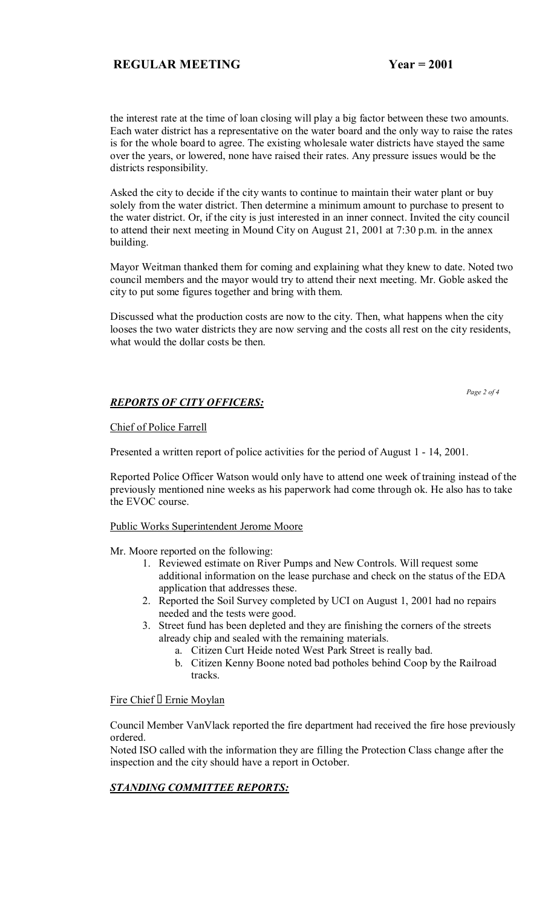the interest rate at the time of loan closing will play a big factor between these two amounts. Each water district has a representative on the water board and the only way to raise the rates is for the whole board to agree. The existing wholesale water districts have stayed the same over the years, or lowered, none have raised their rates. Any pressure issues would be the districts responsibility.

Asked the city to decide if the city wants to continue to maintain their water plant or buy solely from the water district. Then determine a minimum amount to purchase to present to the water district. Or, if the city is just interested in an inner connect. Invited the city council to attend their next meeting in Mound City on August 21, 2001 at 7:30 p.m. in the annex building.

Mayor Weitman thanked them for coming and explaining what they knew to date. Noted two council members and the mayor would try to attend their next meeting. Mr. Goble asked the city to put some figures together and bring with them.

Discussed what the production costs are now to the city. Then, what happens when the city looses the two water districts they are now serving and the costs all rest on the city residents, what would the dollar costs be then.

## ***REPORTS OF CITY OFFICERS:***

Chief of Police Farrell

Presented a written report of police activities for the period of August 1 - 14, 2001.

Reported Police Officer Watson would only have to attend one week of training instead of the previously mentioned nine weeks as his paperwork had come through ok. He also has to take the EVOC course.

Public Works Superintendent Jerome Moore

Mr. Moore reported on the following:

1. Reviewed estimate on River Pumps and New Controls. Will request some additional information on the lease purchase and check on the status of the EDA application that addresses these.
2. Reported the Soil Survey completed by UCI on August 1, 2001 had no repairs needed and the tests were good.
3. Street fund has been depleted and they are finishing the corners of the streets already chip and sealed with the remaining materials.
   a. Citizen Curt Heide noted West Park Street is really bad.
   b. Citizen Kenny Boone noted bad potholes behind Coop by the Railroad tracks.

Fire Chief  Ernie Moylan

Council Member VanVlack reported the fire department had received the fire hose previously ordered.
Noted ISO called with the information they are filling the Protection Class change after the inspection and the city should have a report in October.

## ***STANDING COMMITTEE REPORTS:***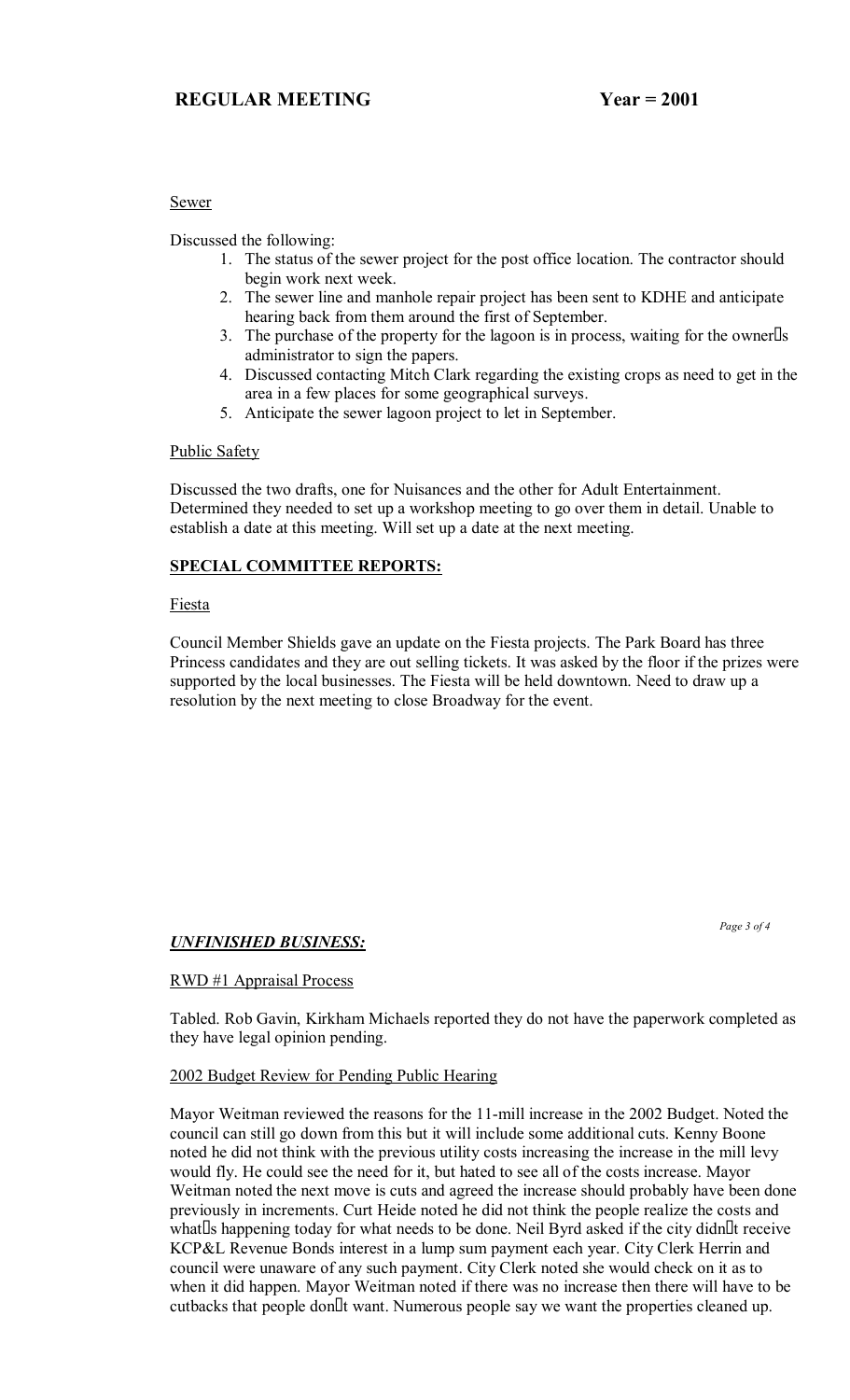Sewer

Discussed the following:

1. The status of the sewer project for the post office location. The contractor should begin work next week.
2. The sewer line and manhole repair project has been sent to KDHE and anticipate hearing back from them around the first of September.
3. The purchase of the property for the lagoon is in process, waiting for the owner's administrator to sign the papers.
4. Discussed contacting Mitch Clark regarding the existing crops as need to get in the area in a few places for some geographical surveys.
5. Anticipate the sewer lagoon project to let in September.

Public Safety

Discussed the two drafts, one for Nuisances and the other for Adult Entertainment. Determined they needed to set up a workshop meeting to go over them in detail. Unable to establish a date at this meeting. Will set up a date at the next meeting.

**SPECIAL COMMITTEE REPORTS:**

Fiesta

Council Member Shields gave an update on the Fiesta projects. The Park Board has three Princess candidates and they are out selling tickets. It was asked by the floor if the prizes were supported by the local businesses. The Fiesta will be held downtown. Need to draw up a resolution by the next meeting to close Broadway for the event.

***UNFINISHED BUSINESS:***

RWD #1 Appraisal Process

Tabled. Rob Gavin, Kirkham Michaels reported they do not have the paperwork completed as they have legal opinion pending.

2002 Budget Review for Pending Public Hearing

Mayor Weitman reviewed the reasons for the 11-mill increase in the 2002 Budget. Noted the council can still go down from this but it will include some additional cuts. Kenny Boone noted he did not think with the previous utility costs increasing the increase in the mill levy would fly. He could see the need for it, but hated to see all of the costs increase. Mayor Weitman noted the next move is cuts and agreed the increase should probably have been done previously in increments. Curt Heide noted he did not think the people realize the costs and what's happening today for what needs to be done. Neil Byrd asked if the city didn't receive KCP&L Revenue Bonds interest in a lump sum payment each year. City Clerk Herrin and council were unaware of any such payment. City Clerk noted she would check on it as to when it did happen. Mayor Weitman noted if there was no increase then there will have to be cutbacks that people don't want. Numerous people say we want the properties cleaned up.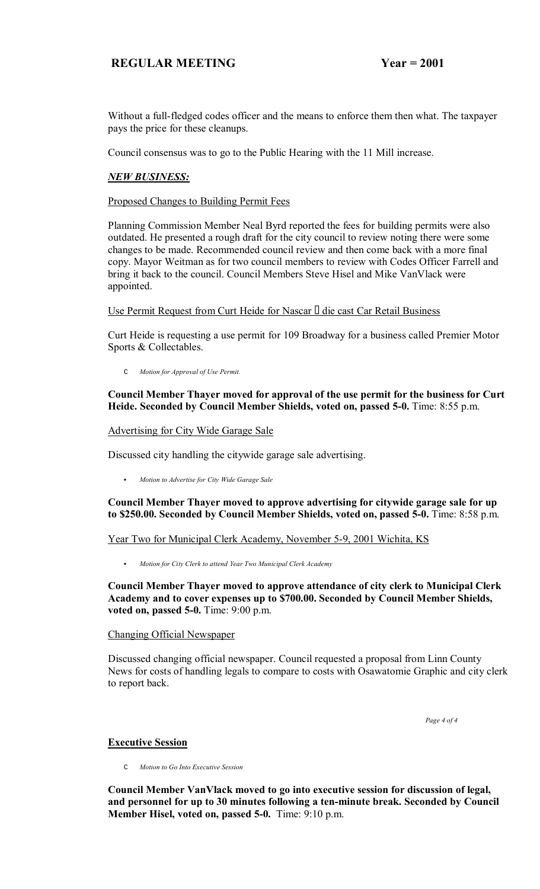Without a full-fledged codes officer and the means to enforce them then what. The taxpayer pays the price for these cleanups.

Council consensus was to go to the Public Hearing with the 11 Mill increase.

## ***NEW BUSINESS:***

Proposed Changes to Building Permit Fees

Planning Commission Member Neal Byrd reported the fees for building permits were also outdated. He presented a rough draft for the city council to review noting there were some changes to be made. Recommended council review and then come back with a more final copy. Mayor Weitman as for two council members to review with Codes Officer Farrell and bring it back to the council. Council Members Steve Hisel and Mike VanVlack were appointed.

Use Permit Request from Curt Heide for Nascar  die cast Car Retail Business

Curt Heide is requesting a use permit for 109 Broadway for a business called Premier Motor Sports & Collectables.

- *Motion for Approval of Use Permit.*

**Council Member Thayer moved for approval of the use permit for the business for Curt Heide. Seconded by Council Member Shields, voted on, passed 5-0.** Time: 8:55 p.m.

Advertising for City Wide Garage Sale

Discussed city handling the citywide garage sale advertising.

- *Motion to Advertise for City Wide Garage Sale*

**Council Member Thayer moved to approve advertising for citywide garage sale for up to $250.00. Seconded by Council Member Shields, voted on, passed 5-0.** Time: 8:58 p.m.

Year Two for Municipal Clerk Academy, November 5-9, 2001 Wichita, KS

- *Motion for City Clerk to attend Year Two Municipal Clerk Academy*

**Council Member Thayer moved to approve attendance of city clerk to Municipal Clerk Academy and to cover expenses up to $700.00. Seconded by Council Member Shields, voted on, passed 5-0.** Time: 9:00 p.m.

Changing Official Newspaper

Discussed changing official newspaper. Council requested a proposal from Linn County News for costs of handling legals to compare to costs with Osawatomie Graphic and city clerk to report back.

## Executive Session

- *Motion to Go Into Executive Session*

**Council Member VanVlack moved to go into executive session for discussion of legal, and personnel for up to 30 minutes following a ten-minute break. Seconded by Council Member Hisel, voted on, passed 5-0.** Time: 9:10 p.m.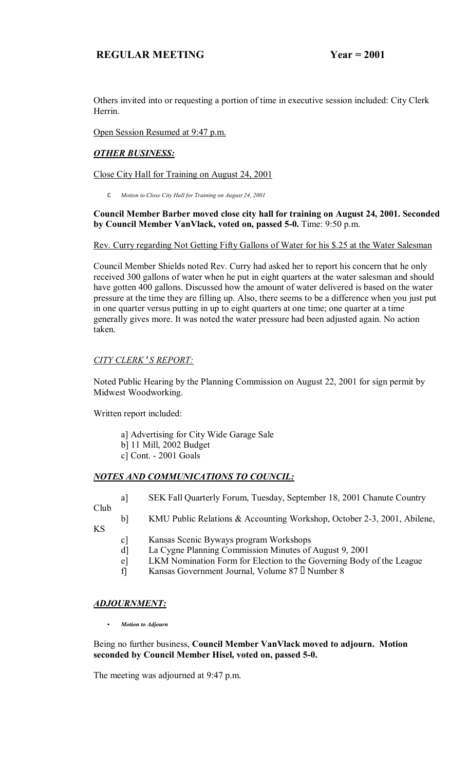Others invited into or requesting a portion of time in executive session included: City Clerk Herrin.

Open Session Resumed at 9:47 p.m.

## *OTHER BUSINESS:*

Close City Hall for Training on August 24, 2001

- *Motion to Close City Hall for Training on August 24, 2001*

**Council Member Barber moved close city hall for training on August 24, 2001. Seconded by Council Member VanVlack, voted on, passed 5-0.** Time: 9:50 p.m.

Rev. Curry regarding Not Getting Fifty Gallons of Water for his $.25 at the Water Salesman

Council Member Shields noted Rev. Curry had asked her to report his concern that he only received 300 gallons of water when he put in eight quarters at the water salesman and should have gotten 400 gallons. Discussed how the amount of water delivered is based on the water pressure at the time they are filling up. Also, there seems to be a difference when you just put in one quarter versus putting in up to eight quarters at one time; one quarter at a time generally gives more. It was noted the water pressure had been adjusted again. No action taken.

## *CITY CLERK'S REPORT:*

Noted Public Hearing by the Planning Commission on August 22, 2001 for sign permit by Midwest Woodworking.

Written report included:

a] Advertising for City Wide Garage Sale
b] 11 Mill, 2002 Budget
c] Cont. - 2001 Goals

## *NOTES AND COMMUNICATIONS TO COUNCIL:*

a] SEK Fall Quarterly Forum, Tuesday, September 18, 2001 Chanute Country Club
b] KMU Public Relations & Accounting Workshop, October 2-3, 2001, Abilene, KS
c] Kansas Scenic Byways program Workshops
d] La Cygne Planning Commission Minutes of August 9, 2001
e] LKM Nomination Form for Election to the Governing Body of the League
f] Kansas Government Journal, Volume 87 – Number 8

## *ADJOURNMENT:*

- *Motion to Adjourn*

Being no further business, **Council Member VanVlack moved to adjourn. Motion seconded by Council Member Hisel, voted on, passed 5-0.**

The meeting was adjourned at 9:47 p.m.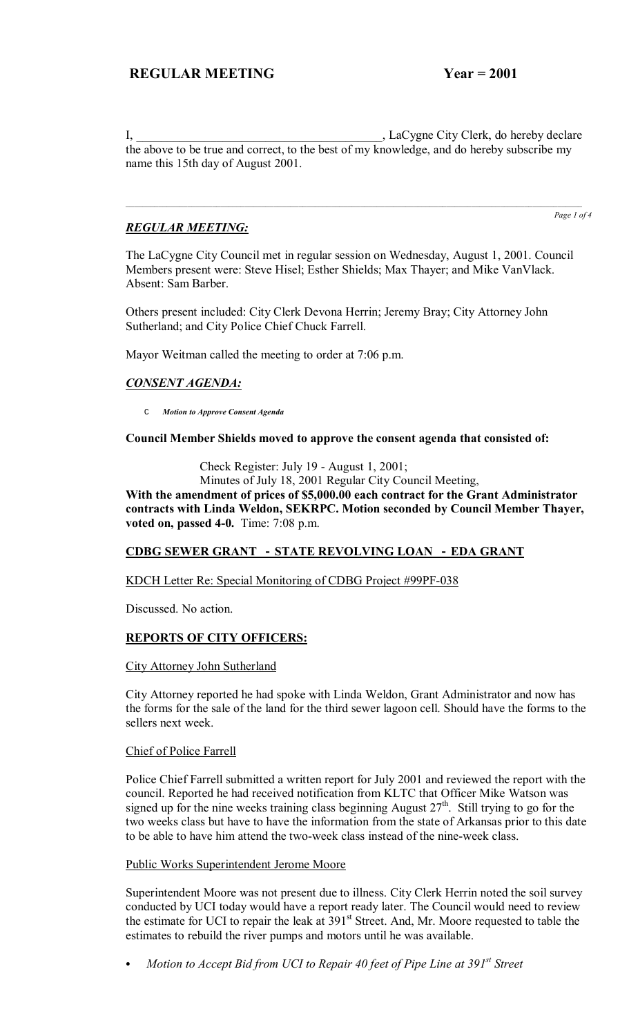I, _______________________________________, LaCygne City Clerk, do hereby declare the above to be true and correct, to the best of my knowledge, and do hereby subscribe my name this 15th day of August 2001.

---

## *REGULAR MEETING:*

The LaCygne City Council met in regular session on Wednesday, August 1, 2001. Council Members present were: Steve Hisel; Esther Shields; Max Thayer; and Mike VanVlack. Absent: Sam Barber.

Others present included: City Clerk Devona Herrin; Jeremy Bray; City Attorney John Sutherland; and City Police Chief Chuck Farrell.

Mayor Weitman called the meeting to order at 7:06 p.m.

## *CONSENT AGENDA:*

- ***Motion to Approve Consent Agenda***

**Council Member Shields moved to approve the consent agenda that consisted of:**

Check Register: July 19 - August 1, 2001;
Minutes of July 18, 2001 Regular City Council Meeting,

**With the amendment of prices of $5,000.00 each contract for the Grant Administrator contracts with Linda Weldon, SEKRPC. Motion seconded by Council Member Thayer, voted on, passed 4-0.** Time: 7:08 p.m.

## CDBG SEWER GRANT - STATE REVOLVING LOAN - EDA GRANT

KDCH Letter Re: Special Monitoring of CDBG Project #99PF-038

Discussed. No action.

## REPORTS OF CITY OFFICERS:

City Attorney John Sutherland

City Attorney reported he had spoke with Linda Weldon, Grant Administrator and now has the forms for the sale of the land for the third sewer lagoon cell. Should have the forms to the sellers next week.

Chief of Police Farrell

Police Chief Farrell submitted a written report for July 2001 and reviewed the report with the council. Reported he had received notification from KLTC that Officer Mike Watson was signed up for the nine weeks training class beginning August 27th. Still trying to go for the two weeks class but have to have the information from the state of Arkansas prior to this date to be able to have him attend the two-week class instead of the nine-week class.

Public Works Superintendent Jerome Moore

Superintendent Moore was not present due to illness. City Clerk Herrin noted the soil survey conducted by UCI today would have a report ready later. The Council would need to review the estimate for UCI to repair the leak at 391st Street. And, Mr. Moore requested to table the estimates to rebuild the river pumps and motors until he was available.

- *Motion to Accept Bid from UCI to Repair 40 feet of Pipe Line at 391st Street*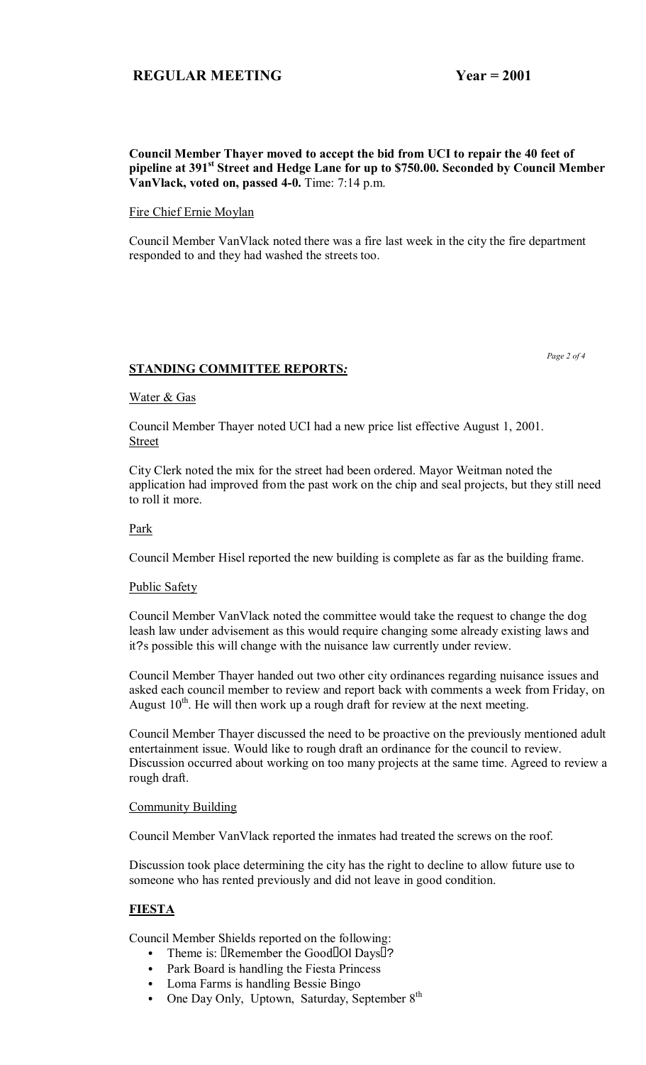**Council Member Thayer moved to accept the bid from UCI to repair the 40 feet of pipeline at 391st Street and Hedge Lane for up to $750.00. Seconded by Council Member VanVlack, voted on, passed 4-0.** Time: 7:14 p.m.

Fire Chief Ernie Moylan

Council Member VanVlack noted there was a fire last week in the city the fire department responded to and they had washed the streets too.

## STANDING COMMITTEE REPORTS:

Water & Gas

Council Member Thayer noted UCI had a new price list effective August 1, 2001.

Street

City Clerk noted the mix for the street had been ordered. Mayor Weitman noted the application had improved from the past work on the chip and seal projects, but they still need to roll it more.

Park

Council Member Hisel reported the new building is complete as far as the building frame.

Public Safety

Council Member VanVlack noted the committee would take the request to change the dog leash law under advisement as this would require changing some already existing laws and it?s possible this will change with the nuisance law currently under review.

Council Member Thayer handed out two other city ordinances regarding nuisance issues and asked each council member to review and report back with comments a week from Friday, on August 10th. He will then work up a rough draft for review at the next meeting.

Council Member Thayer discussed the need to be proactive on the previously mentioned adult entertainment issue. Would like to rough draft an ordinance for the council to review. Discussion occurred about working on too many projects at the same time. Agreed to review a rough draft.

Community Building

Council Member VanVlack reported the inmates had treated the screws on the roof.

Discussion took place determining the city has the right to decline to allow future use to someone who has rented previously and did not leave in good condition.

## FIESTA

Council Member Shields reported on the following:

- Theme is: Remember the Good Ol Days?
- Park Board is handling the Fiesta Princess
- Loma Farms is handling Bessie Bingo
- One Day Only, Uptown, Saturday, September 8th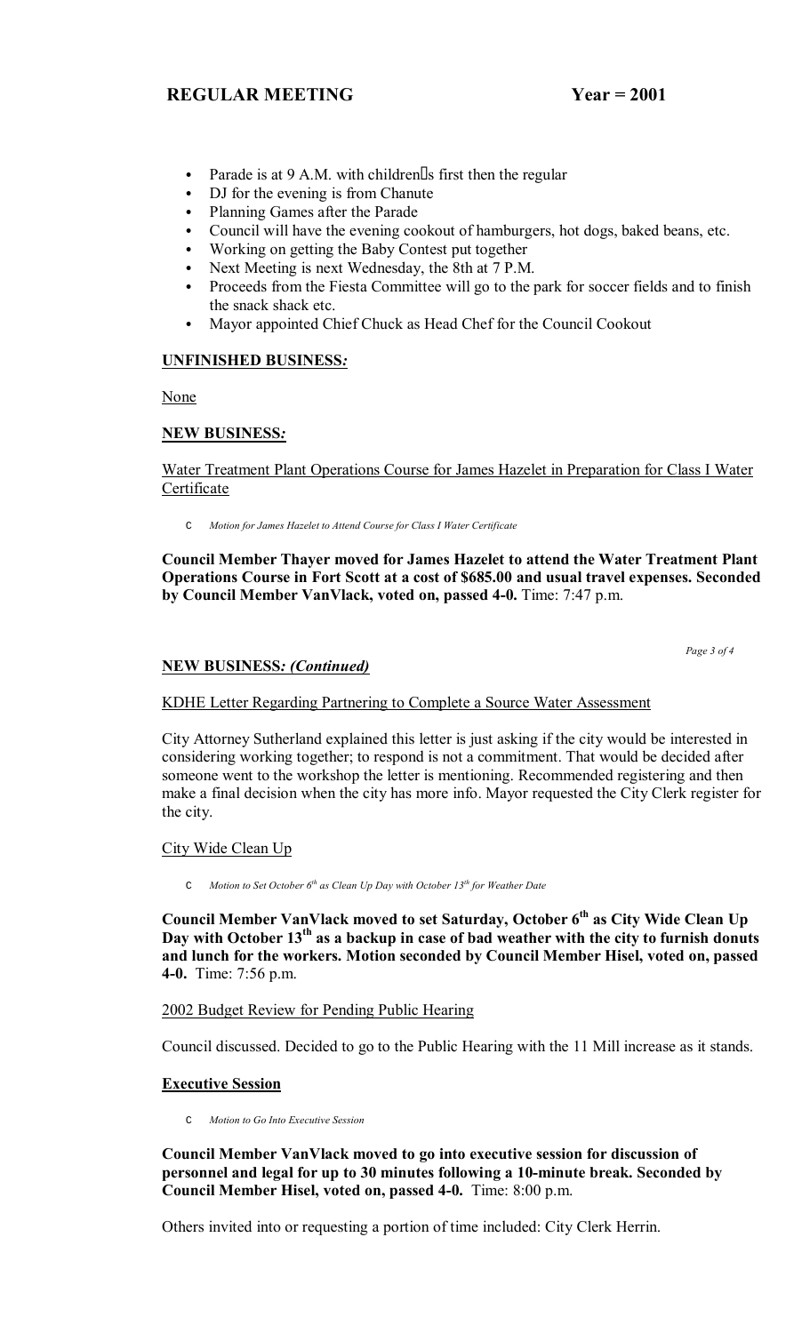- Parade is at 9 A.M. with children's first then the regular
- DJ for the evening is from Chanute
- Planning Games after the Parade
- Council will have the evening cookout of hamburgers, hot dogs, baked beans, etc.
- Working on getting the Baby Contest put together
- Next Meeting is next Wednesday, the 8th at 7 P.M.
- Proceeds from the Fiesta Committee will go to the park for soccer fields and to finish the snack shack etc.
- Mayor appointed Chief Chuck as Head Chef for the Council Cookout

**UNFINISHED BUSINESS:**

None

**NEW BUSINESS:**

Water Treatment Plant Operations Course for James Hazelet in Preparation for Class I Water Certificate

- *Motion for James Hazelet to Attend Course for Class I Water Certificate*

**Council Member Thayer moved for James Hazelet to attend the Water Treatment Plant Operations Course in Fort Scott at a cost of $685.00 and usual travel expenses. Seconded by Council Member VanVlack, voted on, passed 4-0.** Time: 7:47 p.m.

**NEW BUSINESS:** ***(Continued)***

KDHE Letter Regarding Partnering to Complete a Source Water Assessment

City Attorney Sutherland explained this letter is just asking if the city would be interested in considering working together; to respond is not a commitment. That would be decided after someone went to the workshop the letter is mentioning. Recommended registering and then make a final decision when the city has more info. Mayor requested the City Clerk register for the city.

City Wide Clean Up

- *Motion to Set October 6th as Clean Up Day with October 13th for Weather Date*

**Council Member VanVlack moved to set Saturday, October 6th as City Wide Clean Up Day with October 13th as a backup in case of bad weather with the city to furnish donuts and lunch for the workers. Motion seconded by Council Member Hisel, voted on, passed 4-0.** Time: 7:56 p.m.

2002 Budget Review for Pending Public Hearing

Council discussed. Decided to go to the Public Hearing with the 11 Mill increase as it stands.

**Executive Session**

- *Motion to Go Into Executive Session*

**Council Member VanVlack moved to go into executive session for discussion of personnel and legal for up to 30 minutes following a 10-minute break. Seconded by Council Member Hisel, voted on, passed 4-0.** Time: 8:00 p.m.

Others invited into or requesting a portion of time included: City Clerk Herrin.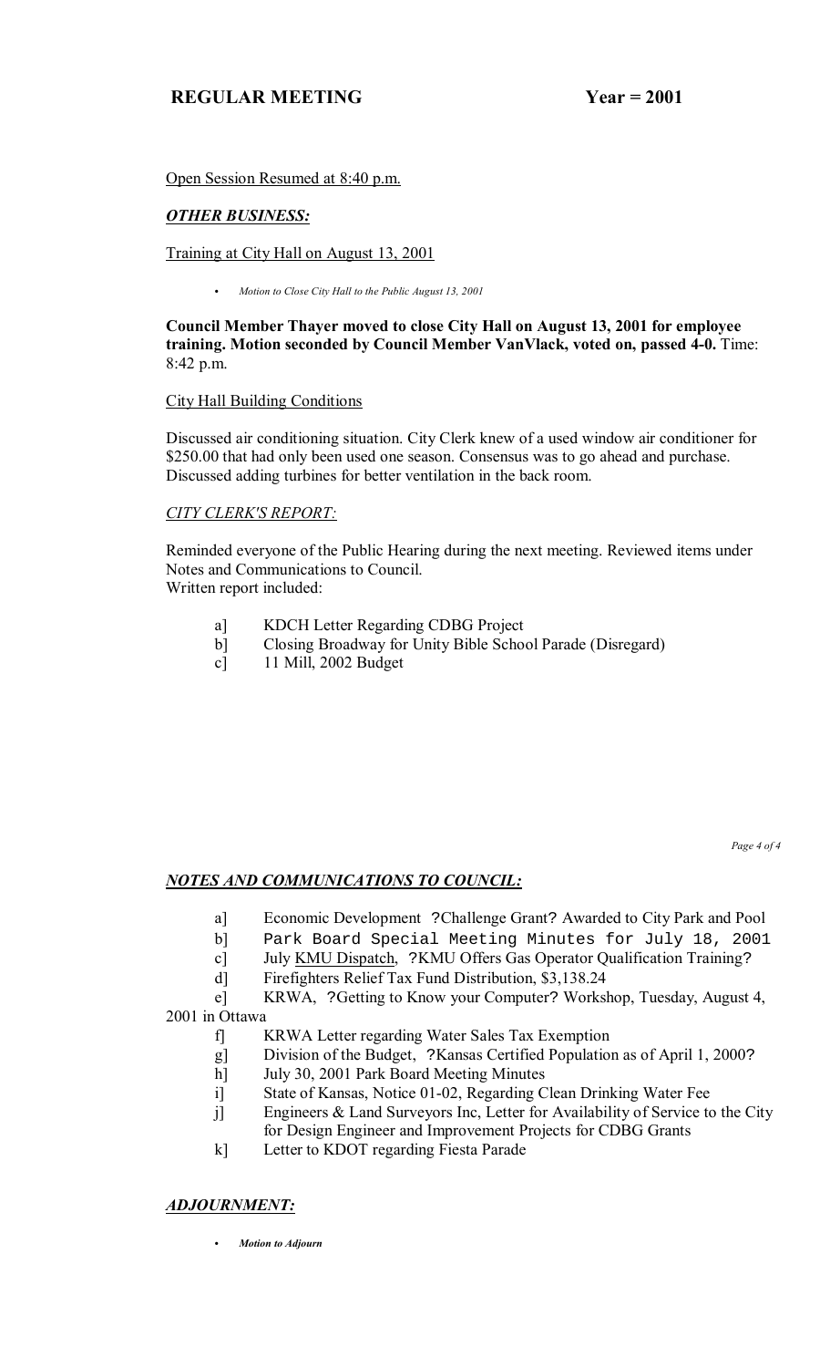Open Session Resumed at 8:40 p.m.

## *OTHER BUSINESS:*

Training at City Hall on August 13, 2001

- *Motion to Close City Hall to the Public August 13, 2001*

**Council Member Thayer moved to close City Hall on August 13, 2001 for employee training. Motion seconded by Council Member VanVlack, voted on, passed 4-0.** Time: 8:42 p.m.

City Hall Building Conditions

Discussed air conditioning situation. City Clerk knew of a used window air conditioner for $250.00 that had only been used one season. Consensus was to go ahead and purchase. Discussed adding turbines for better ventilation in the back room.

## *CITY CLERK'S REPORT:*

Reminded everyone of the Public Hearing during the next meeting. Reviewed items under Notes and Communications to Council.
Written report included:

- a] KDCH Letter Regarding CDBG Project
- b] Closing Broadway for Unity Bible School Parade (Disregard)
- c] 11 Mill, 2002 Budget

## *NOTES AND COMMUNICATIONS TO COUNCIL:*

- a] Economic Development ?Challenge Grant? Awarded to City Park and Pool
- b] Park Board Special Meeting Minutes for July 18, 2001
- c] July KMU Dispatch, ?KMU Offers Gas Operator Qualification Training?
- d] Firefighters Relief Tax Fund Distribution, $3,138.24
- e] KRWA, ?Getting to Know your Computer? Workshop, Tuesday, August 4, 2001 in Ottawa
- f] KRWA Letter regarding Water Sales Tax Exemption
- g] Division of the Budget, ?Kansas Certified Population as of April 1, 2000?
- h] July 30, 2001 Park Board Meeting Minutes
- i] State of Kansas, Notice 01-02, Regarding Clean Drinking Water Fee
- j] Engineers & Land Surveyors Inc, Letter for Availability of Service to the City for Design Engineer and Improvement Projects for CDBG Grants
- k] Letter to KDOT regarding Fiesta Parade

## *ADJOURNMENT:*

- ***Motion to Adjourn***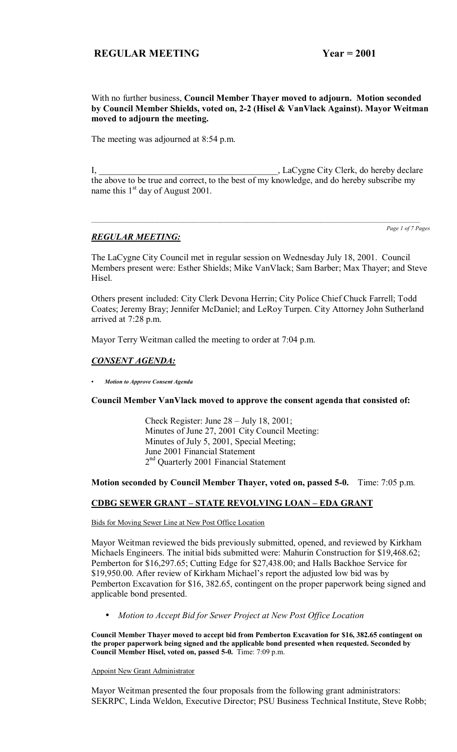With no further business, **Council Member Thayer moved to adjourn. Motion seconded by Council Member Shields, voted on, 2-2 (Hisel & VanVlack Against). Mayor Weitman moved to adjourn the meeting.**

The meeting was adjourned at 8:54 p.m.

I, \_\_\_\_\_\_\_\_\_\_\_\_\_\_\_\_\_\_\_\_\_\_\_\_\_\_\_\_\_\_\_\_\_\_\_\_\_\_\_\_, LaCygne City Clerk, do hereby declare the above to be true and correct, to the best of my knowledge, and do hereby subscribe my name this 1st day of August 2001.

---

## *REGULAR MEETING:*

The LaCygne City Council met in regular session on Wednesday July 18, 2001. Council Members present were: Esther Shields; Mike VanVlack; Sam Barber; Max Thayer; and Steve Hisel.

Others present included: City Clerk Devona Herrin; City Police Chief Chuck Farrell; Todd Coates; Jeremy Bray; Jennifer McDaniel; and LeRoy Turpen. City Attorney John Sutherland arrived at 7:28 p.m.

Mayor Terry Weitman called the meeting to order at 7:04 p.m.

## *CONSENT AGENDA:*

- ***Motion to Approve Consent Agenda***

**Council Member VanVlack moved to approve the consent agenda that consisted of:**

> Check Register: June 28 – July 18, 2001;
> Minutes of June 27, 2001 City Council Meeting:
> Minutes of July 5, 2001, Special Meeting;
> June 2001 Financial Statement
> 2nd Quarterly 2001 Financial Statement

**Motion seconded by Council Member Thayer, voted on, passed 5-0.** Time: 7:05 p.m.

## CDBG SEWER GRANT – STATE REVOLVING LOAN – EDA GRANT

Bids for Moving Sewer Line at New Post Office Location

Mayor Weitman reviewed the bids previously submitted, opened, and reviewed by Kirkham Michaels Engineers. The initial bids submitted were: Mahurin Construction for $19,468.62; Pemberton for $16,297.65; Cutting Edge for $27,438.00; and Halls Backhoe Service for $19,950.00. After review of Kirkham Michael's report the adjusted low bid was by Pemberton Excavation for $16, 382.65, contingent on the proper paperwork being signed and applicable bond presented.

- *Motion to Accept Bid for Sewer Project at New Post Office Location*

**Council Member Thayer moved to accept bid from Pemberton Excavation for $16, 382.65 contingent on the proper paperwork being signed and the applicable bond presented when requested. Seconded by Council Member Hisel, voted on, passed 5-0.** Time: 7:09 p.m.

Appoint New Grant Administrator

Mayor Weitman presented the four proposals from the following grant administrators: SEKRPC, Linda Weldon, Executive Director; PSU Business Technical Institute, Steve Robb;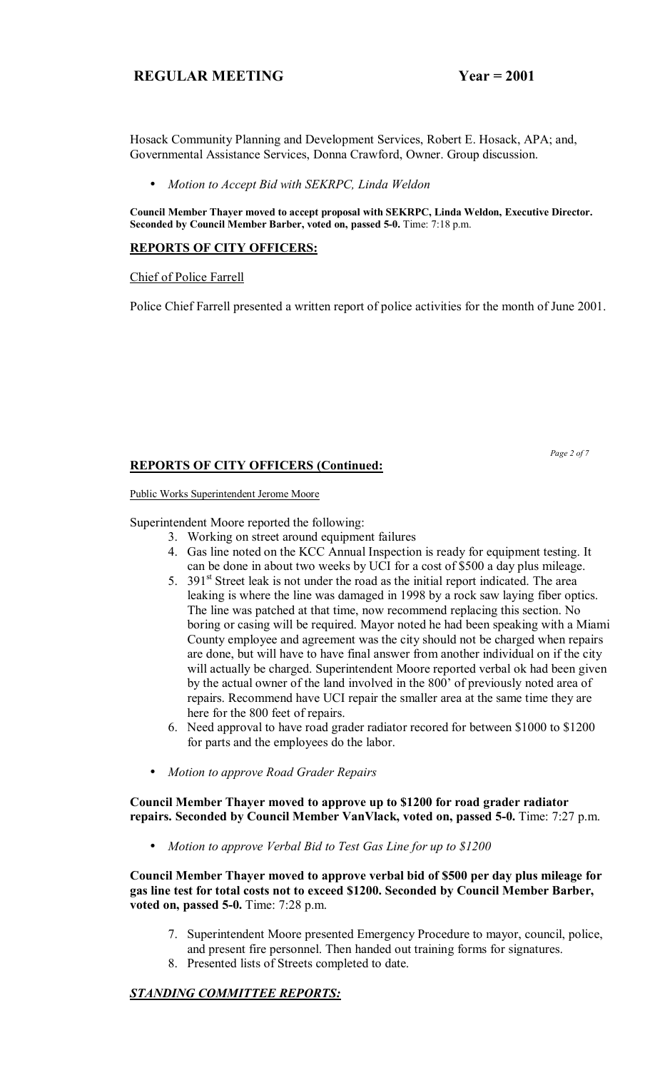Hosack Community Planning and Development Services, Robert E. Hosack, APA; and, Governmental Assistance Services, Donna Crawford, Owner. Group discussion.

- *Motion to Accept Bid with SEKRPC, Linda Weldon*

**Council Member Thayer moved to accept proposal with SEKRPC, Linda Weldon, Executive Director. Seconded by Council Member Barber, voted on, passed 5-0.** Time: 7:18 p.m.

## REPORTS OF CITY OFFICERS:

Chief of Police Farrell

Police Chief Farrell presented a written report of police activities for the month of June 2001.

## REPORTS OF CITY OFFICERS (Continued:

Public Works Superintendent Jerome Moore

Superintendent Moore reported the following:

3. Working on street around equipment failures
4. Gas line noted on the KCC Annual Inspection is ready for equipment testing. It can be done in about two weeks by UCI for a cost of $500 a day plus mileage.
5. 391st Street leak is not under the road as the initial report indicated. The area leaking is where the line was damaged in 1998 by a rock saw laying fiber optics. The line was patched at that time, now recommend replacing this section. No boring or casing will be required. Mayor noted he had been speaking with a Miami County employee and agreement was the city should not be charged when repairs are done, but will have to have final answer from another individual on if the city will actually be charged. Superintendent Moore reported verbal ok had been given by the actual owner of the land involved in the 800' of previously noted area of repairs. Recommend have UCI repair the smaller area at the same time they are here for the 800 feet of repairs.
6. Need approval to have road grader radiator recored for between $1000 to $1200 for parts and the employees do the labor.

- *Motion to approve Road Grader Repairs*

**Council Member Thayer moved to approve up to $1200 for road grader radiator repairs. Seconded by Council Member VanVlack, voted on, passed 5-0.** Time: 7:27 p.m.

- *Motion to approve Verbal Bid to Test Gas Line for up to $1200*

**Council Member Thayer moved to approve verbal bid of $500 per day plus mileage for gas line test for total costs not to exceed $1200. Seconded by Council Member Barber, voted on, passed 5-0.** Time: 7:28 p.m.

7. Superintendent Moore presented Emergency Procedure to mayor, council, police, and present fire personnel. Then handed out training forms for signatures.
8. Presented lists of Streets completed to date.

## *STANDING COMMITTEE REPORTS:*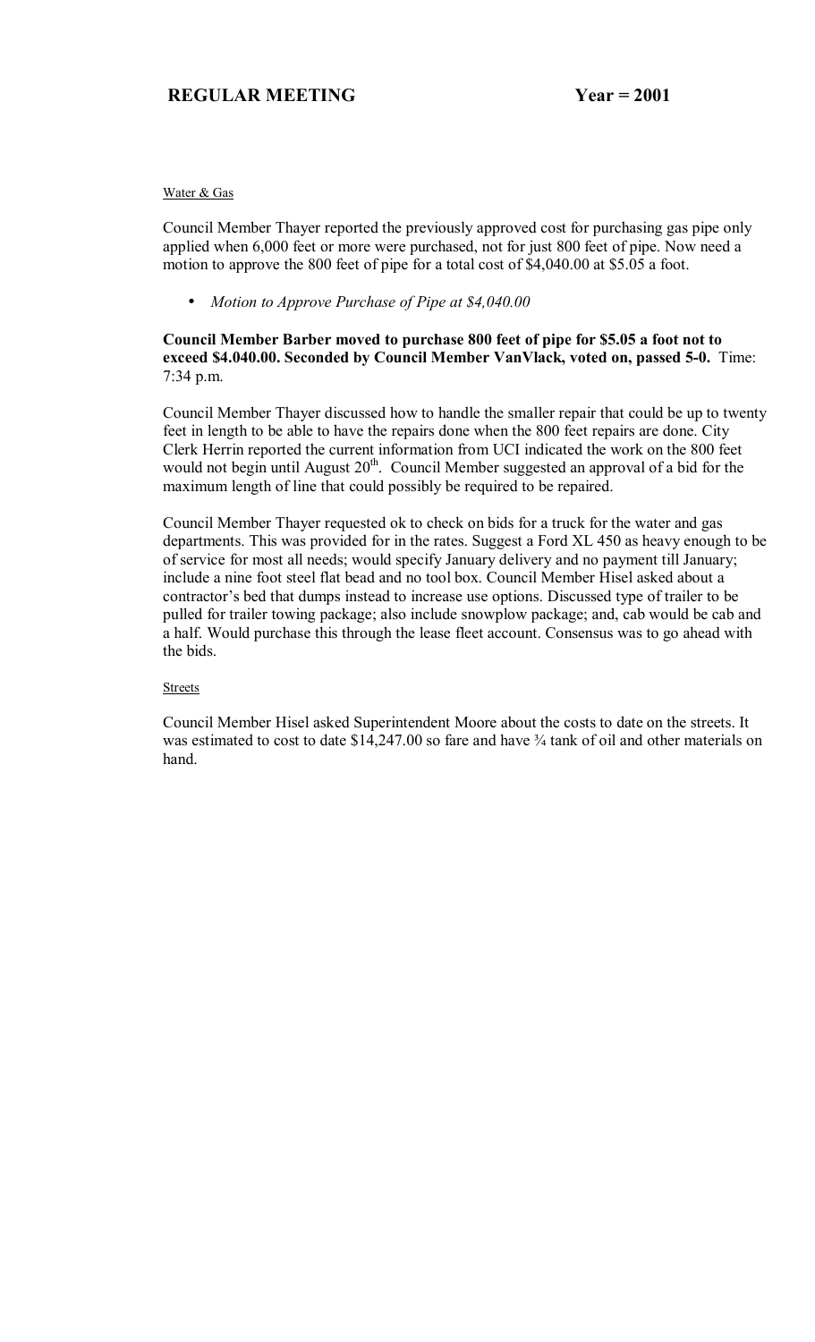Water & Gas

Council Member Thayer reported the previously approved cost for purchasing gas pipe only applied when 6,000 feet or more were purchased, not for just 800 feet of pipe. Now need a motion to approve the 800 feet of pipe for a total cost of $4,040.00 at $5.05 a foot.

- *Motion to Approve Purchase of Pipe at $4,040.00*

**Council Member Barber moved to purchase 800 feet of pipe for $5.05 a foot not to exceed $4.040.00. Seconded by Council Member VanVlack, voted on, passed 5-0.** Time: 7:34 p.m.

Council Member Thayer discussed how to handle the smaller repair that could be up to twenty feet in length to be able to have the repairs done when the 800 feet repairs are done. City Clerk Herrin reported the current information from UCI indicated the work on the 800 feet would not begin until August 20th. Council Member suggested an approval of a bid for the maximum length of line that could possibly be required to be repaired.

Council Member Thayer requested ok to check on bids for a truck for the water and gas departments. This was provided for in the rates. Suggest a Ford XL 450 as heavy enough to be of service for most all needs; would specify January delivery and no payment till January; include a nine foot steel flat bead and no tool box. Council Member Hisel asked about a contractor's bed that dumps instead to increase use options. Discussed type of trailer to be pulled for trailer towing package; also include snowplow package; and, cab would be cab and a half. Would purchase this through the lease fleet account. Consensus was to go ahead with the bids.

Streets

Council Member Hisel asked Superintendent Moore about the costs to date on the streets. It was estimated to cost to date $14,247.00 so fare and have ¾ tank of oil and other materials on hand.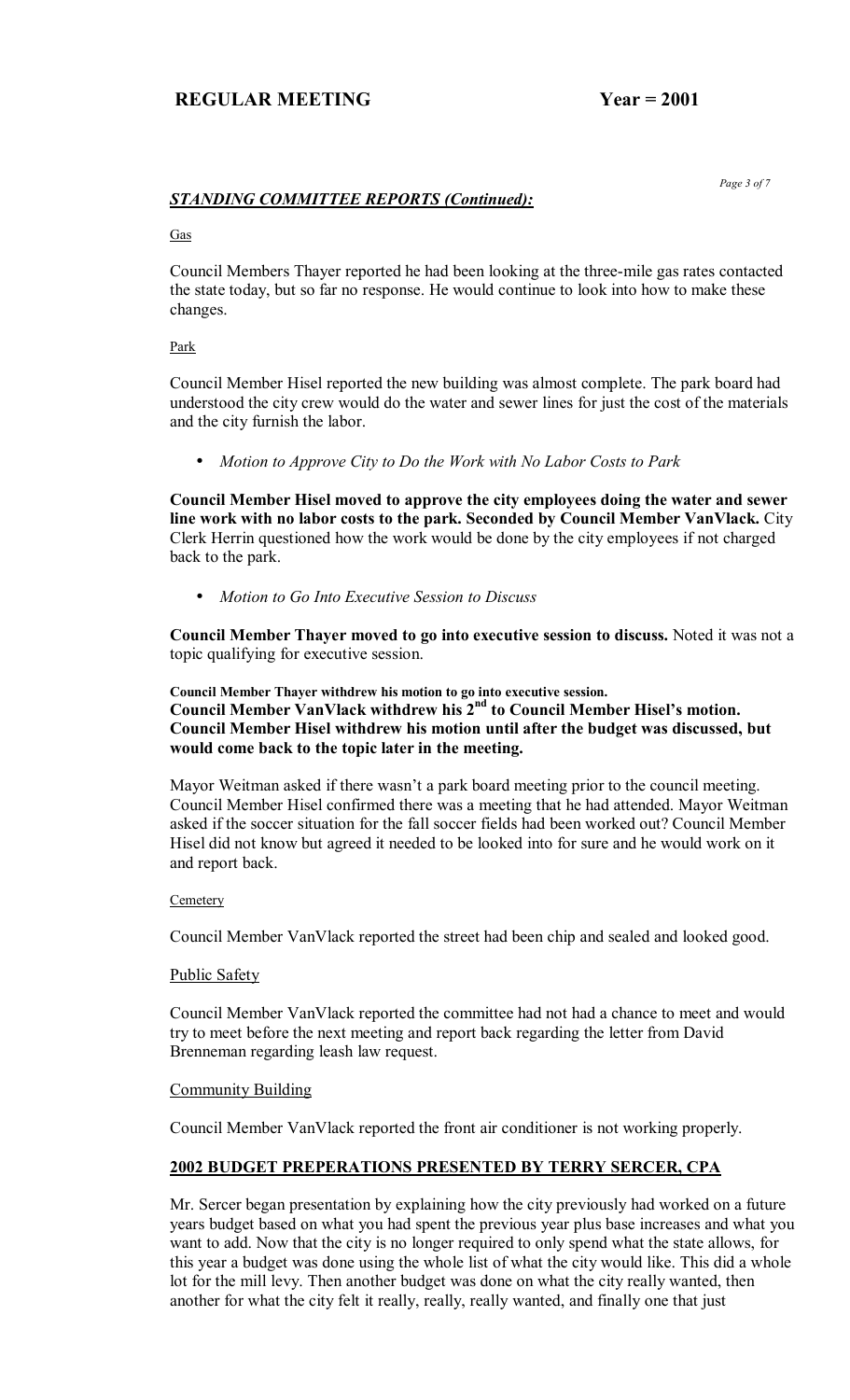## *STANDING COMMITTEE REPORTS (Continued):*

Gas

Council Members Thayer reported he had been looking at the three-mile gas rates contacted the state today, but so far no response. He would continue to look into how to make these changes.

Park

Council Member Hisel reported the new building was almost complete. The park board had understood the city crew would do the water and sewer lines for just the cost of the materials and the city furnish the labor.

- *Motion to Approve City to Do the Work with No Labor Costs to Park*

**Council Member Hisel moved to approve the city employees doing the water and sewer line work with no labor costs to the park. Seconded by Council Member VanVlack.** City Clerk Herrin questioned how the work would be done by the city employees if not charged back to the park.

- *Motion to Go Into Executive Session to Discuss*

**Council Member Thayer moved to go into executive session to discuss.** Noted it was not a topic qualifying for executive session.

**Council Member Thayer withdrew his motion to go into executive session.**
**Council Member VanVlack withdrew his 2nd to Council Member Hisel's motion. Council Member Hisel withdrew his motion until after the budget was discussed, but would come back to the topic later in the meeting.**

Mayor Weitman asked if there wasn't a park board meeting prior to the council meeting. Council Member Hisel confirmed there was a meeting that he had attended. Mayor Weitman asked if the soccer situation for the fall soccer fields had been worked out? Council Member Hisel did not know but agreed it needed to be looked into for sure and he would work on it and report back.

Cemetery

Council Member VanVlack reported the street had been chip and sealed and looked good.

Public Safety

Council Member VanVlack reported the committee had not had a chance to meet and would try to meet before the next meeting and report back regarding the letter from David Brenneman regarding leash law request.

Community Building

Council Member VanVlack reported the front air conditioner is not working properly.

## 2002 BUDGET PREPERATIONS PRESENTED BY TERRY SERCER, CPA

Mr. Sercer began presentation by explaining how the city previously had worked on a future years budget based on what you had spent the previous year plus base increases and what you want to add. Now that the city is no longer required to only spend what the state allows, for this year a budget was done using the whole list of what the city would like. This did a whole lot for the mill levy. Then another budget was done on what the city really wanted, then another for what the city felt it really, really, really wanted, and finally one that just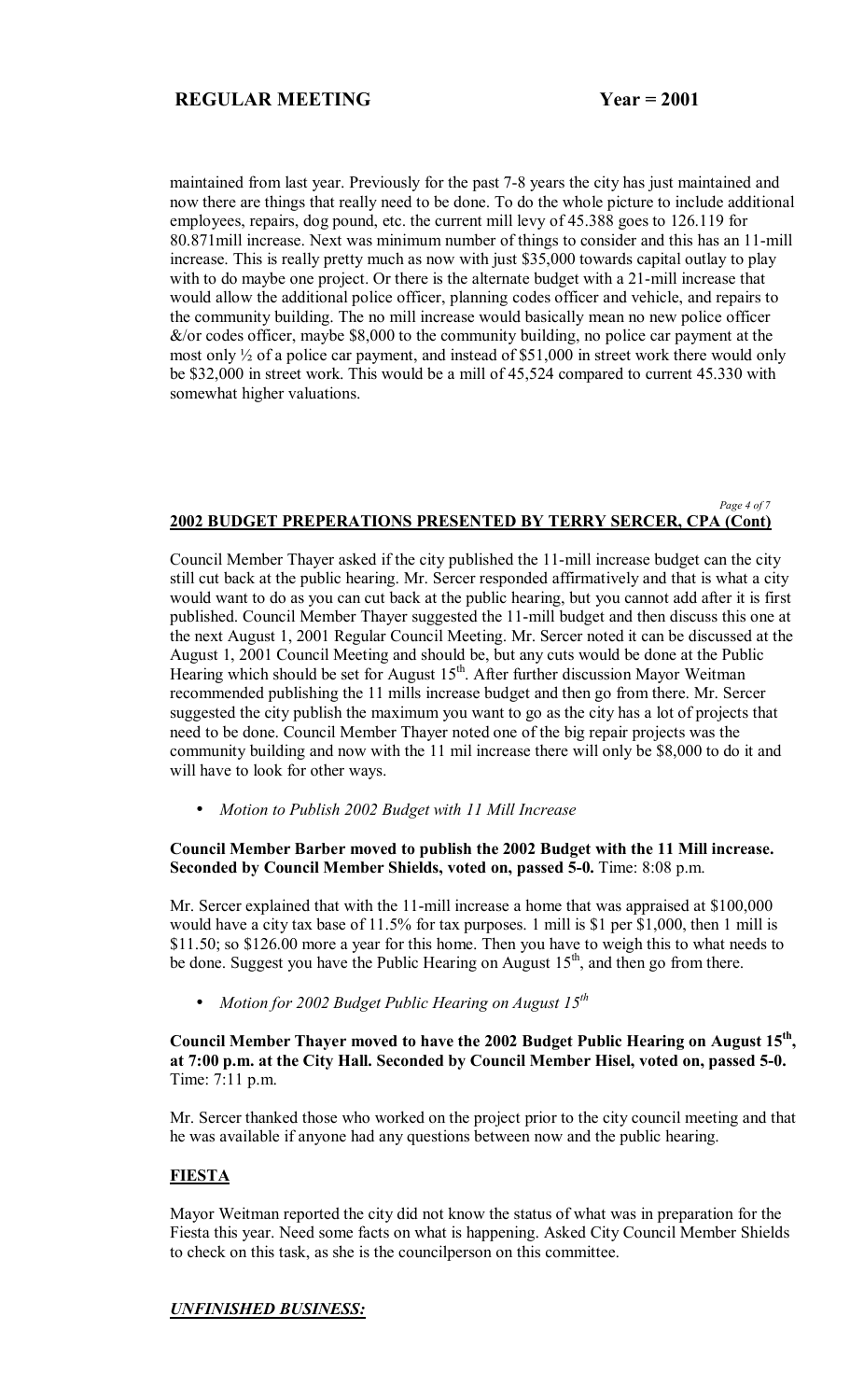maintained from last year. Previously for the past 7-8 years the city has just maintained and now there are things that really need to be done. To do the whole picture to include additional employees, repairs, dog pound, etc. the current mill levy of 45.388 goes to 126.119 for 80.871mill increase. Next was minimum number of things to consider and this has an 11-mill increase. This is really pretty much as now with just $35,000 towards capital outlay to play with to do maybe one project. Or there is the alternate budget with a 21-mill increase that would allow the additional police officer, planning codes officer and vehicle, and repairs to the community building. The no mill increase would basically mean no new police officer &/or codes officer, maybe $8,000 to the community building, no police car payment at the most only ½ of a police car payment, and instead of $51,000 in street work there would only be $32,000 in street work. This would be a mill of 45,524 compared to current 45.330 with somewhat higher valuations.

## 2002 BUDGET PREPERATIONS PRESENTED BY TERRY SERCER, CPA (Cont)

Council Member Thayer asked if the city published the 11-mill increase budget can the city still cut back at the public hearing. Mr. Sercer responded affirmatively and that is what a city would want to do as you can cut back at the public hearing, but you cannot add after it is first published. Council Member Thayer suggested the 11-mill budget and then discuss this one at the next August 1, 2001 Regular Council Meeting. Mr. Sercer noted it can be discussed at the August 1, 2001 Council Meeting and should be, but any cuts would be done at the Public Hearing which should be set for August 15th. After further discussion Mayor Weitman recommended publishing the 11 mills increase budget and then go from there. Mr. Sercer suggested the city publish the maximum you want to go as the city has a lot of projects that need to be done. Council Member Thayer noted one of the big repair projects was the community building and now with the 11 mil increase there will only be $8,000 to do it and will have to look for other ways.

- *Motion to Publish 2002 Budget with 11 Mill Increase*

**Council Member Barber moved to publish the 2002 Budget with the 11 Mill increase. Seconded by Council Member Shields, voted on, passed 5-0.** Time: 8:08 p.m.

Mr. Sercer explained that with the 11-mill increase a home that was appraised at $100,000 would have a city tax base of 11.5% for tax purposes. 1 mill is $1 per $1,000, then 1 mill is $11.50; so $126.00 more a year for this home. Then you have to weigh this to what needs to be done. Suggest you have the Public Hearing on August 15th, and then go from there.

- *Motion for 2002 Budget Public Hearing on August 15th*

**Council Member Thayer moved to have the 2002 Budget Public Hearing on August 15th, at 7:00 p.m. at the City Hall. Seconded by Council Member Hisel, voted on, passed 5-0.** Time: 7:11 p.m.

Mr. Sercer thanked those who worked on the project prior to the city council meeting and that he was available if anyone had any questions between now and the public hearing.

## FIESTA

Mayor Weitman reported the city did not know the status of what was in preparation for the Fiesta this year. Need some facts on what is happening. Asked City Council Member Shields to check on this task, as she is the councilperson on this committee.

## *UNFINISHED BUSINESS:*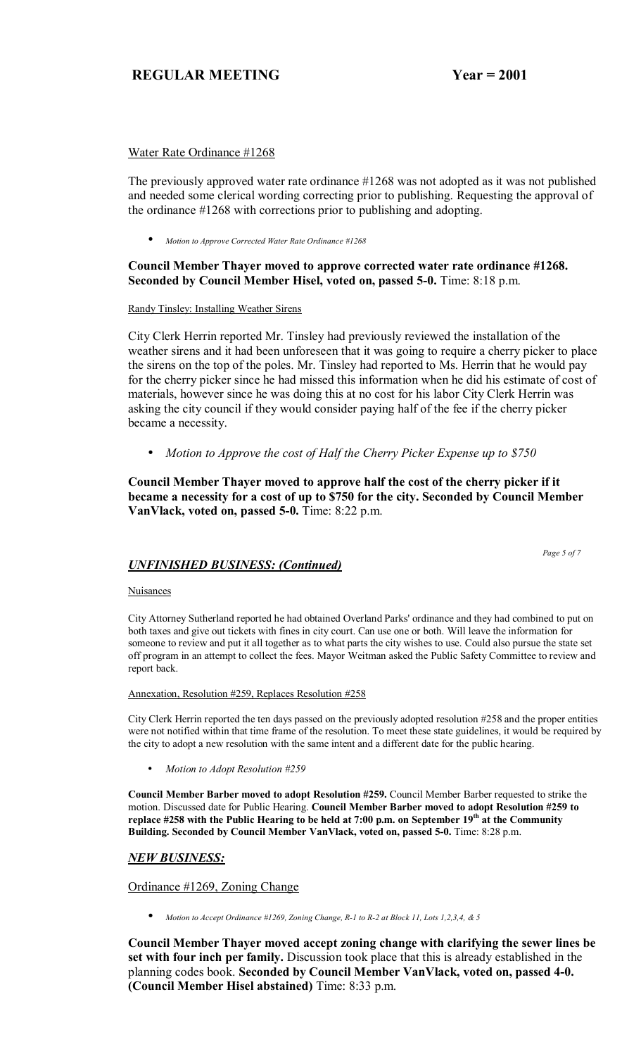Water Rate Ordinance #1268

The previously approved water rate ordinance #1268 was not adopted as it was not published and needed some clerical wording correcting prior to publishing. Requesting the approval of the ordinance #1268 with corrections prior to publishing and adopting.

- *Motion to Approve Corrected Water Rate Ordinance #1268*

**Council Member Thayer moved to approve corrected water rate ordinance #1268. Seconded by Council Member Hisel, voted on, passed 5-0.** Time: 8:18 p.m.

Randy Tinsley: Installing Weather Sirens

City Clerk Herrin reported Mr. Tinsley had previously reviewed the installation of the weather sirens and it had been unforeseen that it was going to require a cherry picker to place the sirens on the top of the poles. Mr. Tinsley had reported to Ms. Herrin that he would pay for the cherry picker since he had missed this information when he did his estimate of cost of materials, however since he was doing this at no cost for his labor City Clerk Herrin was asking the city council if they would consider paying half of the fee if the cherry picker became a necessity.

- *Motion to Approve the cost of Half the Cherry Picker Expense up to $750*

**Council Member Thayer moved to approve half the cost of the cherry picker if it became a necessity for a cost of up to $750 for the city. Seconded by Council Member VanVlack, voted on, passed 5-0.** Time: 8:22 p.m.

## *UNFINISHED BUSINESS: (Continued)*

Nuisances

City Attorney Sutherland reported he had obtained Overland Parks' ordinance and they had combined to put on both taxes and give out tickets with fines in city court. Can use one or both. Will leave the information for someone to review and put it all together as to what parts the city wishes to use. Could also pursue the state set off program in an attempt to collect the fees. Mayor Weitman asked the Public Safety Committee to review and report back.

Annexation, Resolution #259, Replaces Resolution #258

City Clerk Herrin reported the ten days passed on the previously adopted resolution #258 and the proper entities were not notified within that time frame of the resolution. To meet these state guidelines, it would be required by the city to adopt a new resolution with the same intent and a different date for the public hearing.

- *Motion to Adopt Resolution #259*

**Council Member Barber moved to adopt Resolution #259.** Council Member Barber requested to strike the motion. Discussed date for Public Hearing. **Council Member Barber moved to adopt Resolution #259 to replace #258 with the Public Hearing to be held at 7:00 p.m. on September 19th at the Community Building. Seconded by Council Member VanVlack, voted on, passed 5-0.** Time: 8:28 p.m.

## *NEW BUSINESS:*

Ordinance #1269, Zoning Change

- *Motion to Accept Ordinance #1269, Zoning Change, R-1 to R-2 at Block 11, Lots 1,2,3,4, & 5*

**Council Member Thayer moved accept zoning change with clarifying the sewer lines be set with four inch per family.** Discussion took place that this is already established in the planning codes book. **Seconded by Council Member VanVlack, voted on, passed 4-0. (Council Member Hisel abstained)** Time: 8:33 p.m.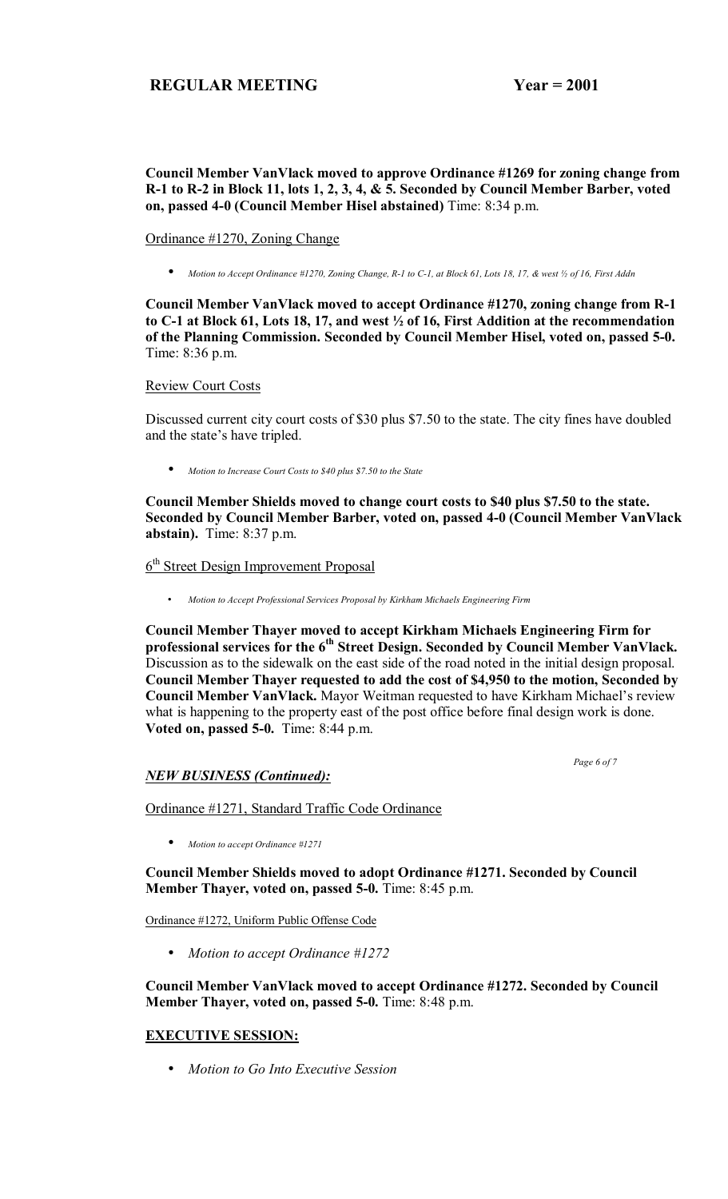**Council Member VanVlack moved to approve Ordinance #1269 for zoning change from R-1 to R-2 in Block 11, lots 1, 2, 3, 4, & 5. Seconded by Council Member Barber, voted on, passed 4-0 (Council Member Hisel abstained)** Time: 8:34 p.m.

Ordinance #1270, Zoning Change

- *Motion to Accept Ordinance #1270, Zoning Change, R-1 to C-1, at Block 61, Lots 18, 17, & west ½ of 16, First Addn*

**Council Member VanVlack moved to accept Ordinance #1270, zoning change from R-1 to C-1 at Block 61, Lots 18, 17, and west ½ of 16, First Addition at the recommendation of the Planning Commission. Seconded by Council Member Hisel, voted on, passed 5-0.** Time: 8:36 p.m.

Review Court Costs

Discussed current city court costs of $30 plus $7.50 to the state. The city fines have doubled and the state's have tripled.

- *Motion to Increase Court Costs to $40 plus $7.50 to the State*

**Council Member Shields moved to change court costs to $40 plus $7.50 to the state. Seconded by Council Member Barber, voted on, passed 4-0 (Council Member VanVlack abstain).** Time: 8:37 p.m.

6th Street Design Improvement Proposal

- *Motion to Accept Professional Services Proposal by Kirkham Michaels Engineering Firm*

**Council Member Thayer moved to accept Kirkham Michaels Engineering Firm for professional services for the 6th Street Design. Seconded by Council Member VanVlack.** Discussion as to the sidewalk on the east side of the road noted in the initial design proposal. **Council Member Thayer requested to add the cost of $4,950 to the motion, Seconded by Council Member VanVlack.** Mayor Weitman requested to have Kirkham Michael's review what is happening to the property east of the post office before final design work is done. **Voted on, passed 5-0.** Time: 8:44 p.m.

***NEW BUSINESS (Continued):***

Ordinance #1271, Standard Traffic Code Ordinance

- *Motion to accept Ordinance #1271*

**Council Member Shields moved to adopt Ordinance #1271. Seconded by Council Member Thayer, voted on, passed 5-0.** Time: 8:45 p.m.

Ordinance #1272, Uniform Public Offense Code

- *Motion to accept Ordinance #1272*

**Council Member VanVlack moved to accept Ordinance #1272. Seconded by Council Member Thayer, voted on, passed 5-0.** Time: 8:48 p.m.

## EXECUTIVE SESSION:

- *Motion to Go Into Executive Session*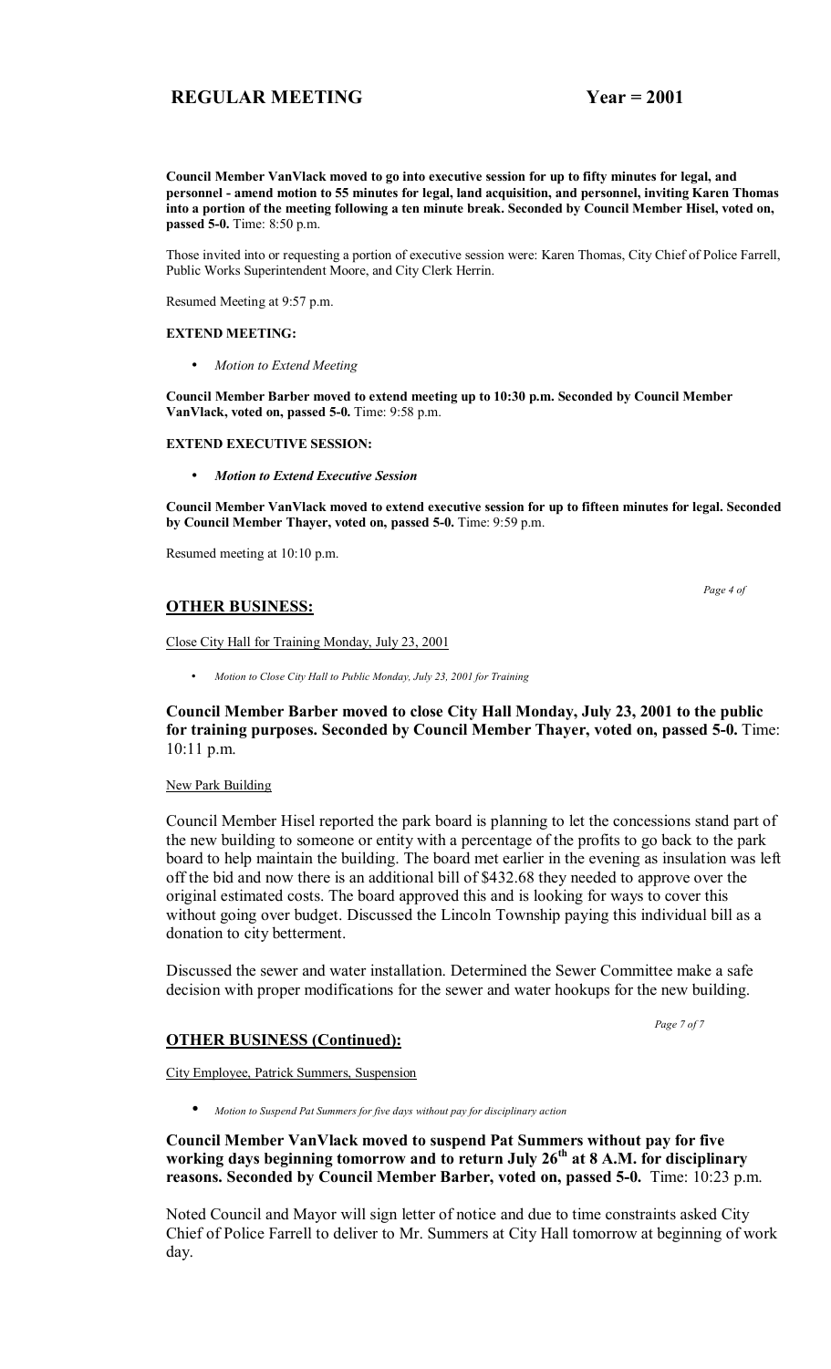**Council Member VanVlack moved to go into executive session for up to fifty minutes for legal, and personnel - amend motion to 55 minutes for legal, land acquisition, and personnel, inviting Karen Thomas into a portion of the meeting following a ten minute break. Seconded by Council Member Hisel, voted on, passed 5-0.** Time: 8:50 p.m.

Those invited into or requesting a portion of executive session were: Karen Thomas, City Chief of Police Farrell, Public Works Superintendent Moore, and City Clerk Herrin.

Resumed Meeting at 9:57 p.m.

**EXTEND MEETING:**

- *Motion to Extend Meeting*

**Council Member Barber moved to extend meeting up to 10:30 p.m. Seconded by Council Member VanVlack, voted on, passed 5-0.** Time: 9:58 p.m.

**EXTEND EXECUTIVE SESSION:**

- ***Motion to Extend Executive Session***

**Council Member VanVlack moved to extend executive session for up to fifteen minutes for legal. Seconded by Council Member Thayer, voted on, passed 5-0.** Time: 9:59 p.m.

Resumed meeting at 10:10 p.m.

## OTHER BUSINESS:

Close City Hall for Training Monday, July 23, 2001

- *Motion to Close City Hall to Public Monday, July 23, 2001 for Training*

**Council Member Barber moved to close City Hall Monday, July 23, 2001 to the public for training purposes. Seconded by Council Member Thayer, voted on, passed 5-0.** Time: 10:11 p.m.

New Park Building

Council Member Hisel reported the park board is planning to let the concessions stand part of the new building to someone or entity with a percentage of the profits to go back to the park board to help maintain the building. The board met earlier in the evening as insulation was left off the bid and now there is an additional bill of $432.68 they needed to approve over the original estimated costs. The board approved this and is looking for ways to cover this without going over budget. Discussed the Lincoln Township paying this individual bill as a donation to city betterment.

Discussed the sewer and water installation. Determined the Sewer Committee make a safe decision with proper modifications for the sewer and water hookups for the new building.

## OTHER BUSINESS (Continued):

City Employee, Patrick Summers, Suspension

- *Motion to Suspend Pat Summers for five days without pay for disciplinary action*

**Council Member VanVlack moved to suspend Pat Summers without pay for five working days beginning tomorrow and to return July 26th at 8 A.M. for disciplinary reasons. Seconded by Council Member Barber, voted on, passed 5-0.** Time: 10:23 p.m.

Noted Council and Mayor will sign letter of notice and due to time constraints asked City Chief of Police Farrell to deliver to Mr. Summers at City Hall tomorrow at beginning of work day.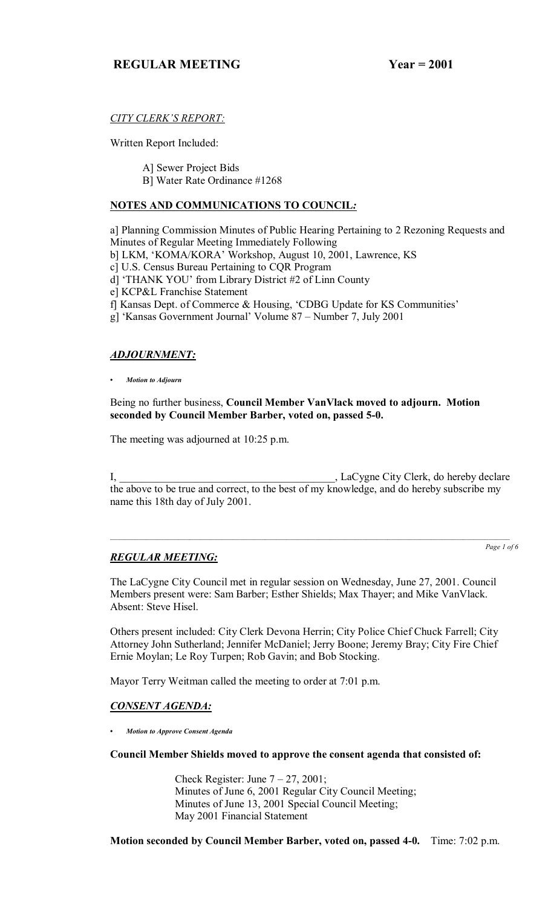## REGULAR MEETING Year = 2001

*CITY CLERK'S REPORT:*

Written Report Included:

A] Sewer Project Bids
B] Water Rate Ordinance #1268

**NOTES AND COMMUNICATIONS TO COUNCIL*:***

a] Planning Commission Minutes of Public Hearing Pertaining to 2 Rezoning Requests and Minutes of Regular Meeting Immediately Following
b] LKM, 'KOMA/KORA' Workshop, August 10, 2001, Lawrence, KS
c] U.S. Census Bureau Pertaining to CQR Program
d] 'THANK YOU' from Library District #2 of Linn County
e] KCP&L Franchise Statement
f] Kansas Dept. of Commerce & Housing, 'CDBG Update for KS Communities'
g] 'Kansas Government Journal' Volume 87 – Number 7, July 2001

***ADJOURNMENT:***

- ***Motion to Adjourn***

Being no further business, **Council Member VanVlack moved to adjourn. Motion seconded by Council Member Barber, voted on, passed 5-0.**

The meeting was adjourned at 10:25 p.m.

I, ________________________________________, LaCygne City Clerk, do hereby declare the above to be true and correct, to the best of my knowledge, and do hereby subscribe my name this 18th day of July 2001.

---

***REGULAR MEETING:***

The LaCygne City Council met in regular session on Wednesday, June 27, 2001. Council Members present were: Sam Barber; Esther Shields; Max Thayer; and Mike VanVlack. Absent: Steve Hisel.

Others present included: City Clerk Devona Herrin; City Police Chief Chuck Farrell; City Attorney John Sutherland; Jennifer McDaniel; Jerry Boone; Jeremy Bray; City Fire Chief Ernie Moylan; Le Roy Turpen; Rob Gavin; and Bob Stocking.

Mayor Terry Weitman called the meeting to order at 7:01 p.m.

***CONSENT AGENDA:***

- ***Motion to Approve Consent Agenda***

**Council Member Shields moved to approve the consent agenda that consisted of:**

Check Register: June 7 – 27, 2001;
Minutes of June 6, 2001 Regular City Council Meeting;
Minutes of June 13, 2001 Special Council Meeting;
May 2001 Financial Statement

**Motion seconded by Council Member Barber, voted on, passed 4-0.** Time: 7:02 p.m.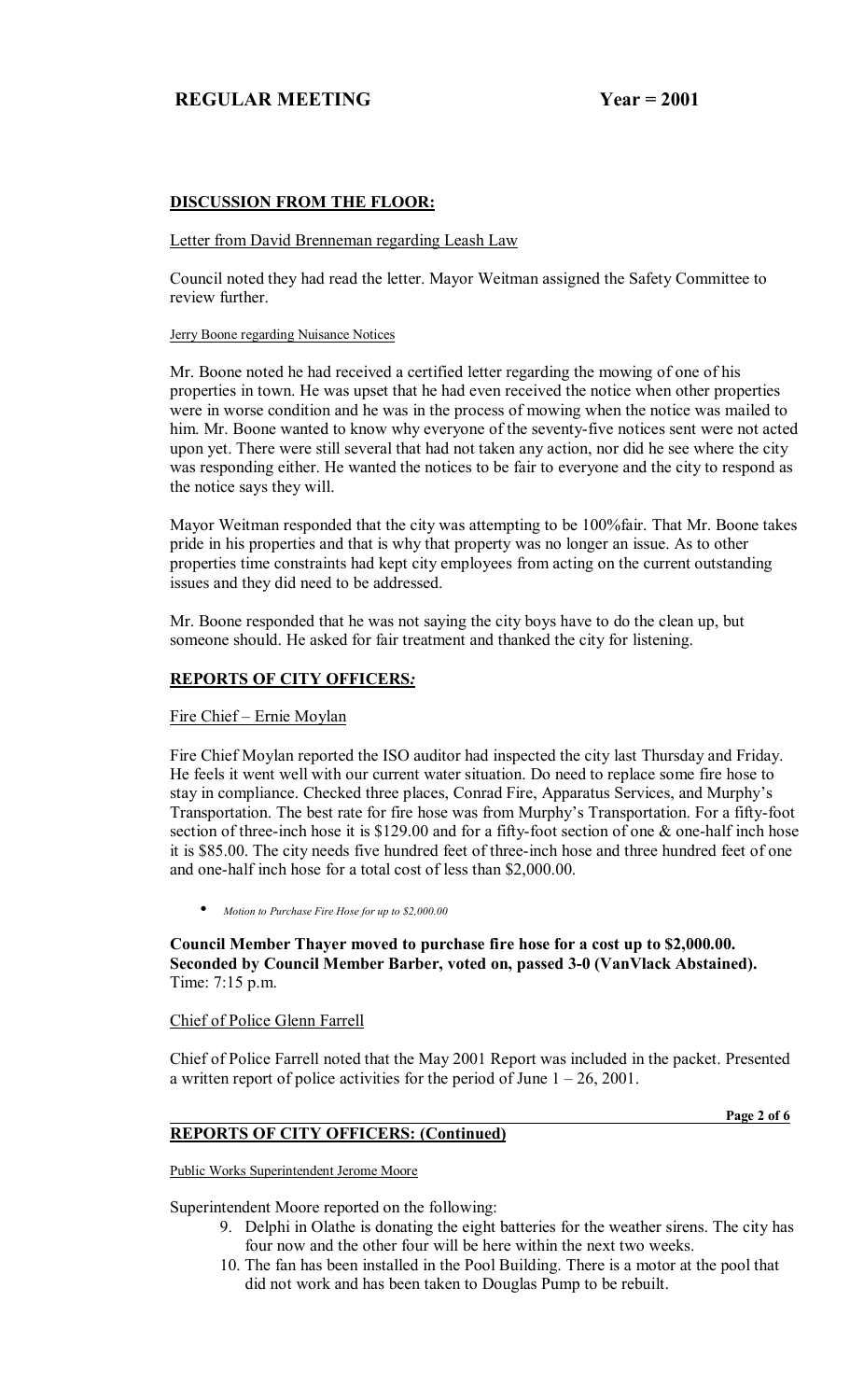## DISCUSSION FROM THE FLOOR:

Letter from David Brenneman regarding Leash Law

Council noted they had read the letter. Mayor Weitman assigned the Safety Committee to review further.

Jerry Boone regarding Nuisance Notices

Mr. Boone noted he had received a certified letter regarding the mowing of one of his properties in town. He was upset that he had even received the notice when other properties were in worse condition and he was in the process of mowing when the notice was mailed to him. Mr. Boone wanted to know why everyone of the seventy-five notices sent were not acted upon yet. There were still several that had not taken any action, nor did he see where the city was responding either. He wanted the notices to be fair to everyone and the city to respond as the notice says they will.

Mayor Weitman responded that the city was attempting to be 100%fair. That Mr. Boone takes pride in his properties and that is why that property was no longer an issue. As to other properties time constraints had kept city employees from acting on the current outstanding issues and they did need to be addressed.

Mr. Boone responded that he was not saying the city boys have to do the clean up, but someone should. He asked for fair treatment and thanked the city for listening.

## REPORTS OF CITY OFFICERS*:*

Fire Chief – Ernie Moylan

Fire Chief Moylan reported the ISO auditor had inspected the city last Thursday and Friday. He feels it went well with our current water situation. Do need to replace some fire hose to stay in compliance. Checked three places, Conrad Fire, Apparatus Services, and Murphy's Transportation. The best rate for fire hose was from Murphy's Transportation. For a fifty-foot section of three-inch hose it is $129.00 and for a fifty-foot section of one & one-half inch hose it is $85.00. The city needs five hundred feet of three-inch hose and three hundred feet of one and one-half inch hose for a total cost of less than $2,000.00.

- *Motion to Purchase Fire Hose for up to $2,000.00*

**Council Member Thayer moved to purchase fire hose for a cost up to $2,000.00. Seconded by Council Member Barber, voted on, passed 3-0 (VanVlack Abstained).** Time: 7:15 p.m.

Chief of Police Glenn Farrell

Chief of Police Farrell noted that the May 2001 Report was included in the packet. Presented a written report of police activities for the period of June 1 – 26, 2001.

## REPORTS OF CITY OFFICERS: (Continued)

Public Works Superintendent Jerome Moore

Superintendent Moore reported on the following:

9. Delphi in Olathe is donating the eight batteries for the weather sirens. The city has four now and the other four will be here within the next two weeks.
10. The fan has been installed in the Pool Building. There is a motor at the pool that did not work and has been taken to Douglas Pump to be rebuilt.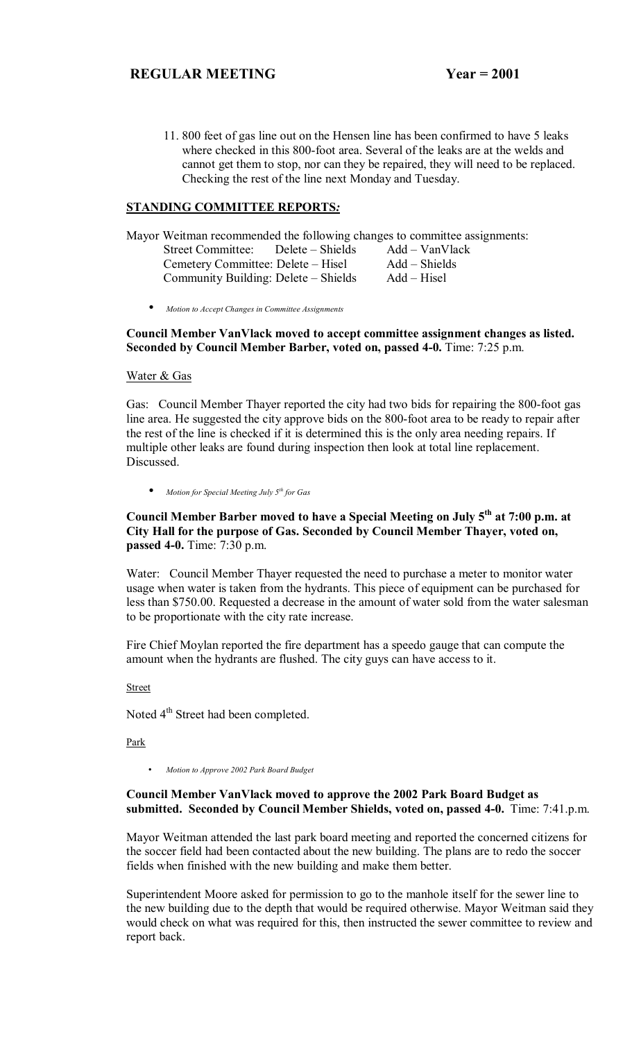11. 800 feet of gas line out on the Hensen line has been confirmed to have 5 leaks where checked in this 800-foot area. Several of the leaks are at the welds and cannot get them to stop, nor can they be repaired, they will need to be replaced. Checking the rest of the line next Monday and Tuesday.

## STANDING COMMITTEE REPORTS:

Mayor Weitman recommended the following changes to committee assignments:

| | | |
|---|---|---|
| Street Committee: | Delete – Shields | Add – VanVlack |
| Cemetery Committee: | Delete – Hisel | Add – Shields |
| Community Building: | Delete – Shields | Add – Hisel |

- *Motion to Accept Changes in Committee Assignments*

**Council Member VanVlack moved to accept committee assignment changes as listed. Seconded by Council Member Barber, voted on, passed 4-0.** Time: 7:25 p.m.

Water & Gas

Gas: Council Member Thayer reported the city had two bids for repairing the 800-foot gas line area. He suggested the city approve bids on the 800-foot area to be ready to repair after the rest of the line is checked if it is determined this is the only area needing repairs. If multiple other leaks are found during inspection then look at total line replacement. Discussed.

- *Motion for Special Meeting July 5th for Gas*

**Council Member Barber moved to have a Special Meeting on July 5th at 7:00 p.m. at City Hall for the purpose of Gas. Seconded by Council Member Thayer, voted on, passed 4-0.** Time: 7:30 p.m.

Water: Council Member Thayer requested the need to purchase a meter to monitor water usage when water is taken from the hydrants. This piece of equipment can be purchased for less than $750.00. Requested a decrease in the amount of water sold from the water salesman to be proportionate with the city rate increase.

Fire Chief Moylan reported the fire department has a speedo gauge that can compute the amount when the hydrants are flushed. The city guys can have access to it.

Street

Noted 4th Street had been completed.

Park

- *Motion to Approve 2002 Park Board Budget*

**Council Member VanVlack moved to approve the 2002 Park Board Budget as submitted. Seconded by Council Member Shields, voted on, passed 4-0.** Time: 7:41.p.m.

Mayor Weitman attended the last park board meeting and reported the concerned citizens for the soccer field had been contacted about the new building. The plans are to redo the soccer fields when finished with the new building and make them better.

Superintendent Moore asked for permission to go to the manhole itself for the sewer line to the new building due to the depth that would be required otherwise. Mayor Weitman said they would check on what was required for this, then instructed the sewer committee to review and report back.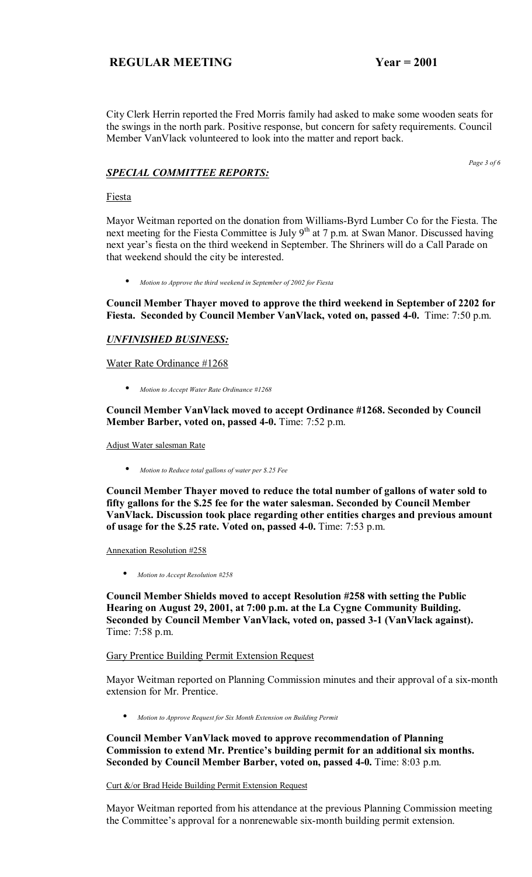City Clerk Herrin reported the Fred Morris family had asked to make some wooden seats for the swings in the north park. Positive response, but concern for safety requirements. Council Member VanVlack volunteered to look into the matter and report back.

## *SPECIAL COMMITTEE REPORTS:*

Fiesta

Mayor Weitman reported on the donation from Williams-Byrd Lumber Co for the Fiesta. The next meeting for the Fiesta Committee is July 9th at 7 p.m. at Swan Manor. Discussed having next year's fiesta on the third weekend in September. The Shriners will do a Call Parade on that weekend should the city be interested.

- *Motion to Approve the third weekend in September of 2002 for Fiesta*

**Council Member Thayer moved to approve the third weekend in September of 2202 for Fiesta. Seconded by Council Member VanVlack, voted on, passed 4-0.** Time: 7:50 p.m.

## *UNFINISHED BUSINESS:*

Water Rate Ordinance #1268

- *Motion to Accept Water Rate Ordinance #1268*

**Council Member VanVlack moved to accept Ordinance #1268. Seconded by Council Member Barber, voted on, passed 4-0.** Time: 7:52 p.m.

Adjust Water salesman Rate

- *Motion to Reduce total gallons of water per $.25 Fee*

**Council Member Thayer moved to reduce the total number of gallons of water sold to fifty gallons for the $.25 fee for the water salesman. Seconded by Council Member VanVlack. Discussion took place regarding other entities charges and previous amount of usage for the $.25 rate. Voted on, passed 4-0.** Time: 7:53 p.m.

Annexation Resolution #258

- *Motion to Accept Resolution #258*

**Council Member Shields moved to accept Resolution #258 with setting the Public Hearing on August 29, 2001, at 7:00 p.m. at the La Cygne Community Building. Seconded by Council Member VanVlack, voted on, passed 3-1 (VanVlack against).** Time: 7:58 p.m.

Gary Prentice Building Permit Extension Request

Mayor Weitman reported on Planning Commission minutes and their approval of a six-month extension for Mr. Prentice.

- *Motion to Approve Request for Six Month Extension on Building Permit*

**Council Member VanVlack moved to approve recommendation of Planning Commission to extend Mr. Prentice's building permit for an additional six months. Seconded by Council Member Barber, voted on, passed 4-0.** Time: 8:03 p.m.

Curt &/or Brad Heide Building Permit Extension Request

Mayor Weitman reported from his attendance at the previous Planning Commission meeting the Committee's approval for a nonrenewable six-month building permit extension.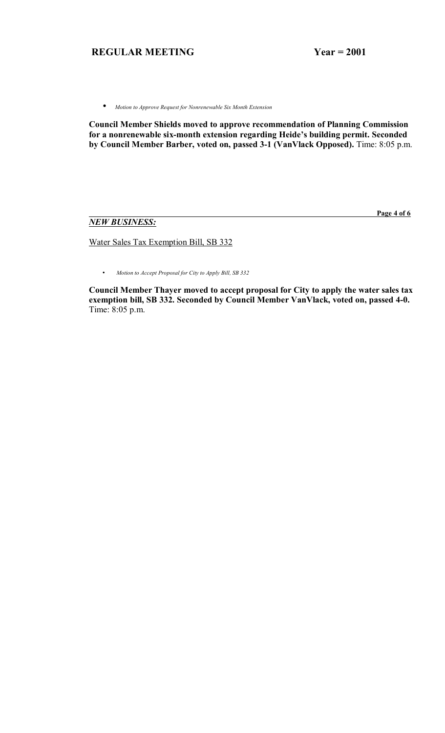- *Motion to Approve Request for Nonrenewable Six Month Extension*

**Council Member Shields moved to approve recommendation of Planning Commission for a nonrenewable six-month extension regarding Heide's building permit. Seconded by Council Member Barber, voted on, passed 3-1 (VanVlack Opposed).** Time: 8:05 p.m.

***NEW BUSINESS:***

Water Sales Tax Exemption Bill, SB 332

- *Motion to Accept Proposal for City to Apply Bill, SB 332*

**Council Member Thayer moved to accept proposal for City to apply the water sales tax exemption bill, SB 332. Seconded by Council Member VanVlack, voted on, passed 4-0.** Time: 8:05 p.m.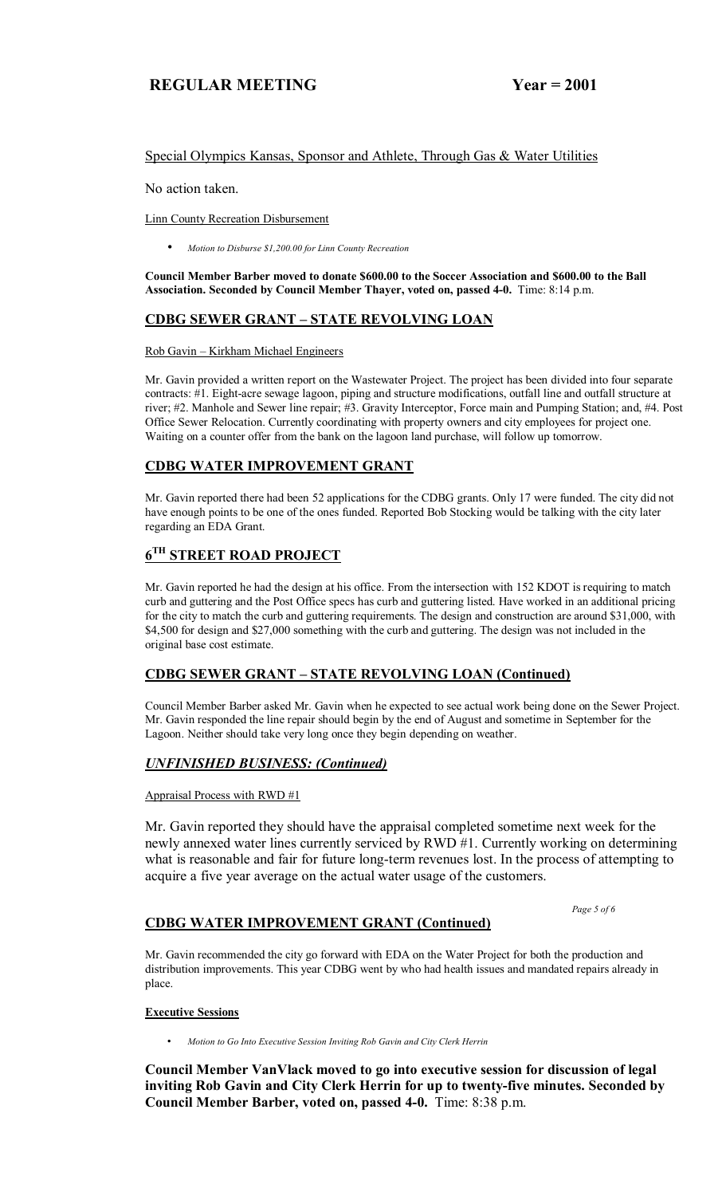Special Olympics Kansas, Sponsor and Athlete, Through Gas & Water Utilities

No action taken.

Linn County Recreation Disbursement

- *Motion to Disburse $1,200.00 for Linn County Recreation*

**Council Member Barber moved to donate $600.00 to the Soccer Association and $600.00 to the Ball Association. Seconded by Council Member Thayer, voted on, passed 4-0.** Time: 8:14 p.m.

## CDBG SEWER GRANT – STATE REVOLVING LOAN

Rob Gavin – Kirkham Michael Engineers

Mr. Gavin provided a written report on the Wastewater Project. The project has been divided into four separate contracts: #1. Eight-acre sewage lagoon, piping and structure modifications, outfall line and outfall structure at river; #2. Manhole and Sewer line repair; #3. Gravity Interceptor, Force main and Pumping Station; and, #4. Post Office Sewer Relocation. Currently coordinating with property owners and city employees for project one. Waiting on a counter offer from the bank on the lagoon land purchase, will follow up tomorrow.

## CDBG WATER IMPROVEMENT GRANT

Mr. Gavin reported there had been 52 applications for the CDBG grants. Only 17 were funded. The city did not have enough points to be one of the ones funded. Reported Bob Stocking would be talking with the city later regarding an EDA Grant.

## 6TH STREET ROAD PROJECT

Mr. Gavin reported he had the design at his office. From the intersection with 152 KDOT is requiring to match curb and guttering and the Post Office specs has curb and guttering listed. Have worked in an additional pricing for the city to match the curb and guttering requirements. The design and construction are around $31,000, with $4,500 for design and $27,000 something with the curb and guttering. The design was not included in the original base cost estimate.

## CDBG SEWER GRANT – STATE REVOLVING LOAN (Continued)

Council Member Barber asked Mr. Gavin when he expected to see actual work being done on the Sewer Project. Mr. Gavin responded the line repair should begin by the end of August and sometime in September for the Lagoon. Neither should take very long once they begin depending on weather.

## *UNFINISHED BUSINESS: (Continued)*

Appraisal Process with RWD #1

Mr. Gavin reported they should have the appraisal completed sometime next week for the newly annexed water lines currently serviced by RWD #1. Currently working on determining what is reasonable and fair for future long-term revenues lost. In the process of attempting to acquire a five year average on the actual water usage of the customers.

## CDBG WATER IMPROVEMENT GRANT (Continued)

Mr. Gavin recommended the city go forward with EDA on the Water Project for both the production and distribution improvements. This year CDBG went by who had health issues and mandated repairs already in place.

**Executive Sessions**

- *Motion to Go Into Executive Session Inviting Rob Gavin and City Clerk Herrin*

**Council Member VanVlack moved to go into executive session for discussion of legal inviting Rob Gavin and City Clerk Herrin for up to twenty-five minutes. Seconded by Council Member Barber, voted on, passed 4-0.** Time: 8:38 p.m.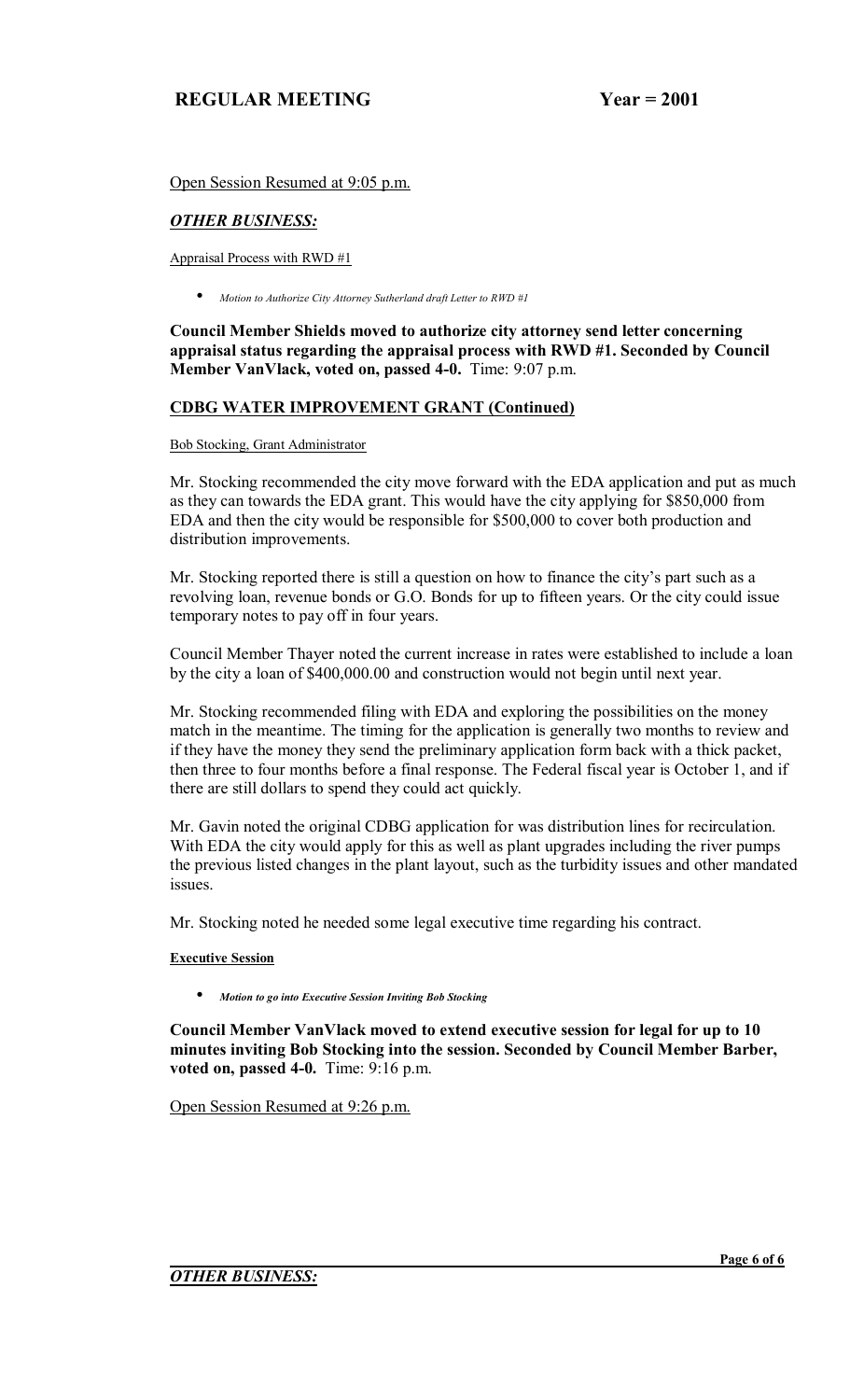Open Session Resumed at 9:05 p.m.

## *OTHER BUSINESS:*

Appraisal Process with RWD #1

- *Motion to Authorize City Attorney Sutherland draft Letter to RWD #1*

**Council Member Shields moved to authorize city attorney send letter concerning appraisal status regarding the appraisal process with RWD #1. Seconded by Council Member VanVlack, voted on, passed 4-0.** Time: 9:07 p.m.

### CDBG WATER IMPROVEMENT GRANT (Continued)

Bob Stocking, Grant Administrator

Mr. Stocking recommended the city move forward with the EDA application and put as much as they can towards the EDA grant. This would have the city applying for $850,000 from EDA and then the city would be responsible for $500,000 to cover both production and distribution improvements.

Mr. Stocking reported there is still a question on how to finance the city's part such as a revolving loan, revenue bonds or G.O. Bonds for up to fifteen years. Or the city could issue temporary notes to pay off in four years.

Council Member Thayer noted the current increase in rates were established to include a loan by the city a loan of $400,000.00 and construction would not begin until next year.

Mr. Stocking recommended filing with EDA and exploring the possibilities on the money match in the meantime. The timing for the application is generally two months to review and if they have the money they send the preliminary application form back with a thick packet, then three to four months before a final response. The Federal fiscal year is October 1, and if there are still dollars to spend they could act quickly.

Mr. Gavin noted the original CDBG application for was distribution lines for recirculation. With EDA the city would apply for this as well as plant upgrades including the river pumps the previous listed changes in the plant layout, such as the turbidity issues and other mandated issues.

Mr. Stocking noted he needed some legal executive time regarding his contract.

**Executive Session**

- ***Motion to go into Executive Session Inviting Bob Stocking***

**Council Member VanVlack moved to extend executive session for legal for up to 10 minutes inviting Bob Stocking into the session. Seconded by Council Member Barber, voted on, passed 4-0.** Time: 9:16 p.m.

Open Session Resumed at 9:26 p.m.

## *OTHER BUSINESS:*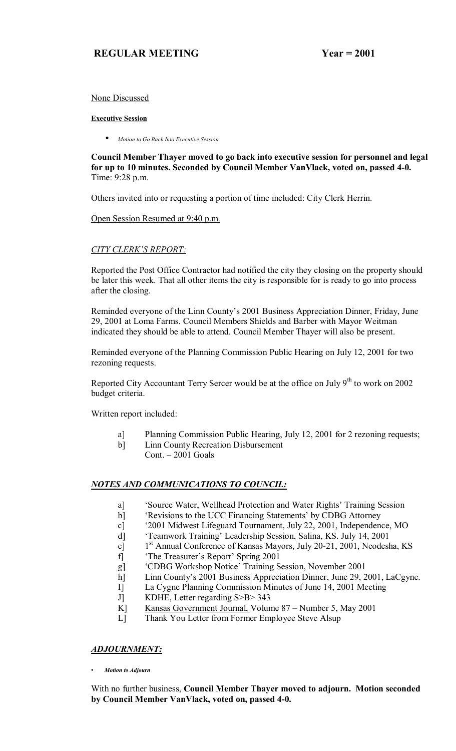**REGULAR MEETING Year = 2001**

None Discussed

**Executive Session**

- *Motion to Go Back Into Executive Session*

**Council Member Thayer moved to go back into executive session for personnel and legal for up to 10 minutes. Seconded by Council Member VanVlack, voted on, passed 4-0.**
Time: 9:28 p.m.

Others invited into or requesting a portion of time included: City Clerk Herrin.

Open Session Resumed at 9:40 p.m.

*CITY CLERK'S REPORT:*

Reported the Post Office Contractor had notified the city they closing on the property should be later this week. That all other items the city is responsible for is ready to go into process after the closing.

Reminded everyone of the Linn County's 2001 Business Appreciation Dinner, Friday, June 29, 2001 at Loma Farms. Council Members Shields and Barber with Mayor Weitman indicated they should be able to attend. Council Member Thayer will also be present.

Reminded everyone of the Planning Commission Public Hearing on July 12, 2001 for two rezoning requests.

Reported City Accountant Terry Sercer would be at the office on July 9th to work on 2002 budget criteria.

Written report included:

a] Planning Commission Public Hearing, July 12, 2001 for 2 rezoning requests;
b] Linn County Recreation Disbursement
Cont. – 2001 Goals

***NOTES AND COMMUNICATIONS TO COUNCIL:***

a] 'Source Water, Wellhead Protection and Water Rights' Training Session
b] 'Revisions to the UCC Financing Statements' by CDBG Attorney
c] '2001 Midwest Lifeguard Tournament, July 22, 2001, Independence, MO
d] 'Teamwork Training' Leadership Session, Salina, KS. July 14, 2001
e] 1st Annual Conference of Kansas Mayors, July 20-21, 2001, Neodesha, KS
f] 'The Treasurer's Report' Spring 2001
g] 'CDBG Workshop Notice' Training Session, November 2001
h] Linn County's 2001 Business Appreciation Dinner, June 29, 2001, LaCgyne.
I] La Cygne Planning Commission Minutes of June 14, 2001 Meeting
J] KDHE, Letter regarding S>B> 343
K] Kansas Government Journal, Volume 87 – Number 5, May 2001
L] Thank You Letter from Former Employee Steve Alsup

***ADJOURNMENT:***

- ***Motion to Adjourn***

With no further business, **Council Member Thayer moved to adjourn. Motion seconded by Council Member VanVlack, voted on, passed 4-0.**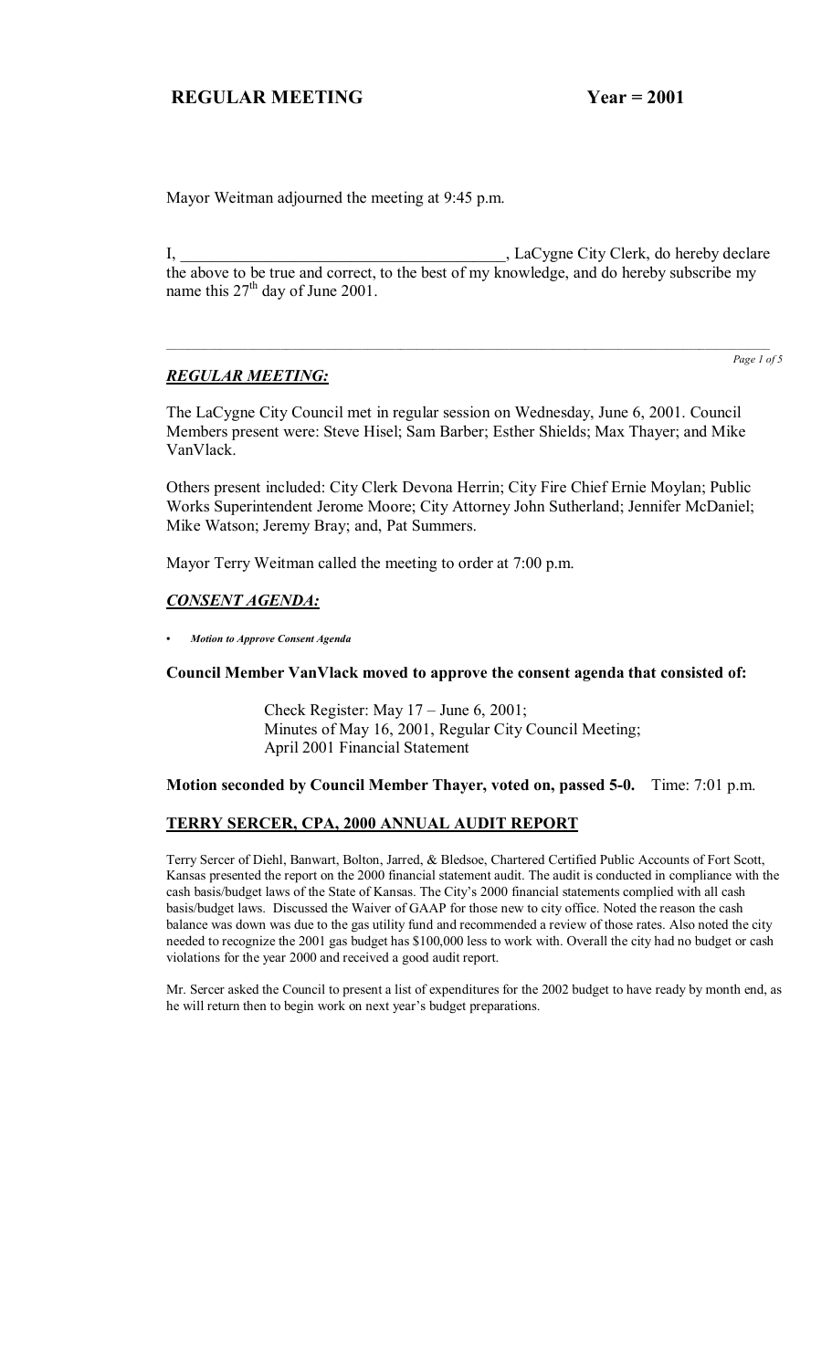Mayor Weitman adjourned the meeting at 9:45 p.m.

I, ________________________________________, LaCygne City Clerk, do hereby declare the above to be true and correct, to the best of my knowledge, and do hereby subscribe my name this 27th day of June 2001.

---

## *REGULAR MEETING:*

The LaCygne City Council met in regular session on Wednesday, June 6, 2001. Council Members present were: Steve Hisel; Sam Barber; Esther Shields; Max Thayer; and Mike VanVlack.

Others present included: City Clerk Devona Herrin; City Fire Chief Ernie Moylan; Public Works Superintendent Jerome Moore; City Attorney John Sutherland; Jennifer McDaniel; Mike Watson; Jeremy Bray; and, Pat Summers.

Mayor Terry Weitman called the meeting to order at 7:00 p.m.

## *CONSENT AGENDA:*

- ***Motion to Approve Consent Agenda***

**Council Member VanVlack moved to approve the consent agenda that consisted of:**

> Check Register: May 17 – June 6, 2001;
> Minutes of May 16, 2001, Regular City Council Meeting;
> April 2001 Financial Statement

**Motion seconded by Council Member Thayer, voted on, passed 5-0.** Time: 7:01 p.m.

## TERRY SERCER, CPA, 2000 ANNUAL AUDIT REPORT

Terry Sercer of Diehl, Banwart, Bolton, Jarred, & Bledsoe, Chartered Certified Public Accounts of Fort Scott, Kansas presented the report on the 2000 financial statement audit. The audit is conducted in compliance with the cash basis/budget laws of the State of Kansas. The City's 2000 financial statements complied with all cash basis/budget laws. Discussed the Waiver of GAAP for those new to city office. Noted the reason the cash balance was down was due to the gas utility fund and recommended a review of those rates. Also noted the city needed to recognize the 2001 gas budget has $100,000 less to work with. Overall the city had no budget or cash violations for the year 2000 and received a good audit report.

Mr. Sercer asked the Council to present a list of expenditures for the 2002 budget to have ready by month end, as he will return then to begin work on next year's budget preparations.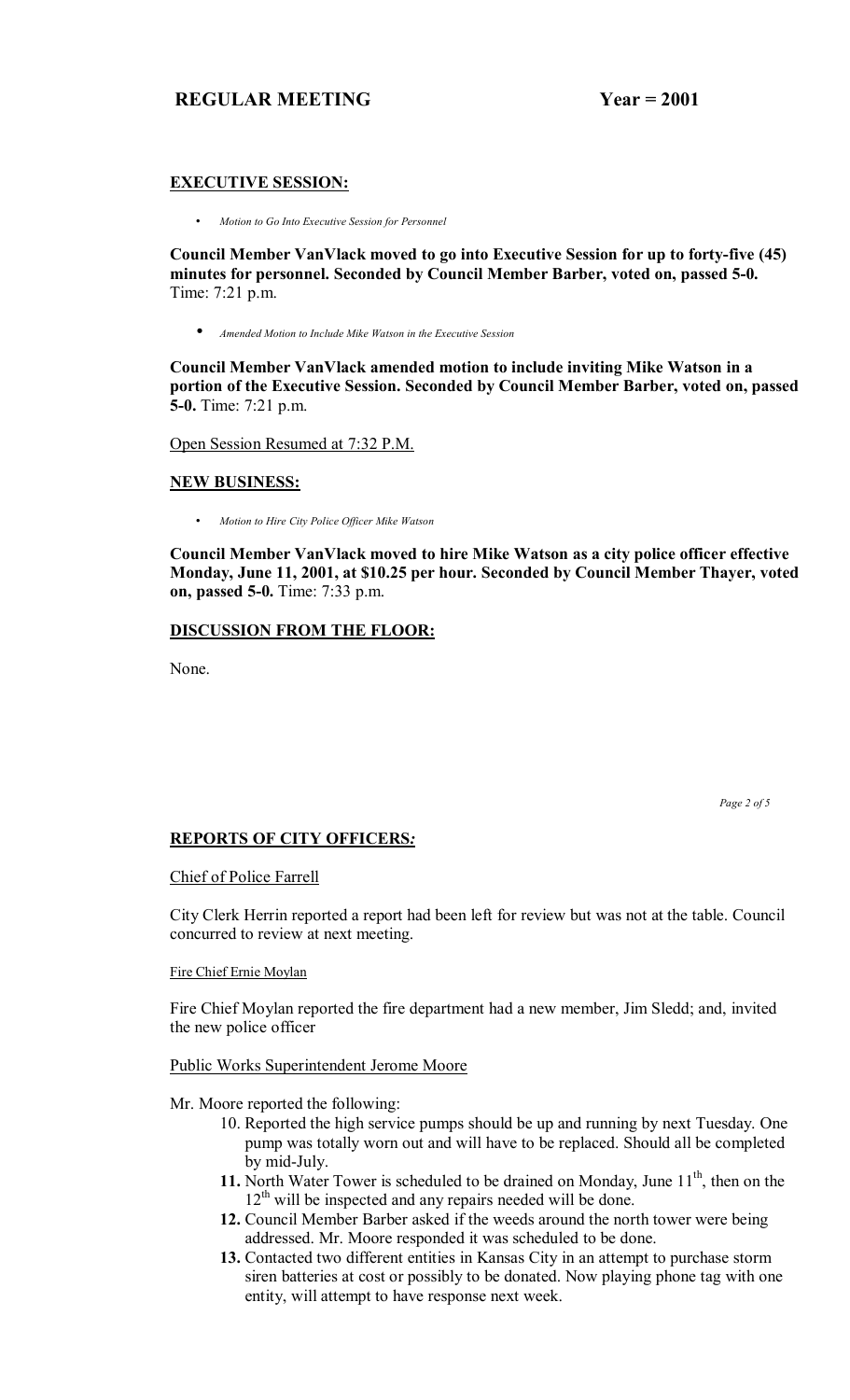## EXECUTIVE SESSION:

- *Motion to Go Into Executive Session for Personnel*

**Council Member VanVlack moved to go into Executive Session for up to forty-five (45) minutes for personnel. Seconded by Council Member Barber, voted on, passed 5-0.** Time: 7:21 p.m.

- *Amended Motion to Include Mike Watson in the Executive Session*

**Council Member VanVlack amended motion to include inviting Mike Watson in a portion of the Executive Session. Seconded by Council Member Barber, voted on, passed 5-0.** Time: 7:21 p.m.

Open Session Resumed at 7:32 P.M.

## NEW BUSINESS:

- *Motion to Hire City Police Officer Mike Watson*

**Council Member VanVlack moved to hire Mike Watson as a city police officer effective Monday, June 11, 2001, at $10.25 per hour. Seconded by Council Member Thayer, voted on, passed 5-0.** Time: 7:33 p.m.

## DISCUSSION FROM THE FLOOR:

None.

## REPORTS OF CITY OFFICERS*:*

Chief of Police Farrell

City Clerk Herrin reported a report had been left for review but was not at the table. Council concurred to review at next meeting.

Fire Chief Ernie Moylan

Fire Chief Moylan reported the fire department had a new member, Jim Sledd; and, invited the new police officer

Public Works Superintendent Jerome Moore

Mr. Moore reported the following:

10. Reported the high service pumps should be up and running by next Tuesday. One pump was totally worn out and will have to be replaced. Should all be completed by mid-July.
11. North Water Tower is scheduled to be drained on Monday, June 11th, then on the 12th will be inspected and any repairs needed will be done.
12. Council Member Barber asked if the weeds around the north tower were being addressed. Mr. Moore responded it was scheduled to be done.
13. Contacted two different entities in Kansas City in an attempt to purchase storm siren batteries at cost or possibly to be donated. Now playing phone tag with one entity, will attempt to have response next week.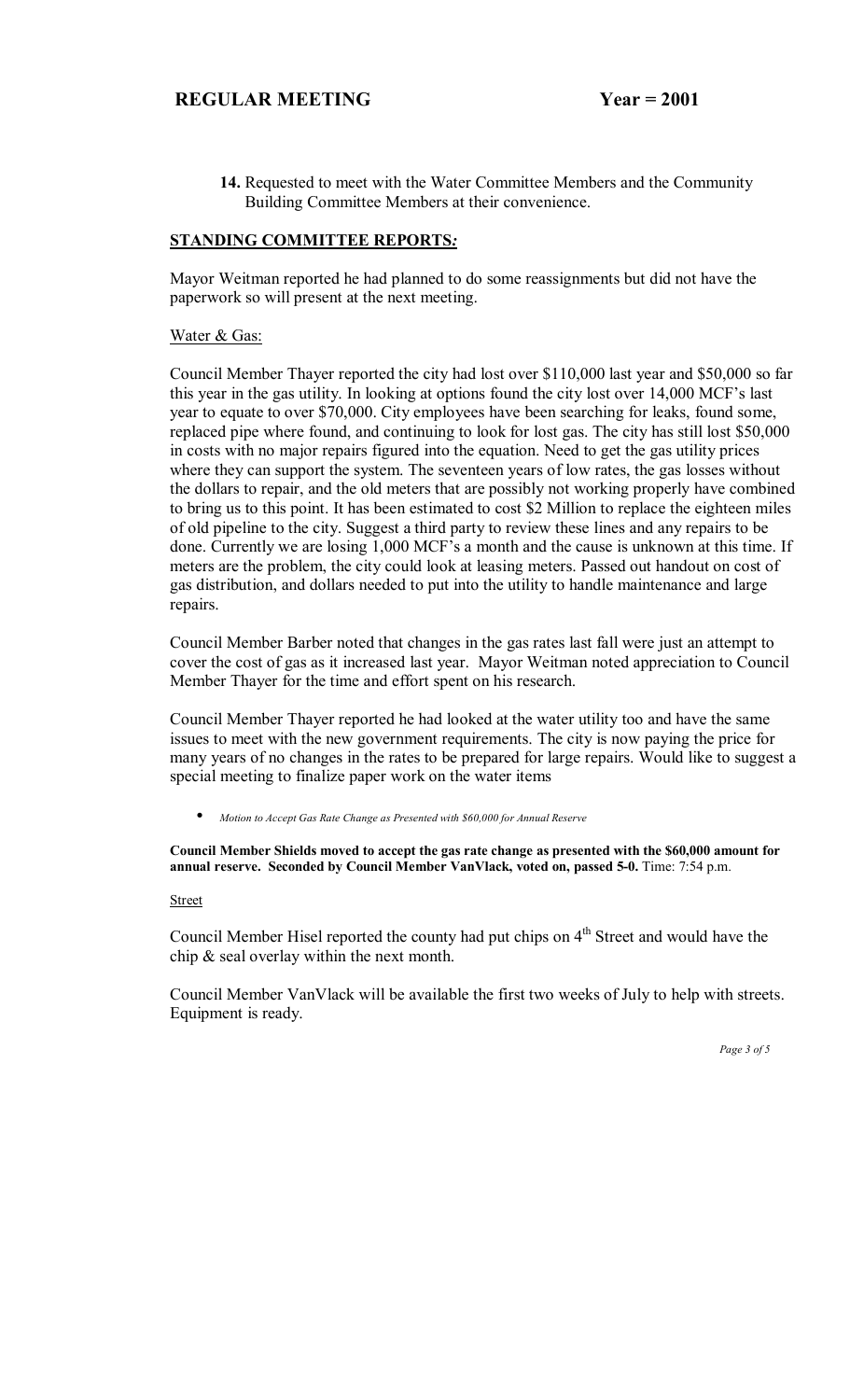14. Requested to meet with the Water Committee Members and the Community Building Committee Members at their convenience.

## STANDING COMMITTEE REPORTS*:*

Mayor Weitman reported he had planned to do some reassignments but did not have the paperwork so will present at the next meeting.

Water & Gas:

Council Member Thayer reported the city had lost over $110,000 last year and $50,000 so far this year in the gas utility. In looking at options found the city lost over 14,000 MCF's last year to equate to over $70,000. City employees have been searching for leaks, found some, replaced pipe where found, and continuing to look for lost gas. The city has still lost $50,000 in costs with no major repairs figured into the equation. Need to get the gas utility prices where they can support the system. The seventeen years of low rates, the gas losses without the dollars to repair, and the old meters that are possibly not working properly have combined to bring us to this point. It has been estimated to cost $2 Million to replace the eighteen miles of old pipeline to the city. Suggest a third party to review these lines and any repairs to be done. Currently we are losing 1,000 MCF's a month and the cause is unknown at this time. If meters are the problem, the city could look at leasing meters. Passed out handout on cost of gas distribution, and dollars needed to put into the utility to handle maintenance and large repairs.

Council Member Barber noted that changes in the gas rates last fall were just an attempt to cover the cost of gas as it increased last year. Mayor Weitman noted appreciation to Council Member Thayer for the time and effort spent on his research.

Council Member Thayer reported he had looked at the water utility too and have the same issues to meet with the new government requirements. The city is now paying the price for many years of no changes in the rates to be prepared for large repairs. Would like to suggest a special meeting to finalize paper work on the water items

- *Motion to Accept Gas Rate Change as Presented with $60,000 for Annual Reserve*

**Council Member Shields moved to accept the gas rate change as presented with the $60,000 amount for annual reserve. Seconded by Council Member VanVlack, voted on, passed 5-0.** Time: 7:54 p.m.

Street

Council Member Hisel reported the county had put chips on 4th Street and would have the chip & seal overlay within the next month.

Council Member VanVlack will be available the first two weeks of July to help with streets. Equipment is ready.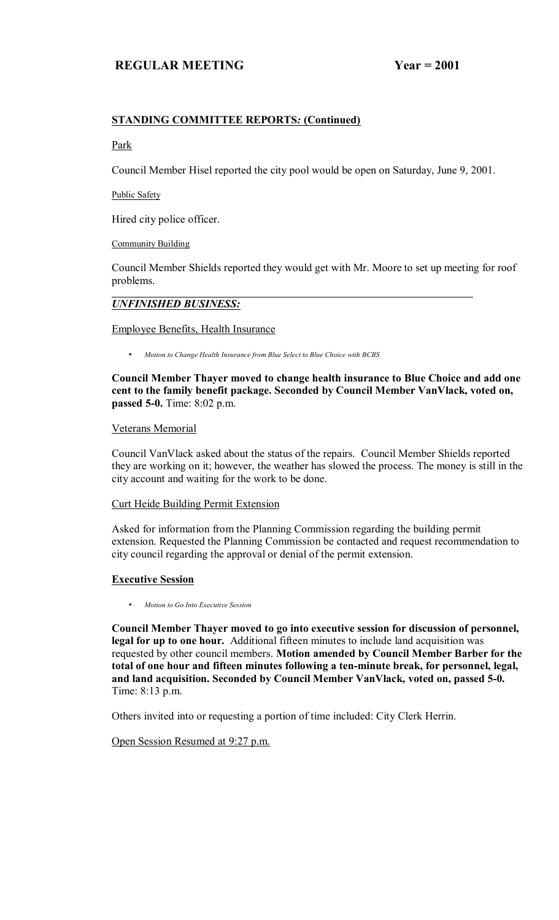**REGULAR MEETING Year = 2001**

**STANDING COMMITTEE REPORTS: (Continued)**

Park

Council Member Hisel reported the city pool would be open on Saturday, June 9, 2001.

Public Safety

Hired city police officer.

Community Building

Council Member Shields reported they would get with Mr. Moore to set up meeting for roof problems.

---

***UNFINISHED BUSINESS:***

Employee Benefits, Health Insurance

- *Motion to Change Health Insurance from Blue Select to Blue Choice with BCBS*

**Council Member Thayer moved to change health insurance to Blue Choice and add one cent to the family benefit package. Seconded by Council Member VanVlack, voted on, passed 5-0.** Time: 8:02 p.m.

Veterans Memorial

Council VanVlack asked about the status of the repairs. Council Member Shields reported they are working on it; however, the weather has slowed the process. The money is still in the city account and waiting for the work to be done.

Curt Heide Building Permit Extension

Asked for information from the Planning Commission regarding the building permit extension. Requested the Planning Commission be contacted and request recommendation to city council regarding the approval or denial of the permit extension.

**Executive Session**

- *Motion to Go Into Executive Session*

**Council Member Thayer moved to go into executive session for discussion of personnel, legal for up to one hour.** Additional fifteen minutes to include land acquisition was requested by other council members. **Motion amended by Council Member Barber for the total of one hour and fifteen minutes following a ten-minute break, for personnel, legal, and land acquisition. Seconded by Council Member VanVlack, voted on, passed 5-0.** Time: 8:13 p.m.

Others invited into or requesting a portion of time included: City Clerk Herrin.

Open Session Resumed at 9:27 p.m.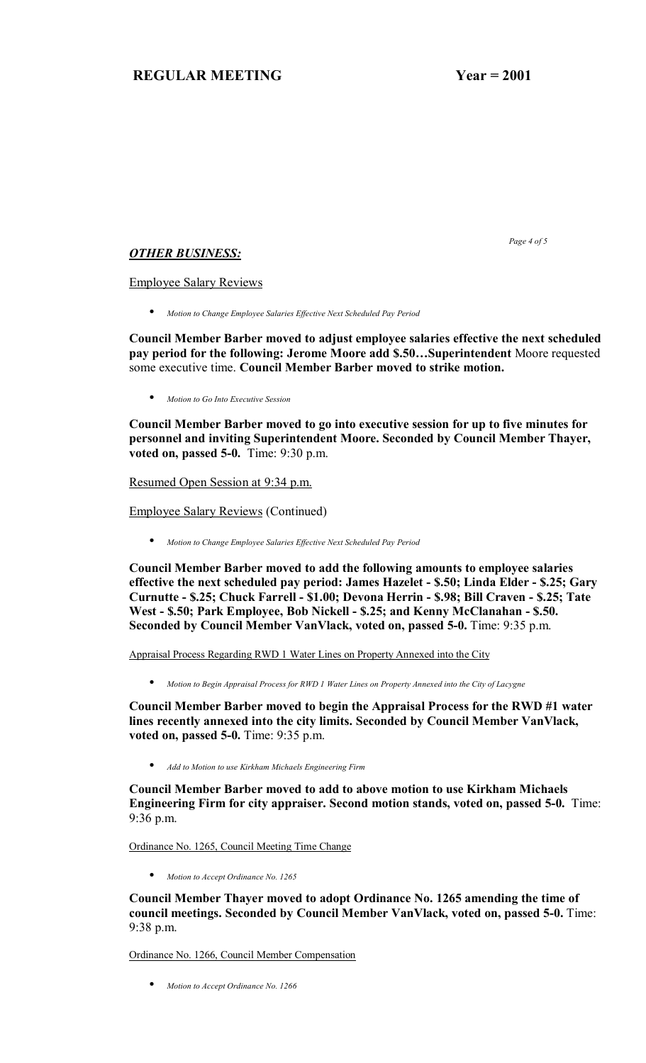## *OTHER BUSINESS:*

Employee Salary Reviews

- *Motion to Change Employee Salaries Effective Next Scheduled Pay Period*

**Council Member Barber moved to adjust employee salaries effective the next scheduled pay period for the following: Jerome Moore add $.50…Superintendent** Moore requested some executive time. **Council Member Barber moved to strike motion.**

- *Motion to Go Into Executive Session*

**Council Member Barber moved to go into executive session for up to five minutes for personnel and inviting Superintendent Moore. Seconded by Council Member Thayer, voted on, passed 5-0.** Time: 9:30 p.m.

Resumed Open Session at 9:34 p.m.

Employee Salary Reviews (Continued)

- *Motion to Change Employee Salaries Effective Next Scheduled Pay Period*

**Council Member Barber moved to add the following amounts to employee salaries effective the next scheduled pay period: James Hazelet - $.50; Linda Elder - $.25; Gary Curnutte - $.25; Chuck Farrell - $1.00; Devona Herrin - $.98; Bill Craven - $.25; Tate West - $.50; Park Employee, Bob Nickell - $.25; and Kenny McClanahan - $.50. Seconded by Council Member VanVlack, voted on, passed 5-0.** Time: 9:35 p.m.

Appraisal Process Regarding RWD 1 Water Lines on Property Annexed into the City

- *Motion to Begin Appraisal Process for RWD 1 Water Lines on Property Annexed into the City of Lacygne*

**Council Member Barber moved to begin the Appraisal Process for the RWD #1 water lines recently annexed into the city limits. Seconded by Council Member VanVlack, voted on, passed 5-0.** Time: 9:35 p.m.

- *Add to Motion to use Kirkham Michaels Engineering Firm*

**Council Member Barber moved to add to above motion to use Kirkham Michaels Engineering Firm for city appraiser. Second motion stands, voted on, passed 5-0.** Time: 9:36 p.m.

Ordinance No. 1265, Council Meeting Time Change

- *Motion to Accept Ordinance No. 1265*

**Council Member Thayer moved to adopt Ordinance No. 1265 amending the time of council meetings. Seconded by Council Member VanVlack, voted on, passed 5-0.** Time: 9:38 p.m.

Ordinance No. 1266, Council Member Compensation

- *Motion to Accept Ordinance No. 1266*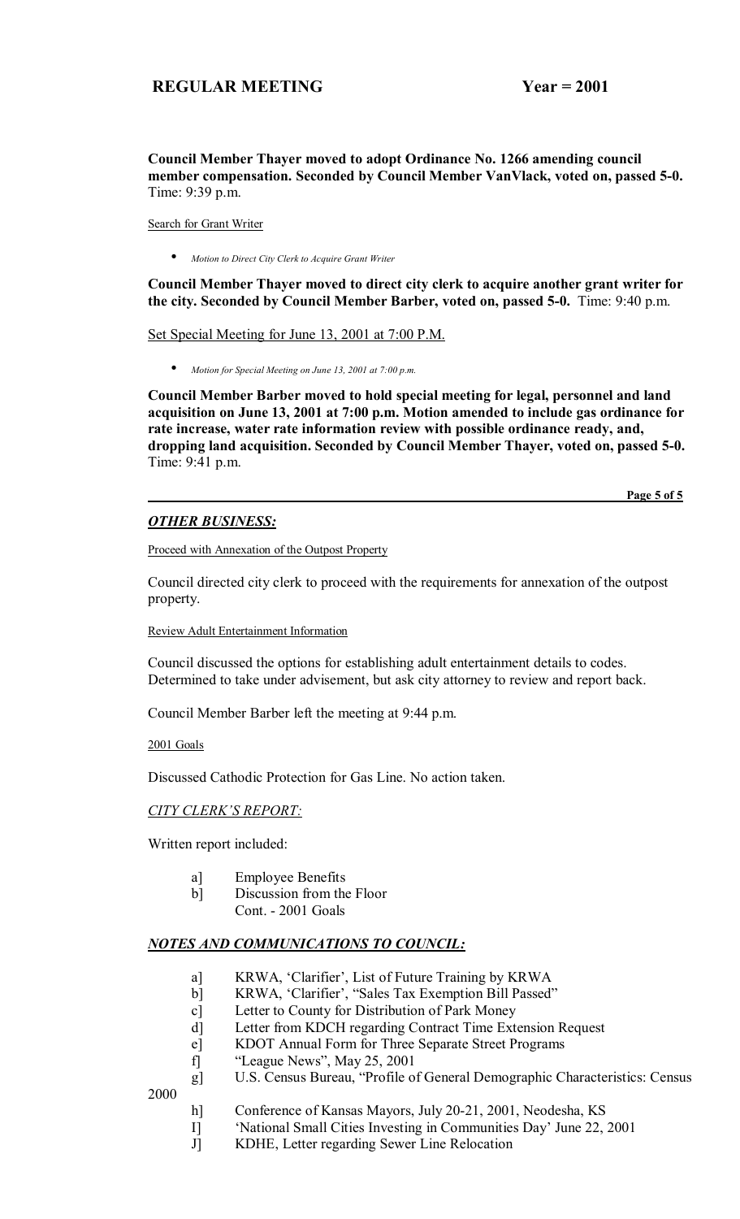**Council Member Thayer moved to adopt Ordinance No. 1266 amending council member compensation. Seconded by Council Member VanVlack, voted on, passed 5-0.** Time: 9:39 p.m.

Search for Grant Writer

- *Motion to Direct City Clerk to Acquire Grant Writer*

**Council Member Thayer moved to direct city clerk to acquire another grant writer for the city. Seconded by Council Member Barber, voted on, passed 5-0.** Time: 9:40 p.m.

Set Special Meeting for June 13, 2001 at 7:00 P.M.

- *Motion for Special Meeting on June 13, 2001 at 7:00 p.m.*

**Council Member Barber moved to hold special meeting for legal, personnel and land acquisition on June 13, 2001 at 7:00 p.m. Motion amended to include gas ordinance for rate increase, water rate information review with possible ordinance ready, and, dropping land acquisition. Seconded by Council Member Thayer, voted on, passed 5-0.** Time: 9:41 p.m.

## *OTHER BUSINESS:*

Proceed with Annexation of the Outpost Property

Council directed city clerk to proceed with the requirements for annexation of the outpost property.

Review Adult Entertainment Information

Council discussed the options for establishing adult entertainment details to codes. Determined to take under advisement, but ask city attorney to review and report back.

Council Member Barber left the meeting at 9:44 p.m.

2001 Goals

Discussed Cathodic Protection for Gas Line. No action taken.

## *CITY CLERK'S REPORT:*

Written report included:

a] Employee Benefits
b] Discussion from the Floor
Cont. - 2001 Goals

## *NOTES AND COMMUNICATIONS TO COUNCIL:*

a] KRWA, 'Clarifier', List of Future Training by KRWA
b] KRWA, 'Clarifier', "Sales Tax Exemption Bill Passed"
c] Letter to County for Distribution of Park Money
d] Letter from KDCH regarding Contract Time Extension Request
e] KDOT Annual Form for Three Separate Street Programs
f] "League News", May 25, 2001
g] U.S. Census Bureau, "Profile of General Demographic Characteristics: Census 2000
h] Conference of Kansas Mayors, July 20-21, 2001, Neodesha, KS
I] 'National Small Cities Investing in Communities Day' June 22, 2001
J] KDHE, Letter regarding Sewer Line Relocation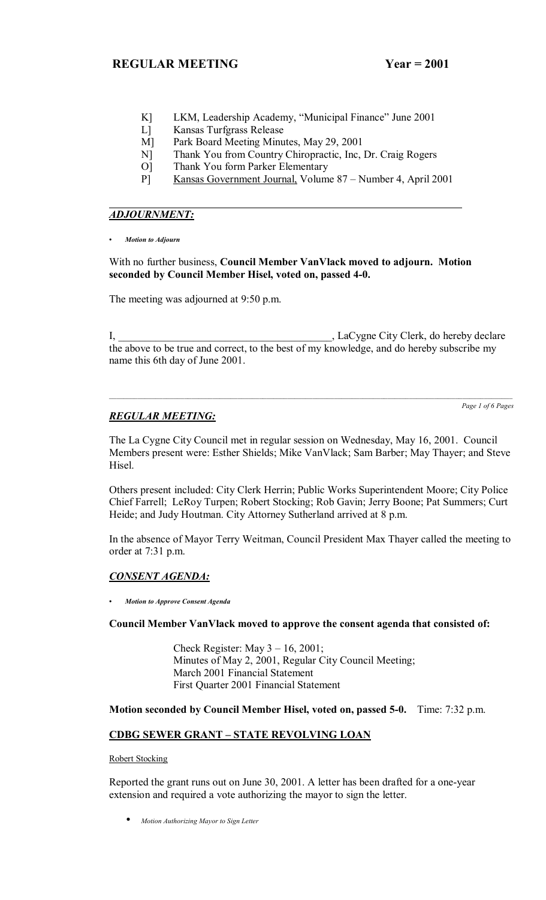K] LKM, Leadership Academy, "Municipal Finance" June 2001
L] Kansas Turfgrass Release
M] Park Board Meeting Minutes, May 29, 2001
N] Thank You from Country Chiropractic, Inc, Dr. Craig Rogers
O] Thank You form Parker Elementary
P] Kansas Government Journal, Volume 87 – Number 4, April 2001

## *ADJOURNMENT:*

- *Motion to Adjourn*

With no further business, **Council Member VanVlack moved to adjourn. Motion seconded by Council Member Hisel, voted on, passed 4-0.**

The meeting was adjourned at 9:50 p.m.

I, ________________________________________, LaCygne City Clerk, do hereby declare the above to be true and correct, to the best of my knowledge, and do hereby subscribe my name this 6th day of June 2001.

---

## *REGULAR MEETING:*

The La Cygne City Council met in regular session on Wednesday, May 16, 2001. Council Members present were: Esther Shields; Mike VanVlack; Sam Barber; May Thayer; and Steve Hisel.

Others present included: City Clerk Herrin; Public Works Superintendent Moore; City Police Chief Farrell; LeRoy Turpen; Robert Stocking; Rob Gavin; Jerry Boone; Pat Summers; Curt Heide; and Judy Houtman. City Attorney Sutherland arrived at 8 p.m.

In the absence of Mayor Terry Weitman, Council President Max Thayer called the meeting to order at 7:31 p.m.

## *CONSENT AGENDA:*

- *Motion to Approve Consent Agenda*

**Council Member VanVlack moved to approve the consent agenda that consisted of:**

Check Register: May 3 – 16, 2001;
Minutes of May 2, 2001, Regular City Council Meeting;
March 2001 Financial Statement
First Quarter 2001 Financial Statement

**Motion seconded by Council Member Hisel, voted on, passed 5-0.** Time: 7:32 p.m.

## CDBG SEWER GRANT – STATE REVOLVING LOAN

Robert Stocking

Reported the grant runs out on June 30, 2001. A letter has been drafted for a one-year extension and required a vote authorizing the mayor to sign the letter.

- *Motion Authorizing Mayor to Sign Letter*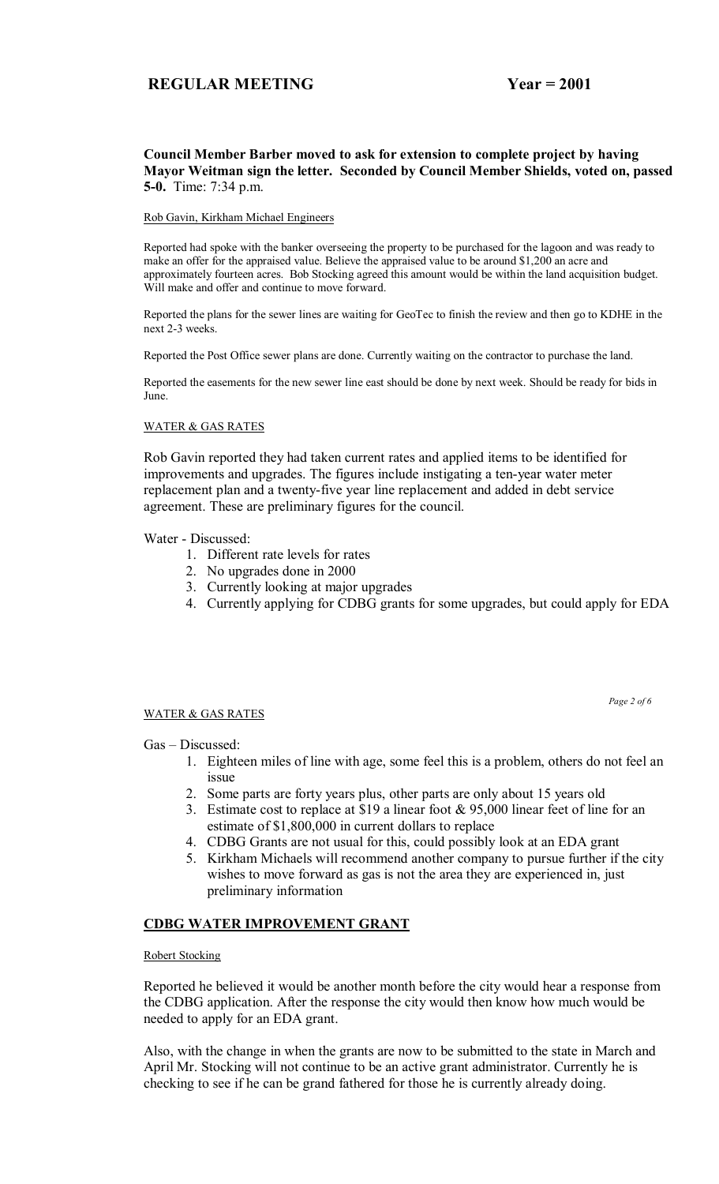**REGULAR MEETING Year = 2001**

**Council Member Barber moved to ask for extension to complete project by having Mayor Weitman sign the letter. Seconded by Council Member Shields, voted on, passed 5-0.** Time: 7:34 p.m.

Rob Gavin, Kirkham Michael Engineers

Reported had spoke with the banker overseeing the property to be purchased for the lagoon and was ready to make an offer for the appraised value. Believe the appraised value to be around $1,200 an acre and approximately fourteen acres. Bob Stocking agreed this amount would be within the land acquisition budget. Will make and offer and continue to move forward.

Reported the plans for the sewer lines are waiting for GeoTec to finish the review and then go to KDHE in the next 2-3 weeks.

Reported the Post Office sewer plans are done. Currently waiting on the contractor to purchase the land.

Reported the easements for the new sewer line east should be done by next week. Should be ready for bids in June.

WATER & GAS RATES

Rob Gavin reported they had taken current rates and applied items to be identified for improvements and upgrades. The figures include instigating a ten-year water meter replacement plan and a twenty-five year line replacement and added in debt service agreement. These are preliminary figures for the council.

Water - Discussed:

1. Different rate levels for rates
2. No upgrades done in 2000
3. Currently looking at major upgrades
4. Currently applying for CDBG grants for some upgrades, but could apply for EDA

WATER & GAS RATES

Gas – Discussed:

1. Eighteen miles of line with age, some feel this is a problem, others do not feel an issue
2. Some parts are forty years plus, other parts are only about 15 years old
3. Estimate cost to replace at $19 a linear foot & 95,000 linear feet of line for an estimate of $1,800,000 in current dollars to replace
4. CDBG Grants are not usual for this, could possibly look at an EDA grant
5. Kirkham Michaels will recommend another company to pursue further if the city wishes to move forward as gas is not the area they are experienced in, just preliminary information

## CDBG WATER IMPROVEMENT GRANT

Robert Stocking

Reported he believed it would be another month before the city would hear a response from the CDBG application. After the response the city would then know how much would be needed to apply for an EDA grant.

Also, with the change in when the grants are now to be submitted to the state in March and April Mr. Stocking will not continue to be an active grant administrator. Currently he is checking to see if he can be grand fathered for those he is currently already doing.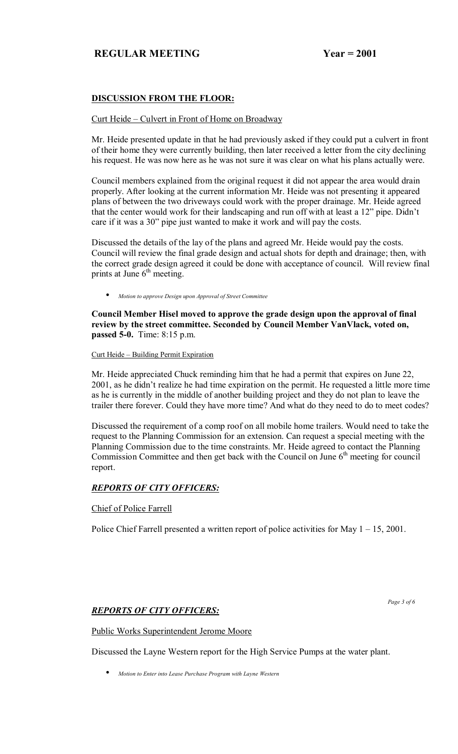## DISCUSSION FROM THE FLOOR:

Curt Heide – Culvert in Front of Home on Broadway

Mr. Heide presented update in that he had previously asked if they could put a culvert in front of their home they were currently building, then later received a letter from the city declining his request. He was now here as he was not sure it was clear on what his plans actually were.

Council members explained from the original request it did not appear the area would drain properly. After looking at the current information Mr. Heide was not presenting it appeared plans of between the two driveways could work with the proper drainage. Mr. Heide agreed that the center would work for their landscaping and run off with at least a 12" pipe. Didn't care if it was a 30" pipe just wanted to make it work and will pay the costs.

Discussed the details of the lay of the plans and agreed Mr. Heide would pay the costs. Council will review the final grade design and actual shots for depth and drainage; then, with the correct grade design agreed it could be done with acceptance of council. Will review final prints at June 6th meeting.

- *Motion to approve Design upon Approval of Street Committee*

**Council Member Hisel moved to approve the grade design upon the approval of final review by the street committee. Seconded by Council Member VanVlack, voted on, passed 5-0.** Time: 8:15 p.m.

Curt Heide – Building Permit Expiration

Mr. Heide appreciated Chuck reminding him that he had a permit that expires on June 22, 2001, as he didn't realize he had time expiration on the permit. He requested a little more time as he is currently in the middle of another building project and they do not plan to leave the trailer there forever. Could they have more time? And what do they need to do to meet codes?

Discussed the requirement of a comp roof on all mobile home trailers. Would need to take the request to the Planning Commission for an extension. Can request a special meeting with the Planning Commission due to the time constraints. Mr. Heide agreed to contact the Planning Commission Committee and then get back with the Council on June 6th meeting for council report.

## *REPORTS OF CITY OFFICERS:*

Chief of Police Farrell

Police Chief Farrell presented a written report of police activities for May 1 – 15, 2001.

## *REPORTS OF CITY OFFICERS:*

Public Works Superintendent Jerome Moore

Discussed the Layne Western report for the High Service Pumps at the water plant.

- *Motion to Enter into Lease Purchase Program with Layne Western*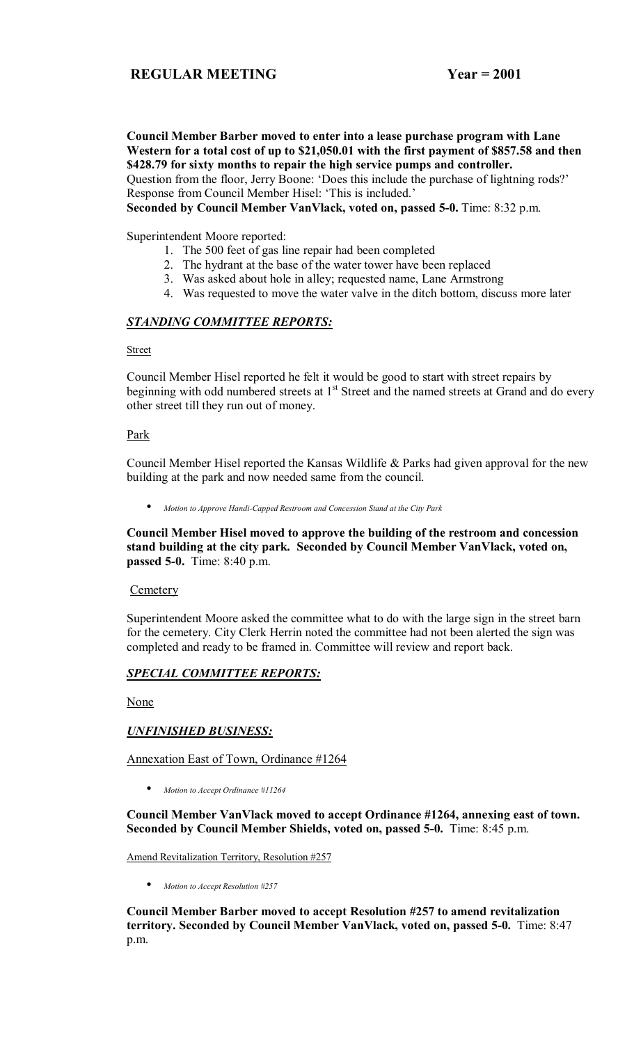**Council Member Barber moved to enter into a lease purchase program with Lane Western for a total cost of up to $21,050.01 with the first payment of $857.58 and then $428.79 for sixty months to repair the high service pumps and controller.**
Question from the floor, Jerry Boone: 'Does this include the purchase of lightning rods?'
Response from Council Member Hisel: 'This is included.'
**Seconded by Council Member VanVlack, voted on, passed 5-0.** Time: 8:32 p.m.

Superintendent Moore reported:

1. The 500 feet of gas line repair had been completed
2. The hydrant at the base of the water tower have been replaced
3. Was asked about hole in alley; requested name, Lane Armstrong
4. Was requested to move the water valve in the ditch bottom, discuss more later

## ***STANDING COMMITTEE REPORTS:***

Street

Council Member Hisel reported he felt it would be good to start with street repairs by beginning with odd numbered streets at 1st Street and the named streets at Grand and do every other street till they run out of money.

Park

Council Member Hisel reported the Kansas Wildlife & Parks had given approval for the new building at the park and now needed same from the council.

- *Motion to Approve Handi-Capped Restroom and Concession Stand at the City Park*

**Council Member Hisel moved to approve the building of the restroom and concession stand building at the city park. Seconded by Council Member VanVlack, voted on, passed 5-0.** Time: 8:40 p.m.

Cemetery

Superintendent Moore asked the committee what to do with the large sign in the street barn for the cemetery. City Clerk Herrin noted the committee had not been alerted the sign was completed and ready to be framed in. Committee will review and report back.

## ***SPECIAL COMMITTEE REPORTS:***

None

## ***UNFINISHED BUSINESS:***

Annexation East of Town, Ordinance #1264

- *Motion to Accept Ordinance #11264*

**Council Member VanVlack moved to accept Ordinance #1264, annexing east of town. Seconded by Council Member Shields, voted on, passed 5-0.** Time: 8:45 p.m.

Amend Revitalization Territory, Resolution #257

- *Motion to Accept Resolution #257*

**Council Member Barber moved to accept Resolution #257 to amend revitalization territory. Seconded by Council Member VanVlack, voted on, passed 5-0.** Time: 8:47 p.m.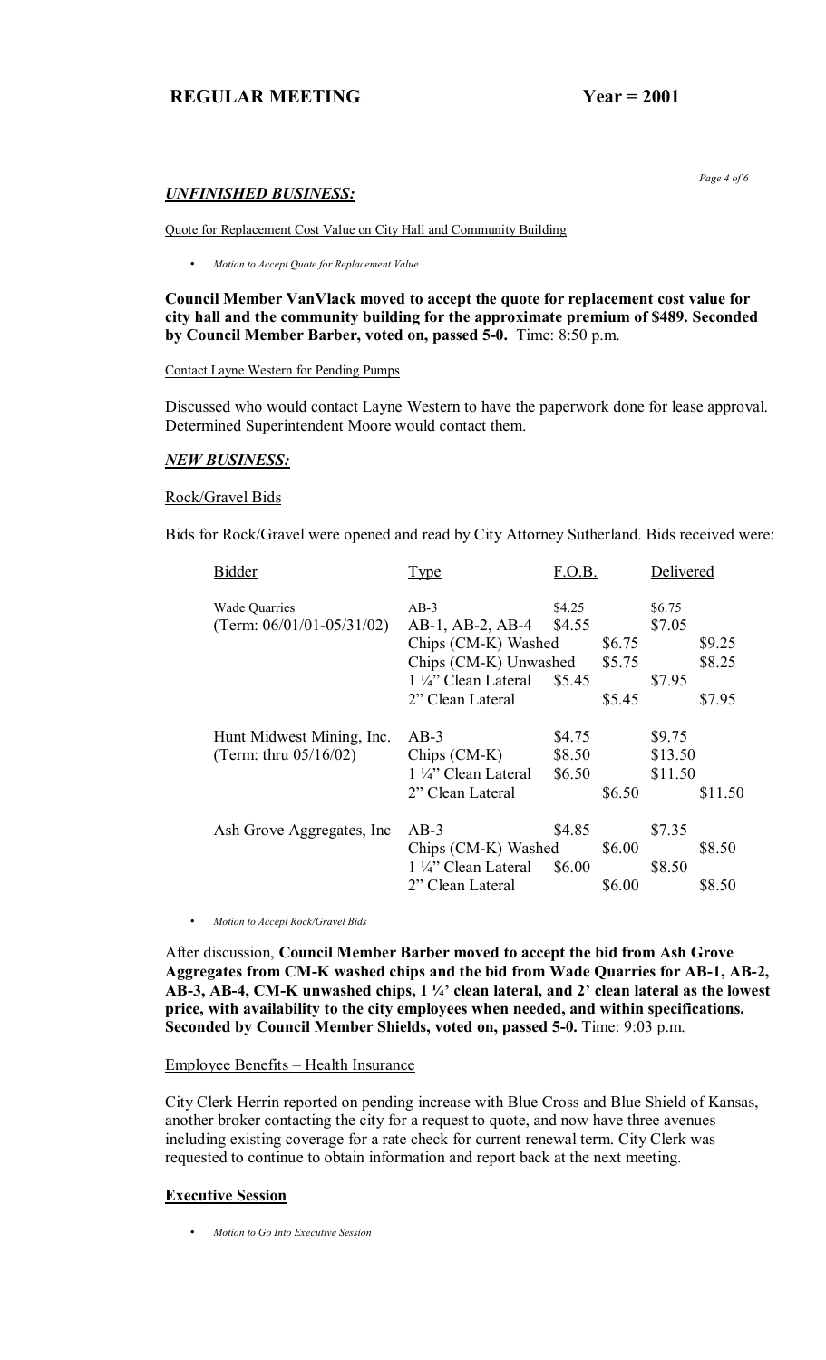## *UNFINISHED BUSINESS:*

Quote for Replacement Cost Value on City Hall and Community Building

- *Motion to Accept Quote for Replacement Value*

**Council Member VanVlack moved to accept the quote for replacement cost value for city hall and the community building for the approximate premium of $489. Seconded by Council Member Barber, voted on, passed 5-0.** Time: 8:50 p.m.

Contact Layne Western for Pending Pumps

Discussed who would contact Layne Western to have the paperwork done for lease approval. Determined Superintendent Moore would contact them.

## *NEW BUSINESS:*

Rock/Gravel Bids

Bids for Rock/Gravel were opened and read by City Attorney Sutherland. Bids received were:

| Bidder | Type | F.O.B. | Delivered |
|---|---|---|---|
| Wade Quarries | AB-3 | $4.25 | $6.75 |
| (Term: 06/01/01-05/31/02) | AB-1, AB-2, AB-4 | $4.55 | $7.05 |
| | Chips (CM-K) Washed | $6.75 | $9.25 |
| | Chips (CM-K) Unwashed | $5.75 | $8.25 |
| | 1 ¼" Clean Lateral | $5.45 | $7.95 |
| | 2" Clean Lateral | $5.45 | $7.95 |
| Hunt Midwest Mining, Inc. | AB-3 | $4.75 | $9.75 |
| (Term: thru 05/16/02) | Chips (CM-K) | $8.50 | $13.50 |
| | 1 ¼" Clean Lateral | $6.50 | $11.50 |
| | 2" Clean Lateral | $6.50 | $11.50 |
| Ash Grove Aggregates, Inc | AB-3 | $4.85 | $7.35 |
| | Chips (CM-K) Washed | $6.00 | $8.50 |
| | 1 ¼" Clean Lateral | $6.00 | $8.50 |
| | 2" Clean Lateral | $6.00 | $8.50 |

- *Motion to Accept Rock/Gravel Bids*

After discussion, **Council Member Barber moved to accept the bid from Ash Grove Aggregates from CM-K washed chips and the bid from Wade Quarries for AB-1, AB-2, AB-3, AB-4, CM-K unwashed chips, 1 ¼' clean lateral, and 2' clean lateral as the lowest price, with availability to the city employees when needed, and within specifications. Seconded by Council Member Shields, voted on, passed 5-0.** Time: 9:03 p.m.

Employee Benefits – Health Insurance

City Clerk Herrin reported on pending increase with Blue Cross and Blue Shield of Kansas, another broker contacting the city for a request to quote, and now have three avenues including existing coverage for a rate check for current renewal term. City Clerk was requested to continue to obtain information and report back at the next meeting.

## **Executive Session**

- *Motion to Go Into Executive Session*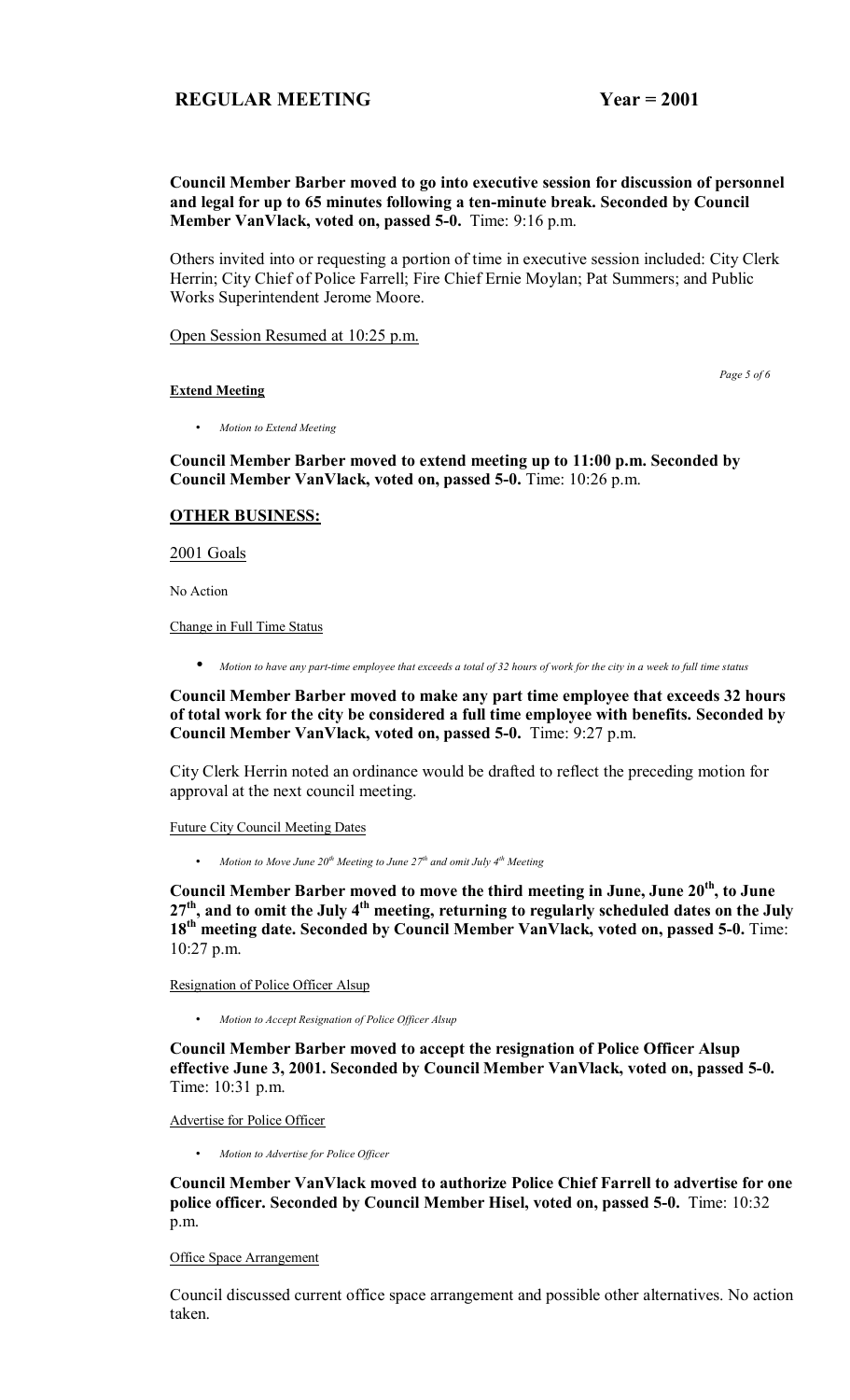**Council Member Barber moved to go into executive session for discussion of personnel and legal for up to 65 minutes following a ten-minute break. Seconded by Council Member VanVlack, voted on, passed 5-0.** Time: 9:16 p.m.

Others invited into or requesting a portion of time in executive session included: City Clerk Herrin; City Chief of Police Farrell; Fire Chief Ernie Moylan; Pat Summers; and Public Works Superintendent Jerome Moore.

Open Session Resumed at 10:25 p.m.

**Extend Meeting**

- *Motion to Extend Meeting*

**Council Member Barber moved to extend meeting up to 11:00 p.m. Seconded by Council Member VanVlack, voted on, passed 5-0.** Time: 10:26 p.m.

## OTHER BUSINESS:

2001 Goals

No Action

Change in Full Time Status

- *Motion to have any part-time employee that exceeds a total of 32 hours of work for the city in a week to full time status*

**Council Member Barber moved to make any part time employee that exceeds 32 hours of total work for the city be considered a full time employee with benefits. Seconded by Council Member VanVlack, voted on, passed 5-0.** Time: 9:27 p.m.

City Clerk Herrin noted an ordinance would be drafted to reflect the preceding motion for approval at the next council meeting.

Future City Council Meeting Dates

- *Motion to Move June 20th Meeting to June 27th and omit July 4th Meeting*

**Council Member Barber moved to move the third meeting in June, June 20th, to June 27th, and to omit the July 4th meeting, returning to regularly scheduled dates on the July 18th meeting date. Seconded by Council Member VanVlack, voted on, passed 5-0.** Time: 10:27 p.m.

Resignation of Police Officer Alsup

- *Motion to Accept Resignation of Police Officer Alsup*

**Council Member Barber moved to accept the resignation of Police Officer Alsup effective June 3, 2001. Seconded by Council Member VanVlack, voted on, passed 5-0.** Time: 10:31 p.m.

Advertise for Police Officer

- *Motion to Advertise for Police Officer*

**Council Member VanVlack moved to authorize Police Chief Farrell to advertise for one police officer. Seconded by Council Member Hisel, voted on, passed 5-0.** Time: 10:32 p.m.

Office Space Arrangement

Council discussed current office space arrangement and possible other alternatives. No action taken.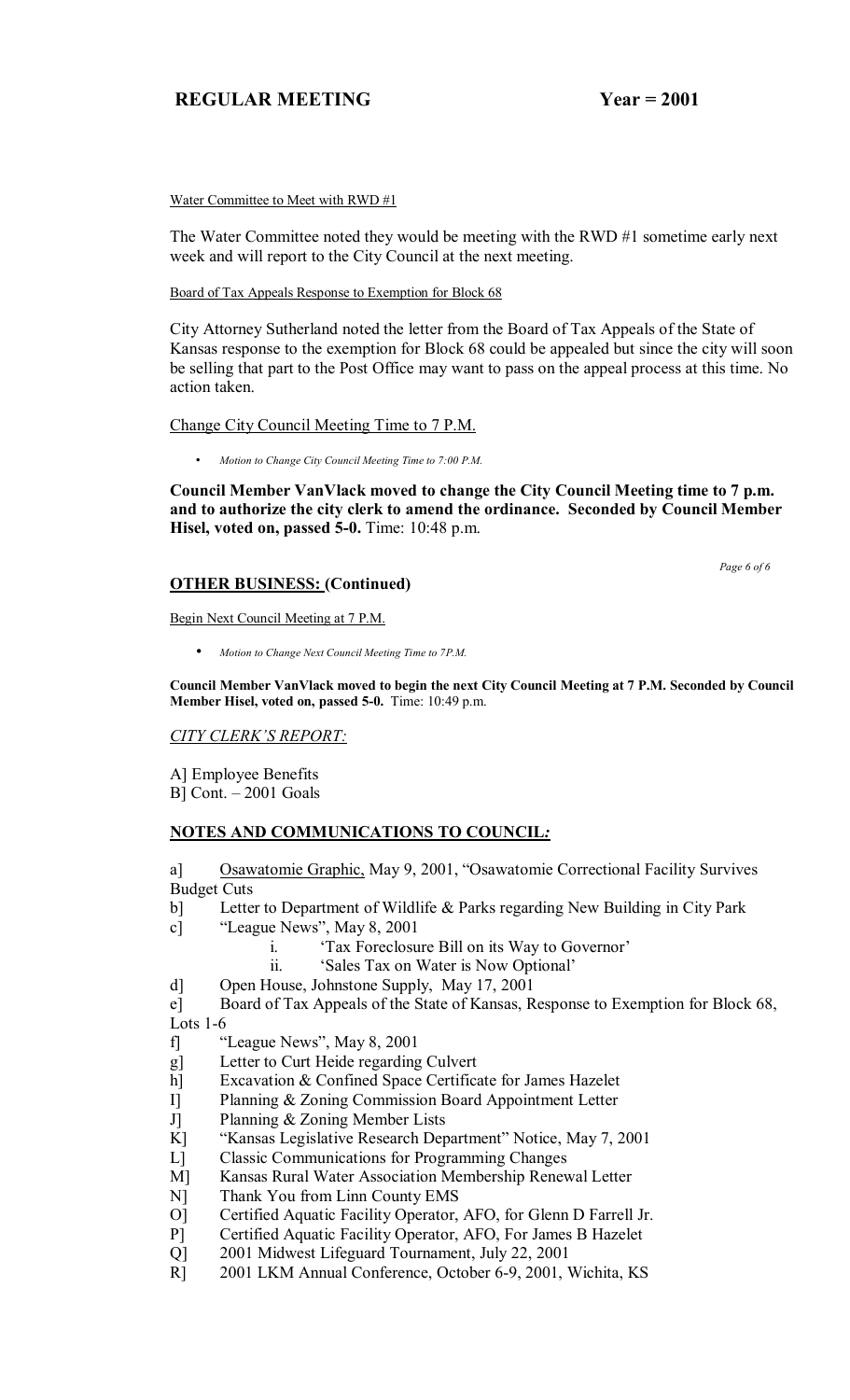Water Committee to Meet with RWD #1

The Water Committee noted they would be meeting with the RWD #1 sometime early next week and will report to the City Council at the next meeting.

Board of Tax Appeals Response to Exemption for Block 68

City Attorney Sutherland noted the letter from the Board of Tax Appeals of the State of Kansas response to the exemption for Block 68 could be appealed but since the city will soon be selling that part to the Post Office may want to pass on the appeal process at this time. No action taken.

Change City Council Meeting Time to 7 P.M.

- *Motion to Change City Council Meeting Time to 7:00 P.M.*

**Council Member VanVlack moved to change the City Council Meeting time to 7 p.m. and to authorize the city clerk to amend the ordinance. Seconded by Council Member Hisel, voted on, passed 5-0.** Time: 10:48 p.m.

## OTHER BUSINESS: (Continued)

Begin Next Council Meeting at 7 P.M.

- *Motion to Change Next Council Meeting Time to 7P.M.*

**Council Member VanVlack moved to begin the next City Council Meeting at 7 P.M. Seconded by Council Member Hisel, voted on, passed 5-0.** Time: 10:49 p.m.

*CITY CLERK'S REPORT:*

A] Employee Benefits
B] Cont. – 2001 Goals

## NOTES AND COMMUNICATIONS TO COUNCIL*:*

a] Osawatomie Graphic, May 9, 2001, "Osawatomie Correctional Facility Survives Budget Cuts
b] Letter to Department of Wildlife & Parks regarding New Building in City Park
c] "League News", May 8, 2001
    i. 'Tax Foreclosure Bill on its Way to Governor'
    ii. 'Sales Tax on Water is Now Optional'
d] Open House, Johnstone Supply, May 17, 2001
e] Board of Tax Appeals of the State of Kansas, Response to Exemption for Block 68, Lots 1-6
f] "League News", May 8, 2001
g] Letter to Curt Heide regarding Culvert
h] Excavation & Confined Space Certificate for James Hazelet
I] Planning & Zoning Commission Board Appointment Letter
J] Planning & Zoning Member Lists
K] "Kansas Legislative Research Department" Notice, May 7, 2001
L] Classic Communications for Programming Changes
M] Kansas Rural Water Association Membership Renewal Letter
N] Thank You from Linn County EMS
O] Certified Aquatic Facility Operator, AFO, for Glenn D Farrell Jr.
P] Certified Aquatic Facility Operator, AFO, For James B Hazelet
Q] 2001 Midwest Lifeguard Tournament, July 22, 2001
R] 2001 LKM Annual Conference, October 6-9, 2001, Wichita, KS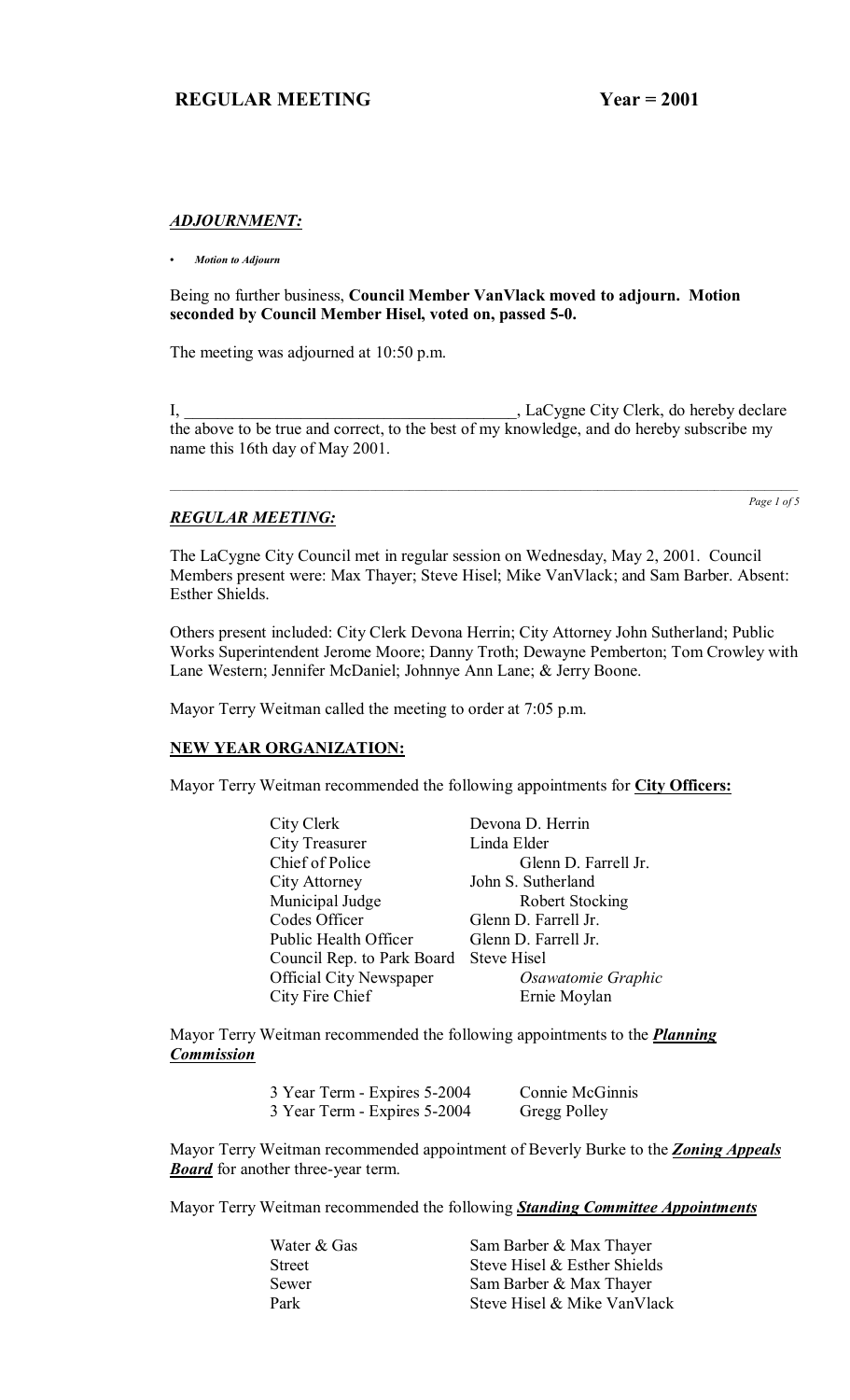### *ADJOURNMENT:*

- ***Motion to Adjourn***

Being no further business, **Council Member VanVlack moved to adjourn. Motion seconded by Council Member Hisel, voted on, passed 5-0.**

The meeting was adjourned at 10:50 p.m.

I, ________________________________________, LaCygne City Clerk, do hereby declare the above to be true and correct, to the best of my knowledge, and do hereby subscribe my name this 16th day of May 2001.

---

### *REGULAR MEETING:*

The LaCygne City Council met in regular session on Wednesday, May 2, 2001. Council Members present were: Max Thayer; Steve Hisel; Mike VanVlack; and Sam Barber. Absent: Esther Shields.

Others present included: City Clerk Devona Herrin; City Attorney John Sutherland; Public Works Superintendent Jerome Moore; Danny Troth; Dewayne Pemberton; Tom Crowley with Lane Western; Jennifer McDaniel; Johnnye Ann Lane; & Jerry Boone.

Mayor Terry Weitman called the meeting to order at 7:05 p.m.

**NEW YEAR ORGANIZATION:**

Mayor Terry Weitman recommended the following appointments for **City Officers:**

| | |
|---|---|
| City Clerk | Devona D. Herrin |
| City Treasurer | Linda Elder |
| Chief of Police | Glenn D. Farrell Jr. |
| City Attorney | John S. Sutherland |
| Municipal Judge | Robert Stocking |
| Codes Officer | Glenn D. Farrell Jr. |
| Public Health Officer | Glenn D. Farrell Jr. |
| Council Rep. to Park Board | Steve Hisel |
| Official City Newspaper | *Osawatomie Graphic* |
| City Fire Chief | Ernie Moylan |

Mayor Terry Weitman recommended the following appointments to the ***Planning Commission***

| | |
|---|---|
| 3 Year Term - Expires 5-2004 | Connie McGinnis |
| 3 Year Term - Expires 5-2004 | Gregg Polley |

Mayor Terry Weitman recommended appointment of Beverly Burke to the ***Zoning Appeals Board*** for another three-year term.

Mayor Terry Weitman recommended the following ***Standing Committee Appointments***

| | |
|---|---|
| Water & Gas | Sam Barber & Max Thayer |
| Street | Steve Hisel & Esther Shields |
| Sewer | Sam Barber & Max Thayer |
| Park | Steve Hisel & Mike VanVlack |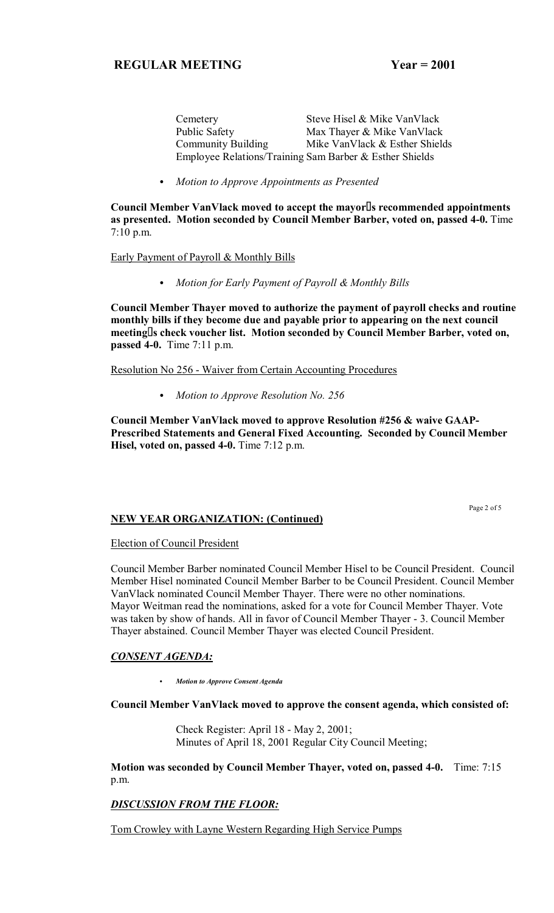Cemetery Steve Hisel & Mike VanVlack
Public Safety Max Thayer & Mike VanVlack
Community Building Mike VanVlack & Esther Shields
Employee Relations/Training Sam Barber & Esther Shields

- *Motion to Approve Appointments as Presented*

**Council Member VanVlack moved to accept the mayor's recommended appointments as presented. Motion seconded by Council Member Barber, voted on, passed 4-0.** Time 7:10 p.m.

Early Payment of Payroll & Monthly Bills

- *Motion for Early Payment of Payroll & Monthly Bills*

**Council Member Thayer moved to authorize the payment of payroll checks and routine monthly bills if they become due and payable prior to appearing on the next council meeting's check voucher list. Motion seconded by Council Member Barber, voted on, passed 4-0.** Time 7:11 p.m.

Resolution No 256 - Waiver from Certain Accounting Procedures

- *Motion to Approve Resolution No. 256*

**Council Member VanVlack moved to approve Resolution #256 & waive GAAP-Prescribed Statements and General Fixed Accounting. Seconded by Council Member Hisel, voted on, passed 4-0.** Time 7:12 p.m.

## NEW YEAR ORGANIZATION: (Continued)

Election of Council President

Council Member Barber nominated Council Member Hisel to be Council President. Council Member Hisel nominated Council Member Barber to be Council President. Council Member VanVlack nominated Council Member Thayer. There were no other nominations. Mayor Weitman read the nominations, asked for a vote for Council Member Thayer. Vote was taken by show of hands. All in favor of Council Member Thayer - 3. Council Member Thayer abstained. Council Member Thayer was elected Council President.

## *CONSENT AGENDA:*

- ***Motion to Approve Consent Agenda***

**Council Member VanVlack moved to approve the consent agenda, which consisted of:**

Check Register: April 18 - May 2, 2001;
Minutes of April 18, 2001 Regular City Council Meeting;

**Motion was seconded by Council Member Thayer, voted on, passed 4-0.** Time: 7:15 p.m.

## *DISCUSSION FROM THE FLOOR:*

Tom Crowley with Layne Western Regarding High Service Pumps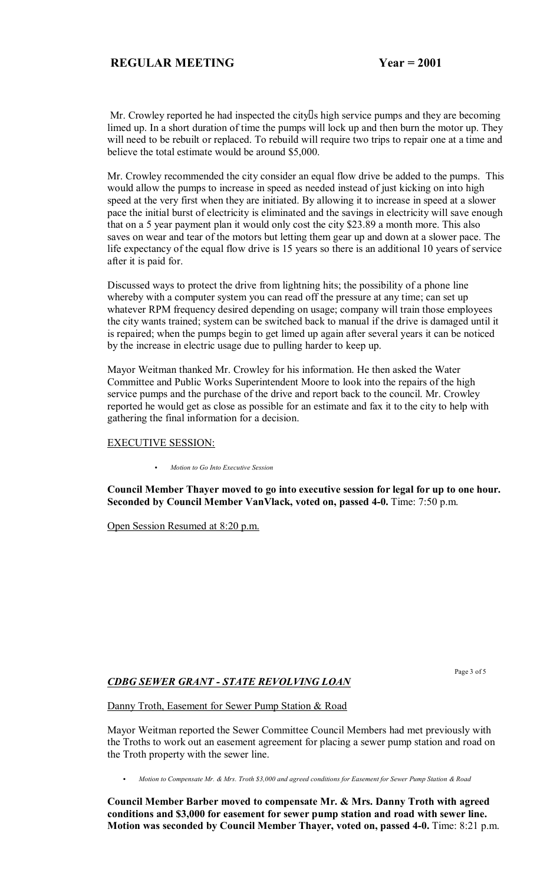Mr. Crowley reported he had inspected the city's high service pumps and they are becoming limed up. In a short duration of time the pumps will lock up and then burn the motor up. They will need to be rebuilt or replaced. To rebuild will require two trips to repair one at a time and believe the total estimate would be around $5,000.

Mr. Crowley recommended the city consider an equal flow drive be added to the pumps. This would allow the pumps to increase in speed as needed instead of just kicking on into high speed at the very first when they are initiated. By allowing it to increase in speed at a slower pace the initial burst of electricity is eliminated and the savings in electricity will save enough that on a 5 year payment plan it would only cost the city $23.89 a month more. This also saves on wear and tear of the motors but letting them gear up and down at a slower pace. The life expectancy of the equal flow drive is 15 years so there is an additional 10 years of service after it is paid for.

Discussed ways to protect the drive from lightning hits; the possibility of a phone line whereby with a computer system you can read off the pressure at any time; can set up whatever RPM frequency desired depending on usage; company will train those employees the city wants trained; system can be switched back to manual if the drive is damaged until it is repaired; when the pumps begin to get limed up again after several years it can be noticed by the increase in electric usage due to pulling harder to keep up.

Mayor Weitman thanked Mr. Crowley for his information. He then asked the Water Committee and Public Works Superintendent Moore to look into the repairs of the high service pumps and the purchase of the drive and report back to the council. Mr. Crowley reported he would get as close as possible for an estimate and fax it to the city to help with gathering the final information for a decision.

EXECUTIVE SESSION:

- *Motion to Go Into Executive Session*

**Council Member Thayer moved to go into executive session for legal for up to one hour. Seconded by Council Member VanVlack, voted on, passed 4-0.** Time: 7:50 p.m.

Open Session Resumed at 8:20 p.m.

## *CDBG SEWER GRANT - STATE REVOLVING LOAN*

Danny Troth, Easement for Sewer Pump Station & Road

Mayor Weitman reported the Sewer Committee Council Members had met previously with the Troths to work out an easement agreement for placing a sewer pump station and road on the Troth property with the sewer line.

- *Motion to Compensate Mr. & Mrs. Troth $3,000 and agreed conditions for Easement for Sewer Pump Station & Road*

**Council Member Barber moved to compensate Mr. & Mrs. Danny Troth with agreed conditions and $3,000 for easement for sewer pump station and road with sewer line. Motion was seconded by Council Member Thayer, voted on, passed 4-0.** Time: 8:21 p.m.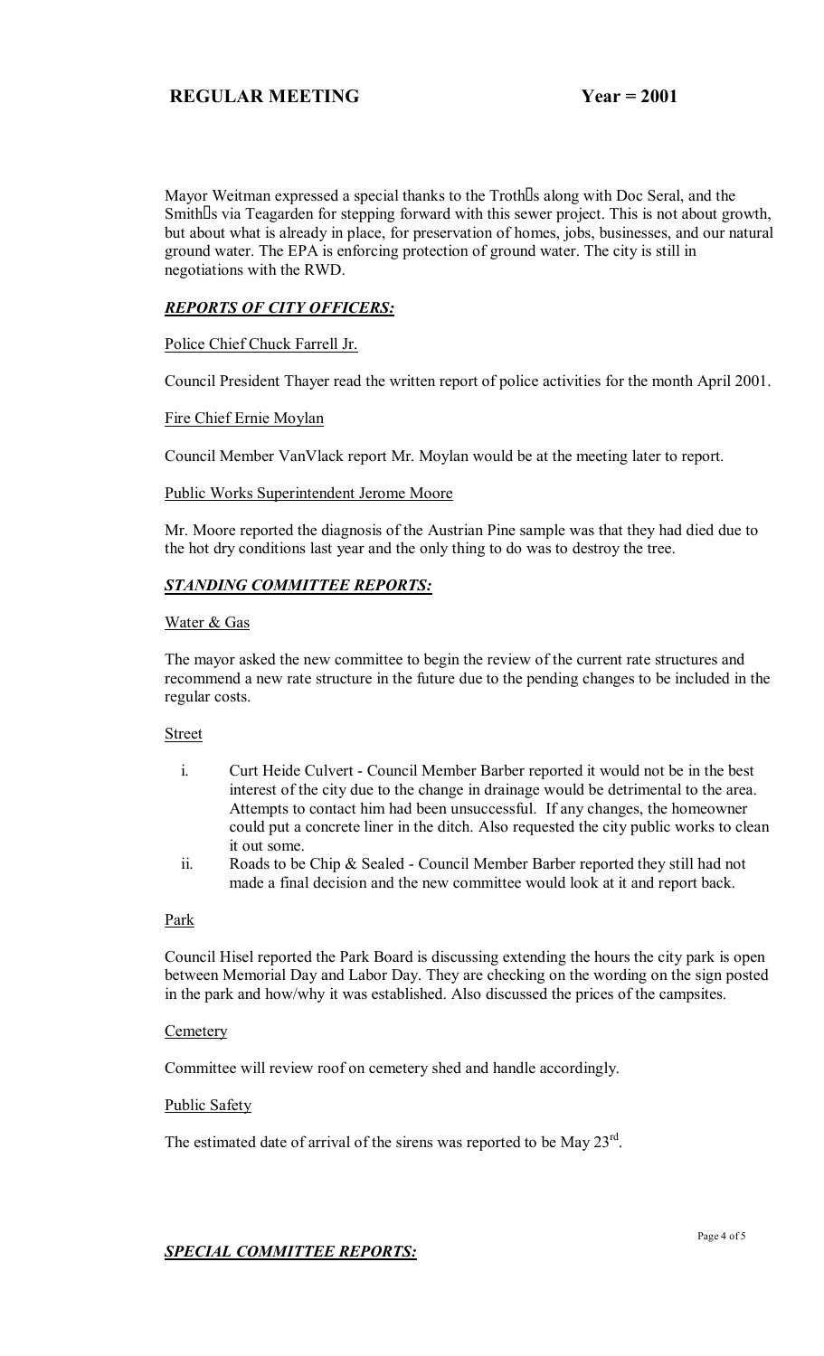Mayor Weitman expressed a special thanks to the Troth's along with Doc Seral, and the Smith's via Teagarden for stepping forward with this sewer project. This is not about growth, but about what is already in place, for preservation of homes, jobs, businesses, and our natural ground water. The EPA is enforcing protection of ground water. The city is still in negotiations with the RWD.

## *REPORTS OF CITY OFFICERS:*

Police Chief Chuck Farrell Jr.

Council President Thayer read the written report of police activities for the month April 2001.

Fire Chief Ernie Moylan

Council Member VanVlack report Mr. Moylan would be at the meeting later to report.

Public Works Superintendent Jerome Moore

Mr. Moore reported the diagnosis of the Austrian Pine sample was that they had died due to the hot dry conditions last year and the only thing to do was to destroy the tree.

## *STANDING COMMITTEE REPORTS:*

Water & Gas

The mayor asked the new committee to begin the review of the current rate structures and recommend a new rate structure in the future due to the pending changes to be included in the regular costs.

Street

i. Curt Heide Culvert - Council Member Barber reported it would not be in the best interest of the city due to the change in drainage would be detrimental to the area. Attempts to contact him had been unsuccessful. If any changes, the homeowner could put a concrete liner in the ditch. Also requested the city public works to clean it out some.
ii. Roads to be Chip & Sealed - Council Member Barber reported they still had not made a final decision and the new committee would look at it and report back.

Park

Council Hisel reported the Park Board is discussing extending the hours the city park is open between Memorial Day and Labor Day. They are checking on the wording on the sign posted in the park and how/why it was established. Also discussed the prices of the campsites.

Cemetery

Committee will review roof on cemetery shed and handle accordingly.

Public Safety

The estimated date of arrival of the sirens was reported to be May 23rd.

## *SPECIAL COMMITTEE REPORTS:*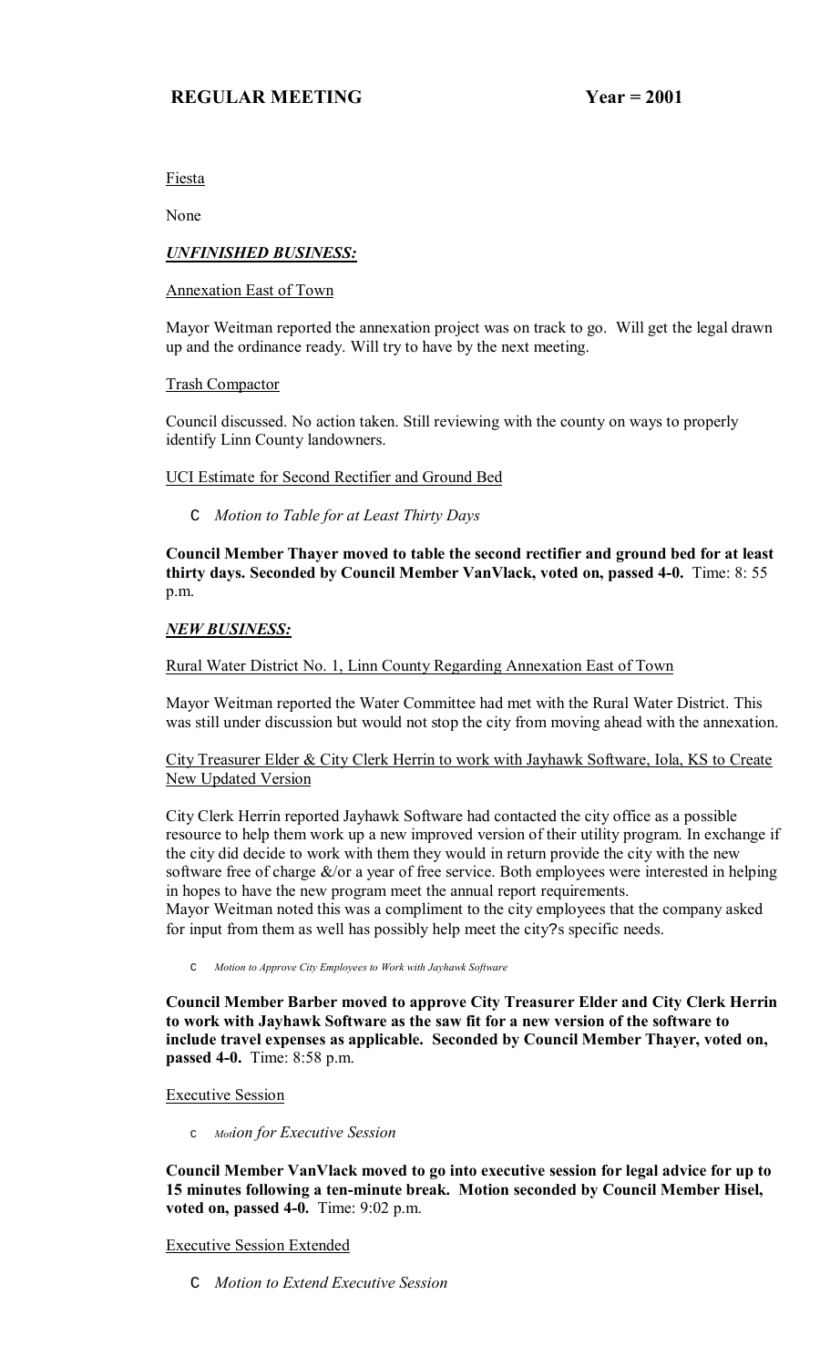Fiesta

None

***UNFINISHED BUSINESS:***

Annexation East of Town

Mayor Weitman reported the annexation project was on track to go. Will get the legal drawn up and the ordinance ready. Will try to have by the next meeting.

Trash Compactor

Council discussed. No action taken. Still reviewing with the county on ways to properly identify Linn County landowners.

UCI Estimate for Second Rectifier and Ground Bed

- *Motion to Table for at Least Thirty Days*

**Council Member Thayer moved to table the second rectifier and ground bed for at least thirty days. Seconded by Council Member VanVlack, voted on, passed 4-0.** Time: 8: 55 p.m.

***NEW BUSINESS:***

Rural Water District No. 1, Linn County Regarding Annexation East of Town

Mayor Weitman reported the Water Committee had met with the Rural Water District. This was still under discussion but would not stop the city from moving ahead with the annexation.

City Treasurer Elder & City Clerk Herrin to work with Jayhawk Software, Iola, KS to Create New Updated Version

City Clerk Herrin reported Jayhawk Software had contacted the city office as a possible resource to help them work up a new improved version of their utility program. In exchange if the city did decide to work with them they would in return provide the city with the new software free of charge &/or a year of free service. Both employees were interested in helping in hopes to have the new program meet the annual report requirements.
Mayor Weitman noted this was a compliment to the city employees that the company asked for input from them as well has possibly help meet the city?s specific needs.

- *Motion to Approve City Employees to Work with Jayhawk Software*

**Council Member Barber moved to approve City Treasurer Elder and City Clerk Herrin to work with Jayhawk Software as the saw fit for a new version of the software to include travel expenses as applicable. Seconded by Council Member Thayer, voted on, passed 4-0.** Time: 8:58 p.m.

Executive Session

- *Motion for Executive Session*

**Council Member VanVlack moved to go into executive session for legal advice for up to 15 minutes following a ten-minute break. Motion seconded by Council Member Hisel, voted on, passed 4-0.** Time: 9:02 p.m.

Executive Session Extended

- *Motion to Extend Executive Session*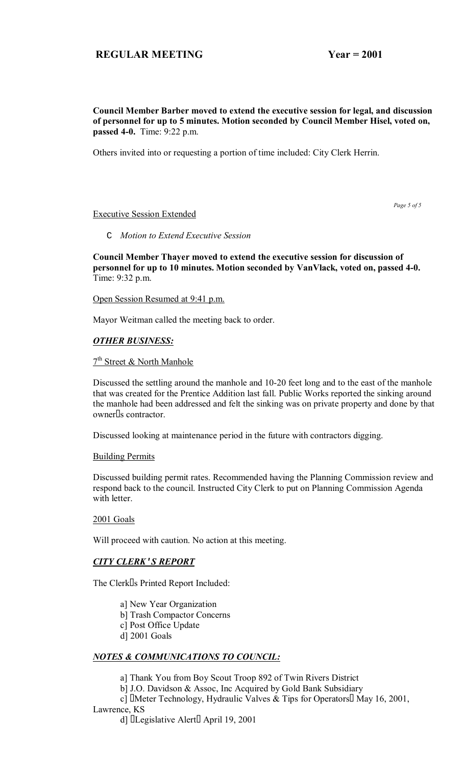**Council Member Barber moved to extend the executive session for legal, and discussion of personnel for up to 5 minutes. Motion seconded by Council Member Hisel, voted on, passed 4-0.** Time: 9:22 p.m.

Others invited into or requesting a portion of time included: City Clerk Herrin.

Executive Session Extended

- *Motion to Extend Executive Session*

**Council Member Thayer moved to extend the executive session for discussion of personnel for up to 10 minutes. Motion seconded by VanVlack, voted on, passed 4-0.** Time: 9:32 p.m.

Open Session Resumed at 9:41 p.m.

Mayor Weitman called the meeting back to order.

***OTHER BUSINESS:***

7th Street & North Manhole

Discussed the settling around the manhole and 10-20 feet long and to the east of the manhole that was created for the Prentice Addition last fall. Public Works reported the sinking around the manhole had been addressed and felt the sinking was on private property and done by that owner's contractor.

Discussed looking at maintenance period in the future with contractors digging.

Building Permits

Discussed building permit rates. Recommended having the Planning Commission review and respond back to the council. Instructed City Clerk to put on Planning Commission Agenda with letter.

2001 Goals

Will proceed with caution. No action at this meeting.

***CITY CLERK'S REPORT***

The Clerk's Printed Report Included:

a] New Year Organization
b] Trash Compactor Concerns
c] Post Office Update
d] 2001 Goals

***NOTES & COMMUNICATIONS TO COUNCIL:***

a] Thank You from Boy Scout Troop 892 of Twin Rivers District
b] J.O. Davidson & Assoc, Inc Acquired by Gold Bank Subsidiary
c] "Meter Technology, Hydraulic Valves & Tips for Operators" May 16, 2001, Lawrence, KS
d] "Legislative Alert" April 19, 2001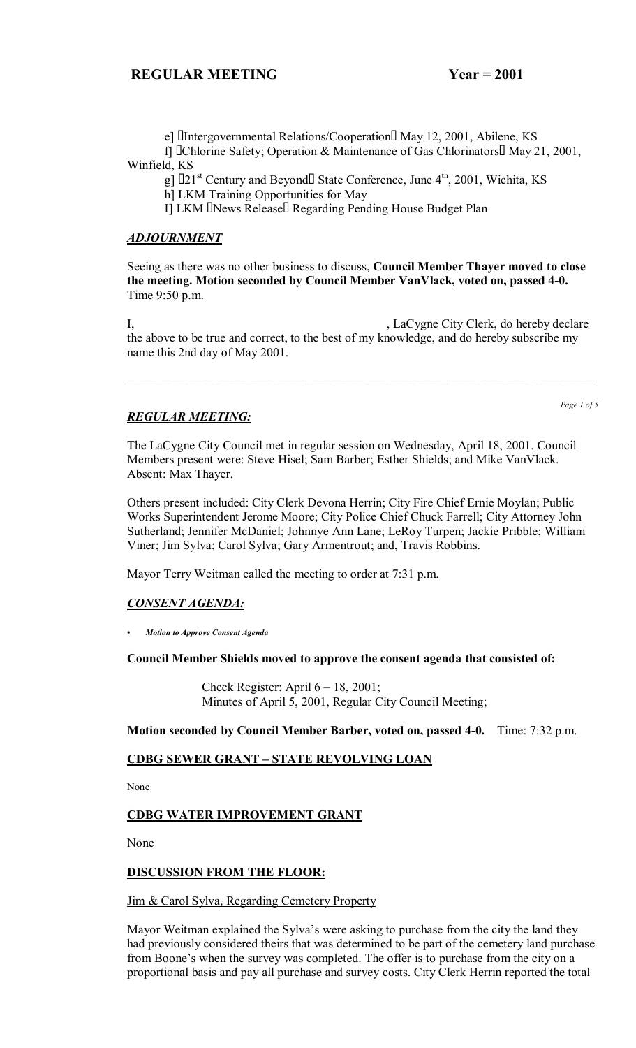e] "Intergovernmental Relations/Cooperation" May 12, 2001, Abilene, KS

f] "Chlorine Safety; Operation & Maintenance of Gas Chlorinators" May 21, 2001, Winfield, KS

g] "21st Century and Beyond" State Conference, June 4th, 2001, Wichita, KS

h] LKM Training Opportunities for May

I] LKM "News Release" Regarding Pending House Budget Plan

### *ADJOURNMENT*

Seeing as there was no other business to discuss, **Council Member Thayer moved to close the meeting. Motion seconded by Council Member VanVlack, voted on, passed 4-0.** Time 9:50 p.m.

I, ________________________________________, LaCygne City Clerk, do hereby declare the above to be true and correct, to the best of my knowledge, and do hereby subscribe my name this 2nd day of May 2001.

---

### *REGULAR MEETING:*

The LaCygne City Council met in regular session on Wednesday, April 18, 2001. Council Members present were: Steve Hisel; Sam Barber; Esther Shields; and Mike VanVlack. Absent: Max Thayer.

Others present included: City Clerk Devona Herrin; City Fire Chief Ernie Moylan; Public Works Superintendent Jerome Moore; City Police Chief Chuck Farrell; City Attorney John Sutherland; Jennifer McDaniel; Johnnye Ann Lane; LeRoy Turpen; Jackie Pribble; William Viner; Jim Sylva; Carol Sylva; Gary Armentrout; and, Travis Robbins.

Mayor Terry Weitman called the meeting to order at 7:31 p.m.

### *CONSENT AGENDA:*

- ***Motion to Approve Consent Agenda***

**Council Member Shields moved to approve the consent agenda that consisted of:**

Check Register: April 6 – 18, 2001;
Minutes of April 5, 2001, Regular City Council Meeting;

**Motion seconded by Council Member Barber, voted on, passed 4-0.** Time: 7:32 p.m.

### CDBG SEWER GRANT – STATE REVOLVING LOAN

None

### CDBG WATER IMPROVEMENT GRANT

None

### DISCUSSION FROM THE FLOOR:

Jim & Carol Sylva, Regarding Cemetery Property

Mayor Weitman explained the Sylva's were asking to purchase from the city the land they had previously considered theirs that was determined to be part of the cemetery land purchase from Boone's when the survey was completed. The offer is to purchase from the city on a proportional basis and pay all purchase and survey costs. City Clerk Herrin reported the total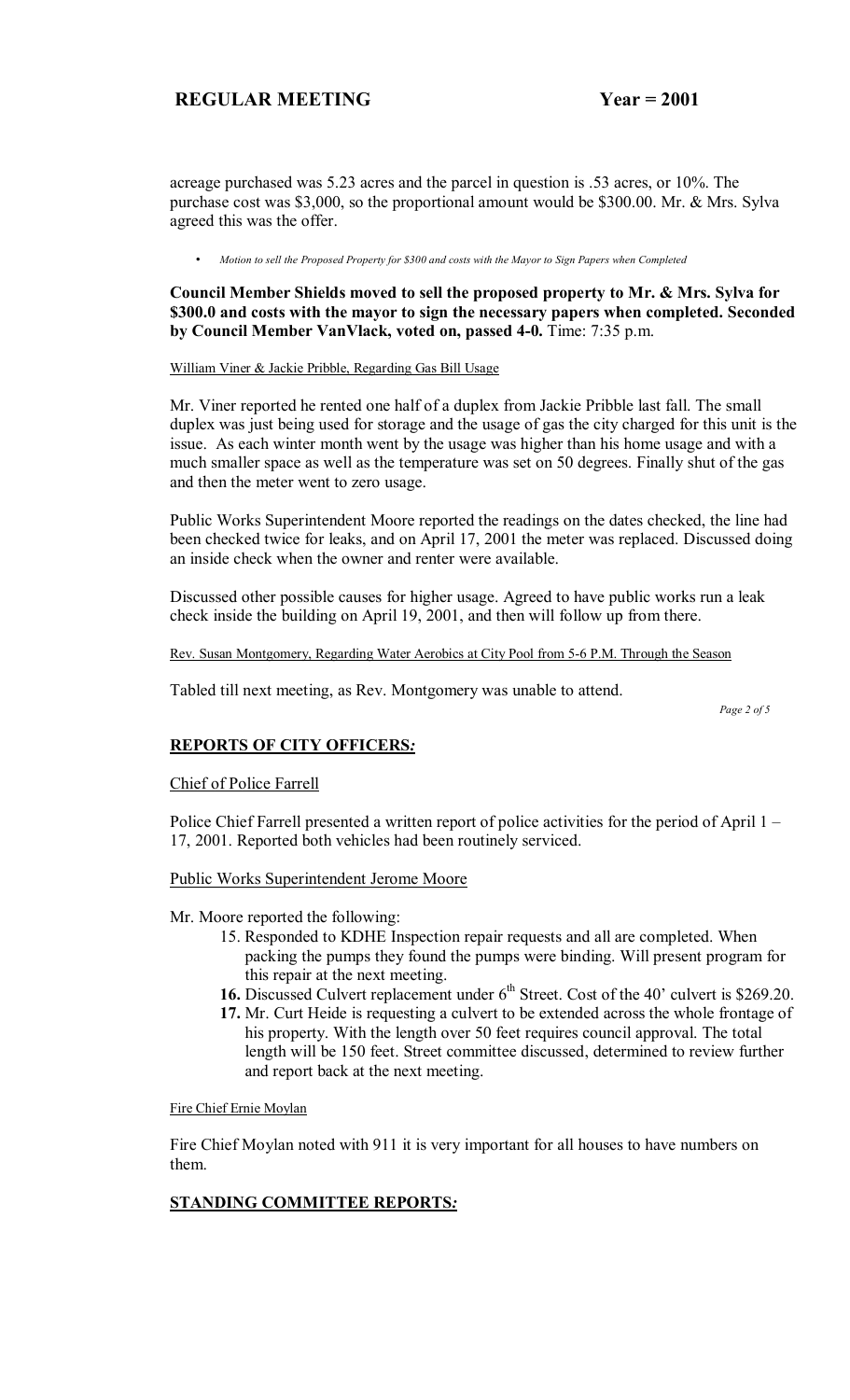acreage purchased was 5.23 acres and the parcel in question is .53 acres, or 10%. The purchase cost was $3,000, so the proportional amount would be $300.00. Mr. & Mrs. Sylva agreed this was the offer.

- *Motion to sell the Proposed Property for $300 and costs with the Mayor to Sign Papers when Completed*

**Council Member Shields moved to sell the proposed property to Mr. & Mrs. Sylva for $300.0 and costs with the mayor to sign the necessary papers when completed. Seconded by Council Member VanVlack, voted on, passed 4-0.** Time: 7:35 p.m.

William Viner & Jackie Pribble, Regarding Gas Bill Usage

Mr. Viner reported he rented one half of a duplex from Jackie Pribble last fall. The small duplex was just being used for storage and the usage of gas the city charged for this unit is the issue. As each winter month went by the usage was higher than his home usage and with a much smaller space as well as the temperature was set on 50 degrees. Finally shut of the gas and then the meter went to zero usage.

Public Works Superintendent Moore reported the readings on the dates checked, the line had been checked twice for leaks, and on April 17, 2001 the meter was replaced. Discussed doing an inside check when the owner and renter were available.

Discussed other possible causes for higher usage. Agreed to have public works run a leak check inside the building on April 19, 2001, and then will follow up from there.

Rev. Susan Montgomery, Regarding Water Aerobics at City Pool from 5-6 P.M. Through the Season

Tabled till next meeting, as Rev. Montgomery was unable to attend.

## REPORTS OF CITY OFFICERS:

Chief of Police Farrell

Police Chief Farrell presented a written report of police activities for the period of April 1 – 17, 2001. Reported both vehicles had been routinely serviced.

Public Works Superintendent Jerome Moore

Mr. Moore reported the following:

15. Responded to KDHE Inspection repair requests and all are completed. When packing the pumps they found the pumps were binding. Will present program for this repair at the next meeting.
16. Discussed Culvert replacement under 6th Street. Cost of the 40' culvert is $269.20.
17. Mr. Curt Heide is requesting a culvert to be extended across the whole frontage of his property. With the length over 50 feet requires council approval. The total length will be 150 feet. Street committee discussed, determined to review further and report back at the next meeting.

Fire Chief Ernie Moylan

Fire Chief Moylan noted with 911 it is very important for all houses to have numbers on them.

## STANDING COMMITTEE REPORTS: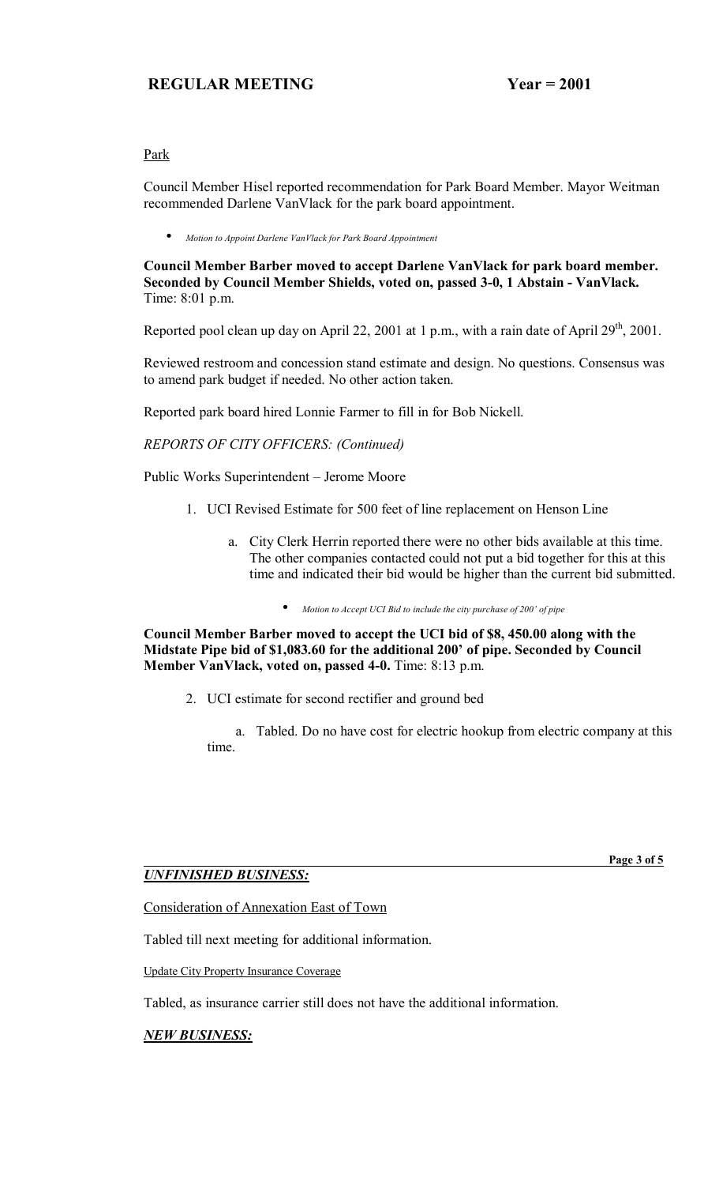Park

Council Member Hisel reported recommendation for Park Board Member. Mayor Weitman recommended Darlene VanVlack for the park board appointment.

- *Motion to Appoint Darlene VanVlack for Park Board Appointment*

**Council Member Barber moved to accept Darlene VanVlack for park board member. Seconded by Council Member Shields, voted on, passed 3-0, 1 Abstain - VanVlack.** Time: 8:01 p.m.

Reported pool clean up day on April 22, 2001 at 1 p.m., with a rain date of April 29th, 2001.

Reviewed restroom and concession stand estimate and design. No questions. Consensus was to amend park budget if needed. No other action taken.

Reported park board hired Lonnie Farmer to fill in for Bob Nickell.

*REPORTS OF CITY OFFICERS: (Continued)*

Public Works Superintendent – Jerome Moore

1. UCI Revised Estimate for 500 feet of line replacement on Henson Line
   a. City Clerk Herrin reported there were no other bids available at this time. The other companies contacted could not put a bid together for this at this time and indicated their bid would be higher than the current bid submitted.
      - *Motion to Accept UCI Bid to include the city purchase of 200' of pipe*

**Council Member Barber moved to accept the UCI bid of $8, 450.00 along with the Midstate Pipe bid of $1,083.60 for the additional 200' of pipe. Seconded by Council Member VanVlack, voted on, passed 4-0.** Time: 8:13 p.m.

2. UCI estimate for second rectifier and ground bed
   a. Tabled. Do no have cost for electric hookup from electric company at this time.

***UNFINISHED BUSINESS:***

Consideration of Annexation East of Town

Tabled till next meeting for additional information.

Update City Property Insurance Coverage

Tabled, as insurance carrier still does not have the additional information.

***NEW BUSINESS:***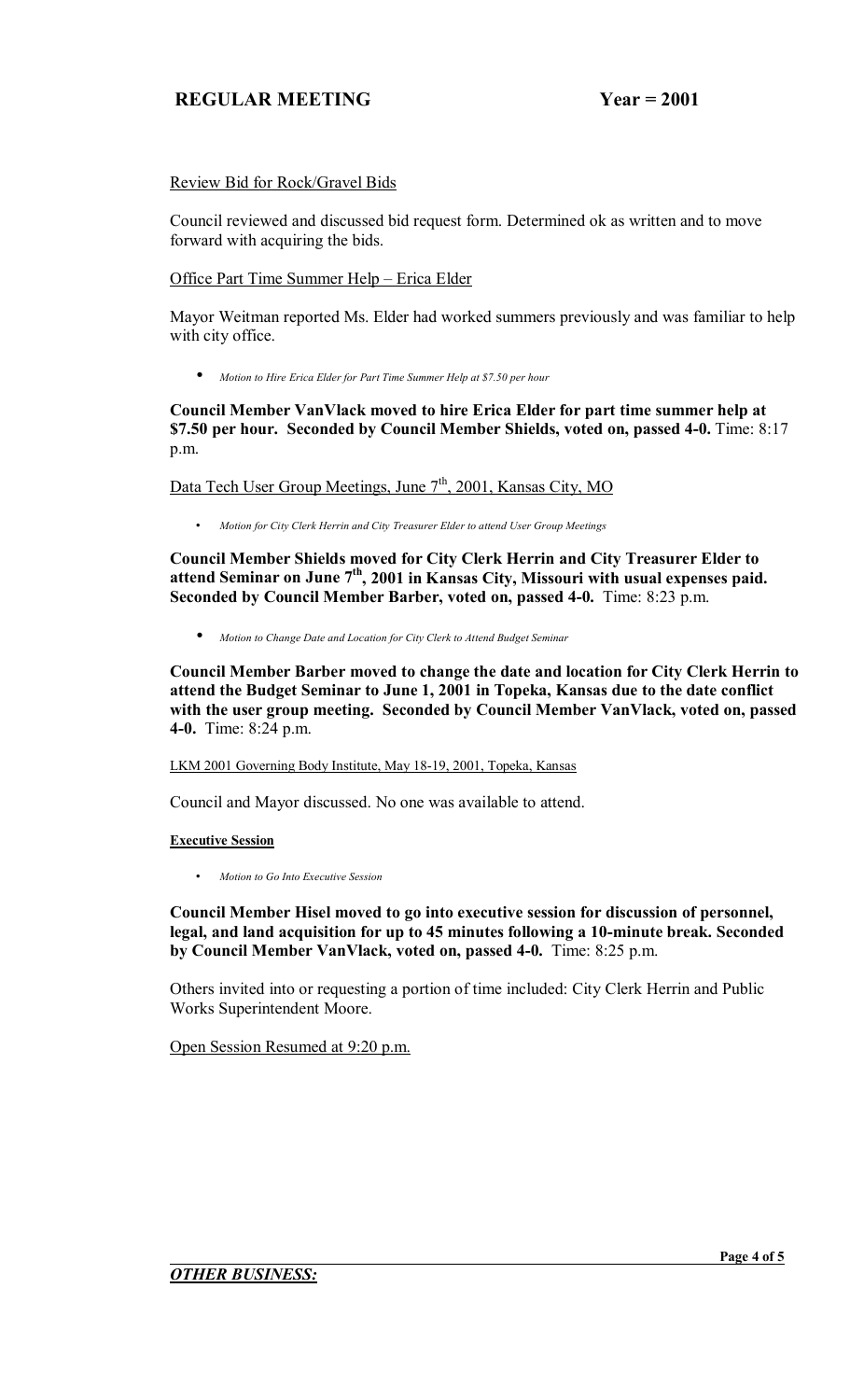Review Bid for Rock/Gravel Bids

Council reviewed and discussed bid request form. Determined ok as written and to move forward with acquiring the bids.

Office Part Time Summer Help – Erica Elder

Mayor Weitman reported Ms. Elder had worked summers previously and was familiar to help with city office.

- *Motion to Hire Erica Elder for Part Time Summer Help at $7.50 per hour*

**Council Member VanVlack moved to hire Erica Elder for part time summer help at $7.50 per hour. Seconded by Council Member Shields, voted on, passed 4-0.** Time: 8:17 p.m.

Data Tech User Group Meetings, June 7th, 2001, Kansas City, MO

- *Motion for City Clerk Herrin and City Treasurer Elder to attend User Group Meetings*

**Council Member Shields moved for City Clerk Herrin and City Treasurer Elder to attend Seminar on June 7th, 2001 in Kansas City, Missouri with usual expenses paid. Seconded by Council Member Barber, voted on, passed 4-0.** Time: 8:23 p.m.

- *Motion to Change Date and Location for City Clerk to Attend Budget Seminar*

**Council Member Barber moved to change the date and location for City Clerk Herrin to attend the Budget Seminar to June 1, 2001 in Topeka, Kansas due to the date conflict with the user group meeting. Seconded by Council Member VanVlack, voted on, passed 4-0.** Time: 8:24 p.m.

LKM 2001 Governing Body Institute, May 18-19, 2001, Topeka, Kansas

Council and Mayor discussed. No one was available to attend.

**Executive Session**

- *Motion to Go Into Executive Session*

**Council Member Hisel moved to go into executive session for discussion of personnel, legal, and land acquisition for up to 45 minutes following a 10-minute break. Seconded by Council Member VanVlack, voted on, passed 4-0.** Time: 8:25 p.m.

Others invited into or requesting a portion of time included: City Clerk Herrin and Public Works Superintendent Moore.

Open Session Resumed at 9:20 p.m.

***OTHER BUSINESS:***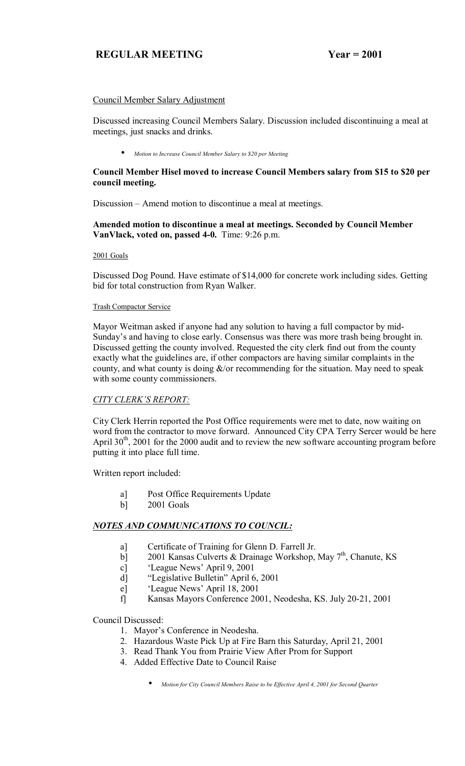Council Member Salary Adjustment

Discussed increasing Council Members Salary. Discussion included discontinuing a meal at meetings, just snacks and drinks.

- *Motion to Increase Council Member Salary to $20 per Meeting*

**Council Member Hisel moved to increase Council Members salary from $15 to $20 per council meeting.**

Discussion – Amend motion to discontinue a meal at meetings.

**Amended motion to discontinue a meal at meetings. Seconded by Council Member VanVlack, voted on, passed 4-0.** Time: 9:26 p.m.

2001 Goals

Discussed Dog Pound. Have estimate of $14,000 for concrete work including sides. Getting bid for total construction from Ryan Walker.

Trash Compactor Service

Mayor Weitman asked if anyone had any solution to having a full compactor by mid-Sunday's and having to close early. Consensus was there was more trash being brought in. Discussed getting the county involved. Requested the city clerk find out from the county exactly what the guidelines are, if other compactors are having similar complaints in the county, and what county is doing &/or recommending for the situation. May need to speak with some county commissioners.

*CITY CLERK'S REPORT:*

City Clerk Herrin reported the Post Office requirements were met to date, now waiting on word from the contractor to move forward. Announced City CPA Terry Sercer would be here April 30th, 2001 for the 2000 audit and to review the new software accounting program before putting it into place full time.

Written report included:

a] Post Office Requirements Update
b] 2001 Goals

***NOTES AND COMMUNICATIONS TO COUNCIL:***

a] Certificate of Training for Glenn D. Farrell Jr.
b] 2001 Kansas Culverts & Drainage Workshop, May 7th, Chanute, KS
c] 'League News' April 9, 2001
d] "Legislative Bulletin" April 6, 2001
e] 'League News' April 18, 2001
f] Kansas Mayors Conference 2001, Neodesha, KS. July 20-21, 2001

Council Discussed:

1. Mayor's Conference in Neodesha.
2. Hazardous Waste Pick Up at Fire Barn this Saturday, April 21, 2001
3. Read Thank You from Prairie View After Prom for Support
4. Added Effective Date to Council Raise

- *Motion for City Council Members Raise to be Effective April 4, 2001 for Second Quarter*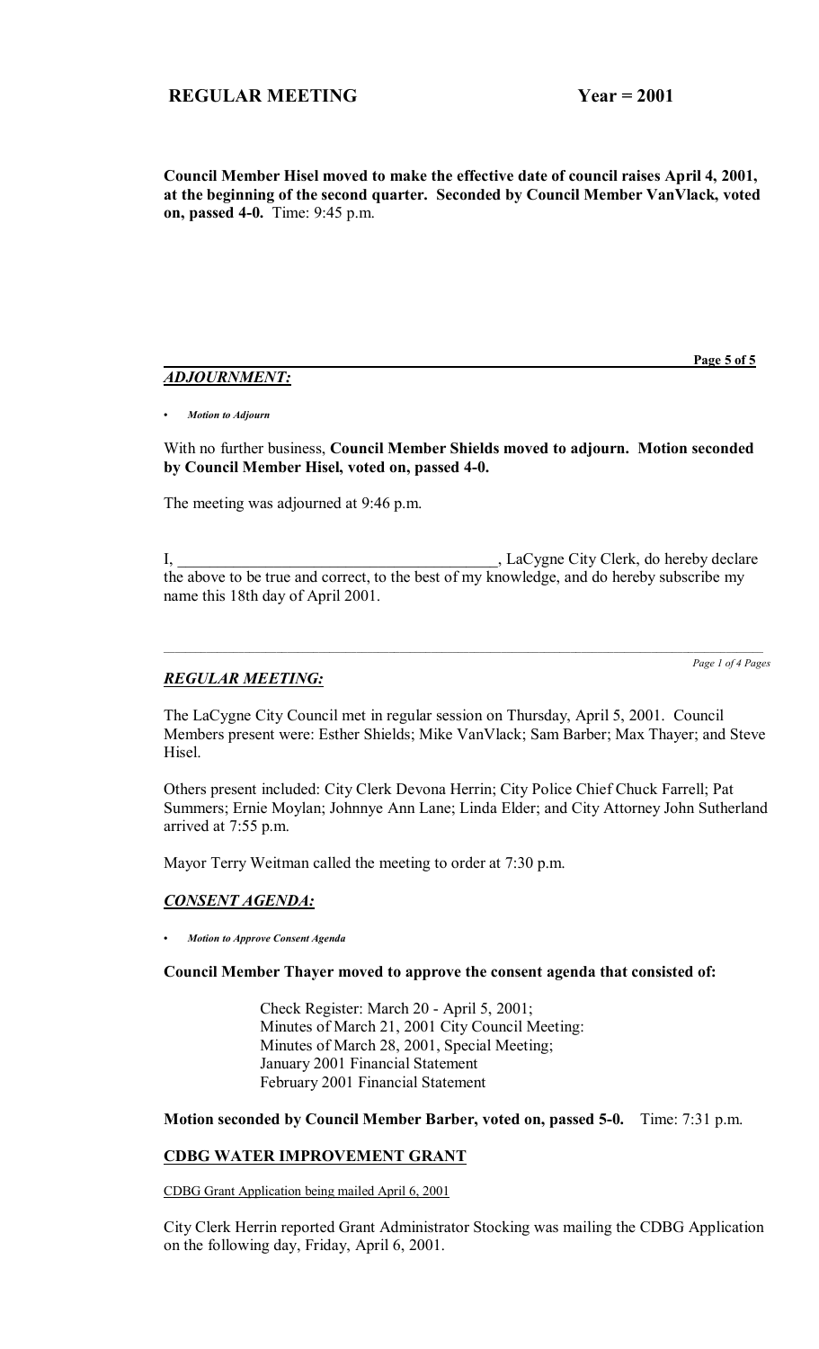**Council Member Hisel moved to make the effective date of council raises April 4, 2001, at the beginning of the second quarter. Seconded by Council Member VanVlack, voted on, passed 4-0.** Time: 9:45 p.m.

## *ADJOURNMENT:*

- *Motion to Adjourn*

With no further business, **Council Member Shields moved to adjourn. Motion seconded by Council Member Hisel, voted on, passed 4-0.**

The meeting was adjourned at 9:46 p.m.

I, ________________________________________, LaCygne City Clerk, do hereby declare the above to be true and correct, to the best of my knowledge, and do hereby subscribe my name this 18th day of April 2001.

---

## *REGULAR MEETING:*

The LaCygne City Council met in regular session on Thursday, April 5, 2001. Council Members present were: Esther Shields; Mike VanVlack; Sam Barber; Max Thayer; and Steve Hisel.

Others present included: City Clerk Devona Herrin; City Police Chief Chuck Farrell; Pat Summers; Ernie Moylan; Johnnye Ann Lane; Linda Elder; and City Attorney John Sutherland arrived at 7:55 p.m.

Mayor Terry Weitman called the meeting to order at 7:30 p.m.

## *CONSENT AGENDA:*

- *Motion to Approve Consent Agenda*

**Council Member Thayer moved to approve the consent agenda that consisted of:**

> Check Register: March 20 - April 5, 2001;
> Minutes of March 21, 2001 City Council Meeting:
> Minutes of March 28, 2001, Special Meeting;
> January 2001 Financial Statement
> February 2001 Financial Statement

**Motion seconded by Council Member Barber, voted on, passed 5-0.** Time: 7:31 p.m.

## CDBG WATER IMPROVEMENT GRANT

CDBG Grant Application being mailed April 6, 2001

City Clerk Herrin reported Grant Administrator Stocking was mailing the CDBG Application on the following day, Friday, April 6, 2001.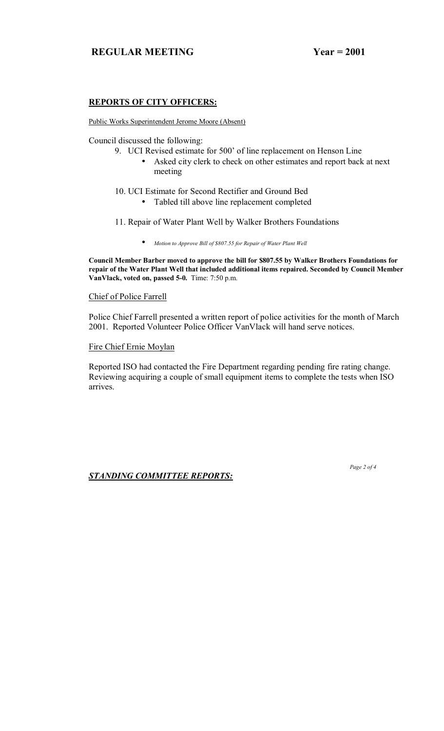**REPORTS OF CITY OFFICERS:**

Public Works Superintendent Jerome Moore (Absent)

Council discussed the following:

9. UCI Revised estimate for 500' of line replacement on Henson Line
   - Asked city clerk to check on other estimates and report back at next meeting

10. UCI Estimate for Second Rectifier and Ground Bed
    - Tabled till above line replacement completed

11. Repair of Water Plant Well by Walker Brothers Foundations

    - *Motion to Approve Bill of $807.55 for Repair of Water Plant Well*

**Council Member Barber moved to approve the bill for $807.55 by Walker Brothers Foundations for repair of the Water Plant Well that included additional items repaired. Seconded by Council Member VanVlack, voted on, passed 5-0.** Time: 7:50 p.m.

Chief of Police Farrell

Police Chief Farrell presented a written report of police activities for the month of March 2001. Reported Volunteer Police Officer VanVlack will hand serve notices.

Fire Chief Ernie Moylan

Reported ISO had contacted the Fire Department regarding pending fire rating change. Reviewing acquiring a couple of small equipment items to complete the tests when ISO arrives.

***STANDING COMMITTEE REPORTS:***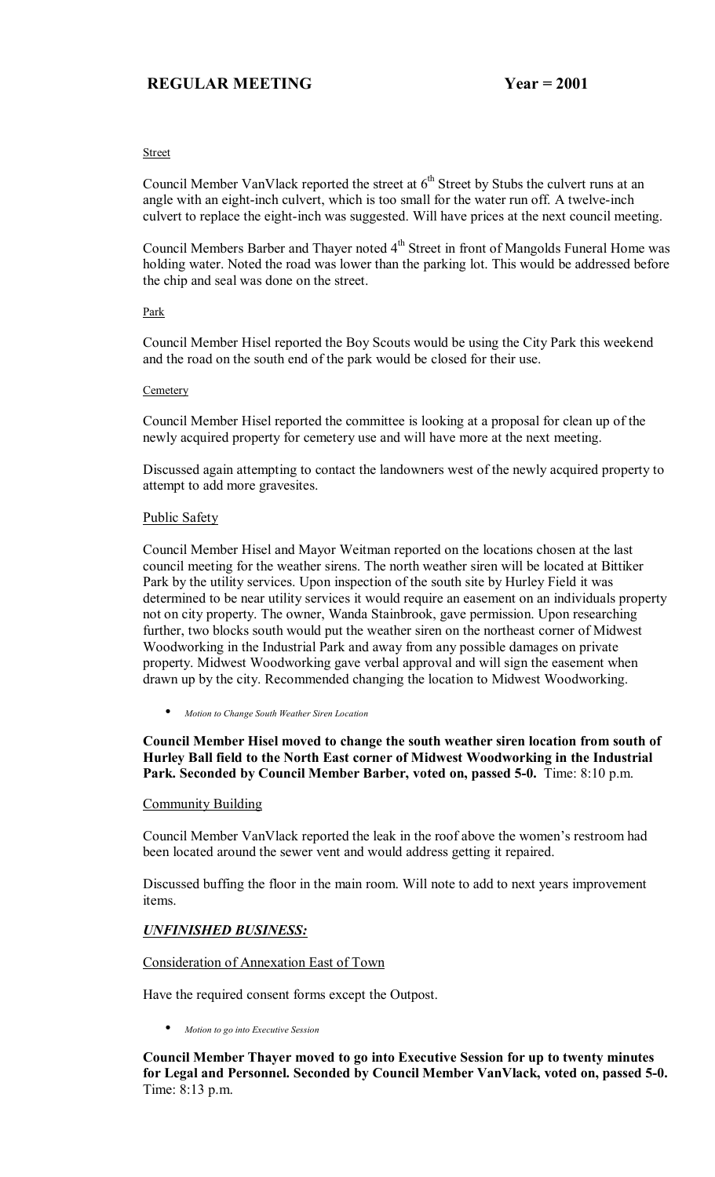Street

Council Member VanVlack reported the street at 6th Street by Stubs the culvert runs at an angle with an eight-inch culvert, which is too small for the water run off. A twelve-inch culvert to replace the eight-inch was suggested. Will have prices at the next council meeting.

Council Members Barber and Thayer noted 4th Street in front of Mangolds Funeral Home was holding water. Noted the road was lower than the parking lot. This would be addressed before the chip and seal was done on the street.

Park

Council Member Hisel reported the Boy Scouts would be using the City Park this weekend and the road on the south end of the park would be closed for their use.

Cemetery

Council Member Hisel reported the committee is looking at a proposal for clean up of the newly acquired property for cemetery use and will have more at the next meeting.

Discussed again attempting to contact the landowners west of the newly acquired property to attempt to add more gravesites.

Public Safety

Council Member Hisel and Mayor Weitman reported on the locations chosen at the last council meeting for the weather sirens. The north weather siren will be located at Bittiker Park by the utility services. Upon inspection of the south site by Hurley Field it was determined to be near utility services it would require an easement on an individuals property not on city property. The owner, Wanda Stainbrook, gave permission. Upon researching further, two blocks south would put the weather siren on the northeast corner of Midwest Woodworking in the Industrial Park and away from any possible damages on private property. Midwest Woodworking gave verbal approval and will sign the easement when drawn up by the city. Recommended changing the location to Midwest Woodworking.

- *Motion to Change South Weather Siren Location*

**Council Member Hisel moved to change the south weather siren location from south of Hurley Ball field to the North East corner of Midwest Woodworking in the Industrial Park. Seconded by Council Member Barber, voted on, passed 5-0.** Time: 8:10 p.m.

Community Building

Council Member VanVlack reported the leak in the roof above the women's restroom had been located around the sewer vent and would address getting it repaired.

Discussed buffing the floor in the main room. Will note to add to next years improvement items.

***UNFINISHED BUSINESS:***

Consideration of Annexation East of Town

Have the required consent forms except the Outpost.

- *Motion to go into Executive Session*

**Council Member Thayer moved to go into Executive Session for up to twenty minutes for Legal and Personnel. Seconded by Council Member VanVlack, voted on, passed 5-0.** Time: 8:13 p.m.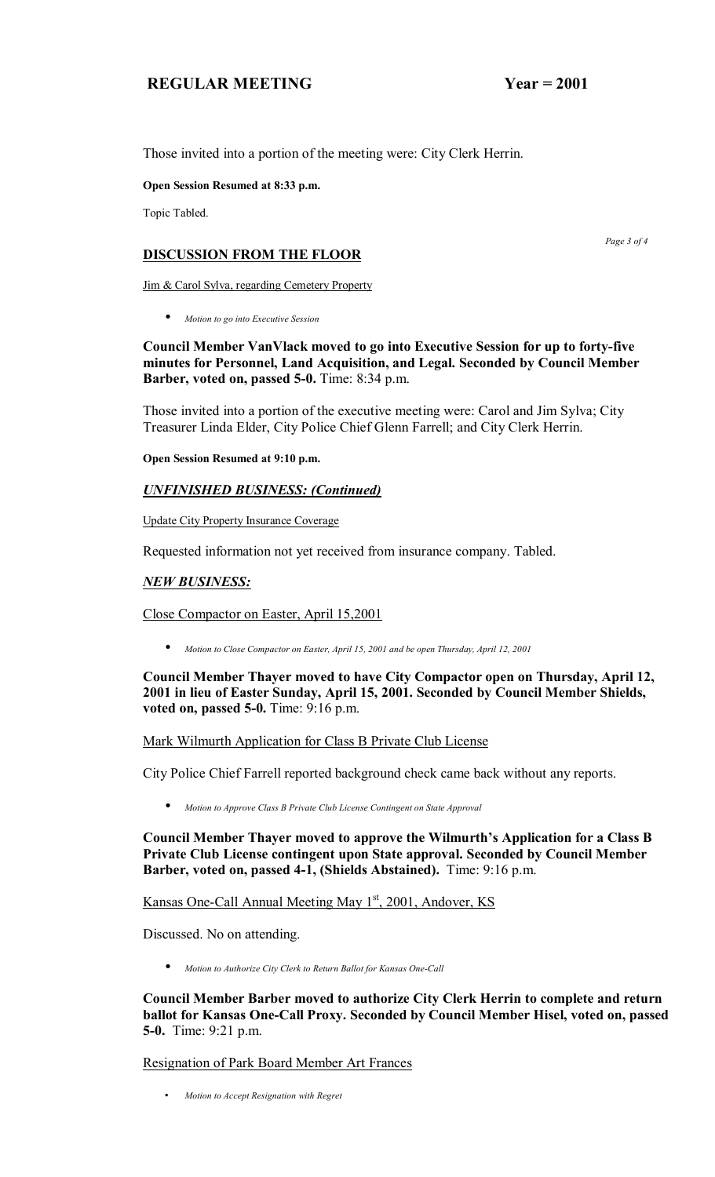Those invited into a portion of the meeting were: City Clerk Herrin.

**Open Session Resumed at 8:33 p.m.**

Topic Tabled.

## DISCUSSION FROM THE FLOOR

Jim & Carol Sylva, regarding Cemetery Property

- *Motion to go into Executive Session*

**Council Member VanVlack moved to go into Executive Session for up to forty-five minutes for Personnel, Land Acquisition, and Legal. Seconded by Council Member Barber, voted on, passed 5-0.** Time: 8:34 p.m.

Those invited into a portion of the executive meeting were: Carol and Jim Sylva; City Treasurer Linda Elder, City Police Chief Glenn Farrell; and City Clerk Herrin.

**Open Session Resumed at 9:10 p.m.**

### *UNFINISHED BUSINESS: (Continued)*

Update City Property Insurance Coverage

Requested information not yet received from insurance company. Tabled.

### *NEW BUSINESS:*

Close Compactor on Easter, April 15,2001

- *Motion to Close Compactor on Easter, April 15, 2001 and be open Thursday, April 12, 2001*

**Council Member Thayer moved to have City Compactor open on Thursday, April 12, 2001 in lieu of Easter Sunday, April 15, 2001. Seconded by Council Member Shields, voted on, passed 5-0.** Time: 9:16 p.m.

Mark Wilmurth Application for Class B Private Club License

City Police Chief Farrell reported background check came back without any reports.

- *Motion to Approve Class B Private Club License Contingent on State Approval*

**Council Member Thayer moved to approve the Wilmurth's Application for a Class B Private Club License contingent upon State approval. Seconded by Council Member Barber, voted on, passed 4-1, (Shields Abstained).** Time: 9:16 p.m.

Kansas One-Call Annual Meeting May 1st, 2001, Andover, KS

Discussed. No on attending.

- *Motion to Authorize City Clerk to Return Ballot for Kansas One-Call*

**Council Member Barber moved to authorize City Clerk Herrin to complete and return ballot for Kansas One-Call Proxy. Seconded by Council Member Hisel, voted on, passed 5-0.** Time: 9:21 p.m.

Resignation of Park Board Member Art Frances

- *Motion to Accept Resignation with Regret*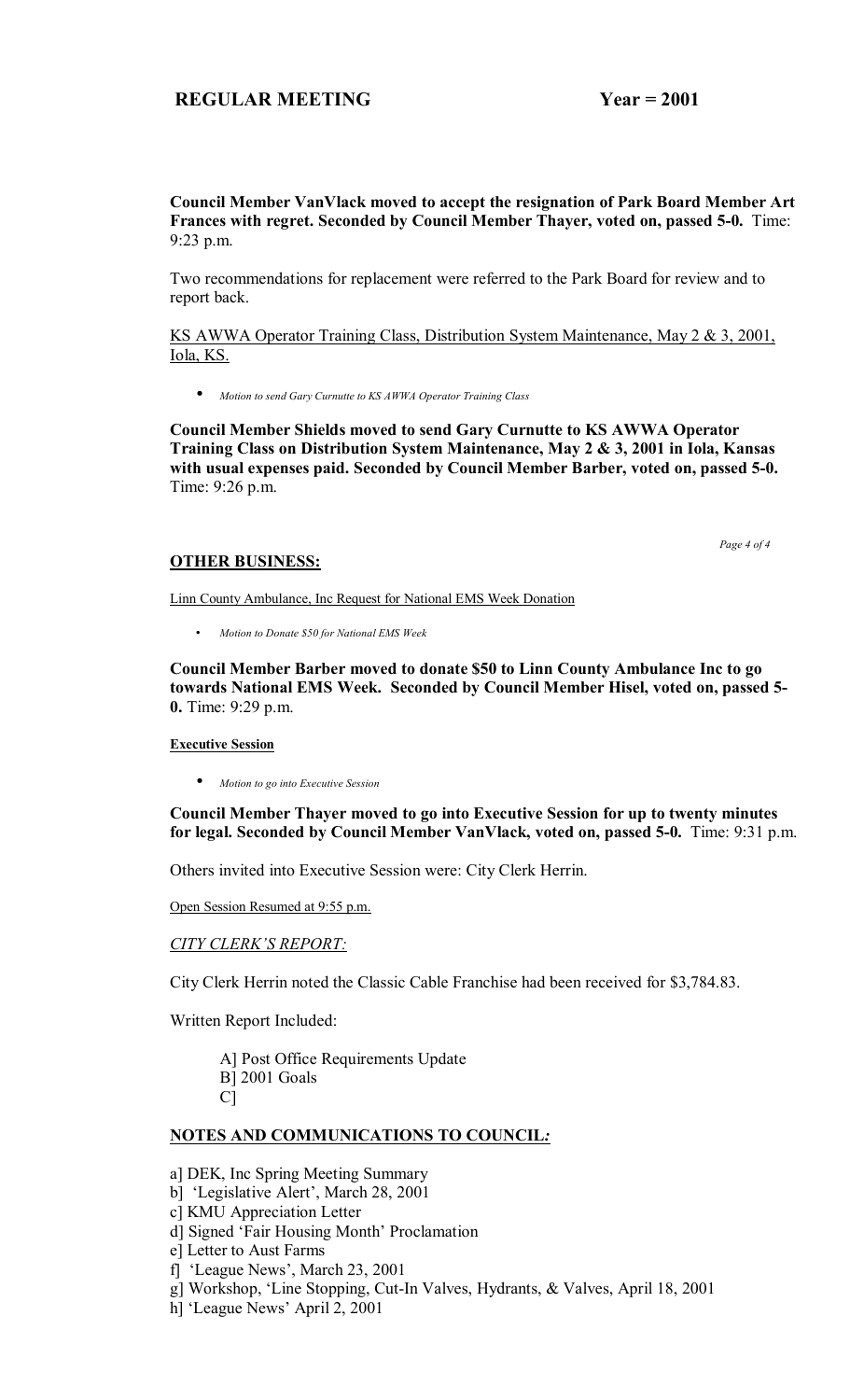**Council Member VanVlack moved to accept the resignation of Park Board Member Art Frances with regret. Seconded by Council Member Thayer, voted on, passed 5-0.** Time: 9:23 p.m.

Two recommendations for replacement were referred to the Park Board for review and to report back.

<u>KS AWWA Operator Training Class, Distribution System Maintenance, May 2 & 3, 2001, Iola, KS.</u>

- *Motion to send Gary Curnutte to KS AWWA Operator Training Class*

**Council Member Shields moved to send Gary Curnutte to KS AWWA Operator Training Class on Distribution System Maintenance, May 2 & 3, 2001 in Iola, Kansas with usual expenses paid. Seconded by Council Member Barber, voted on, passed 5-0.** Time: 9:26 p.m.

## OTHER BUSINESS:

<u>Linn County Ambulance, Inc Request for National EMS Week Donation</u>

- *Motion to Donate $50 for National EMS Week*

**Council Member Barber moved to donate $50 to Linn County Ambulance Inc to go towards National EMS Week. Seconded by Council Member Hisel, voted on, passed 5-0.** Time: 9:29 p.m.

**Executive Session**

- *Motion to go into Executive Session*

**Council Member Thayer moved to go into Executive Session for up to twenty minutes for legal. Seconded by Council Member VanVlack, voted on, passed 5-0.** Time: 9:31 p.m.

Others invited into Executive Session were: City Clerk Herrin.

<u>Open Session Resumed at 9:55 p.m.</u>

*CITY CLERK'S REPORT:*

City Clerk Herrin noted the Classic Cable Franchise had been received for $3,784.83.

Written Report Included:

A] Post Office Requirements Update
B] 2001 Goals
C]

## NOTES AND COMMUNICATIONS TO COUNCIL:

a] DEK, Inc Spring Meeting Summary
b] 'Legislative Alert', March 28, 2001
c] KMU Appreciation Letter
d] Signed 'Fair Housing Month' Proclamation
e] Letter to Aust Farms
f] 'League News', March 23, 2001
g] Workshop, 'Line Stopping, Cut-In Valves, Hydrants, & Valves, April 18, 2001
h] 'League News' April 2, 2001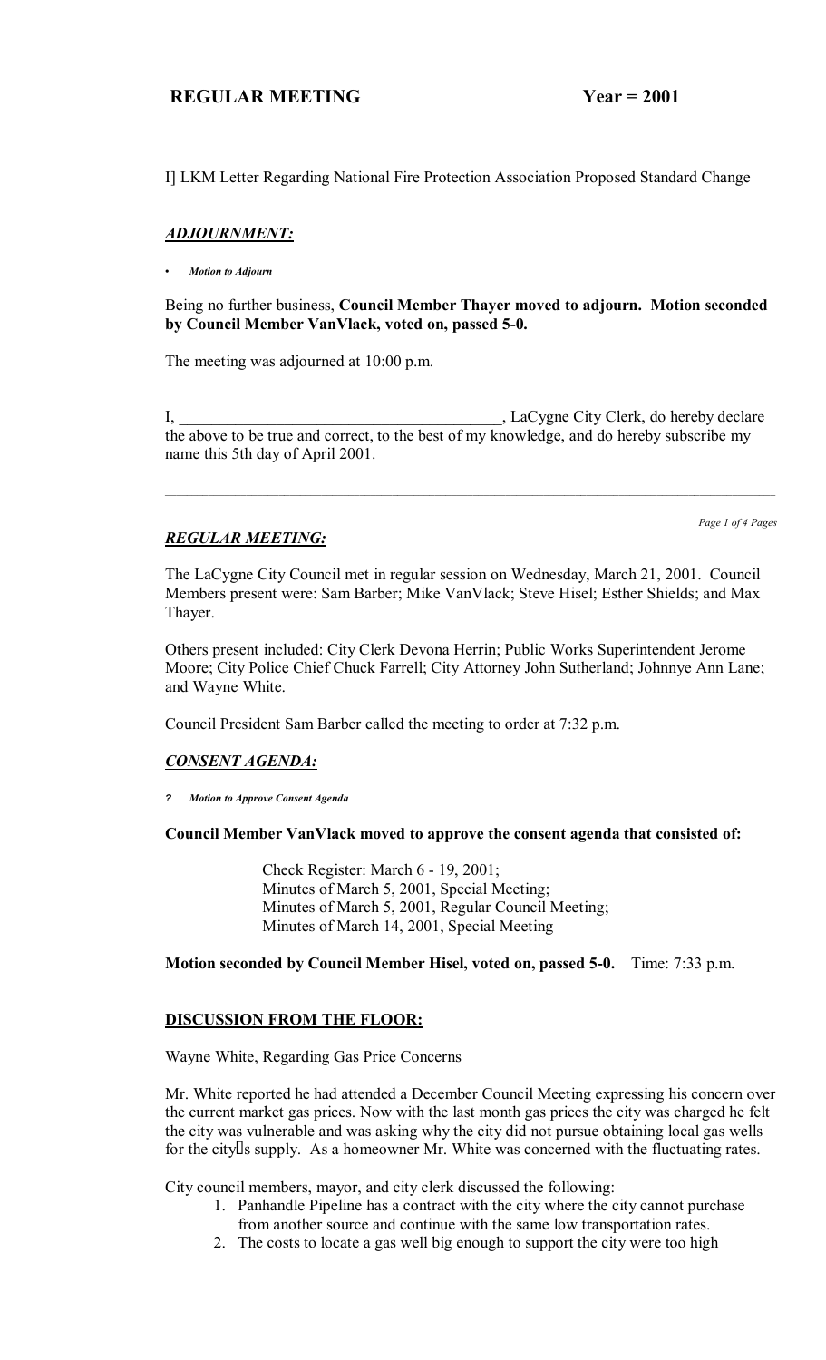I] LKM Letter Regarding National Fire Protection Association Proposed Standard Change

## *ADJOURNMENT:*

- *Motion to Adjourn*

Being no further business, **Council Member Thayer moved to adjourn. Motion seconded by Council Member VanVlack, voted on, passed 5-0.**

The meeting was adjourned at 10:00 p.m.

I, ________________________________________, LaCygne City Clerk, do hereby declare the above to be true and correct, to the best of my knowledge, and do hereby subscribe my name this 5th day of April 2001.

---

## *REGULAR MEETING:*

The LaCygne City Council met in regular session on Wednesday, March 21, 2001. Council Members present were: Sam Barber; Mike VanVlack; Steve Hisel; Esther Shields; and Max Thayer.

Others present included: City Clerk Devona Herrin; Public Works Superintendent Jerome Moore; City Police Chief Chuck Farrell; City Attorney John Sutherland; Johnnye Ann Lane; and Wayne White.

Council President Sam Barber called the meeting to order at 7:32 p.m.

## *CONSENT AGENDA:*

- *Motion to Approve Consent Agenda*

**Council Member VanVlack moved to approve the consent agenda that consisted of:**

> Check Register: March 6 - 19, 2001;
> Minutes of March 5, 2001, Special Meeting;
> Minutes of March 5, 2001, Regular Council Meeting;
> Minutes of March 14, 2001, Special Meeting

**Motion seconded by Council Member Hisel, voted on, passed 5-0.** Time: 7:33 p.m.

## **DISCUSSION FROM THE FLOOR:**

Wayne White, Regarding Gas Price Concerns

Mr. White reported he had attended a December Council Meeting expressing his concern over the current market gas prices. Now with the last month gas prices the city was charged he felt the city was vulnerable and was asking why the city did not pursue obtaining local gas wells for the city's supply. As a homeowner Mr. White was concerned with the fluctuating rates.

City council members, mayor, and city clerk discussed the following:

1. Panhandle Pipeline has a contract with the city where the city cannot purchase from another source and continue with the same low transportation rates.
2. The costs to locate a gas well big enough to support the city were too high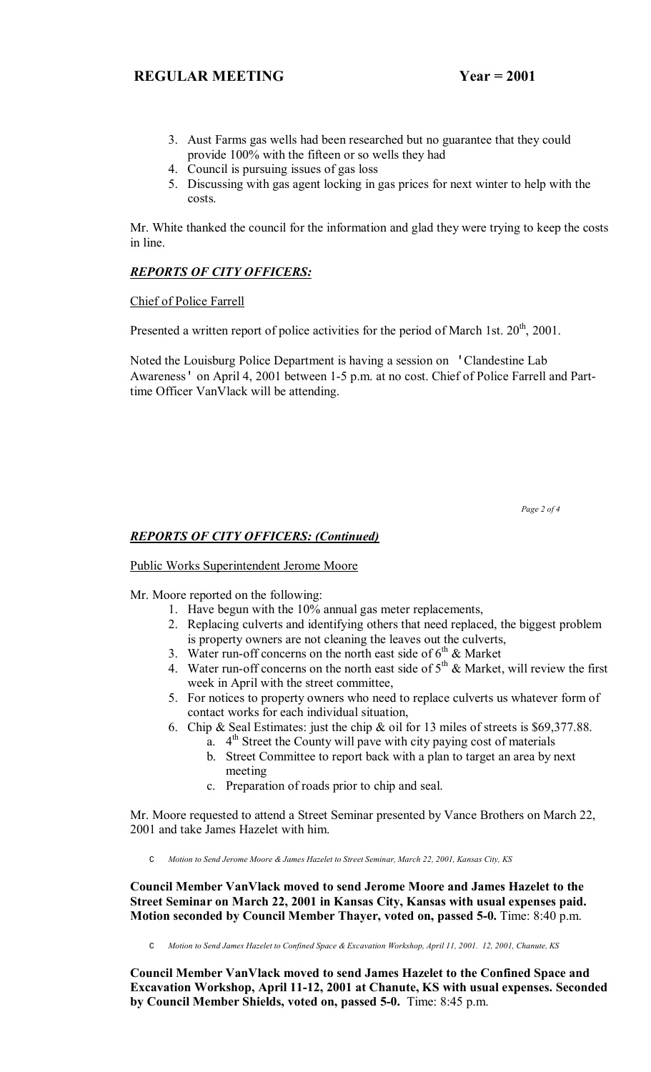3. Aust Farms gas wells had been researched but no guarantee that they could provide 100% with the fifteen or so wells they had
4. Council is pursuing issues of gas loss
5. Discussing with gas agent locking in gas prices for next winter to help with the costs.

Mr. White thanked the council for the information and glad they were trying to keep the costs in line.

## ***REPORTS OF CITY OFFICERS:***

Chief of Police Farrell

Presented a written report of police activities for the period of March 1st. 20th, 2001.

Noted the Louisburg Police Department is having a session on 'Clandestine Lab Awareness' on April 4, 2001 between 1-5 p.m. at no cost. Chief of Police Farrell and Part-time Officer VanVlack will be attending.

## ***REPORTS OF CITY OFFICERS: (Continued)***

Public Works Superintendent Jerome Moore

Mr. Moore reported on the following:

1. Have begun with the 10% annual gas meter replacements,
2. Replacing culverts and identifying others that need replaced, the biggest problem is property owners are not cleaning the leaves out the culverts,
3. Water run-off concerns on the north east side of 6th & Market
4. Water run-off concerns on the north east side of 5th & Market, will review the first week in April with the street committee,
5. For notices to property owners who need to replace culverts us whatever form of contact works for each individual situation,
6. Chip & Seal Estimates: just the chip & oil for 13 miles of streets is $69,377.88.
   a. 4th Street the County will pave with city paying cost of materials
   b. Street Committee to report back with a plan to target an area by next meeting
   c. Preparation of roads prior to chip and seal.

Mr. Moore requested to attend a Street Seminar presented by Vance Brothers on March 22, 2001 and take James Hazelet with him.

- *Motion to Send Jerome Moore & James Hazelet to Street Seminar, March 22, 2001, Kansas City, KS*

**Council Member VanVlack moved to send Jerome Moore and James Hazelet to the Street Seminar on March 22, 2001 in Kansas City, Kansas with usual expenses paid. Motion seconded by Council Member Thayer, voted on, passed 5-0.** Time: 8:40 p.m.

- *Motion to Send James Hazelet to Confined Space & Excavation Workshop, April 11, 2001. 12, 2001, Chanute, KS*

**Council Member VanVlack moved to send James Hazelet to the Confined Space and Excavation Workshop, April 11-12, 2001 at Chanute, KS with usual expenses. Seconded by Council Member Shields, voted on, passed 5-0.** Time: 8:45 p.m.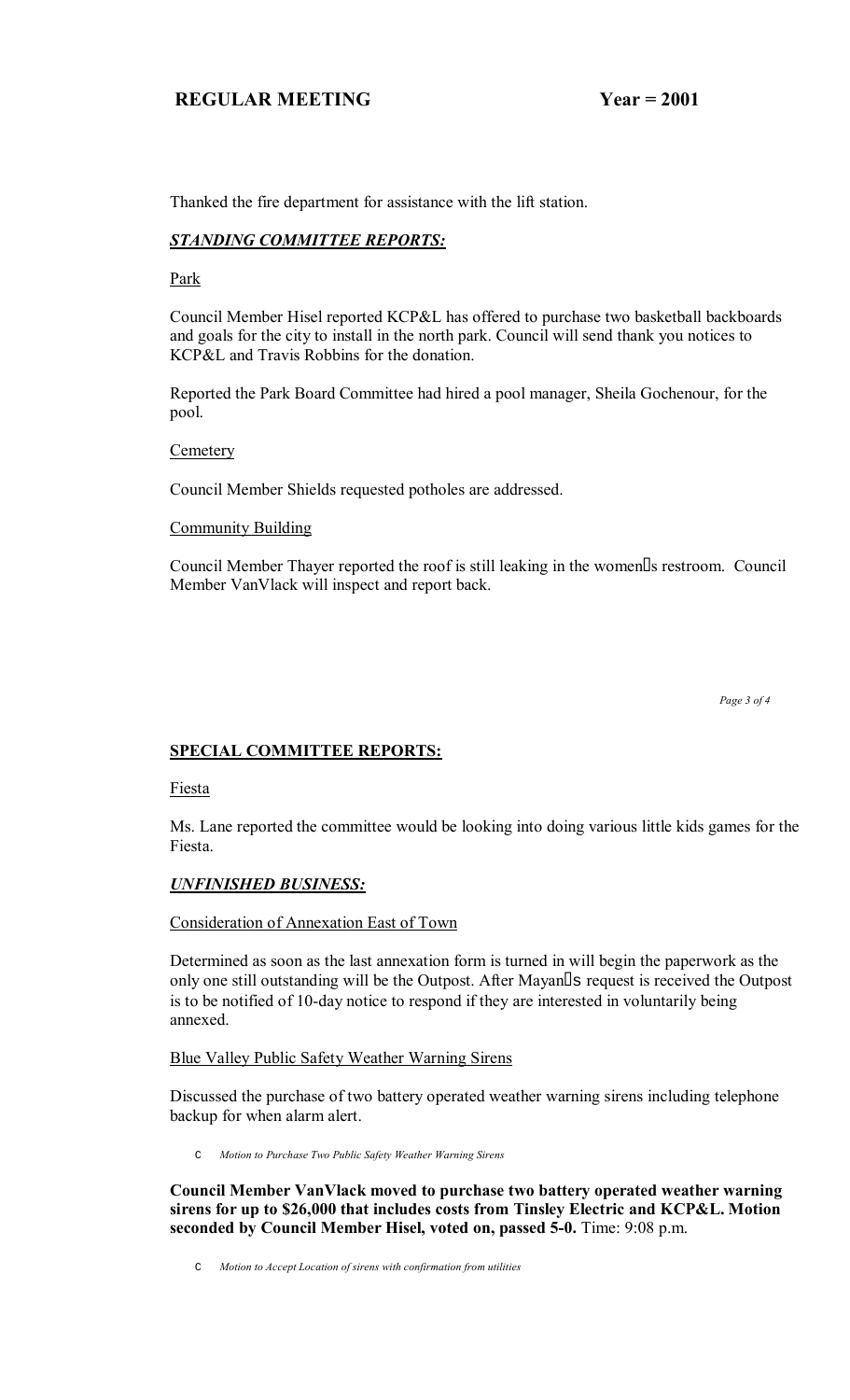Thanked the fire department for assistance with the lift station.

## ***STANDING COMMITTEE REPORTS:***

Park

Council Member Hisel reported KCP&L has offered to purchase two basketball backboards and goals for the city to install in the north park. Council will send thank you notices to KCP&L and Travis Robbins for the donation.

Reported the Park Board Committee had hired a pool manager, Sheila Gochenour, for the pool.

Cemetery

Council Member Shields requested potholes are addressed.

Community Building

Council Member Thayer reported the roof is still leaking in the women's restroom. Council Member VanVlack will inspect and report back.

## **SPECIAL COMMITTEE REPORTS:**

Fiesta

Ms. Lane reported the committee would be looking into doing various little kids games for the Fiesta.

## ***UNFINISHED BUSINESS:***

Consideration of Annexation East of Town

Determined as soon as the last annexation form is turned in will begin the paperwork as the only one still outstanding will be the Outpost. After Mayan's request is received the Outpost is to be notified of 10-day notice to respond if they are interested in voluntarily being annexed.

Blue Valley Public Safety Weather Warning Sirens

Discussed the purchase of two battery operated weather warning sirens including telephone backup for when alarm alert.

- *Motion to Purchase Two Public Safety Weather Warning Sirens*

**Council Member VanVlack moved to purchase two battery operated weather warning sirens for up to $26,000 that includes costs from Tinsley Electric and KCP&L. Motion seconded by Council Member Hisel, voted on, passed 5-0.** Time: 9:08 p.m.

- *Motion to Accept Location of sirens with confirmation from utilities*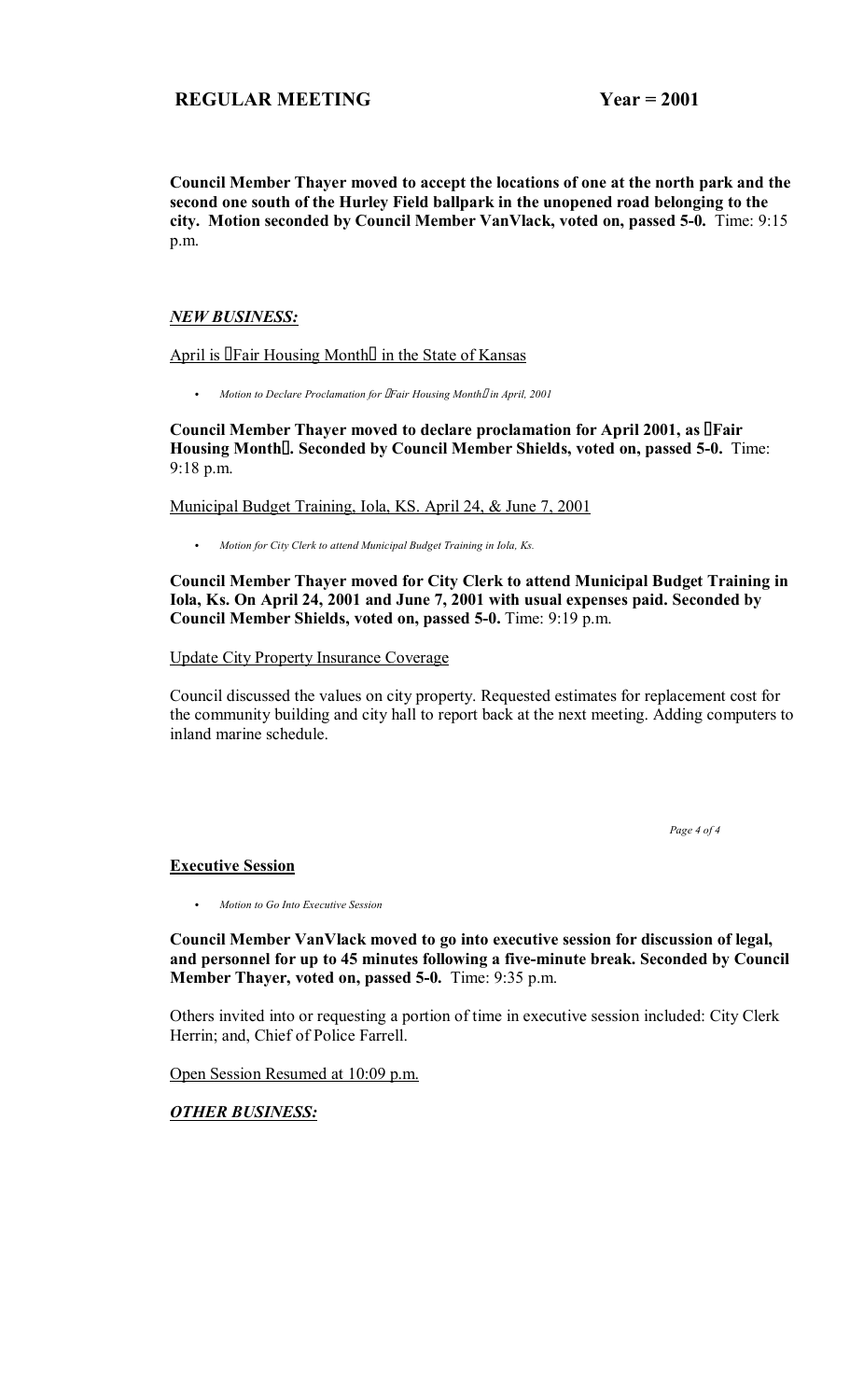**Council Member Thayer moved to accept the locations of one at the north park and the second one south of the Hurley Field ballpark in the unopened road belonging to the city. Motion seconded by Council Member VanVlack, voted on, passed 5-0.** Time: 9:15 p.m.

***NEW BUSINESS:***

April is "Fair Housing Month" in the State of Kansas

- *Motion to Declare Proclamation for "Fair Housing Month" in April, 2001*

**Council Member Thayer moved to declare proclamation for April 2001, as "Fair Housing Month". Seconded by Council Member Shields, voted on, passed 5-0.** Time: 9:18 p.m.

Municipal Budget Training, Iola, KS. April 24, & June 7, 2001

- *Motion for City Clerk to attend Municipal Budget Training in Iola, Ks.*

**Council Member Thayer moved for City Clerk to attend Municipal Budget Training in Iola, Ks. On April 24, 2001 and June 7, 2001 with usual expenses paid. Seconded by Council Member Shields, voted on, passed 5-0.** Time: 9:19 p.m.

Update City Property Insurance Coverage

Council discussed the values on city property. Requested estimates for replacement cost for the community building and city hall to report back at the next meeting. Adding computers to inland marine schedule.

**Executive Session**

- *Motion to Go Into Executive Session*

**Council Member VanVlack moved to go into executive session for discussion of legal, and personnel for up to 45 minutes following a five-minute break. Seconded by Council Member Thayer, voted on, passed 5-0.** Time: 9:35 p.m.

Others invited into or requesting a portion of time in executive session included: City Clerk Herrin; and, Chief of Police Farrell.

Open Session Resumed at 10:09 p.m.

***OTHER BUSINESS:***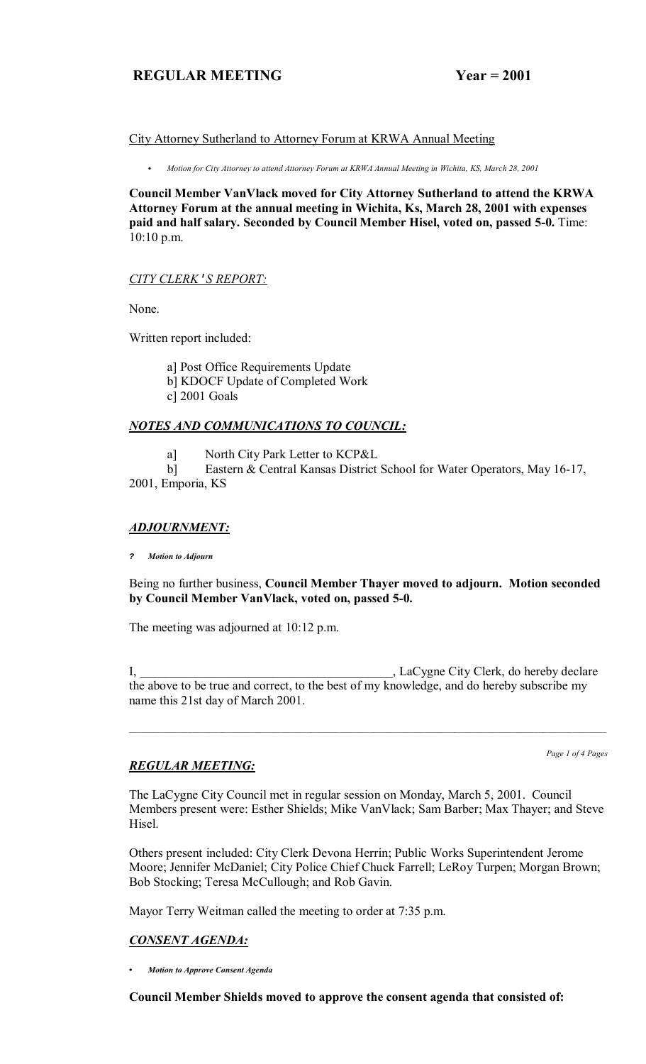**REGULAR MEETING Year = 2001**

City Attorney Sutherland to Attorney Forum at KRWA Annual Meeting

- *Motion for City Attorney to attend Attorney Forum at KRWA Annual Meeting in Wichita, KS, March 28, 2001*

**Council Member VanVlack moved for City Attorney Sutherland to attend the KRWA Attorney Forum at the annual meeting in Wichita, Ks, March 28, 2001 with expenses paid and half salary. Seconded by Council Member Hisel, voted on, passed 5-0.** Time: 10:10 p.m.

*CITY CLERK'S REPORT:*

None.

Written report included:

a] Post Office Requirements Update
b] KDOCF Update of Completed Work
c] 2001 Goals

***NOTES AND COMMUNICATIONS TO COUNCIL:***

a] North City Park Letter to KCP&L
b] Eastern & Central Kansas District School for Water Operators, May 16-17, 2001, Emporia, KS

***ADJOURNMENT:***

? *Motion to Adjourn*

Being no further business, **Council Member Thayer moved to adjourn. Motion seconded by Council Member VanVlack, voted on, passed 5-0.**

The meeting was adjourned at 10:12 p.m.

I, ________________________________________, LaCygne City Clerk, do hereby declare the above to be true and correct, to the best of my knowledge, and do hereby subscribe my name this 21st day of March 2001.

---

***REGULAR MEETING:***

The LaCygne City Council met in regular session on Monday, March 5, 2001. Council Members present were: Esther Shields; Mike VanVlack; Sam Barber; Max Thayer; and Steve Hisel.

Others present included: City Clerk Devona Herrin; Public Works Superintendent Jerome Moore; Jennifer McDaniel; City Police Chief Chuck Farrell; LeRoy Turpen; Morgan Brown; Bob Stocking; Teresa McCullough; and Rob Gavin.

Mayor Terry Weitman called the meeting to order at 7:35 p.m.

***CONSENT AGENDA:***

- *Motion to Approve Consent Agenda*

**Council Member Shields moved to approve the consent agenda that consisted of:**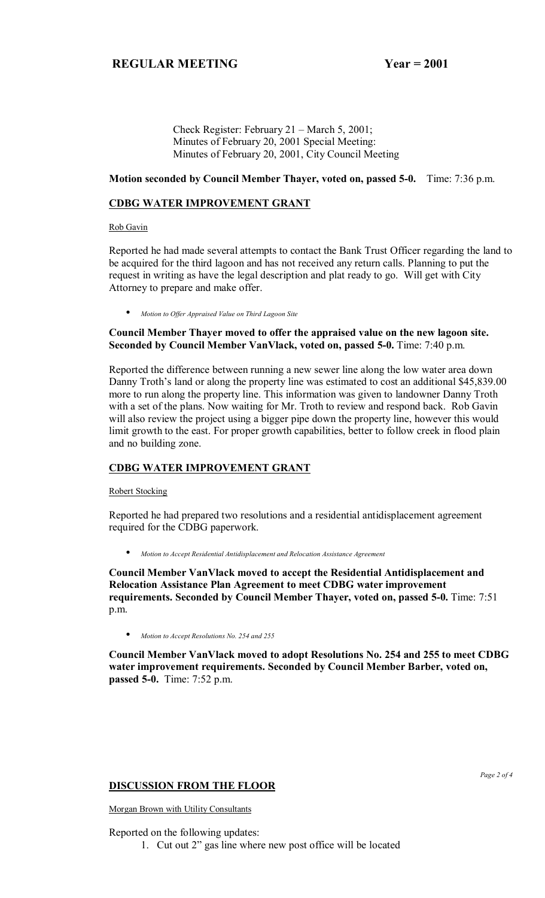Check Register: February 21 – March 5, 2001;
Minutes of February 20, 2001 Special Meeting:
Minutes of February 20, 2001, City Council Meeting

**Motion seconded by Council Member Thayer, voted on, passed 5-0.** Time: 7:36 p.m.

## CDBG WATER IMPROVEMENT GRANT

Rob Gavin

Reported he had made several attempts to contact the Bank Trust Officer regarding the land to be acquired for the third lagoon and has not received any return calls. Planning to put the request in writing as have the legal description and plat ready to go. Will get with City Attorney to prepare and make offer.

- *Motion to Offer Appraised Value on Third Lagoon Site*

**Council Member Thayer moved to offer the appraised value on the new lagoon site. Seconded by Council Member VanVlack, voted on, passed 5-0.** Time: 7:40 p.m.

Reported the difference between running a new sewer line along the low water area down Danny Troth's land or along the property line was estimated to cost an additional $45,839.00 more to run along the property line. This information was given to landowner Danny Troth with a set of the plans. Now waiting for Mr. Troth to review and respond back. Rob Gavin will also review the project using a bigger pipe down the property line, however this would limit growth to the east. For proper growth capabilities, better to follow creek in flood plain and no building zone.

## CDBG WATER IMPROVEMENT GRANT

Robert Stocking

Reported he had prepared two resolutions and a residential antidisplacement agreement required for the CDBG paperwork.

- *Motion to Accept Residential Antidisplacement and Relocation Assistance Agreement*

**Council Member VanVlack moved to accept the Residential Antidisplacement and Relocation Assistance Plan Agreement to meet CDBG water improvement requirements. Seconded by Council Member Thayer, voted on, passed 5-0.** Time: 7:51 p.m.

- *Motion to Accept Resolutions No. 254 and 255*

**Council Member VanVlack moved to adopt Resolutions No. 254 and 255 to meet CDBG water improvement requirements. Seconded by Council Member Barber, voted on, passed 5-0.** Time: 7:52 p.m.

## DISCUSSION FROM THE FLOOR

Morgan Brown with Utility Consultants

Reported on the following updates:

1. Cut out 2" gas line where new post office will be located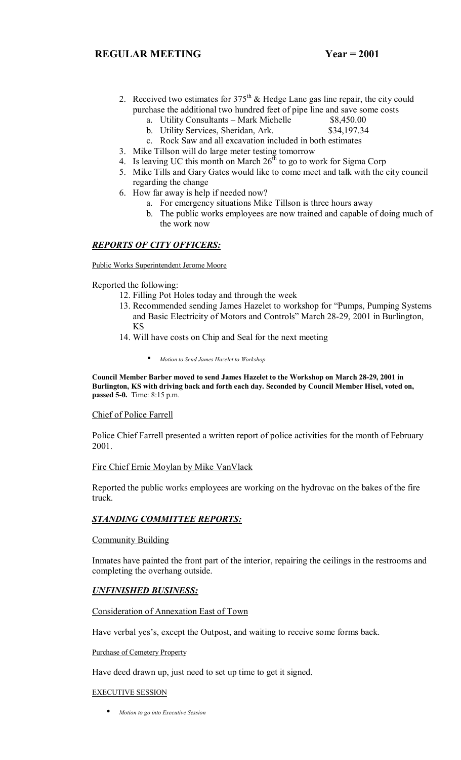**REGULAR MEETING Year = 2001**

2. Received two estimates for 375th & Hedge Lane gas line repair, the city could purchase the additional two hundred feet of pipe line and save some costs
   a. Utility Consultants – Mark Michelle $8,450.00
   b. Utility Services, Sheridan, Ark. $34,197.34
   c. Rock Saw and all excavation included in both estimates
3. Mike Tillson will do large meter testing tomorrow
4. Is leaving UC this month on March 26th to go to work for Sigma Corp
5. Mike Tills and Gary Gates would like to come meet and talk with the city council regarding the change
6. How far away is help if needed now?
   a. For emergency situations Mike Tillson is three hours away
   b. The public works employees are now trained and capable of doing much of the work now

## *REPORTS OF CITY OFFICERS:*

Public Works Superintendent Jerome Moore

Reported the following:

12. Filling Pot Holes today and through the week
13. Recommended sending James Hazelet to workshop for "Pumps, Pumping Systems and Basic Electricity of Motors and Controls" March 28-29, 2001 in Burlington, KS
14. Will have costs on Chip and Seal for the next meeting

- *Motion to Send James Hazelet to Workshop*

**Council Member Barber moved to send James Hazelet to the Workshop on March 28-29, 2001 in Burlington, KS with driving back and forth each day. Seconded by Council Member Hisel, voted on, passed 5-0.** Time: 8:15 p.m.

Chief of Police Farrell

Police Chief Farrell presented a written report of police activities for the month of February 2001.

Fire Chief Ernie Moylan by Mike VanVlack

Reported the public works employees are working on the hydrovac on the bakes of the fire truck.

## *STANDING COMMITTEE REPORTS:*

Community Building

Inmates have painted the front part of the interior, repairing the ceilings in the restrooms and completing the overhang outside.

## *UNFINISHED BUSINESS:*

Consideration of Annexation East of Town

Have verbal yes's, except the Outpost, and waiting to receive some forms back.

Purchase of Cemetery Property

Have deed drawn up, just need to set up time to get it signed.

EXECUTIVE SESSION

- *Motion to go into Executive Session*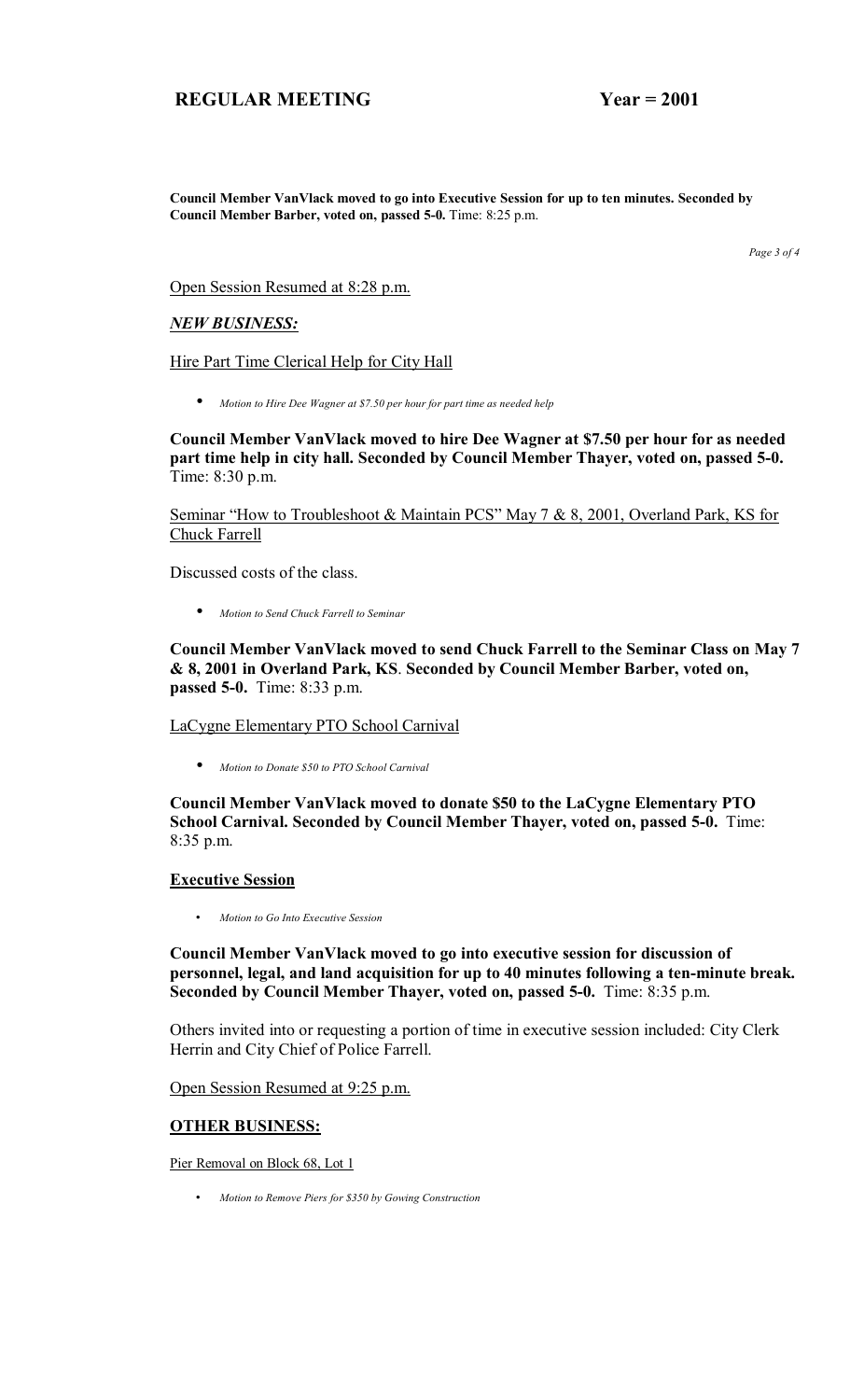**Council Member VanVlack moved to go into Executive Session for up to ten minutes. Seconded by Council Member Barber, voted on, passed 5-0.** Time: 8:25 p.m.

Open Session Resumed at 8:28 p.m.

***NEW BUSINESS:***

Hire Part Time Clerical Help for City Hall

- *Motion to Hire Dee Wagner at $7.50 per hour for part time as needed help*

**Council Member VanVlack moved to hire Dee Wagner at $7.50 per hour for as needed part time help in city hall. Seconded by Council Member Thayer, voted on, passed 5-0.** Time: 8:30 p.m.

Seminar "How to Troubleshoot & Maintain PCS" May 7 & 8, 2001, Overland Park, KS for Chuck Farrell

Discussed costs of the class.

- *Motion to Send Chuck Farrell to Seminar*

**Council Member VanVlack moved to send Chuck Farrell to the Seminar Class on May 7 & 8, 2001 in Overland Park, KS. Seconded by Council Member Barber, voted on, passed 5-0.** Time: 8:33 p.m.

LaCygne Elementary PTO School Carnival

- *Motion to Donate $50 to PTO School Carnival*

**Council Member VanVlack moved to donate $50 to the LaCygne Elementary PTO School Carnival. Seconded by Council Member Thayer, voted on, passed 5-0.** Time: 8:35 p.m.

**Executive Session**

- *Motion to Go Into Executive Session*

**Council Member VanVlack moved to go into executive session for discussion of personnel, legal, and land acquisition for up to 40 minutes following a ten-minute break. Seconded by Council Member Thayer, voted on, passed 5-0.** Time: 8:35 p.m.

Others invited into or requesting a portion of time in executive session included: City Clerk Herrin and City Chief of Police Farrell.

Open Session Resumed at 9:25 p.m.

**OTHER BUSINESS:**

Pier Removal on Block 68, Lot 1

- *Motion to Remove Piers for $350 by Gowing Construction*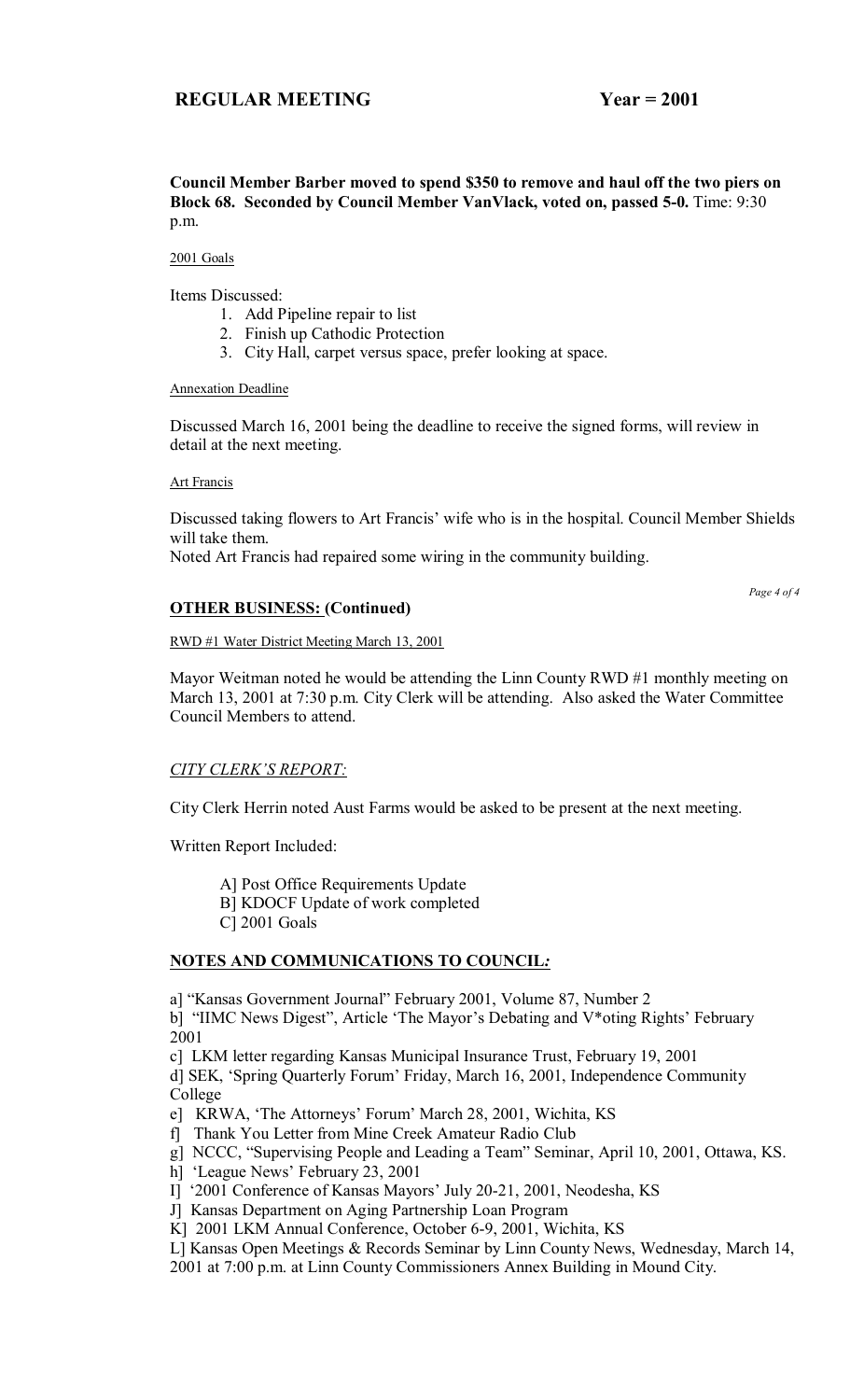**Council Member Barber moved to spend $350 to remove and haul off the two piers on Block 68. Seconded by Council Member VanVlack, voted on, passed 5-0.** Time: 9:30 p.m.

2001 Goals

Items Discussed:

1. Add Pipeline repair to list
2. Finish up Cathodic Protection
3. City Hall, carpet versus space, prefer looking at space.

Annexation Deadline

Discussed March 16, 2001 being the deadline to receive the signed forms, will review in detail at the next meeting.

Art Francis

Discussed taking flowers to Art Francis' wife who is in the hospital. Council Member Shields will take them.
Noted Art Francis had repaired some wiring in the community building.

## OTHER BUSINESS: (Continued)

RWD #1 Water District Meeting March 13, 2001

Mayor Weitman noted he would be attending the Linn County RWD #1 monthly meeting on March 13, 2001 at 7:30 p.m. City Clerk will be attending. Also asked the Water Committee Council Members to attend.

## *CITY CLERK'S REPORT:*

City Clerk Herrin noted Aust Farms would be asked to be present at the next meeting.

Written Report Included:

A] Post Office Requirements Update
B] KDOCF Update of work completed
C] 2001 Goals

## NOTES AND COMMUNICATIONS TO COUNCIL:

a] "Kansas Government Journal" February 2001, Volume 87, Number 2
b] "IIMC News Digest", Article 'The Mayor's Debating and V*oting Rights' February 2001
c] LKM letter regarding Kansas Municipal Insurance Trust, February 19, 2001
d] SEK, 'Spring Quarterly Forum' Friday, March 16, 2001, Independence Community College
e] KRWA, 'The Attorneys' Forum' March 28, 2001, Wichita, KS
f] Thank You Letter from Mine Creek Amateur Radio Club
g] NCCC, "Supervising People and Leading a Team" Seminar, April 10, 2001, Ottawa, KS.
h] 'League News' February 23, 2001
I] '2001 Conference of Kansas Mayors' July 20-21, 2001, Neodesha, KS
J] Kansas Department on Aging Partnership Loan Program
K] 2001 LKM Annual Conference, October 6-9, 2001, Wichita, KS
L] Kansas Open Meetings & Records Seminar by Linn County News, Wednesday, March 14, 2001 at 7:00 p.m. at Linn County Commissioners Annex Building in Mound City.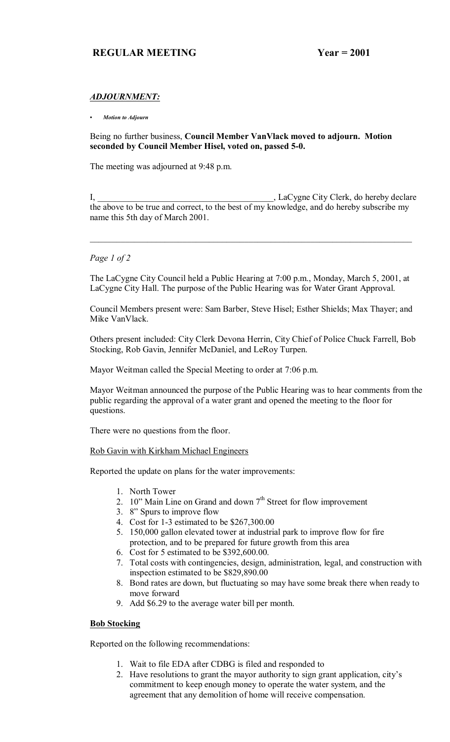## REGULAR MEETING Year = 2001

### *ADJOURNMENT:*

- ***Motion to Adjourn***

Being no further business, **Council Member VanVlack moved to adjourn. Motion seconded by Council Member Hisel, voted on, passed 5-0.**

The meeting was adjourned at 9:48 p.m.

I, ________________________________________, LaCygne City Clerk, do hereby declare the above to be true and correct, to the best of my knowledge, and do hereby subscribe my name this 5th day of March 2001.

---

*Page 1 of 2*

The LaCygne City Council held a Public Hearing at 7:00 p.m., Monday, March 5, 2001, at LaCygne City Hall. The purpose of the Public Hearing was for Water Grant Approval.

Council Members present were: Sam Barber, Steve Hisel; Esther Shields; Max Thayer; and Mike VanVlack.

Others present included: City Clerk Devona Herrin, City Chief of Police Chuck Farrell, Bob Stocking, Rob Gavin, Jennifer McDaniel, and LeRoy Turpen.

Mayor Weitman called the Special Meeting to order at 7:06 p.m.

Mayor Weitman announced the purpose of the Public Hearing was to hear comments from the public regarding the approval of a water grant and opened the meeting to the floor for questions.

There were no questions from the floor.

Rob Gavin with Kirkham Michael Engineers

Reported the update on plans for the water improvements:

1. North Tower
2. 10" Main Line on Grand and down 7th Street for flow improvement
3. 8" Spurs to improve flow
4. Cost for 1-3 estimated to be $267,300.00
5. 150,000 gallon elevated tower at industrial park to improve flow for fire protection, and to be prepared for future growth from this area
6. Cost for 5 estimated to be $392,600.00.
7. Total costs with contingencies, design, administration, legal, and construction with inspection estimated to be $829,890.00
8. Bond rates are down, but fluctuating so may have some break there when ready to move forward
9. Add $6.29 to the average water bill per month.

**Bob Stocking**

Reported on the following recommendations:

1. Wait to file EDA after CDBG is filed and responded to
2. Have resolutions to grant the mayor authority to sign grant application, city's commitment to keep enough money to operate the water system, and the agreement that any demolition of home will receive compensation.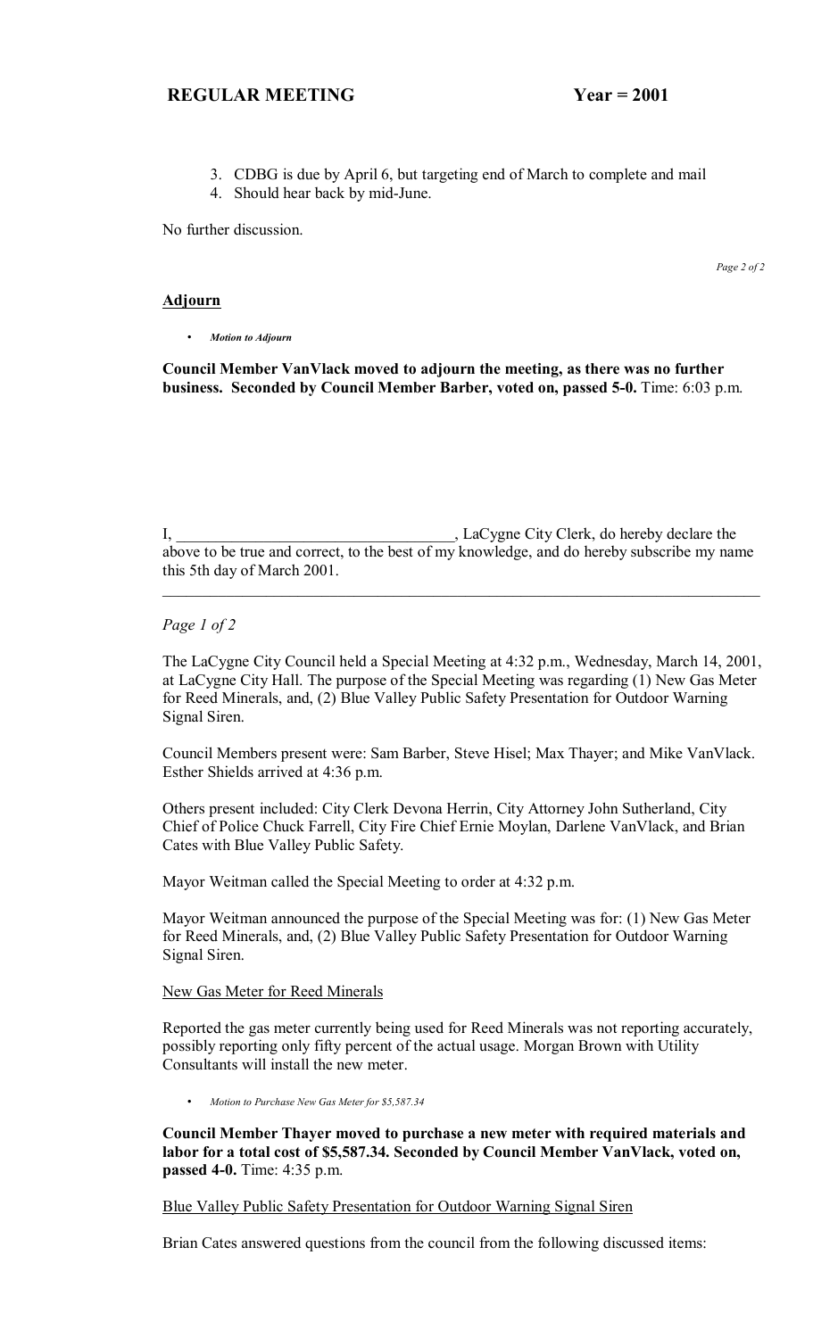3. CDBG is due by April 6, but targeting end of March to complete and mail
4. Should hear back by mid-June.

No further discussion.

## Adjourn

- *Motion to Adjourn*

**Council Member VanVlack moved to adjourn the meeting, as there was no further business. Seconded by Council Member Barber, voted on, passed 5-0.** Time: 6:03 p.m.

I, ___________________________________, LaCygne City Clerk, do hereby declare the above to be true and correct, to the best of my knowledge, and do hereby subscribe my name this 5th day of March 2001.

---

The LaCygne City Council held a Special Meeting at 4:32 p.m., Wednesday, March 14, 2001, at LaCygne City Hall. The purpose of the Special Meeting was regarding (1) New Gas Meter for Reed Minerals, and, (2) Blue Valley Public Safety Presentation for Outdoor Warning Signal Siren.

Council Members present were: Sam Barber, Steve Hisel; Max Thayer; and Mike VanVlack. Esther Shields arrived at 4:36 p.m.

Others present included: City Clerk Devona Herrin, City Attorney John Sutherland, City Chief of Police Chuck Farrell, City Fire Chief Ernie Moylan, Darlene VanVlack, and Brian Cates with Blue Valley Public Safety.

Mayor Weitman called the Special Meeting to order at 4:32 p.m.

Mayor Weitman announced the purpose of the Special Meeting was for: (1) New Gas Meter for Reed Minerals, and, (2) Blue Valley Public Safety Presentation for Outdoor Warning Signal Siren.

New Gas Meter for Reed Minerals

Reported the gas meter currently being used for Reed Minerals was not reporting accurately, possibly reporting only fifty percent of the actual usage. Morgan Brown with Utility Consultants will install the new meter.

- *Motion to Purchase New Gas Meter for $5,587.34*

**Council Member Thayer moved to purchase a new meter with required materials and labor for a total cost of $5,587.34. Seconded by Council Member VanVlack, voted on, passed 4-0.** Time: 4:35 p.m.

Blue Valley Public Safety Presentation for Outdoor Warning Signal Siren

Brian Cates answered questions from the council from the following discussed items: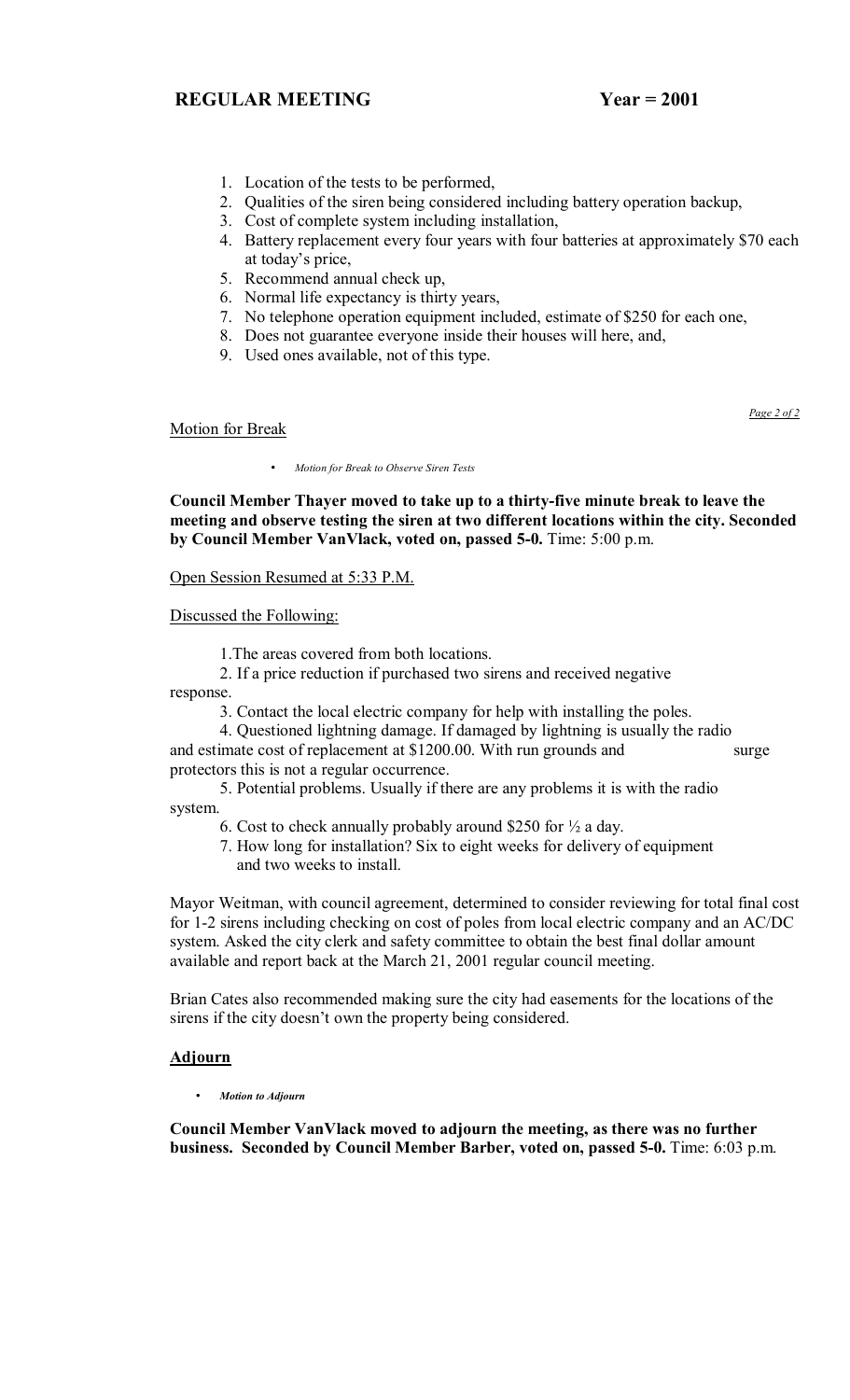1. Location of the tests to be performed,
2. Qualities of the siren being considered including battery operation backup,
3. Cost of complete system including installation,
4. Battery replacement every four years with four batteries at approximately $70 each at today's price,
5. Recommend annual check up,
6. Normal life expectancy is thirty years,
7. No telephone operation equipment included, estimate of $250 for each one,
8. Does not guarantee everyone inside their houses will here, and,
9. Used ones available, not of this type.

Motion for Break

- *Motion for Break to Observe Siren Tests*

**Council Member Thayer moved to take up to a thirty-five minute break to leave the meeting and observe testing the siren at two different locations within the city. Seconded by Council Member VanVlack, voted on, passed 5-0.** Time: 5:00 p.m.

Open Session Resumed at 5:33 P.M.

Discussed the Following:

1. The areas covered from both locations.
2. If a price reduction if purchased two sirens and received negative response.
3. Contact the local electric company for help with installing the poles.
4. Questioned lightning damage. If damaged by lightning is usually the radio and estimate cost of replacement at $1200.00. With run grounds and surge protectors this is not a regular occurrence.
5. Potential problems. Usually if there are any problems it is with the radio system.
6. Cost to check annually probably around $250 for ½ a day.
7. How long for installation? Six to eight weeks for delivery of equipment and two weeks to install.

Mayor Weitman, with council agreement, determined to consider reviewing for total final cost for 1-2 sirens including checking on cost of poles from local electric company and an AC/DC system. Asked the city clerk and safety committee to obtain the best final dollar amount available and report back at the March 21, 2001 regular council meeting.

Brian Cates also recommended making sure the city had easements for the locations of the sirens if the city doesn't own the property being considered.

## Adjourn

- *Motion to Adjourn*

**Council Member VanVlack moved to adjourn the meeting, as there was no further business. Seconded by Council Member Barber, voted on, passed 5-0.** Time: 6:03 p.m.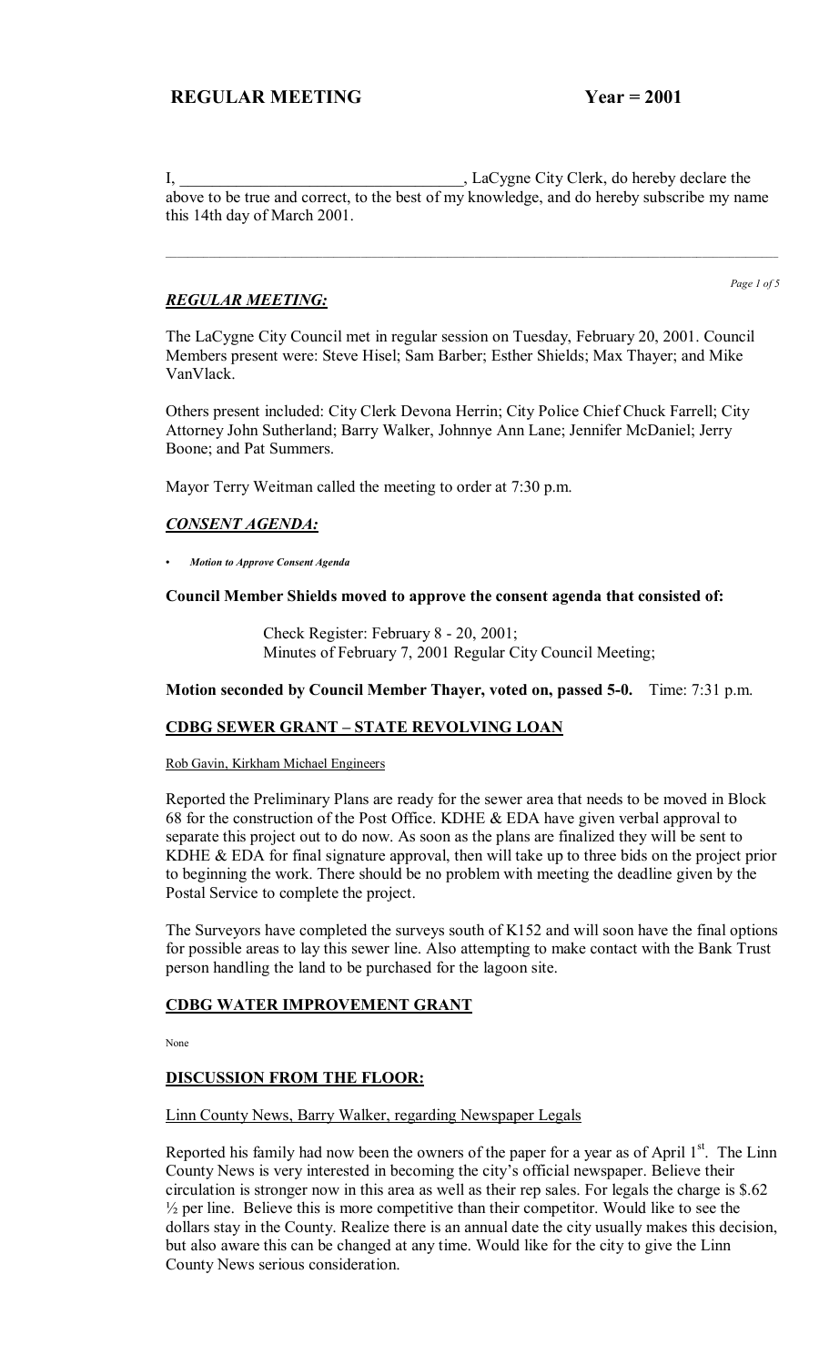**REGULAR MEETING Year = 2001**

I, ___________________________________, LaCygne City Clerk, do hereby declare the above to be true and correct, to the best of my knowledge, and do hereby subscribe my name this 14th day of March 2001.

---

## ***REGULAR MEETING:***

The LaCygne City Council met in regular session on Tuesday, February 20, 2001. Council Members present were: Steve Hisel; Sam Barber; Esther Shields; Max Thayer; and Mike VanVlack.

Others present included: City Clerk Devona Herrin; City Police Chief Chuck Farrell; City Attorney John Sutherland; Barry Walker, Johnnye Ann Lane; Jennifer McDaniel; Jerry Boone; and Pat Summers.

Mayor Terry Weitman called the meeting to order at 7:30 p.m.

## ***CONSENT AGENDA:***

- ***Motion to Approve Consent Agenda***

**Council Member Shields moved to approve the consent agenda that consisted of:**

> Check Register: February 8 - 20, 2001;
> Minutes of February 7, 2001 Regular City Council Meeting;

**Motion seconded by Council Member Thayer, voted on, passed 5-0.** Time: 7:31 p.m.

## **CDBG SEWER GRANT – STATE REVOLVING LOAN**

Rob Gavin, Kirkham Michael Engineers

Reported the Preliminary Plans are ready for the sewer area that needs to be moved in Block 68 for the construction of the Post Office. KDHE & EDA have given verbal approval to separate this project out to do now. As soon as the plans are finalized they will be sent to KDHE & EDA for final signature approval, then will take up to three bids on the project prior to beginning the work. There should be no problem with meeting the deadline given by the Postal Service to complete the project.

The Surveyors have completed the surveys south of K152 and will soon have the final options for possible areas to lay this sewer line. Also attempting to make contact with the Bank Trust person handling the land to be purchased for the lagoon site.

## **CDBG WATER IMPROVEMENT GRANT**

None

## **DISCUSSION FROM THE FLOOR:**

Linn County News, Barry Walker, regarding Newspaper Legals

Reported his family had now been the owners of the paper for a year as of April 1st. The Linn County News is very interested in becoming the city's official newspaper. Believe their circulation is stronger now in this area as well as their rep sales. For legals the charge is $.62 ½ per line. Believe this is more competitive than their competitor. Would like to see the dollars stay in the County. Realize there is an annual date the city usually makes this decision, but also aware this can be changed at any time. Would like for the city to give the Linn County News serious consideration.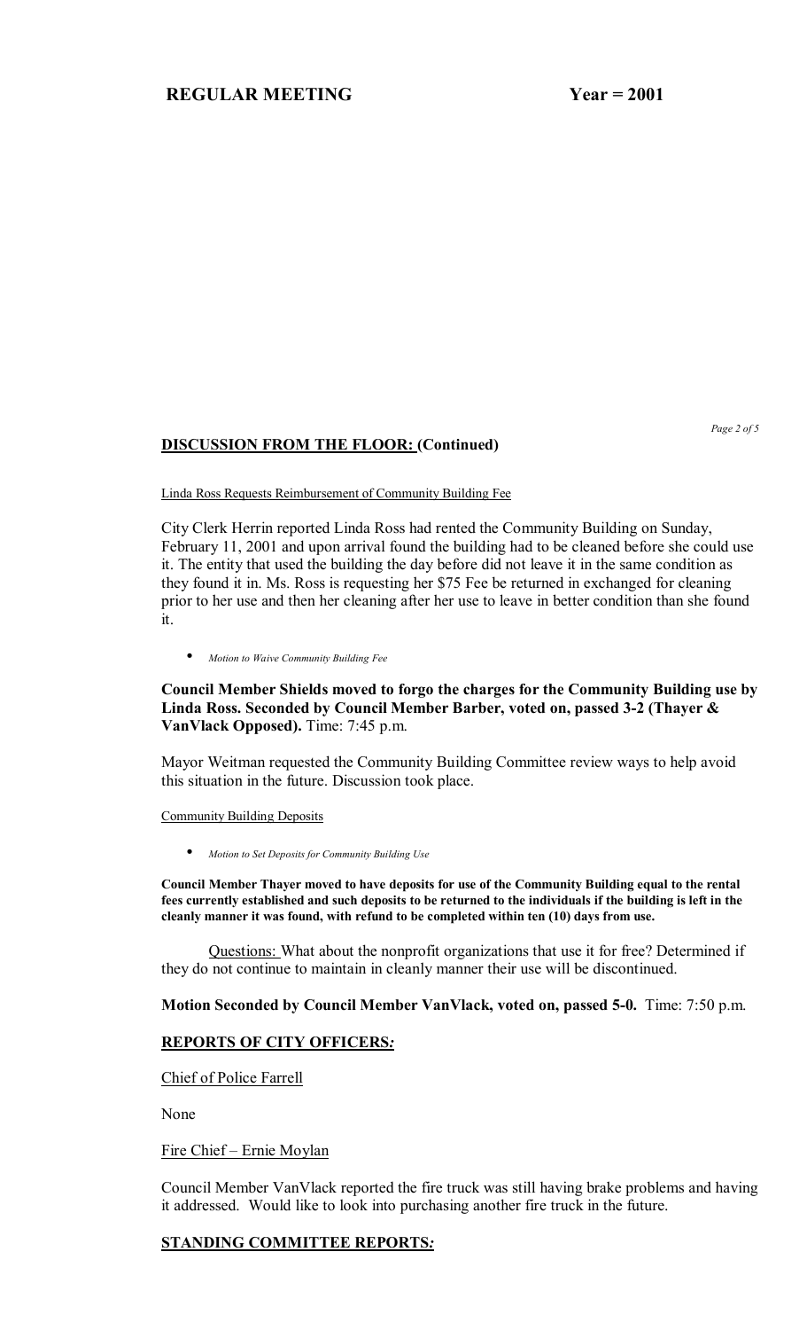## DISCUSSION FROM THE FLOOR: (Continued)

Linda Ross Requests Reimbursement of Community Building Fee

City Clerk Herrin reported Linda Ross had rented the Community Building on Sunday, February 11, 2001 and upon arrival found the building had to be cleaned before she could use it. The entity that used the building the day before did not leave it in the same condition as they found it in. Ms. Ross is requesting her $75 Fee be returned in exchanged for cleaning prior to her use and then her cleaning after her use to leave in better condition than she found it.

- *Motion to Waive Community Building Fee*

**Council Member Shields moved to forgo the charges for the Community Building use by Linda Ross. Seconded by Council Member Barber, voted on, passed 3-2 (Thayer & VanVlack Opposed).** Time: 7:45 p.m.

Mayor Weitman requested the Community Building Committee review ways to help avoid this situation in the future. Discussion took place.

Community Building Deposits

- *Motion to Set Deposits for Community Building Use*

**Council Member Thayer moved to have deposits for use of the Community Building equal to the rental fees currently established and such deposits to be returned to the individuals if the building is left in the cleanly manner it was found, with refund to be completed within ten (10) days from use.**

Questions: What about the nonprofit organizations that use it for free? Determined if they do not continue to maintain in cleanly manner their use will be discontinued.

**Motion Seconded by Council Member VanVlack, voted on, passed 5-0.** Time: 7:50 p.m.

## REPORTS OF CITY OFFICERS*:*

Chief of Police Farrell

None

Fire Chief – Ernie Moylan

Council Member VanVlack reported the fire truck was still having brake problems and having it addressed. Would like to look into purchasing another fire truck in the future.

## STANDING COMMITTEE REPORTS*:*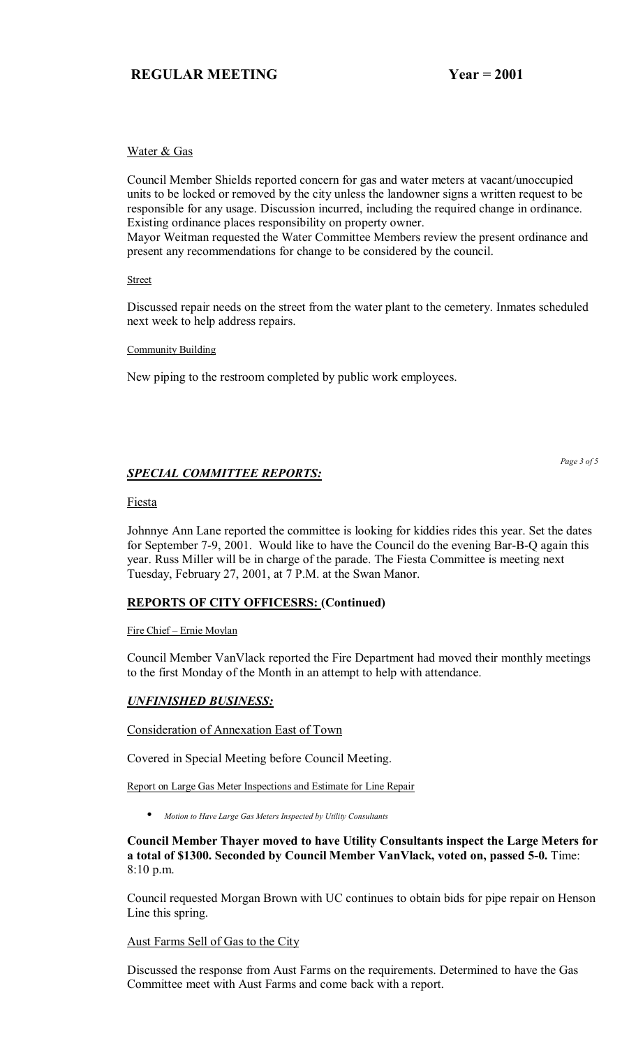Water & Gas

Council Member Shields reported concern for gas and water meters at vacant/unoccupied units to be locked or removed by the city unless the landowner signs a written request to be responsible for any usage. Discussion incurred, including the required change in ordinance. Existing ordinance places responsibility on property owner.
Mayor Weitman requested the Water Committee Members review the present ordinance and present any recommendations for change to be considered by the council.

Street

Discussed repair needs on the street from the water plant to the cemetery. Inmates scheduled next week to help address repairs.

Community Building

New piping to the restroom completed by public work employees.

## *SPECIAL COMMITTEE REPORTS:*

Fiesta

Johnnye Ann Lane reported the committee is looking for kiddies rides this year. Set the dates for September 7-9, 2001. Would like to have the Council do the evening Bar-B-Q again this year. Russ Miller will be in charge of the parade. The Fiesta Committee is meeting next Tuesday, February 27, 2001, at 7 P.M. at the Swan Manor.

## **REPORTS OF CITY OFFICESRS: (Continued)**

Fire Chief – Ernie Moylan

Council Member VanVlack reported the Fire Department had moved their monthly meetings to the first Monday of the Month in an attempt to help with attendance.

## *UNFINISHED BUSINESS:*

Consideration of Annexation East of Town

Covered in Special Meeting before Council Meeting.

Report on Large Gas Meter Inspections and Estimate for Line Repair

- *Motion to Have Large Gas Meters Inspected by Utility Consultants*

**Council Member Thayer moved to have Utility Consultants inspect the Large Meters for a total of $1300. Seconded by Council Member VanVlack, voted on, passed 5-0.** Time: 8:10 p.m.

Council requested Morgan Brown with UC continues to obtain bids for pipe repair on Henson Line this spring.

Aust Farms Sell of Gas to the City

Discussed the response from Aust Farms on the requirements. Determined to have the Gas Committee meet with Aust Farms and come back with a report.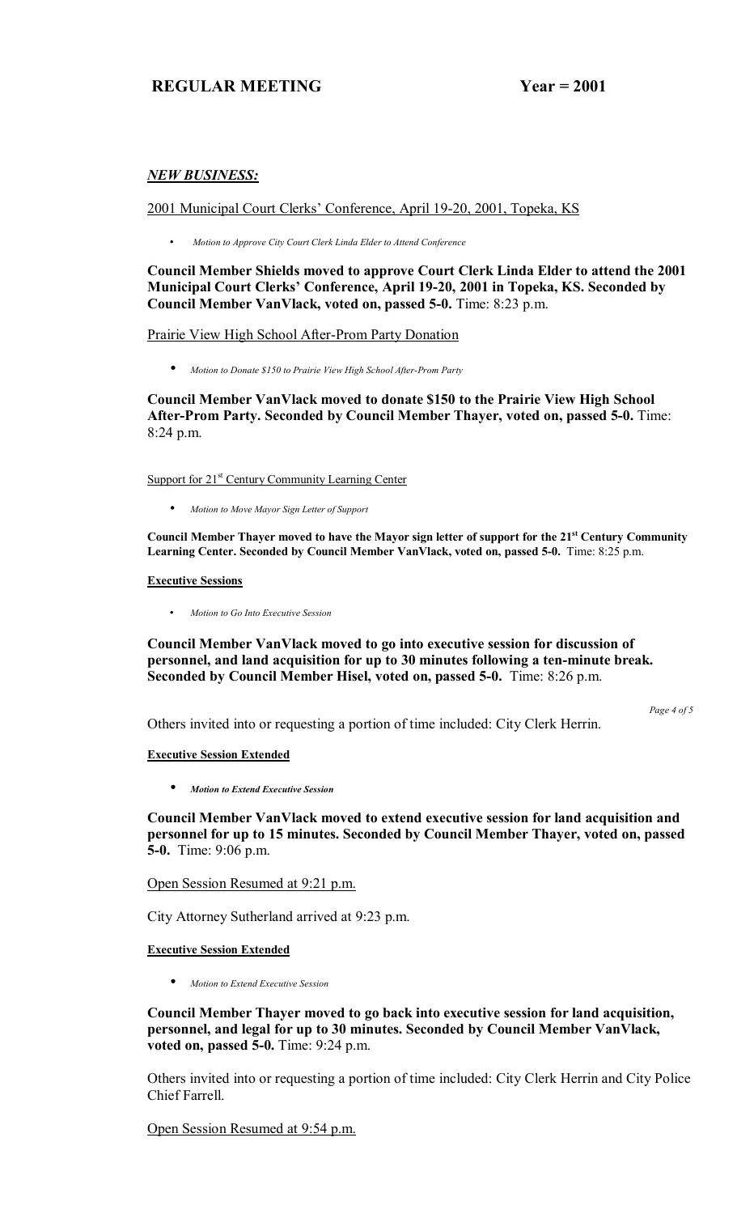## *NEW BUSINESS:*

2001 Municipal Court Clerks' Conference, April 19-20, 2001, Topeka, KS

- *Motion to Approve City Court Clerk Linda Elder to Attend Conference*

**Council Member Shields moved to approve Court Clerk Linda Elder to attend the 2001 Municipal Court Clerks' Conference, April 19-20, 2001 in Topeka, KS. Seconded by Council Member VanVlack, voted on, passed 5-0.** Time: 8:23 p.m.

Prairie View High School After-Prom Party Donation

- *Motion to Donate $150 to Prairie View High School After-Prom Party*

**Council Member VanVlack moved to donate $150 to the Prairie View High School After-Prom Party. Seconded by Council Member Thayer, voted on, passed 5-0.** Time: 8:24 p.m.

Support for 21st Century Community Learning Center

- *Motion to Move Mayor Sign Letter of Support*

**Council Member Thayer moved to have the Mayor sign letter of support for the 21st Century Community Learning Center. Seconded by Council Member VanVlack, voted on, passed 5-0.** Time: 8:25 p.m.

**Executive Sessions**

- *Motion to Go Into Executive Session*

**Council Member VanVlack moved to go into executive session for discussion of personnel, and land acquisition for up to 30 minutes following a ten-minute break. Seconded by Council Member Hisel, voted on, passed 5-0.** Time: 8:26 p.m.

Others invited into or requesting a portion of time included: City Clerk Herrin.

**Executive Session Extended**

- ***Motion to Extend Executive Session***

**Council Member VanVlack moved to extend executive session for land acquisition and personnel for up to 15 minutes. Seconded by Council Member Thayer, voted on, passed 5-0.** Time: 9:06 p.m.

Open Session Resumed at 9:21 p.m.

City Attorney Sutherland arrived at 9:23 p.m.

**Executive Session Extended**

- *Motion to Extend Executive Session*

**Council Member Thayer moved to go back into executive session for land acquisition, personnel, and legal for up to 30 minutes. Seconded by Council Member VanVlack, voted on, passed 5-0.** Time: 9:24 p.m.

Others invited into or requesting a portion of time included: City Clerk Herrin and City Police Chief Farrell.

Open Session Resumed at 9:54 p.m.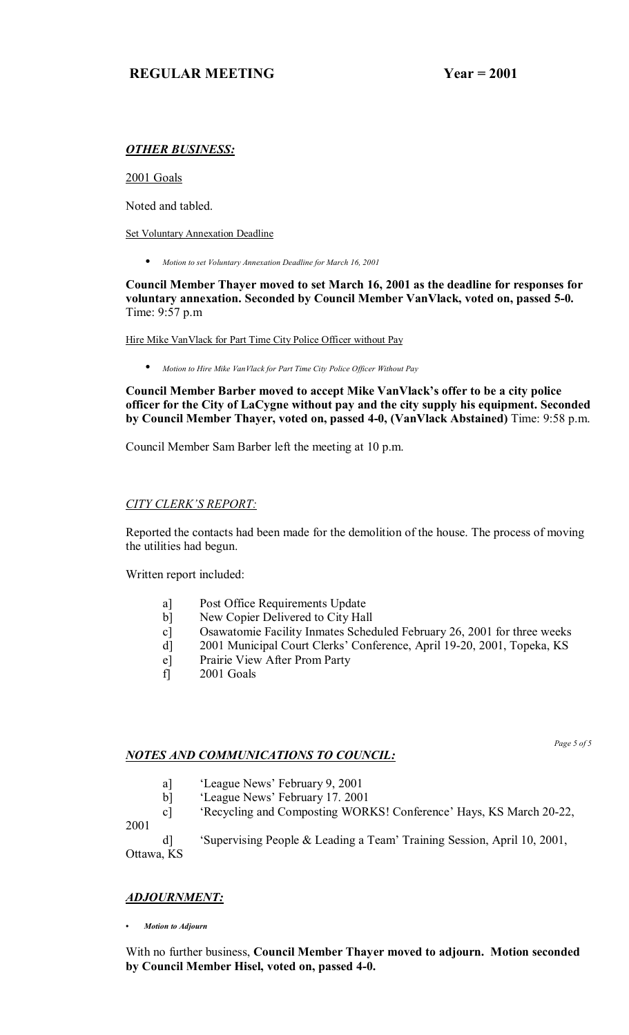## OTHER BUSINESS:

2001 Goals

Noted and tabled.

Set Voluntary Annexation Deadline

- *Motion to set Voluntary Annexation Deadline for March 16, 2001*

**Council Member Thayer moved to set March 16, 2001 as the deadline for responses for voluntary annexation. Seconded by Council Member VanVlack, voted on, passed 5-0.** Time: 9:57 p.m

Hire Mike VanVlack for Part Time City Police Officer without Pay

- *Motion to Hire Mike VanVlack for Part Time City Police Officer Without Pay*

**Council Member Barber moved to accept Mike VanVlack's offer to be a city police officer for the City of LaCygne without pay and the city supply his equipment. Seconded by Council Member Thayer, voted on, passed 4-0, (VanVlack Abstained)** Time: 9:58 p.m.

Council Member Sam Barber left the meeting at 10 p.m.

## CITY CLERK'S REPORT:

Reported the contacts had been made for the demolition of the house. The process of moving the utilities had begun.

Written report included:

a] Post Office Requirements Update
b] New Copier Delivered to City Hall
c] Osawatomie Facility Inmates Scheduled February 26, 2001 for three weeks
d] 2001 Municipal Court Clerks' Conference, April 19-20, 2001, Topeka, KS
e] Prairie View After Prom Party
f] 2001 Goals

## NOTES AND COMMUNICATIONS TO COUNCIL:

a] 'League News' February 9, 2001
b] 'League News' February 17. 2001
c] 'Recycling and Composting WORKS! Conference' Hays, KS March 20-22, 2001
d] 'Supervising People & Leading a Team' Training Session, April 10, 2001, Ottawa, KS

## ADJOURNMENT:

- *Motion to Adjourn*

With no further business, **Council Member Thayer moved to adjourn. Motion seconded by Council Member Hisel, voted on, passed 4-0.**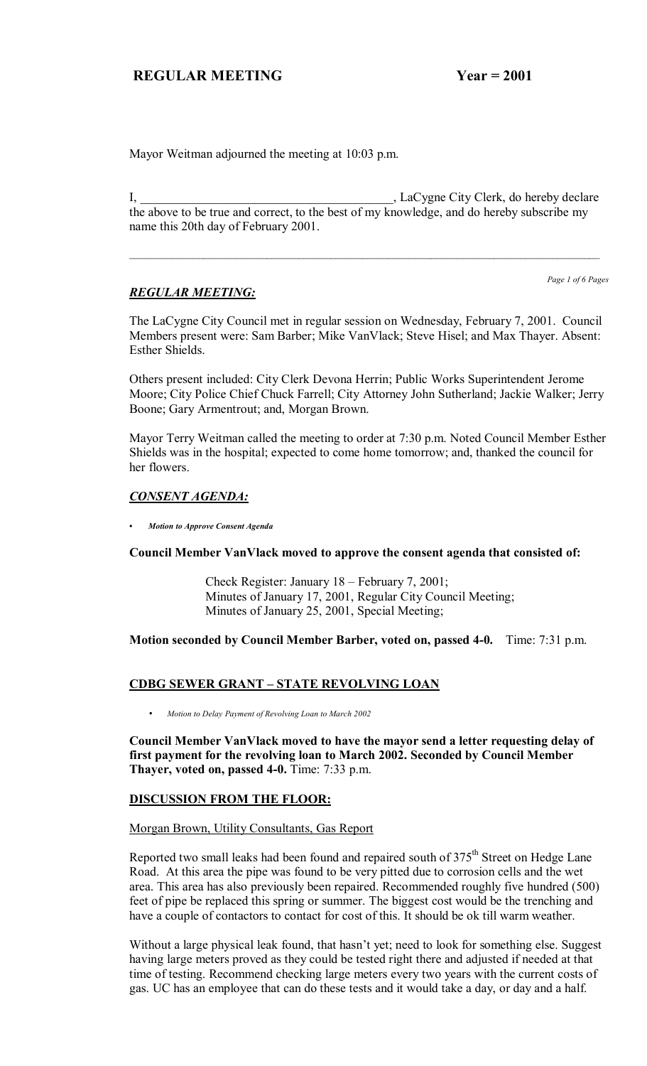Mayor Weitman adjourned the meeting at 10:03 p.m.

I, ________________________________________, LaCygne City Clerk, do hereby declare the above to be true and correct, to the best of my knowledge, and do hereby subscribe my name this 20th day of February 2001.

---

## *REGULAR MEETING:*

The LaCygne City Council met in regular session on Wednesday, February 7, 2001. Council Members present were: Sam Barber; Mike VanVlack; Steve Hisel; and Max Thayer. Absent: Esther Shields.

Others present included: City Clerk Devona Herrin; Public Works Superintendent Jerome Moore; City Police Chief Chuck Farrell; City Attorney John Sutherland; Jackie Walker; Jerry Boone; Gary Armentrout; and, Morgan Brown.

Mayor Terry Weitman called the meeting to order at 7:30 p.m. Noted Council Member Esther Shields was in the hospital; expected to come home tomorrow; and, thanked the council for her flowers.

## *CONSENT AGENDA:*

- *Motion to Approve Consent Agenda*

**Council Member VanVlack moved to approve the consent agenda that consisted of:**

Check Register: January 18 – February 7, 2001;
Minutes of January 17, 2001, Regular City Council Meeting;
Minutes of January 25, 2001, Special Meeting;

**Motion seconded by Council Member Barber, voted on, passed 4-0.** Time: 7:31 p.m.

## CDBG SEWER GRANT – STATE REVOLVING LOAN

- *Motion to Delay Payment of Revolving Loan to March 2002*

**Council Member VanVlack moved to have the mayor send a letter requesting delay of first payment for the revolving loan to March 2002. Seconded by Council Member Thayer, voted on, passed 4-0.** Time: 7:33 p.m.

## DISCUSSION FROM THE FLOOR:

Morgan Brown, Utility Consultants, Gas Report

Reported two small leaks had been found and repaired south of 375th Street on Hedge Lane Road. At this area the pipe was found to be very pitted due to corrosion cells and the wet area. This area has also previously been repaired. Recommended roughly five hundred (500) feet of pipe be replaced this spring or summer. The biggest cost would be the trenching and have a couple of contactors to contact for cost of this. It should be ok till warm weather.

Without a large physical leak found, that hasn't yet; need to look for something else. Suggest having large meters proved as they could be tested right there and adjusted if needed at that time of testing. Recommend checking large meters every two years with the current costs of gas. UC has an employee that can do these tests and it would take a day, or day and a half.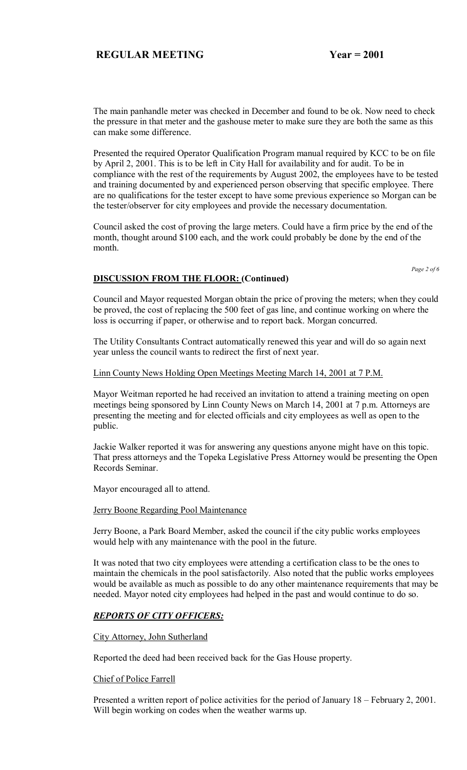The main panhandle meter was checked in December and found to be ok. Now need to check the pressure in that meter and the gashouse meter to make sure they are both the same as this can make some difference.

Presented the required Operator Qualification Program manual required by KCC to be on file by April 2, 2001. This is to be left in City Hall for availability and for audit. To be in compliance with the rest of the requirements by August 2002, the employees have to be tested and training documented by and experienced person observing that specific employee. There are no qualifications for the tester except to have some previous experience so Morgan can be the tester/observer for city employees and provide the necessary documentation.

Council asked the cost of proving the large meters. Could have a firm price by the end of the month, thought around $100 each, and the work could probably be done by the end of the month.

**DISCUSSION FROM THE FLOOR: (Continued)**

Council and Mayor requested Morgan obtain the price of proving the meters; when they could be proved, the cost of replacing the 500 feet of gas line, and continue working on where the loss is occurring if paper, or otherwise and to report back. Morgan concurred.

The Utility Consultants Contract automatically renewed this year and will do so again next year unless the council wants to redirect the first of next year.

<u>Linn County News Holding Open Meetings Meeting March 14, 2001 at 7 P.M.</u>

Mayor Weitman reported he had received an invitation to attend a training meeting on open meetings being sponsored by Linn County News on March 14, 2001 at 7 p.m. Attorneys are presenting the meeting and for elected officials and city employees as well as open to the public.

Jackie Walker reported it was for answering any questions anyone might have on this topic. That press attorneys and the Topeka Legislative Press Attorney would be presenting the Open Records Seminar.

Mayor encouraged all to attend.

<u>Jerry Boone Regarding Pool Maintenance</u>

Jerry Boone, a Park Board Member, asked the council if the city public works employees would help with any maintenance with the pool in the future.

It was noted that two city employees were attending a certification class to be the ones to maintain the chemicals in the pool satisfactorily. Also noted that the public works employees would be available as much as possible to do any other maintenance requirements that may be needed. Mayor noted city employees had helped in the past and would continue to do so.

***<u>REPORTS OF CITY OFFICERS:</u>***

<u>City Attorney, John Sutherland</u>

Reported the deed had been received back for the Gas House property.

<u>Chief of Police Farrell</u>

Presented a written report of police activities for the period of January 18 – February 2, 2001. Will begin working on codes when the weather warms up.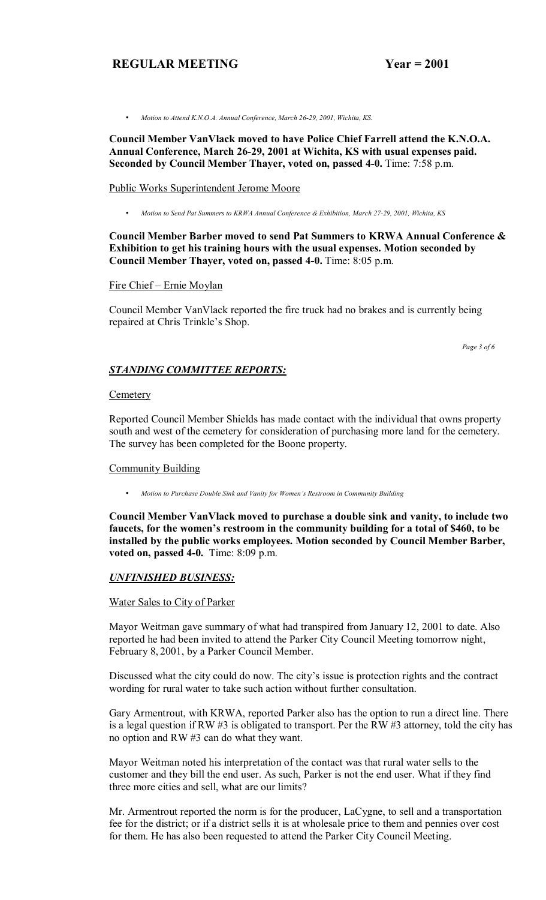- *Motion to Attend K.N.O.A. Annual Conference, March 26-29, 2001, Wichita, KS.*

**Council Member VanVlack moved to have Police Chief Farrell attend the K.N.O.A. Annual Conference, March 26-29, 2001 at Wichita, KS with usual expenses paid. Seconded by Council Member Thayer, voted on, passed 4-0.** Time: 7:58 p.m.

Public Works Superintendent Jerome Moore

- *Motion to Send Pat Summers to KRWA Annual Conference & Exhibition, March 27-29, 2001, Wichita, KS*

**Council Member Barber moved to send Pat Summers to KRWA Annual Conference & Exhibition to get his training hours with the usual expenses. Motion seconded by Council Member Thayer, voted on, passed 4-0.** Time: 8:05 p.m.

Fire Chief – Ernie Moylan

Council Member VanVlack reported the fire truck had no brakes and is currently being repaired at Chris Trinkle's Shop.

## *STANDING COMMITTEE REPORTS:*

Cemetery

Reported Council Member Shields has made contact with the individual that owns property south and west of the cemetery for consideration of purchasing more land for the cemetery. The survey has been completed for the Boone property.

Community Building

- *Motion to Purchase Double Sink and Vanity for Women's Restroom in Community Building*

**Council Member VanVlack moved to purchase a double sink and vanity, to include two faucets, for the women's restroom in the community building for a total of $460, to be installed by the public works employees. Motion seconded by Council Member Barber, voted on, passed 4-0.** Time: 8:09 p.m.

## *UNFINISHED BUSINESS:*

Water Sales to City of Parker

Mayor Weitman gave summary of what had transpired from January 12, 2001 to date. Also reported he had been invited to attend the Parker City Council Meeting tomorrow night, February 8, 2001, by a Parker Council Member.

Discussed what the city could do now. The city's issue is protection rights and the contract wording for rural water to take such action without further consultation.

Gary Armentrout, with KRWA, reported Parker also has the option to run a direct line. There is a legal question if RW #3 is obligated to transport. Per the RW #3 attorney, told the city has no option and RW #3 can do what they want.

Mayor Weitman noted his interpretation of the contact was that rural water sells to the customer and they bill the end user. As such, Parker is not the end user. What if they find three more cities and sell, what are our limits?

Mr. Armentrout reported the norm is for the producer, LaCygne, to sell and a transportation fee for the district; or if a district sells it is at wholesale price to them and pennies over cost for them. He has also been requested to attend the Parker City Council Meeting.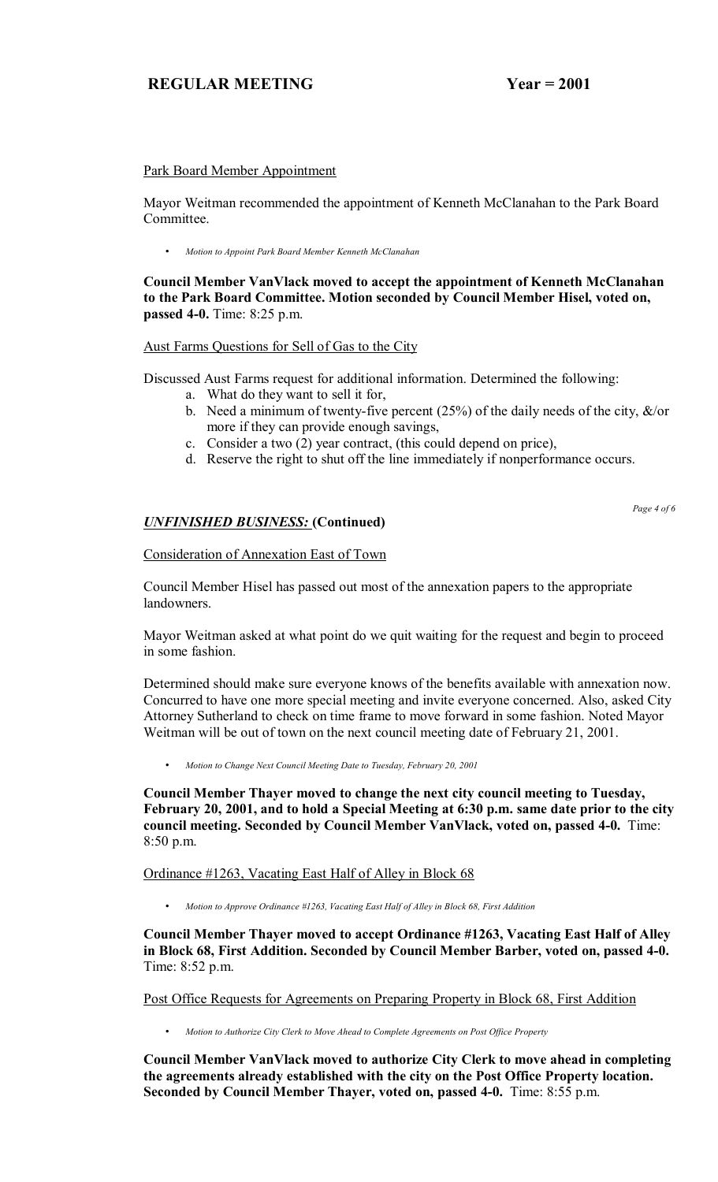Park Board Member Appointment

Mayor Weitman recommended the appointment of Kenneth McClanahan to the Park Board Committee.

- *Motion to Appoint Park Board Member Kenneth McClanahan*

**Council Member VanVlack moved to accept the appointment of Kenneth McClanahan to the Park Board Committee. Motion seconded by Council Member Hisel, voted on, passed 4-0.** Time: 8:25 p.m.

Aust Farms Questions for Sell of Gas to the City

Discussed Aust Farms request for additional information. Determined the following:

a. What do they want to sell it for,
b. Need a minimum of twenty-five percent (25%) of the daily needs of the city, &/or more if they can provide enough savings,
c. Consider a two (2) year contract, (this could depend on price),
d. Reserve the right to shut off the line immediately if nonperformance occurs.

***UNFINISHED BUSINESS:* (Continued)**

Consideration of Annexation East of Town

Council Member Hisel has passed out most of the annexation papers to the appropriate landowners.

Mayor Weitman asked at what point do we quit waiting for the request and begin to proceed in some fashion.

Determined should make sure everyone knows of the benefits available with annexation now. Concurred to have one more special meeting and invite everyone concerned. Also, asked City Attorney Sutherland to check on time frame to move forward in some fashion. Noted Mayor Weitman will be out of town on the next council meeting date of February 21, 2001.

- *Motion to Change Next Council Meeting Date to Tuesday, February 20, 2001*

**Council Member Thayer moved to change the next city council meeting to Tuesday, February 20, 2001, and to hold a Special Meeting at 6:30 p.m. same date prior to the city council meeting. Seconded by Council Member VanVlack, voted on, passed 4-0.** Time: 8:50 p.m.

Ordinance #1263, Vacating East Half of Alley in Block 68

- *Motion to Approve Ordinance #1263, Vacating East Half of Alley in Block 68, First Addition*

**Council Member Thayer moved to accept Ordinance #1263, Vacating East Half of Alley in Block 68, First Addition. Seconded by Council Member Barber, voted on, passed 4-0.** Time: 8:52 p.m.

Post Office Requests for Agreements on Preparing Property in Block 68, First Addition

- *Motion to Authorize City Clerk to Move Ahead to Complete Agreements on Post Office Property*

**Council Member VanVlack moved to authorize City Clerk to move ahead in completing the agreements already established with the city on the Post Office Property location. Seconded by Council Member Thayer, voted on, passed 4-0.** Time: 8:55 p.m.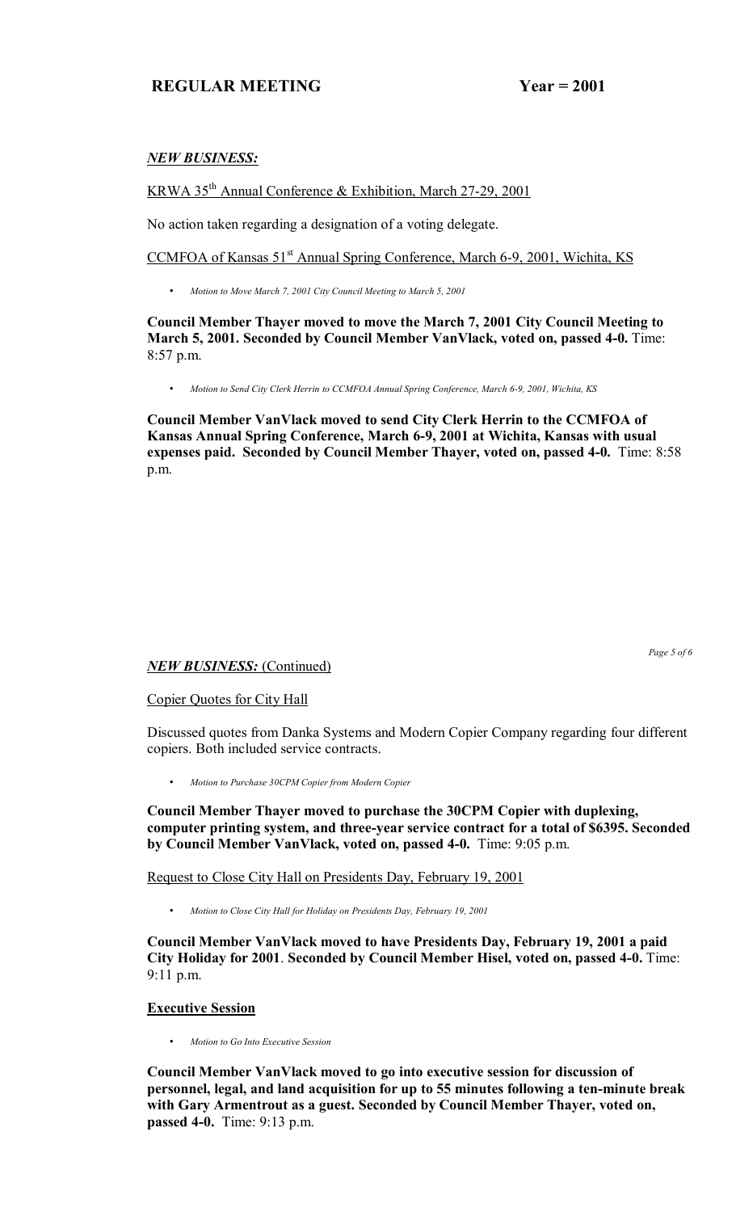## *NEW BUSINESS:*

KRWA 35th Annual Conference & Exhibition, March 27-29, 2001

No action taken regarding a designation of a voting delegate.

CCMFOA of Kansas 51st Annual Spring Conference, March 6-9, 2001, Wichita, KS

- *Motion to Move March 7, 2001 City Council Meeting to March 5, 2001*

**Council Member Thayer moved to move the March 7, 2001 City Council Meeting to March 5, 2001. Seconded by Council Member VanVlack, voted on, passed 4-0.** Time: 8:57 p.m.

- *Motion to Send City Clerk Herrin to CCMFOA Annual Spring Conference, March 6-9, 2001, Wichita, KS*

**Council Member VanVlack moved to send City Clerk Herrin to the CCMFOA of Kansas Annual Spring Conference, March 6-9, 2001 at Wichita, Kansas with usual expenses paid. Seconded by Council Member Thayer, voted on, passed 4-0.** Time: 8:58 p.m.

## *NEW BUSINESS:* (Continued)

Copier Quotes for City Hall

Discussed quotes from Danka Systems and Modern Copier Company regarding four different copiers. Both included service contracts.

- *Motion to Purchase 30CPM Copier from Modern Copier*

**Council Member Thayer moved to purchase the 30CPM Copier with duplexing, computer printing system, and three-year service contract for a total of $6395. Seconded by Council Member VanVlack, voted on, passed 4-0.** Time: 9:05 p.m.

Request to Close City Hall on Presidents Day, February 19, 2001

- *Motion to Close City Hall for Holiday on Presidents Day, February 19, 2001*

**Council Member VanVlack moved to have Presidents Day, February 19, 2001 a paid City Holiday for 2001. Seconded by Council Member Hisel, voted on, passed 4-0.** Time: 9:11 p.m.

### **Executive Session**

- *Motion to Go Into Executive Session*

**Council Member VanVlack moved to go into executive session for discussion of personnel, legal, and land acquisition for up to 55 minutes following a ten-minute break with Gary Armentrout as a guest. Seconded by Council Member Thayer, voted on, passed 4-0.** Time: 9:13 p.m.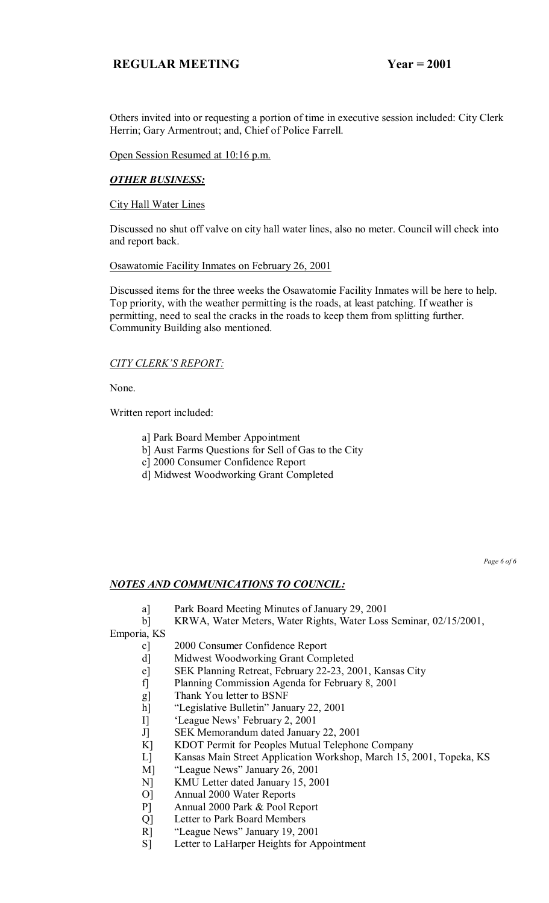Others invited into or requesting a portion of time in executive session included: City Clerk Herrin; Gary Armentrout; and, Chief of Police Farrell.

Open Session Resumed at 10:16 p.m.

## ***OTHER BUSINESS:***

City Hall Water Lines

Discussed no shut off valve on city hall water lines, also no meter. Council will check into and report back.

Osawatomie Facility Inmates on February 26, 2001

Discussed items for the three weeks the Osawatomie Facility Inmates will be here to help. Top priority, with the weather permitting is the roads, at least patching. If weather is permitting, need to seal the cracks in the roads to keep them from splitting further. Community Building also mentioned.

## *CITY CLERK'S REPORT:*

None.

Written report included:

- a] Park Board Member Appointment
- b] Aust Farms Questions for Sell of Gas to the City
- c] 2000 Consumer Confidence Report
- d] Midwest Woodworking Grant Completed

## ***NOTES AND COMMUNICATIONS TO COUNCIL:***

- a] Park Board Meeting Minutes of January 29, 2001
- b] KRWA, Water Meters, Water Rights, Water Loss Seminar, 02/15/2001, Emporia, KS
- c] 2000 Consumer Confidence Report
- d] Midwest Woodworking Grant Completed
- e] SEK Planning Retreat, February 22-23, 2001, Kansas City
- f] Planning Commission Agenda for February 8, 2001
- g] Thank You letter to BSNF
- h] "Legislative Bulletin" January 22, 2001
- I] 'League News' February 2, 2001
- J] SEK Memorandum dated January 22, 2001
- K] KDOT Permit for Peoples Mutual Telephone Company
- L] Kansas Main Street Application Workshop, March 15, 2001, Topeka, KS
- M] "League News" January 26, 2001
- N] KMU Letter dated January 15, 2001
- O] Annual 2000 Water Reports
- P] Annual 2000 Park & Pool Report
- Q] Letter to Park Board Members
- R] "League News" January 19, 2001
- S] Letter to LaHarper Heights for Appointment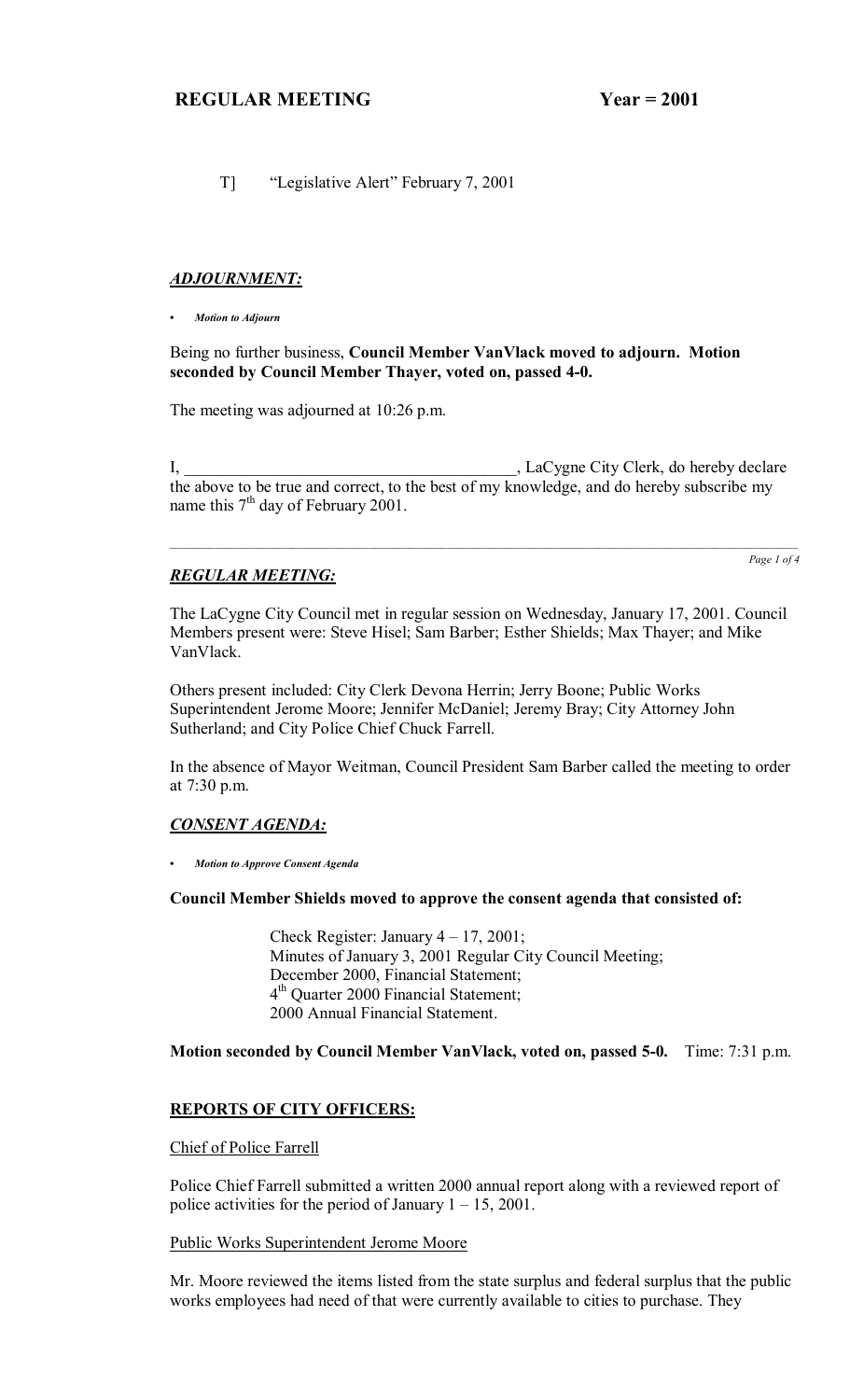T] "Legislative Alert" February 7, 2001

## *ADJOURNMENT:*

- ***Motion to Adjourn***

Being no further business, **Council Member VanVlack moved to adjourn. Motion seconded by Council Member Thayer, voted on, passed 4-0.**

The meeting was adjourned at 10:26 p.m.

I, ________________________________________, LaCygne City Clerk, do hereby declare the above to be true and correct, to the best of my knowledge, and do hereby subscribe my name this 7th day of February 2001.

---

## *REGULAR MEETING:*

The LaCygne City Council met in regular session on Wednesday, January 17, 2001. Council Members present were: Steve Hisel; Sam Barber; Esther Shields; Max Thayer; and Mike VanVlack.

Others present included: City Clerk Devona Herrin; Jerry Boone; Public Works Superintendent Jerome Moore; Jennifer McDaniel; Jeremy Bray; City Attorney John Sutherland; and City Police Chief Chuck Farrell.

In the absence of Mayor Weitman, Council President Sam Barber called the meeting to order at 7:30 p.m.

## *CONSENT AGENDA:*

- ***Motion to Approve Consent Agenda***

**Council Member Shields moved to approve the consent agenda that consisted of:**

> Check Register: January 4 – 17, 2001;
> Minutes of January 3, 2001 Regular City Council Meeting;
> December 2000, Financial Statement;
> 4th Quarter 2000 Financial Statement;
> 2000 Annual Financial Statement.

**Motion seconded by Council Member VanVlack, voted on, passed 5-0.** Time: 7:31 p.m.

## REPORTS OF CITY OFFICERS:

Chief of Police Farrell

Police Chief Farrell submitted a written 2000 annual report along with a reviewed report of police activities for the period of January 1 – 15, 2001.

Public Works Superintendent Jerome Moore

Mr. Moore reviewed the items listed from the state surplus and federal surplus that the public works employees had need of that were currently available to cities to purchase. They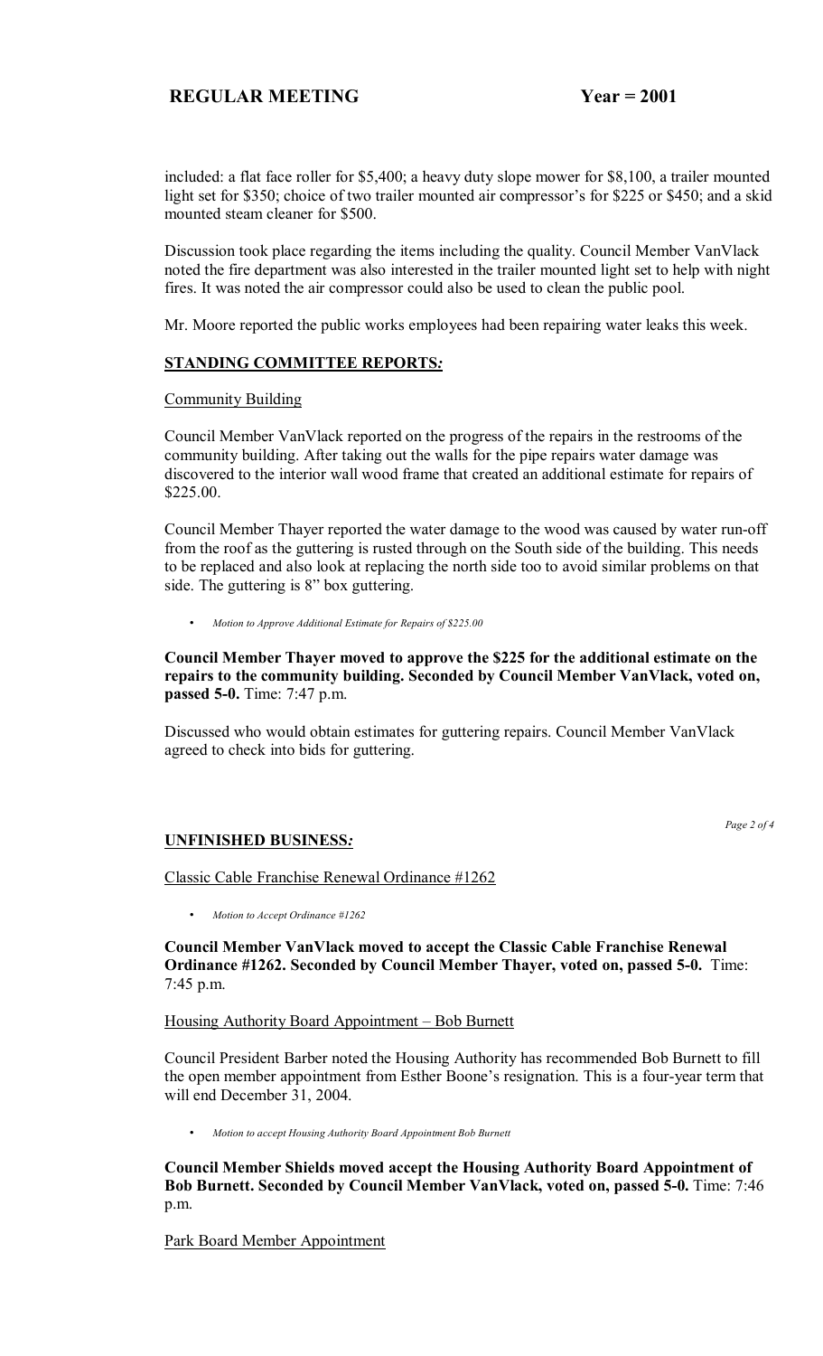included: a flat face roller for $5,400; a heavy duty slope mower for $8,100, a trailer mounted light set for $350; choice of two trailer mounted air compressor's for $225 or $450; and a skid mounted steam cleaner for $500.

Discussion took place regarding the items including the quality. Council Member VanVlack noted the fire department was also interested in the trailer mounted light set to help with night fires. It was noted the air compressor could also be used to clean the public pool.

Mr. Moore reported the public works employees had been repairing water leaks this week.

## STANDING COMMITTEE REPORTS*:*

Community Building

Council Member VanVlack reported on the progress of the repairs in the restrooms of the community building. After taking out the walls for the pipe repairs water damage was discovered to the interior wall wood frame that created an additional estimate for repairs of $225.00.

Council Member Thayer reported the water damage to the wood was caused by water run-off from the roof as the guttering is rusted through on the South side of the building. This needs to be replaced and also look at replacing the north side too to avoid similar problems on that side. The guttering is 8" box guttering.

- *Motion to Approve Additional Estimate for Repairs of $225.00*

**Council Member Thayer moved to approve the $225 for the additional estimate on the repairs to the community building. Seconded by Council Member VanVlack, voted on, passed 5-0.** Time: 7:47 p.m.

Discussed who would obtain estimates for guttering repairs. Council Member VanVlack agreed to check into bids for guttering.

## UNFINISHED BUSINESS*:*

Classic Cable Franchise Renewal Ordinance #1262

- *Motion to Accept Ordinance #1262*

**Council Member VanVlack moved to accept the Classic Cable Franchise Renewal Ordinance #1262. Seconded by Council Member Thayer, voted on, passed 5-0.** Time: 7:45 p.m.

Housing Authority Board Appointment – Bob Burnett

Council President Barber noted the Housing Authority has recommended Bob Burnett to fill the open member appointment from Esther Boone's resignation. This is a four-year term that will end December 31, 2004.

- *Motion to accept Housing Authority Board Appointment Bob Burnett*

**Council Member Shields moved accept the Housing Authority Board Appointment of Bob Burnett. Seconded by Council Member VanVlack, voted on, passed 5-0.** Time: 7:46 p.m.

Park Board Member Appointment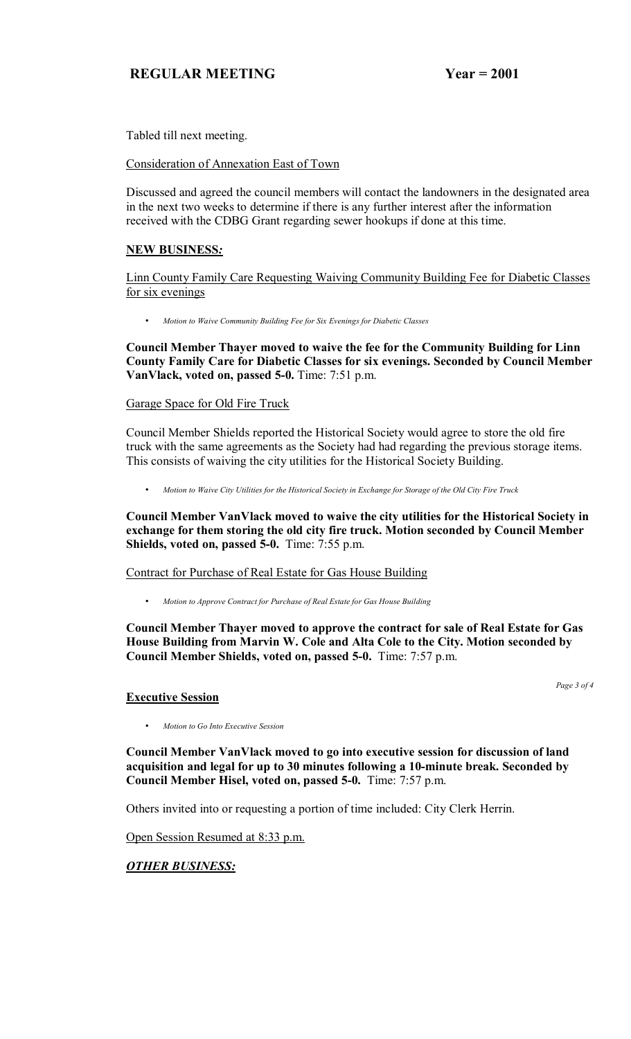Tabled till next meeting.

Consideration of Annexation East of Town

Discussed and agreed the council members will contact the landowners in the designated area in the next two weeks to determine if there is any further interest after the information received with the CDBG Grant regarding sewer hookups if done at this time.

**NEW BUSINESS*:***

Linn County Family Care Requesting Waiving Community Building Fee for Diabetic Classes for six evenings

- *Motion to Waive Community Building Fee for Six Evenings for Diabetic Classes*

**Council Member Thayer moved to waive the fee for the Community Building for Linn County Family Care for Diabetic Classes for six evenings. Seconded by Council Member VanVlack, voted on, passed 5-0.** Time: 7:51 p.m.

Garage Space for Old Fire Truck

Council Member Shields reported the Historical Society would agree to store the old fire truck with the same agreements as the Society had had regarding the previous storage items. This consists of waiving the city utilities for the Historical Society Building.

- *Motion to Waive City Utilities for the Historical Society in Exchange for Storage of the Old City Fire Truck*

**Council Member VanVlack moved to waive the city utilities for the Historical Society in exchange for them storing the old city fire truck. Motion seconded by Council Member Shields, voted on, passed 5-0.** Time: 7:55 p.m.

Contract for Purchase of Real Estate for Gas House Building

- *Motion to Approve Contract for Purchase of Real Estate for Gas House Building*

**Council Member Thayer moved to approve the contract for sale of Real Estate for Gas House Building from Marvin W. Cole and Alta Cole to the City. Motion seconded by Council Member Shields, voted on, passed 5-0.** Time: 7:57 p.m.

**Executive Session**

- *Motion to Go Into Executive Session*

**Council Member VanVlack moved to go into executive session for discussion of land acquisition and legal for up to 30 minutes following a 10-minute break. Seconded by Council Member Hisel, voted on, passed 5-0.** Time: 7:57 p.m.

Others invited into or requesting a portion of time included: City Clerk Herrin.

Open Session Resumed at 8:33 p.m.

***OTHER BUSINESS:***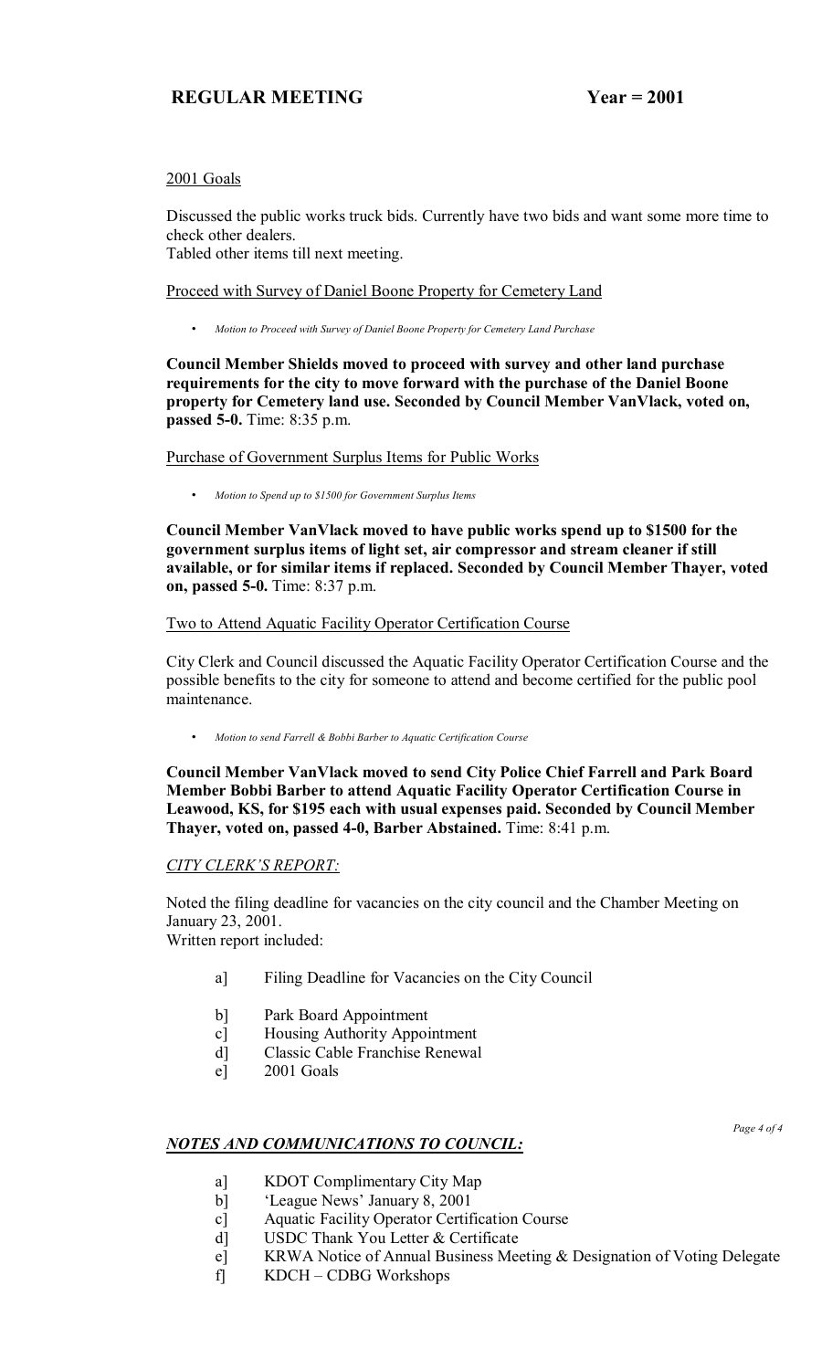2001 Goals

Discussed the public works truck bids. Currently have two bids and want some more time to check other dealers.
Tabled other items till next meeting.

Proceed with Survey of Daniel Boone Property for Cemetery Land

- *Motion to Proceed with Survey of Daniel Boone Property for Cemetery Land Purchase*

**Council Member Shields moved to proceed with survey and other land purchase requirements for the city to move forward with the purchase of the Daniel Boone property for Cemetery land use. Seconded by Council Member VanVlack, voted on, passed 5-0.** Time: 8:35 p.m.

Purchase of Government Surplus Items for Public Works

- *Motion to Spend up to $1500 for Government Surplus Items*

**Council Member VanVlack moved to have public works spend up to $1500 for the government surplus items of light set, air compressor and stream cleaner if still available, or for similar items if replaced. Seconded by Council Member Thayer, voted on, passed 5-0.** Time: 8:37 p.m.

Two to Attend Aquatic Facility Operator Certification Course

City Clerk and Council discussed the Aquatic Facility Operator Certification Course and the possible benefits to the city for someone to attend and become certified for the public pool maintenance.

- *Motion to send Farrell & Bobbi Barber to Aquatic Certification Course*

**Council Member VanVlack moved to send City Police Chief Farrell and Park Board Member Bobbi Barber to attend Aquatic Facility Operator Certification Course in Leawood, KS, for $195 each with usual expenses paid. Seconded by Council Member Thayer, voted on, passed 4-0, Barber Abstained.** Time: 8:41 p.m.

*CITY CLERK'S REPORT:*

Noted the filing deadline for vacancies on the city council and the Chamber Meeting on January 23, 2001.
Written report included:

a] Filing Deadline for Vacancies on the City Council

b] Park Board Appointment
c] Housing Authority Appointment
d] Classic Cable Franchise Renewal
e] 2001 Goals

## *NOTES AND COMMUNICATIONS TO COUNCIL:*

a] KDOT Complimentary City Map
b] 'League News' January 8, 2001
c] Aquatic Facility Operator Certification Course
d] USDC Thank You Letter & Certificate
e] KRWA Notice of Annual Business Meeting & Designation of Voting Delegate
f] KDCH – CDBG Workshops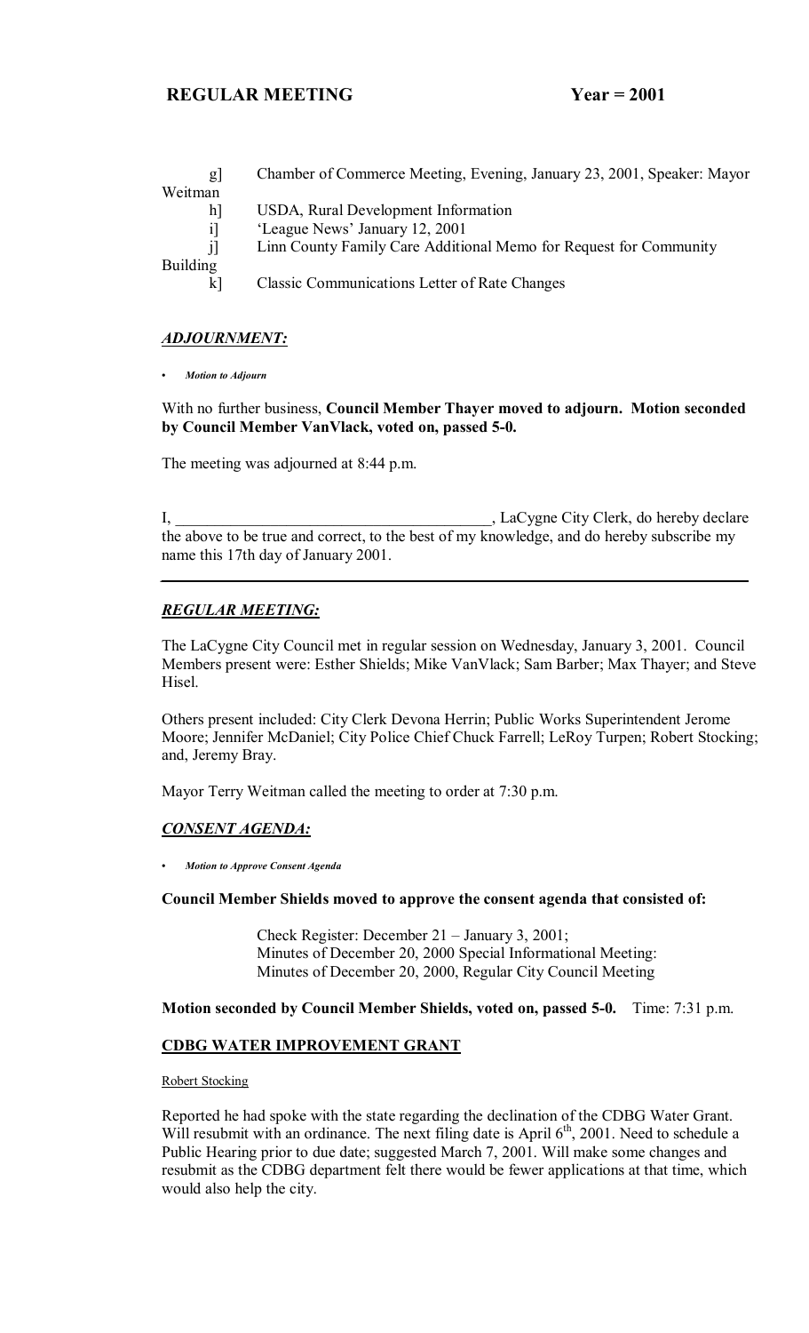g] Chamber of Commerce Meeting, Evening, January 23, 2001, Speaker: Mayor Weitman
h] USDA, Rural Development Information
i] 'League News' January 12, 2001
j] Linn County Family Care Additional Memo for Request for Community Building
k] Classic Communications Letter of Rate Changes

## *ADJOURNMENT:*

- ***Motion to Adjourn***

With no further business, **Council Member Thayer moved to adjourn. Motion seconded by Council Member VanVlack, voted on, passed 5-0.**

The meeting was adjourned at 8:44 p.m.

I, ________________________________________, LaCygne City Clerk, do hereby declare the above to be true and correct, to the best of my knowledge, and do hereby subscribe my name this 17th day of January 2001.

---

## *REGULAR MEETING:*

The LaCygne City Council met in regular session on Wednesday, January 3, 2001. Council Members present were: Esther Shields; Mike VanVlack; Sam Barber; Max Thayer; and Steve Hisel.

Others present included: City Clerk Devona Herrin; Public Works Superintendent Jerome Moore; Jennifer McDaniel; City Police Chief Chuck Farrell; LeRoy Turpen; Robert Stocking; and, Jeremy Bray.

Mayor Terry Weitman called the meeting to order at 7:30 p.m.

## *CONSENT AGENDA:*

- ***Motion to Approve Consent Agenda***

**Council Member Shields moved to approve the consent agenda that consisted of:**

> Check Register: December 21 – January 3, 2001;
> Minutes of December 20, 2000 Special Informational Meeting:
> Minutes of December 20, 2000, Regular City Council Meeting

**Motion seconded by Council Member Shields, voted on, passed 5-0.** Time: 7:31 p.m.

## CDBG WATER IMPROVEMENT GRANT

Robert Stocking

Reported he had spoke with the state regarding the declination of the CDBG Water Grant. Will resubmit with an ordinance. The next filing date is April 6th, 2001. Need to schedule a Public Hearing prior to due date; suggested March 7, 2001. Will make some changes and resubmit as the CDBG department felt there would be fewer applications at that time, which would also help the city.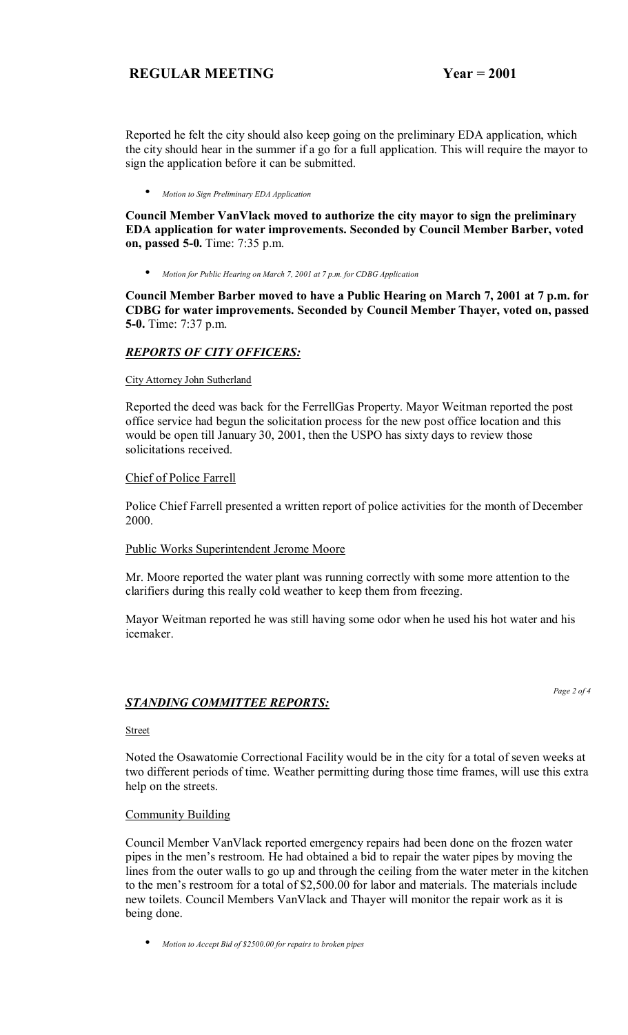Reported he felt the city should also keep going on the preliminary EDA application, which the city should hear in the summer if a go for a full application. This will require the mayor to sign the application before it can be submitted.

- *Motion to Sign Preliminary EDA Application*

**Council Member VanVlack moved to authorize the city mayor to sign the preliminary EDA application for water improvements. Seconded by Council Member Barber, voted on, passed 5-0.** Time: 7:35 p.m.

- *Motion for Public Hearing on March 7, 2001 at 7 p.m. for CDBG Application*

**Council Member Barber moved to have a Public Hearing on March 7, 2001 at 7 p.m. for CDBG for water improvements. Seconded by Council Member Thayer, voted on, passed 5-0.** Time: 7:37 p.m.

## *REPORTS OF CITY OFFICERS:*

City Attorney John Sutherland

Reported the deed was back for the FerrellGas Property. Mayor Weitman reported the post office service had begun the solicitation process for the new post office location and this would be open till January 30, 2001, then the USPO has sixty days to review those solicitations received.

Chief of Police Farrell

Police Chief Farrell presented a written report of police activities for the month of December 2000.

Public Works Superintendent Jerome Moore

Mr. Moore reported the water plant was running correctly with some more attention to the clarifiers during this really cold weather to keep them from freezing.

Mayor Weitman reported he was still having some odor when he used his hot water and his icemaker.

## *STANDING COMMITTEE REPORTS:*

Street

Noted the Osawatomie Correctional Facility would be in the city for a total of seven weeks at two different periods of time. Weather permitting during those time frames, will use this extra help on the streets.

Community Building

Council Member VanVlack reported emergency repairs had been done on the frozen water pipes in the men's restroom. He had obtained a bid to repair the water pipes by moving the lines from the outer walls to go up and through the ceiling from the water meter in the kitchen to the men's restroom for a total of $2,500.00 for labor and materials. The materials include new toilets. Council Members VanVlack and Thayer will monitor the repair work as it is being done.

- *Motion to Accept Bid of $2500.00 for repairs to broken pipes*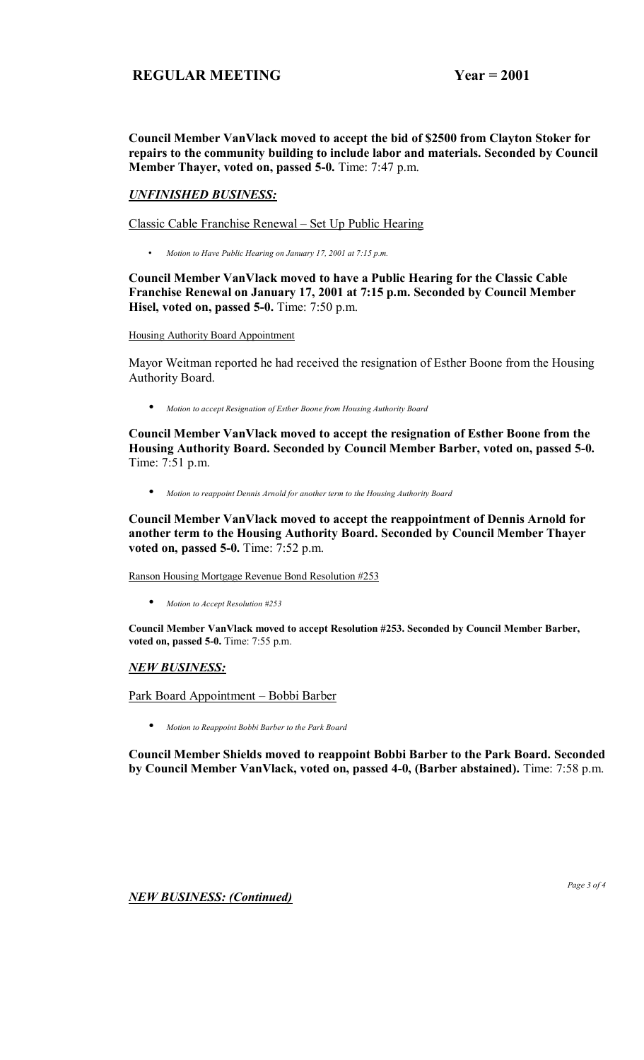**Council Member VanVlack moved to accept the bid of $2500 from Clayton Stoker for repairs to the community building to include labor and materials. Seconded by Council Member Thayer, voted on, passed 5-0.** Time: 7:47 p.m.

## *UNFINISHED BUSINESS:*

Classic Cable Franchise Renewal – Set Up Public Hearing

- *Motion to Have Public Hearing on January 17, 2001 at 7:15 p.m.*

**Council Member VanVlack moved to have a Public Hearing for the Classic Cable Franchise Renewal on January 17, 2001 at 7:15 p.m. Seconded by Council Member Hisel, voted on, passed 5-0.** Time: 7:50 p.m.

Housing Authority Board Appointment

Mayor Weitman reported he had received the resignation of Esther Boone from the Housing Authority Board.

- *Motion to accept Resignation of Esther Boone from Housing Authority Board*

**Council Member VanVlack moved to accept the resignation of Esther Boone from the Housing Authority Board. Seconded by Council Member Barber, voted on, passed 5-0.** Time: 7:51 p.m.

- *Motion to reappoint Dennis Arnold for another term to the Housing Authority Board*

**Council Member VanVlack moved to accept the reappointment of Dennis Arnold for another term to the Housing Authority Board. Seconded by Council Member Thayer voted on, passed 5-0.** Time: 7:52 p.m.

Ranson Housing Mortgage Revenue Bond Resolution #253

- *Motion to Accept Resolution #253*

**Council Member VanVlack moved to accept Resolution #253. Seconded by Council Member Barber, voted on, passed 5-0.** Time: 7:55 p.m.

## *NEW BUSINESS:*

Park Board Appointment – Bobbi Barber

- *Motion to Reappoint Bobbi Barber to the Park Board*

**Council Member Shields moved to reappoint Bobbi Barber to the Park Board. Seconded by Council Member VanVlack, voted on, passed 4-0, (Barber abstained).** Time: 7:58 p.m.

## *NEW BUSINESS: (Continued)*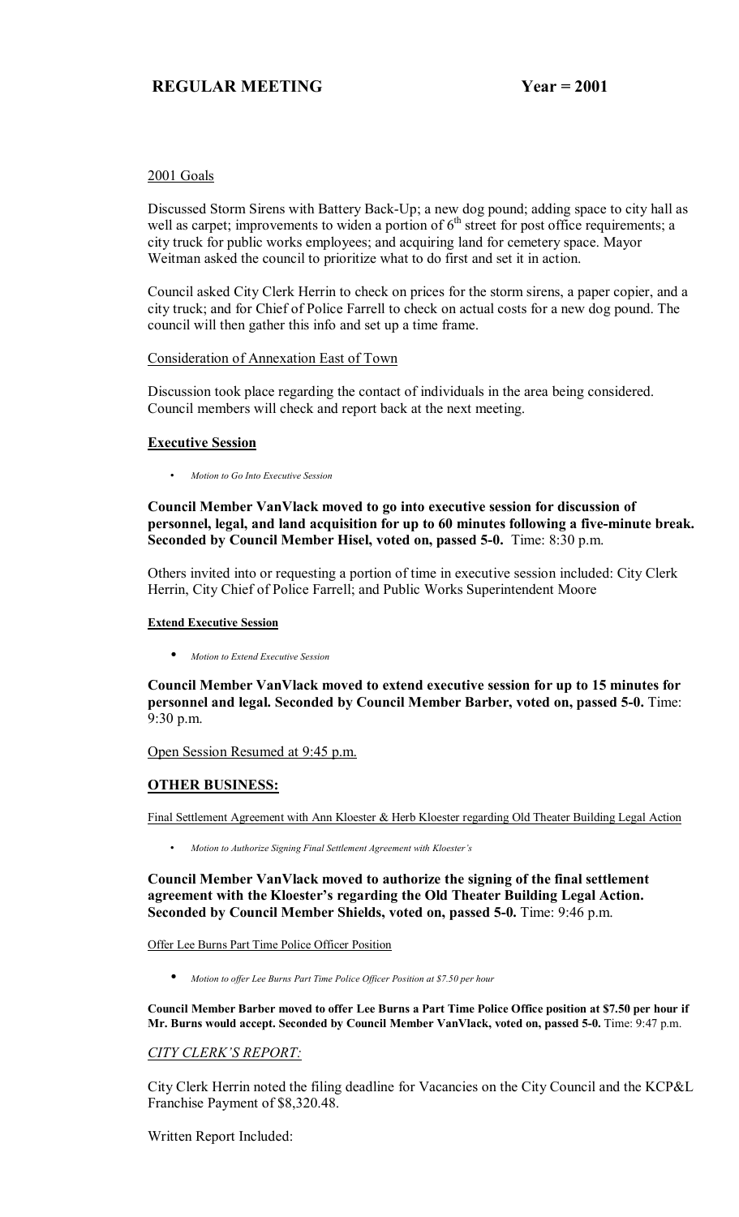# REGULAR MEETING Year = 2001

2001 Goals

Discussed Storm Sirens with Battery Back-Up; a new dog pound; adding space to city hall as well as carpet; improvements to widen a portion of 6th street for post office requirements; a city truck for public works employees; and acquiring land for cemetery space. Mayor Weitman asked the council to prioritize what to do first and set it in action.

Council asked City Clerk Herrin to check on prices for the storm sirens, a paper copier, and a city truck; and for Chief of Police Farrell to check on actual costs for a new dog pound. The council will then gather this info and set up a time frame.

Consideration of Annexation East of Town

Discussion took place regarding the contact of individuals in the area being considered. Council members will check and report back at the next meeting.

## Executive Session

- *Motion to Go Into Executive Session*

**Council Member VanVlack moved to go into executive session for discussion of personnel, legal, and land acquisition for up to 60 minutes following a five-minute break. Seconded by Council Member Hisel, voted on, passed 5-0.** Time: 8:30 p.m.

Others invited into or requesting a portion of time in executive session included: City Clerk Herrin, City Chief of Police Farrell; and Public Works Superintendent Moore

**Extend Executive Session**

- *Motion to Extend Executive Session*

**Council Member VanVlack moved to extend executive session for up to 15 minutes for personnel and legal. Seconded by Council Member Barber, voted on, passed 5-0.** Time: 9:30 p.m.

Open Session Resumed at 9:45 p.m.

## OTHER BUSINESS:

Final Settlement Agreement with Ann Kloester & Herb Kloester regarding Old Theater Building Legal Action

- *Motion to Authorize Signing Final Settlement Agreement with Kloester's*

**Council Member VanVlack moved to authorize the signing of the final settlement agreement with the Kloester's regarding the Old Theater Building Legal Action. Seconded by Council Member Shields, voted on, passed 5-0.** Time: 9:46 p.m.

Offer Lee Burns Part Time Police Officer Position

- *Motion to offer Lee Burns Part Time Police Officer Position at $7.50 per hour*

**Council Member Barber moved to offer Lee Burns a Part Time Police Office position at $7.50 per hour if Mr. Burns would accept. Seconded by Council Member VanVlack, voted on, passed 5-0.** Time: 9:47 p.m.

*CITY CLERK'S REPORT:*

City Clerk Herrin noted the filing deadline for Vacancies on the City Council and the KCP&L Franchise Payment of $8,320.48.

Written Report Included: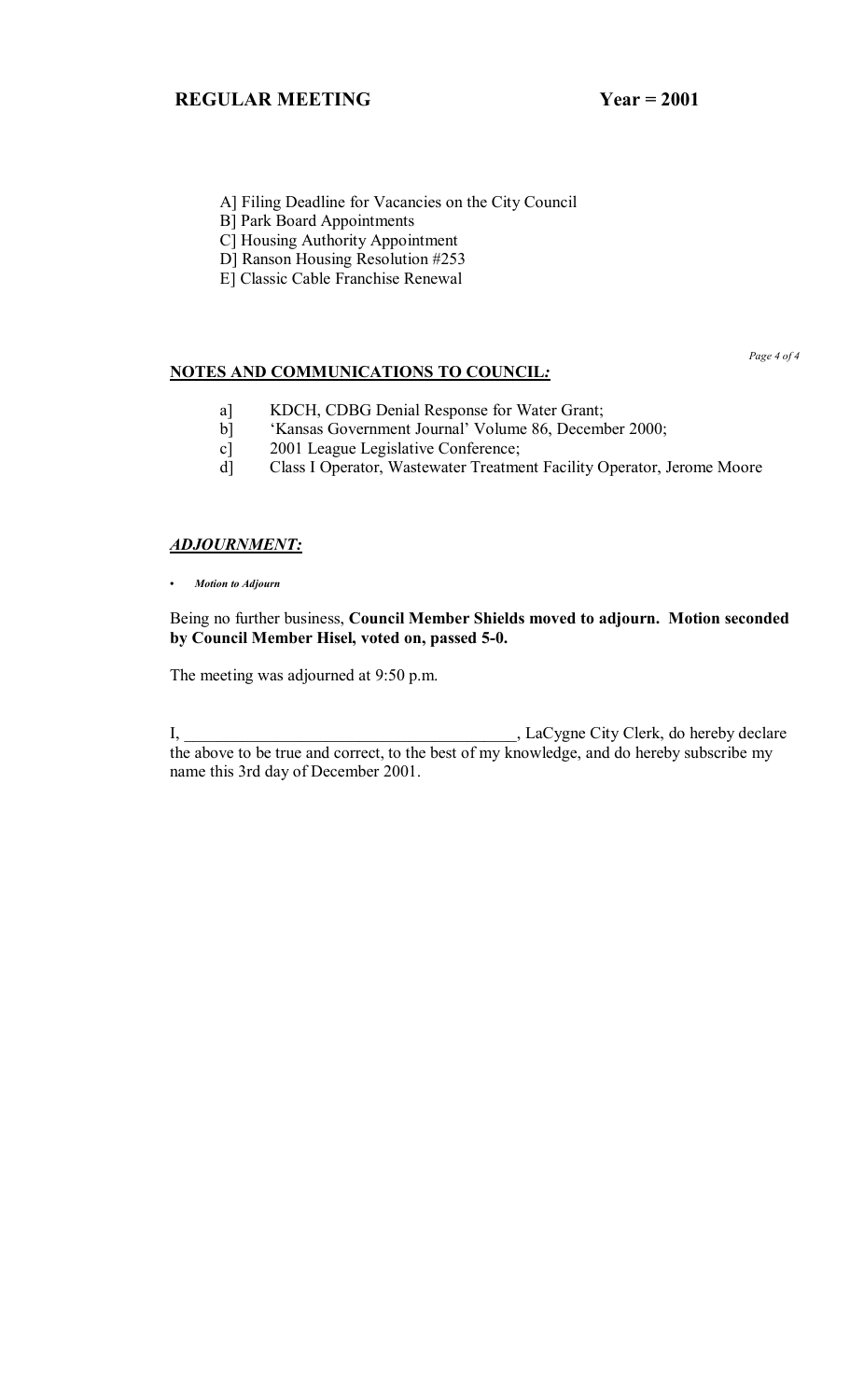A] Filing Deadline for Vacancies on the City Council
B] Park Board Appointments
C] Housing Authority Appointment
D] Ranson Housing Resolution #253
E] Classic Cable Franchise Renewal

**NOTES AND COMMUNICATIONS TO COUNCIL*:***

a] KDCH, CDBG Denial Response for Water Grant;
b] 'Kansas Government Journal' Volume 86, December 2000;
c] 2001 League Legislative Conference;
d] Class I Operator, Wastewater Treatment Facility Operator, Jerome Moore

***ADJOURNMENT:***

- ***Motion to Adjourn***

Being no further business, **Council Member Shields moved to adjourn. Motion seconded by Council Member Hisel, voted on, passed 5-0.**

The meeting was adjourned at 9:50 p.m.

I, ________________________________________, LaCygne City Clerk, do hereby declare the above to be true and correct, to the best of my knowledge, and do hereby subscribe my name this 3rd day of December 2001.